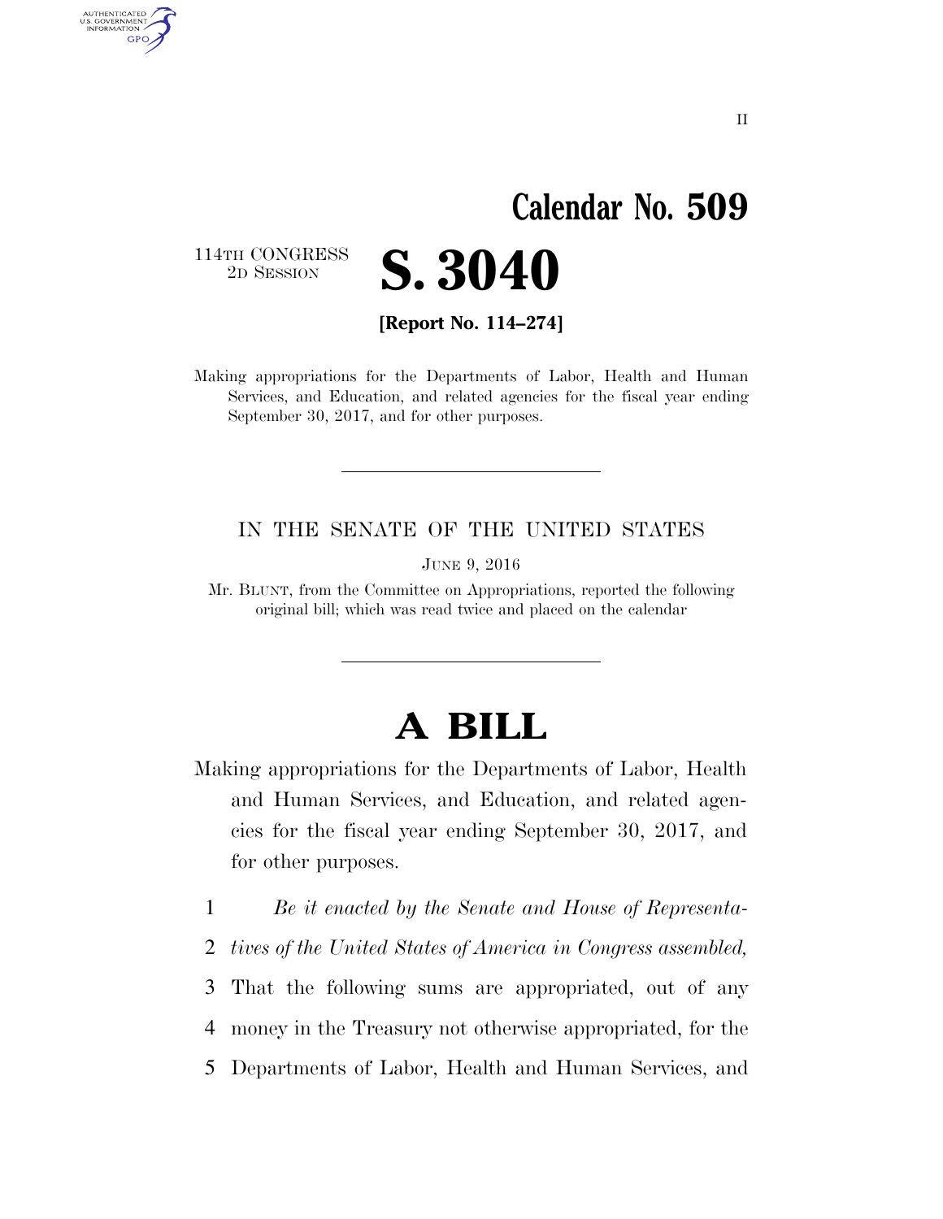II

# Calendar No. 509

114TH CONGRESS
2D SESSION

# S. 3040

**[Report No. 114–274]**

Making appropriations for the Departments of Labor, Health and Human Services, and Education, and related agencies for the fiscal year ending September 30, 2017, and for other purposes.

---

IN THE SENATE OF THE UNITED STATES

JUNE 9, 2016

Mr. BLUNT, from the Committee on Appropriations, reported the following original bill; which was read twice and placed on the calendar

---

# A BILL

Making appropriations for the Departments of Labor, Health and Human Services, and Education, and related agencies for the fiscal year ending September 30, 2017, and for other purposes.

1 *Be it enacted by the Senate and House of Representa-*
2 *tives of the United States of America in Congress assembled,*
3 That the following sums are appropriated, out of any
4 money in the Treasury not otherwise appropriated, for the
5 Departments of Labor, Health and Human Services, and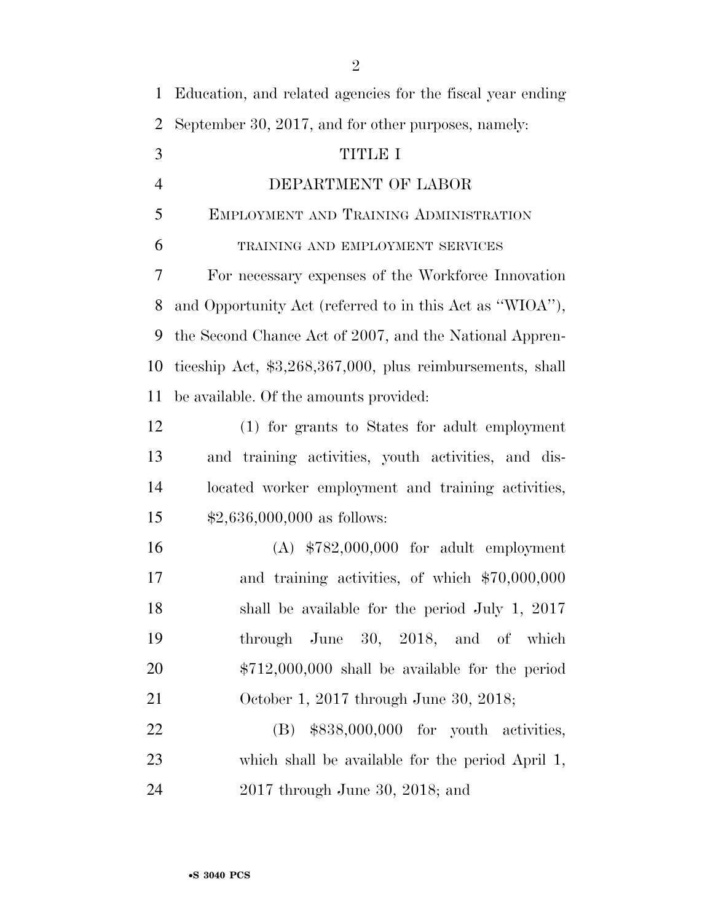Education, and related agencies for the fiscal year ending September 30, 2017, and for other purposes, namely:

# TITLE I

# DEPARTMENT OF LABOR

## EMPLOYMENT AND TRAINING ADMINISTRATION

### TRAINING AND EMPLOYMENT SERVICES

For necessary expenses of the Workforce Innovation and Opportunity Act (referred to in this Act as ''WIOA''), the Second Chance Act of 2007, and the National Apprenticeship Act, $3,268,367,000, plus reimbursements, shall be available. Of the amounts provided:

(1) for grants to States for adult employment and training activities, youth activities, and dislocated worker employment and training activities, $2,636,000,000 as follows:

(A) $782,000,000 for adult employment and training activities, of which $70,000,000 shall be available for the period July 1, 2017 through June 30, 2018, and of which $712,000,000 shall be available for the period October 1, 2017 through June 30, 2018;

(B) $838,000,000 for youth activities, which shall be available for the period April 1, 2017 through June 30, 2018; and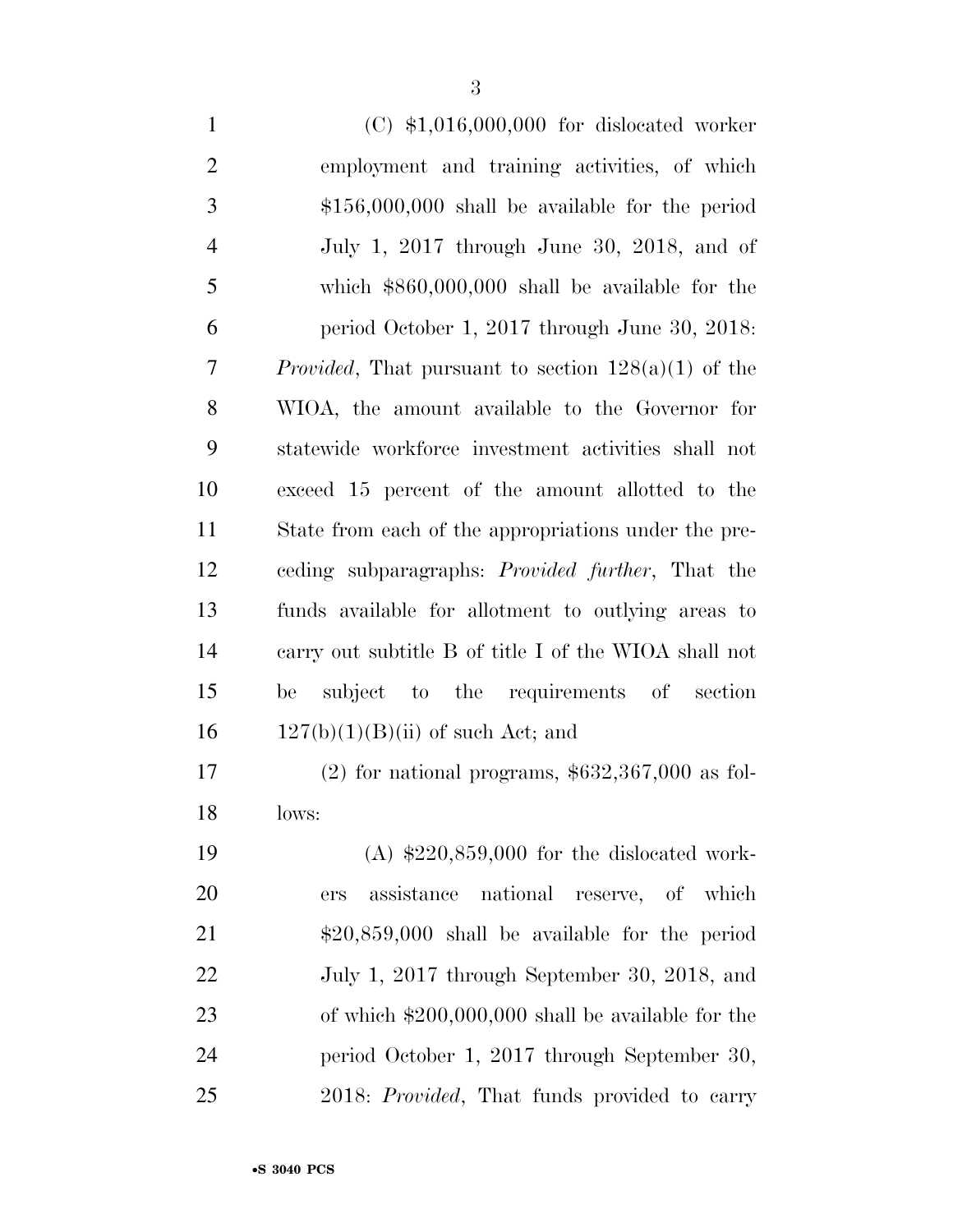(C) $1,016,000,000 for dislocated worker employment and training activities, of which $156,000,000 shall be available for the period July 1, 2017 through June 30, 2018, and of which $860,000,000 shall be available for the period October 1, 2017 through June 30, 2018: *Provided*, That pursuant to section 128(a)(1) of the WIOA, the amount available to the Governor for statewide workforce investment activities shall not exceed 15 percent of the amount allotted to the State from each of the appropriations under the preceding subparagraphs: *Provided further*, That the funds available for allotment to outlying areas to carry out subtitle B of title I of the WIOA shall not be subject to the requirements of section 127(b)(1)(B)(ii) of such Act; and

(2) for national programs, $632,367,000 as follows:

(A) $220,859,000 for the dislocated workers assistance national reserve, of which $20,859,000 shall be available for the period July 1, 2017 through September 30, 2018, and of which $200,000,000 shall be available for the period October 1, 2017 through September 30, 2018: *Provided*, That funds provided to carry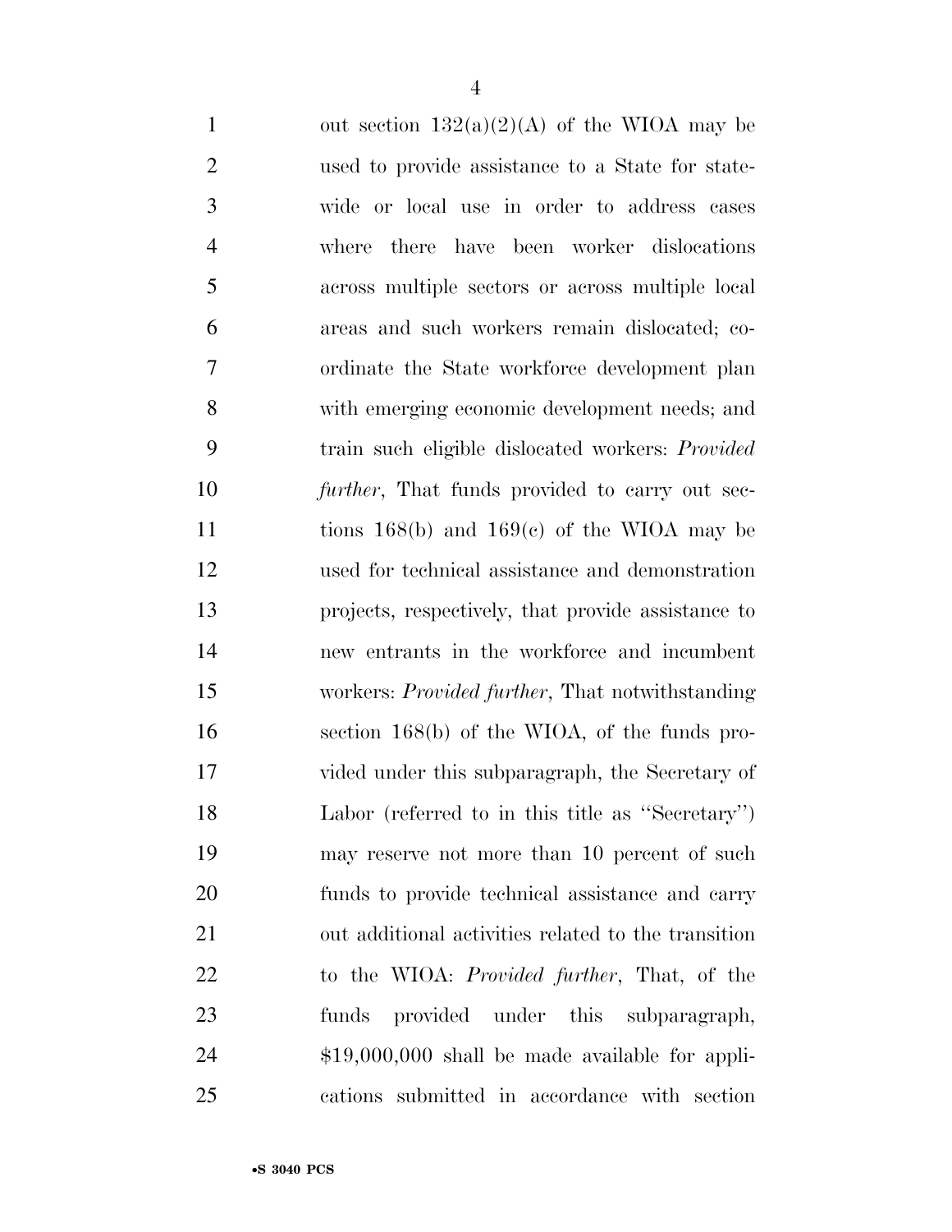out section 132(a)(2)(A) of the WIOA may be used to provide assistance to a State for statewide or local use in order to address cases where there have been worker dislocations across multiple sectors or across multiple local areas and such workers remain dislocated; coordinate the State workforce development plan with emerging economic development needs; and train such eligible dislocated workers: *Provided further*, That funds provided to carry out sections 168(b) and 169(c) of the WIOA may be used for technical assistance and demonstration projects, respectively, that provide assistance to new entrants in the workforce and incumbent workers: *Provided further*, That notwithstanding section 168(b) of the WIOA, of the funds provided under this subparagraph, the Secretary of Labor (referred to in this title as ''Secretary'') may reserve not more than 10 percent of such funds to provide technical assistance and carry out additional activities related to the transition to the WIOA: *Provided further*, That, of the funds provided under this subparagraph, $19,000,000 shall be made available for applications submitted in accordance with section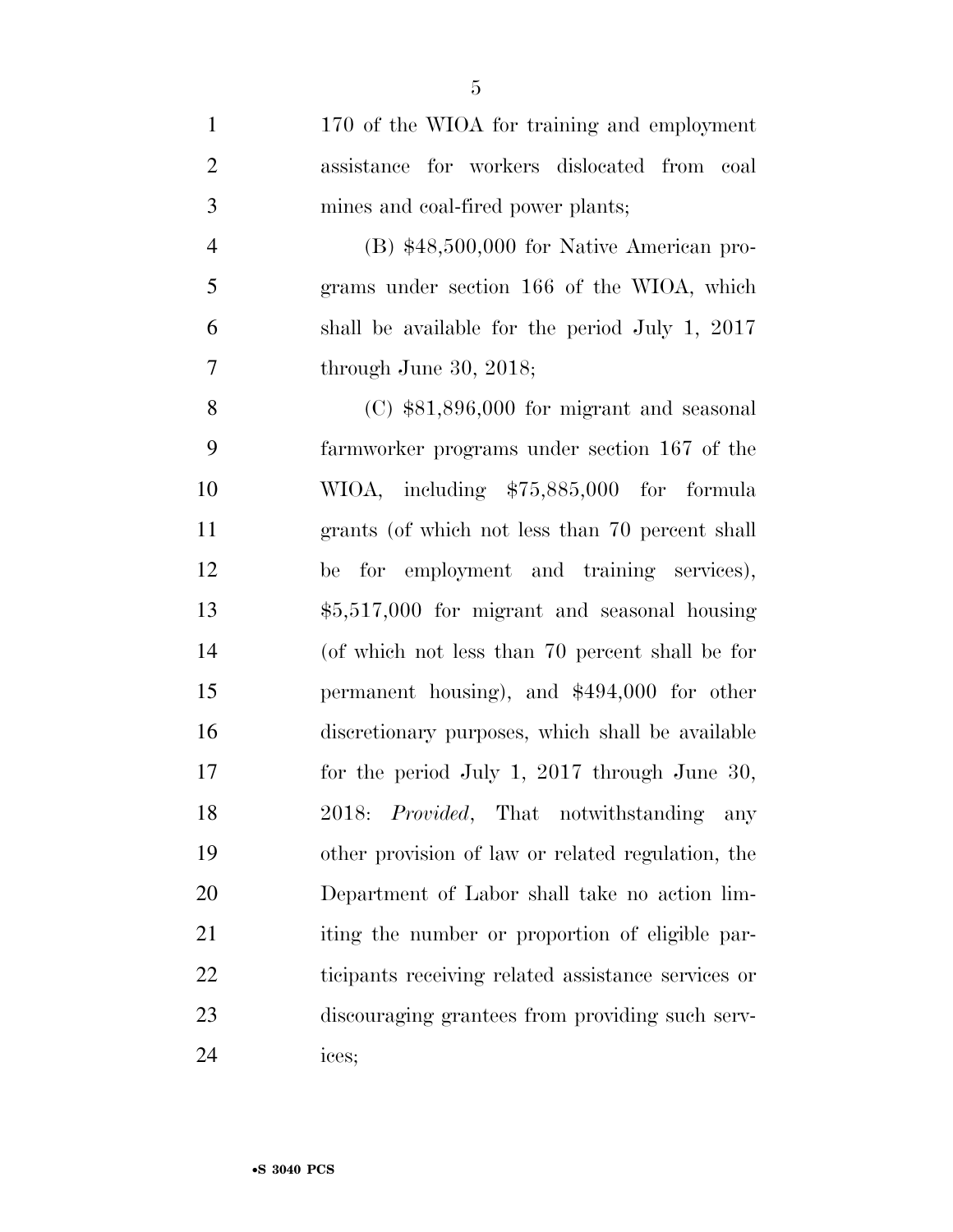170 of the WIOA for training and employment assistance for workers dislocated from coal mines and coal-fired power plants;

(B) $48,500,000 for Native American programs under section 166 of the WIOA, which shall be available for the period July 1, 2017 through June 30, 2018;

(C) $81,896,000 for migrant and seasonal farmworker programs under section 167 of the WIOA, including $75,885,000 for formula grants (of which not less than 70 percent shall be for employment and training services), $5,517,000 for migrant and seasonal housing (of which not less than 70 percent shall be for permanent housing), and $494,000 for other discretionary purposes, which shall be available for the period July 1, 2017 through June 30, 2018: *Provided*, That notwithstanding any other provision of law or related regulation, the Department of Labor shall take no action limiting the number or proportion of eligible participants receiving related assistance services or discouraging grantees from providing such services;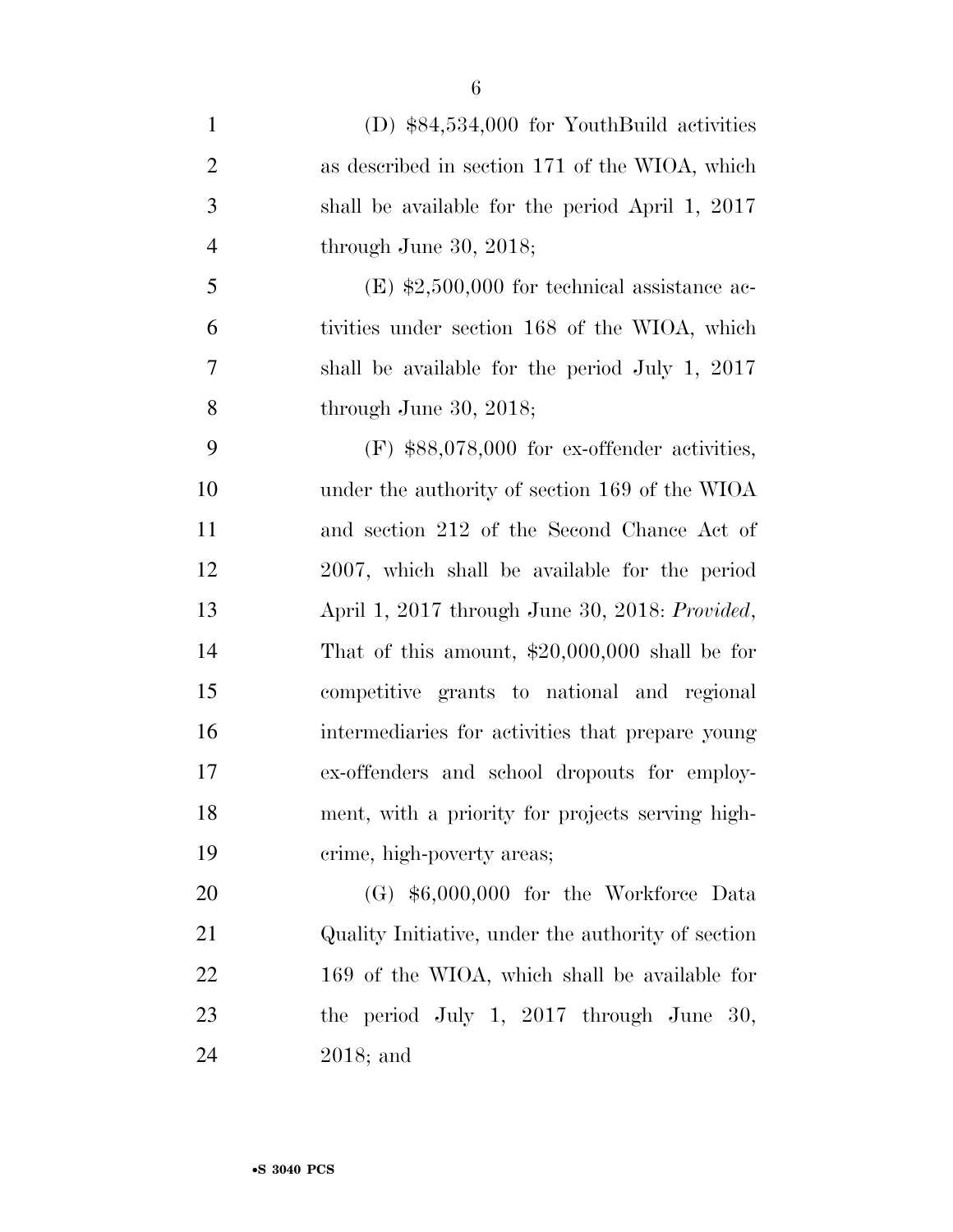(D) $84,534,000 for YouthBuild activities as described in section 171 of the WIOA, which shall be available for the period April 1, 2017 through June 30, 2018;

(E) $2,500,000 for technical assistance activities under section 168 of the WIOA, which shall be available for the period July 1, 2017 through June 30, 2018;

(F) $88,078,000 for ex-offender activities, under the authority of section 169 of the WIOA and section 212 of the Second Chance Act of 2007, which shall be available for the period April 1, 2017 through June 30, 2018: *Provided*, That of this amount, $20,000,000 shall be for competitive grants to national and regional intermediaries for activities that prepare young ex-offenders and school dropouts for employment, with a priority for projects serving high-crime, high-poverty areas;

(G) $6,000,000 for the Workforce Data Quality Initiative, under the authority of section 169 of the WIOA, which shall be available for the period July 1, 2017 through June 30, 2018; and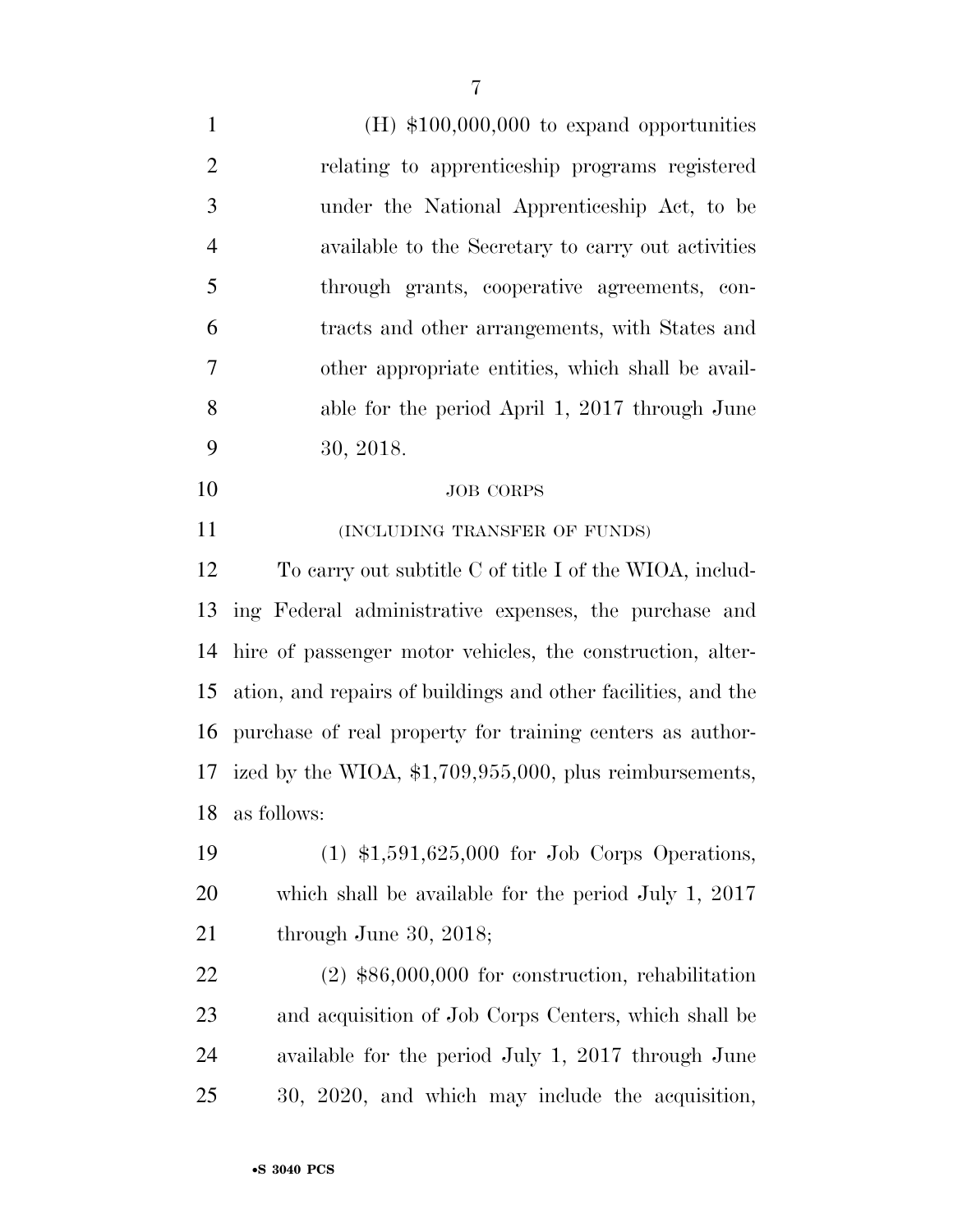(H) $100,000,000 to expand opportunities relating to apprenticeship programs registered under the National Apprenticeship Act, to be available to the Secretary to carry out activities through grants, cooperative agreements, contracts and other arrangements, with States and other appropriate entities, which shall be available for the period April 1, 2017 through June 30, 2018.

JOB CORPS

(INCLUDING TRANSFER OF FUNDS)

To carry out subtitle C of title I of the WIOA, including Federal administrative expenses, the purchase and hire of passenger motor vehicles, the construction, alteration, and repairs of buildings and other facilities, and the purchase of real property for training centers as authorized by the WIOA, $1,709,955,000, plus reimbursements, as follows:

(1) $1,591,625,000 for Job Corps Operations, which shall be available for the period July 1, 2017 through June 30, 2018;

(2) $86,000,000 for construction, rehabilitation and acquisition of Job Corps Centers, which shall be available for the period July 1, 2017 through June 30, 2020, and which may include the acquisition,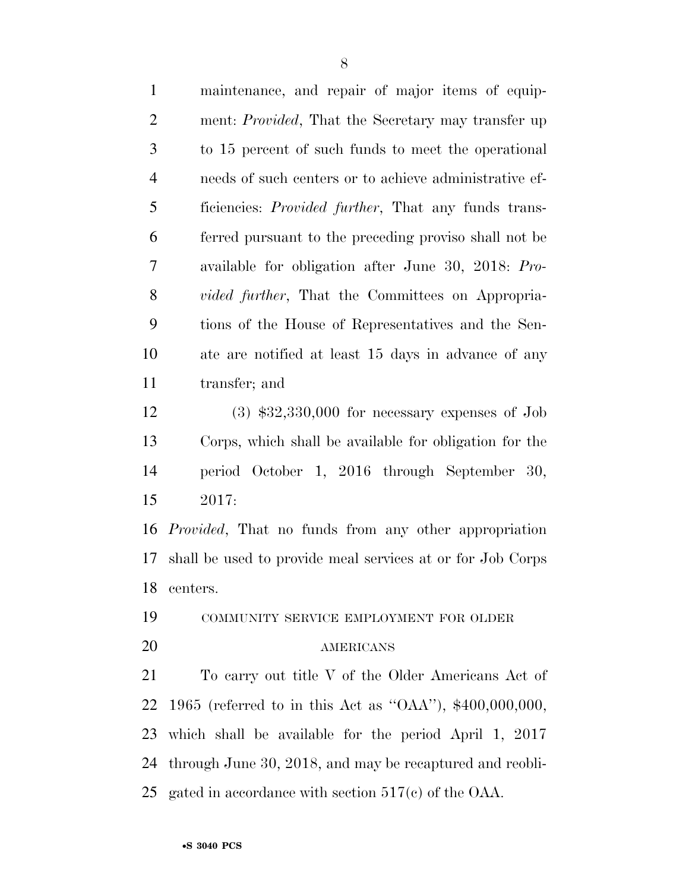maintenance, and repair of major items of equipment: *Provided*, That the Secretary may transfer up to 15 percent of such funds to meet the operational needs of such centers or to achieve administrative efficiencies: *Provided further*, That any funds transferred pursuant to the preceding proviso shall not be available for obligation after June 30, 2018: *Provided further*, That the Committees on Appropriations of the House of Representatives and the Senate are notified at least 15 days in advance of any transfer; and

(3) $32,330,000 for necessary expenses of Job Corps, which shall be available for obligation for the period October 1, 2016 through September 30, 2017:

*Provided*, That no funds from any other appropriation shall be used to provide meal services at or for Job Corps centers.

COMMUNITY SERVICE EMPLOYMENT FOR OLDER AMERICANS

To carry out title V of the Older Americans Act of 1965 (referred to in this Act as "OAA"), $400,000,000, which shall be available for the period April 1, 2017 through June 30, 2018, and may be recaptured and reobligated in accordance with section 517(c) of the OAA.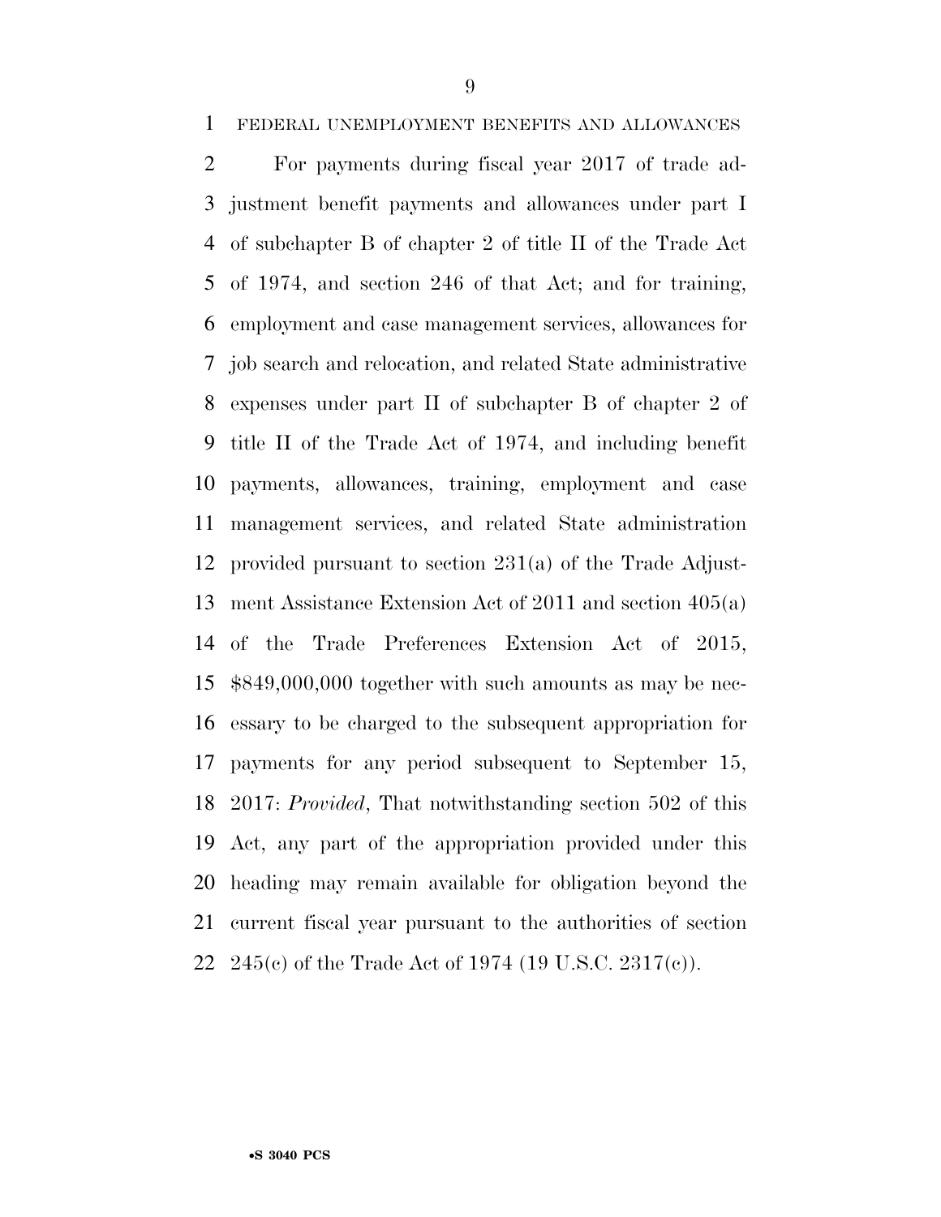FEDERAL UNEMPLOYMENT BENEFITS AND ALLOWANCES

For payments during fiscal year 2017 of trade adjustment benefit payments and allowances under part I of subchapter B of chapter 2 of title II of the Trade Act of 1974, and section 246 of that Act; and for training, employment and case management services, allowances for job search and relocation, and related State administrative expenses under part II of subchapter B of chapter 2 of title II of the Trade Act of 1974, and including benefit payments, allowances, training, employment and case management services, and related State administration provided pursuant to section 231(a) of the Trade Adjustment Assistance Extension Act of 2011 and section 405(a) of the Trade Preferences Extension Act of 2015, $849,000,000 together with such amounts as may be necessary to be charged to the subsequent appropriation for payments for any period subsequent to September 15, 2017: *Provided*, That notwithstanding section 502 of this Act, any part of the appropriation provided under this heading may remain available for obligation beyond the current fiscal year pursuant to the authorities of section 245(c) of the Trade Act of 1974 (19 U.S.C. 2317(c)).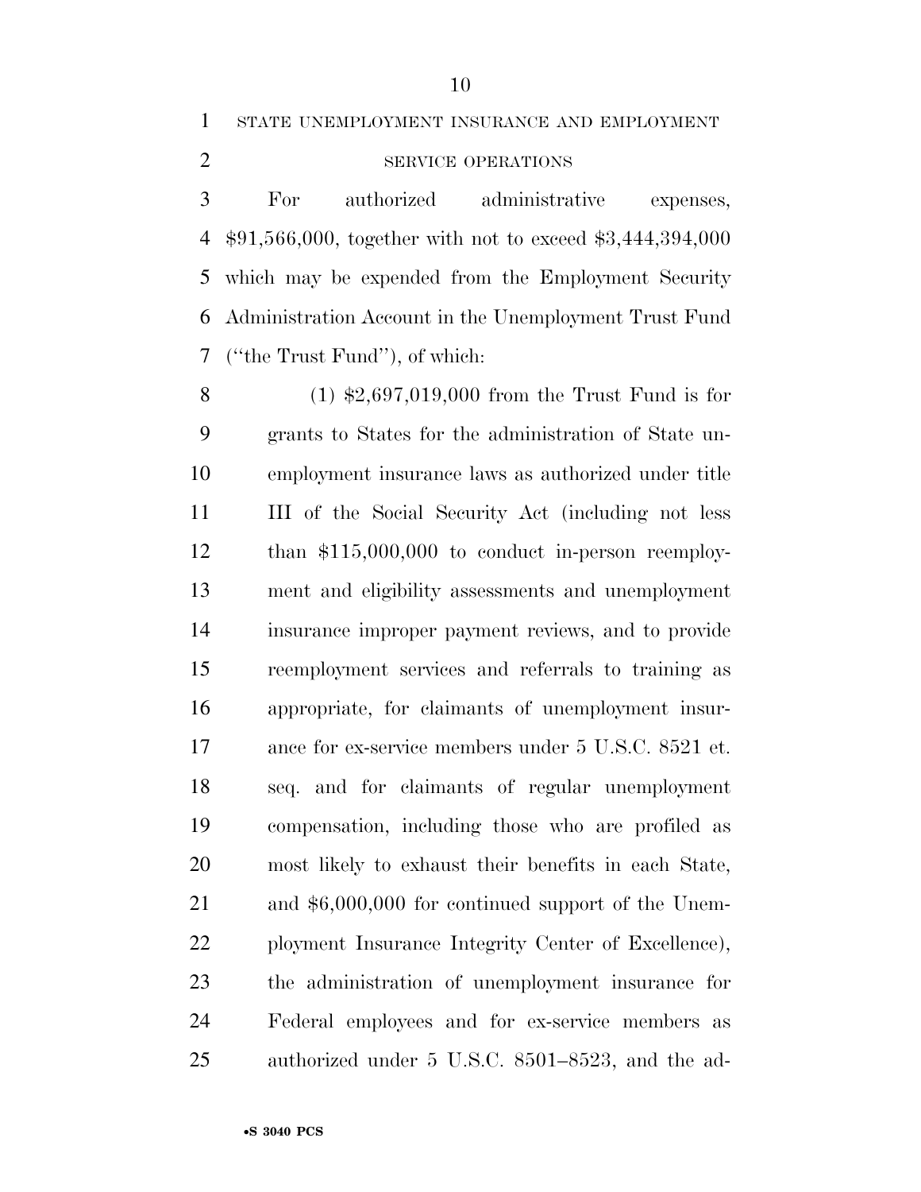STATE UNEMPLOYMENT INSURANCE AND EMPLOYMENT SERVICE OPERATIONS

For authorized administrative expenses, $91,566,000, together with not to exceed $3,444,394,000 which may be expended from the Employment Security Administration Account in the Unemployment Trust Fund ("the Trust Fund"), of which:

(1) $2,697,019,000 from the Trust Fund is for grants to States for the administration of State unemployment insurance laws as authorized under title III of the Social Security Act (including not less than $115,000,000 to conduct in-person reemployment and eligibility assessments and unemployment insurance improper payment reviews, and to provide reemployment services and referrals to training as appropriate, for claimants of unemployment insurance for ex-service members under 5 U.S.C. 8521 et. seq. and for claimants of regular unemployment compensation, including those who are profiled as most likely to exhaust their benefits in each State, and $6,000,000 for continued support of the Unemployment Insurance Integrity Center of Excellence), the administration of unemployment insurance for Federal employees and for ex-service members as authorized under 5 U.S.C. 8501–8523, and the ad-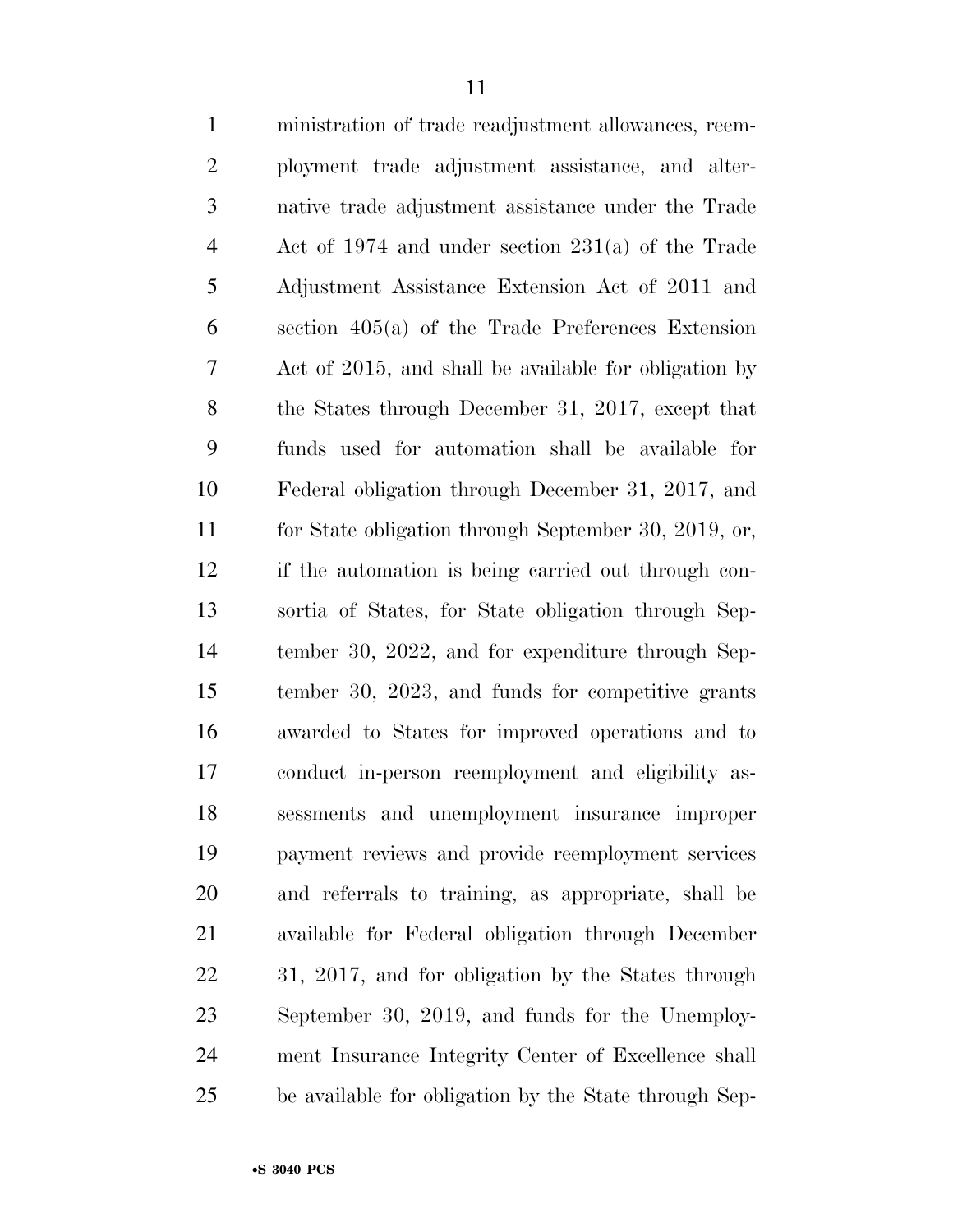ministration of trade readjustment allowances, reemployment trade adjustment assistance, and alternative trade adjustment assistance under the Trade Act of 1974 and under section 231(a) of the Trade Adjustment Assistance Extension Act of 2011 and section 405(a) of the Trade Preferences Extension Act of 2015, and shall be available for obligation by the States through December 31, 2017, except that funds used for automation shall be available for Federal obligation through December 31, 2017, and for State obligation through September 30, 2019, or, if the automation is being carried out through consortia of States, for State obligation through September 30, 2022, and for expenditure through September 30, 2023, and funds for competitive grants awarded to States for improved operations and to conduct in-person reemployment and eligibility assessments and unemployment insurance improper payment reviews and provide reemployment services and referrals to training, as appropriate, shall be available for Federal obligation through December 31, 2017, and for obligation by the States through September 30, 2019, and funds for the Unemployment Insurance Integrity Center of Excellence shall be available for obligation by the State through Sep-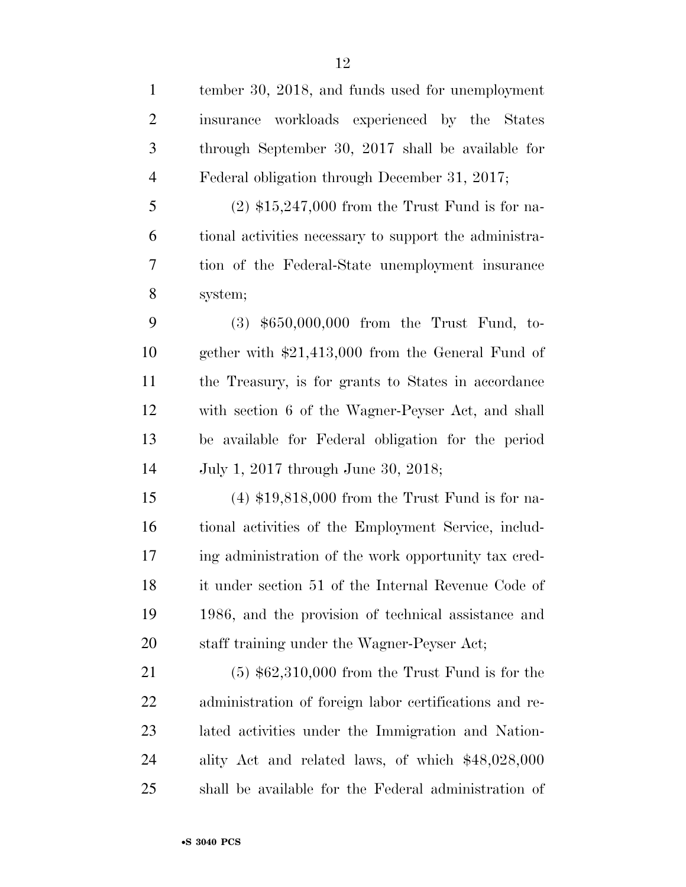tember 30, 2018, and funds used for unemployment insurance workloads experienced by the States through September 30, 2017 shall be available for Federal obligation through December 31, 2017;

(2) $15,247,000 from the Trust Fund is for national activities necessary to support the administration of the Federal-State unemployment insurance system;

(3) $650,000,000 from the Trust Fund, together with $21,413,000 from the General Fund of the Treasury, is for grants to States in accordance with section 6 of the Wagner-Peyser Act, and shall be available for Federal obligation for the period July 1, 2017 through June 30, 2018;

(4) $19,818,000 from the Trust Fund is for national activities of the Employment Service, including administration of the work opportunity tax credit under section 51 of the Internal Revenue Code of 1986, and the provision of technical assistance and staff training under the Wagner-Peyser Act;

(5) $62,310,000 from the Trust Fund is for the administration of foreign labor certifications and related activities under the Immigration and Nationality Act and related laws, of which $48,028,000 shall be available for the Federal administration of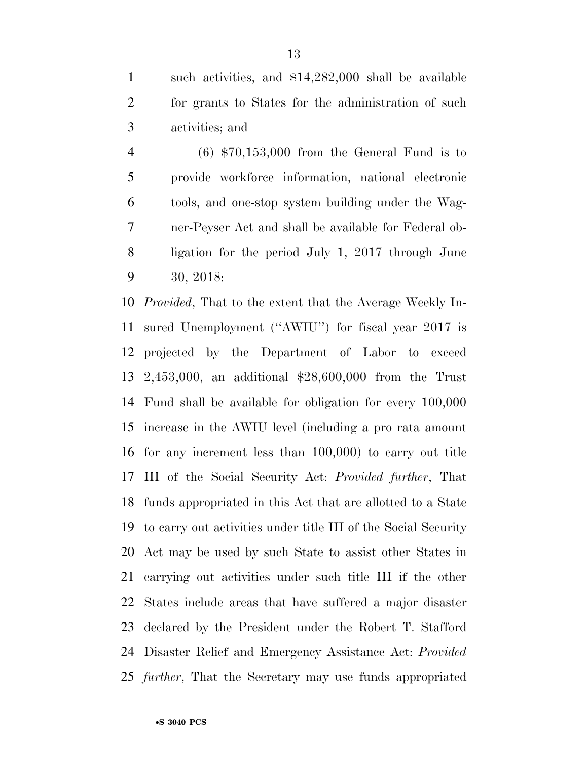such activities, and $14,282,000 shall be available for grants to States for the administration of such activities; and

(6) $70,153,000 from the General Fund is to provide workforce information, national electronic tools, and one-stop system building under the Wagner-Peyser Act and shall be available for Federal obligation for the period July 1, 2017 through June 30, 2018:

*Provided*, That to the extent that the Average Weekly Insured Unemployment (''AWIU'') for fiscal year 2017 is projected by the Department of Labor to exceed 2,453,000, an additional $28,600,000 from the Trust Fund shall be available for obligation for every 100,000 increase in the AWIU level (including a pro rata amount for any increment less than 100,000) to carry out title III of the Social Security Act: *Provided further*, That funds appropriated in this Act that are allotted to a State to carry out activities under title III of the Social Security Act may be used by such State to assist other States in carrying out activities under such title III if the other States include areas that have suffered a major disaster declared by the President under the Robert T. Stafford Disaster Relief and Emergency Assistance Act: *Provided further*, That the Secretary may use funds appropriated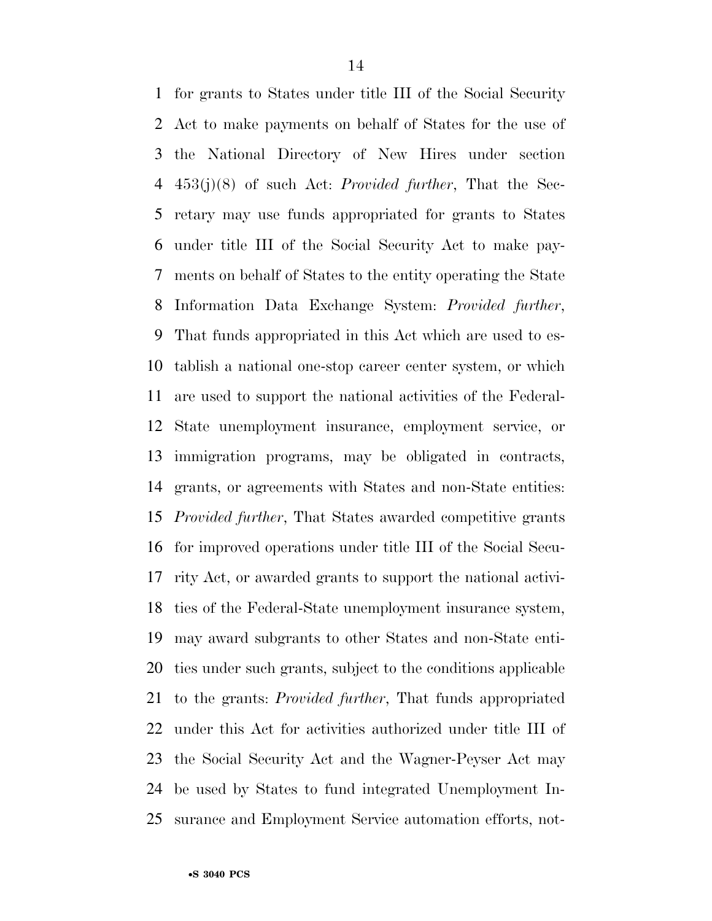for grants to States under title III of the Social Security Act to make payments on behalf of States for the use of the National Directory of New Hires under section 453(j)(8) of such Act: *Provided further*, That the Secretary may use funds appropriated for grants to States under title III of the Social Security Act to make payments on behalf of States to the entity operating the State Information Data Exchange System: *Provided further*, That funds appropriated in this Act which are used to establish a national one-stop career center system, or which are used to support the national activities of the Federal-State unemployment insurance, employment service, or immigration programs, may be obligated in contracts, grants, or agreements with States and non-State entities: *Provided further*, That States awarded competitive grants for improved operations under title III of the Social Security Act, or awarded grants to support the national activities of the Federal-State unemployment insurance system, may award subgrants to other States and non-State entities under such grants, subject to the conditions applicable to the grants: *Provided further*, That funds appropriated under this Act for activities authorized under title III of the Social Security Act and the Wagner-Peyser Act may be used by States to fund integrated Unemployment Insurance and Employment Service automation efforts, not-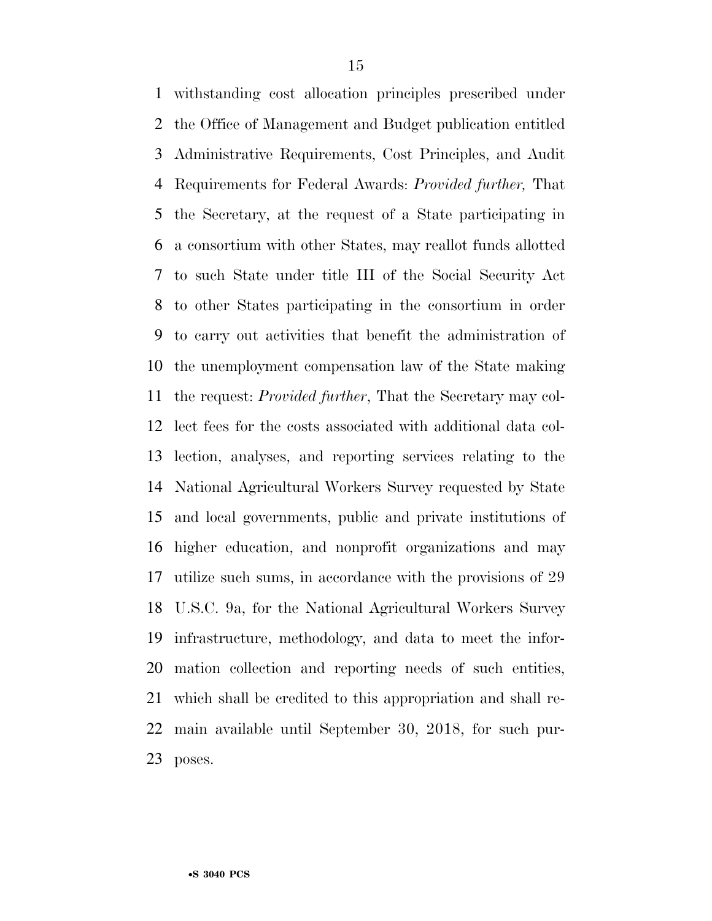withstanding cost allocation principles prescribed under the Office of Management and Budget publication entitled Administrative Requirements, Cost Principles, and Audit Requirements for Federal Awards: *Provided further,* That the Secretary, at the request of a State participating in a consortium with other States, may reallot funds allotted to such State under title III of the Social Security Act to other States participating in the consortium in order to carry out activities that benefit the administration of the unemployment compensation law of the State making the request: *Provided further*, That the Secretary may collect fees for the costs associated with additional data collection, analyses, and reporting services relating to the National Agricultural Workers Survey requested by State and local governments, public and private institutions of higher education, and nonprofit organizations and may utilize such sums, in accordance with the provisions of 29 U.S.C. 9a, for the National Agricultural Workers Survey infrastructure, methodology, and data to meet the information collection and reporting needs of such entities, which shall be credited to this appropriation and shall remain available until September 30, 2018, for such purposes.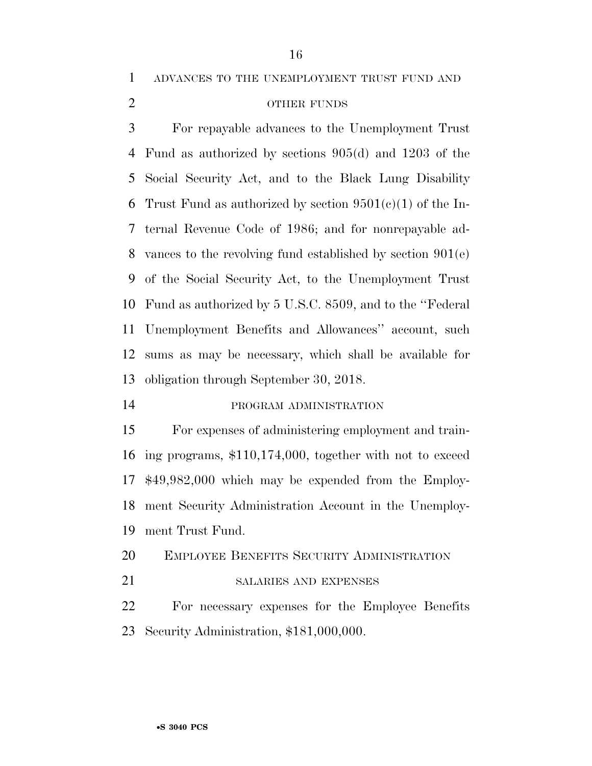ADVANCES TO THE UNEMPLOYMENT TRUST FUND AND OTHER FUNDS

For repayable advances to the Unemployment Trust Fund as authorized by sections 905(d) and 1203 of the Social Security Act, and to the Black Lung Disability Trust Fund as authorized by section 9501(c)(1) of the Internal Revenue Code of 1986; and for nonrepayable advances to the revolving fund established by section 901(e) of the Social Security Act, to the Unemployment Trust Fund as authorized by 5 U.S.C. 8509, and to the ''Federal Unemployment Benefits and Allowances'' account, such sums as may be necessary, which shall be available for obligation through September 30, 2018.

PROGRAM ADMINISTRATION

For expenses of administering employment and training programs, $110,174,000, together with not to exceed $49,982,000 which may be expended from the Employment Security Administration Account in the Unemployment Trust Fund.

EMPLOYEE BENEFITS SECURITY ADMINISTRATION

SALARIES AND EXPENSES

For necessary expenses for the Employee Benefits Security Administration, $181,000,000.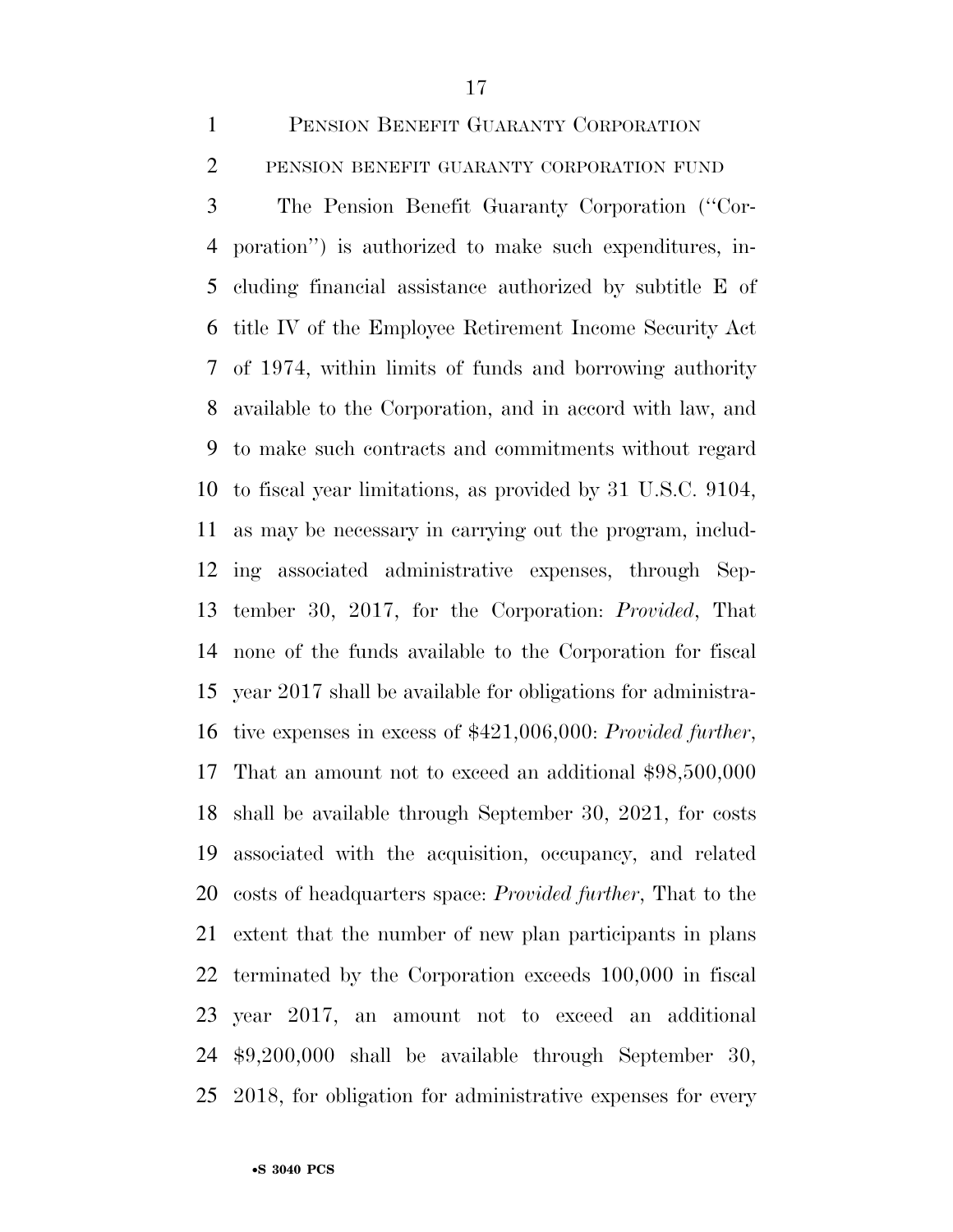PENSION BENEFIT GUARANTY CORPORATION

PENSION BENEFIT GUARANTY CORPORATION FUND

The Pension Benefit Guaranty Corporation (''Corporation'') is authorized to make such expenditures, including financial assistance authorized by subtitle E of title IV of the Employee Retirement Income Security Act of 1974, within limits of funds and borrowing authority available to the Corporation, and in accord with law, and to make such contracts and commitments without regard to fiscal year limitations, as provided by 31 U.S.C. 9104, as may be necessary in carrying out the program, including associated administrative expenses, through September 30, 2017, for the Corporation: *Provided*, That none of the funds available to the Corporation for fiscal year 2017 shall be available for obligations for administrative expenses in excess of $421,006,000: *Provided further*, That an amount not to exceed an additional $98,500,000 shall be available through September 30, 2021, for costs associated with the acquisition, occupancy, and related costs of headquarters space: *Provided further*, That to the extent that the number of new plan participants in plans terminated by the Corporation exceeds 100,000 in fiscal year 2017, an amount not to exceed an additional $9,200,000 shall be available through September 30, 2018, for obligation for administrative expenses for every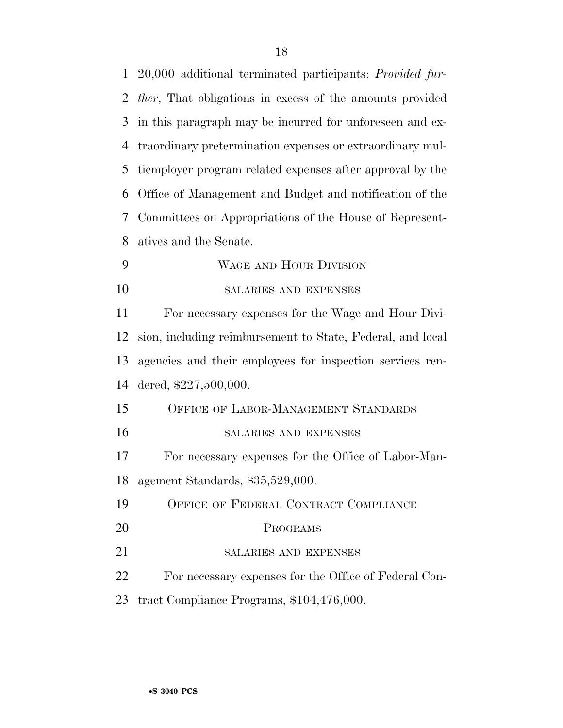20,000 additional terminated participants: *Provided further*, That obligations in excess of the amounts provided in this paragraph may be incurred for unforeseen and extraordinary pretermination expenses or extraordinary multiemployer program related expenses after approval by the Office of Management and Budget and notification of the Committees on Appropriations of the House of Representatives and the Senate.

## WAGE AND HOUR DIVISION

### SALARIES AND EXPENSES

For necessary expenses for the Wage and Hour Division, including reimbursement to State, Federal, and local agencies and their employees for inspection services rendered, $227,500,000.

## OFFICE OF LABOR-MANAGEMENT STANDARDS

### SALARIES AND EXPENSES

For necessary expenses for the Office of Labor-Management Standards, $35,529,000.

## OFFICE OF FEDERAL CONTRACT COMPLIANCE PROGRAMS

### SALARIES AND EXPENSES

For necessary expenses for the Office of Federal Contract Compliance Programs, $104,476,000.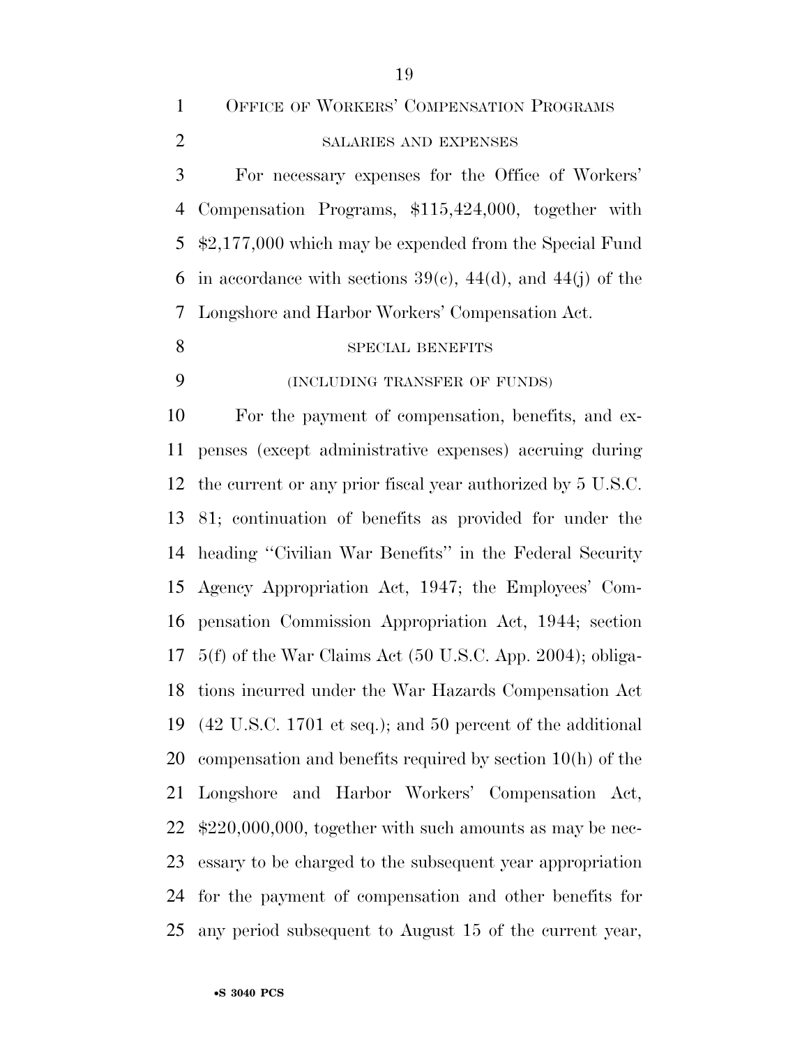## OFFICE OF WORKERS' COMPENSATION PROGRAMS

### SALARIES AND EXPENSES

For necessary expenses for the Office of Workers' Compensation Programs, $115,424,000, together with $2,177,000 which may be expended from the Special Fund in accordance with sections 39(c), 44(d), and 44(j) of the Longshore and Harbor Workers' Compensation Act.

### SPECIAL BENEFITS

### (INCLUDING TRANSFER OF FUNDS)

For the payment of compensation, benefits, and expenses (except administrative expenses) accruing during the current or any prior fiscal year authorized by 5 U.S.C. 81; continuation of benefits as provided for under the heading ''Civilian War Benefits'' in the Federal Security Agency Appropriation Act, 1947; the Employees' Compensation Commission Appropriation Act, 1944; section 5(f) of the War Claims Act (50 U.S.C. App. 2004); obligations incurred under the War Hazards Compensation Act (42 U.S.C. 1701 et seq.); and 50 percent of the additional compensation and benefits required by section 10(h) of the Longshore and Harbor Workers' Compensation Act, $220,000,000, together with such amounts as may be necessary to be charged to the subsequent year appropriation for the payment of compensation and other benefits for any period subsequent to August 15 of the current year,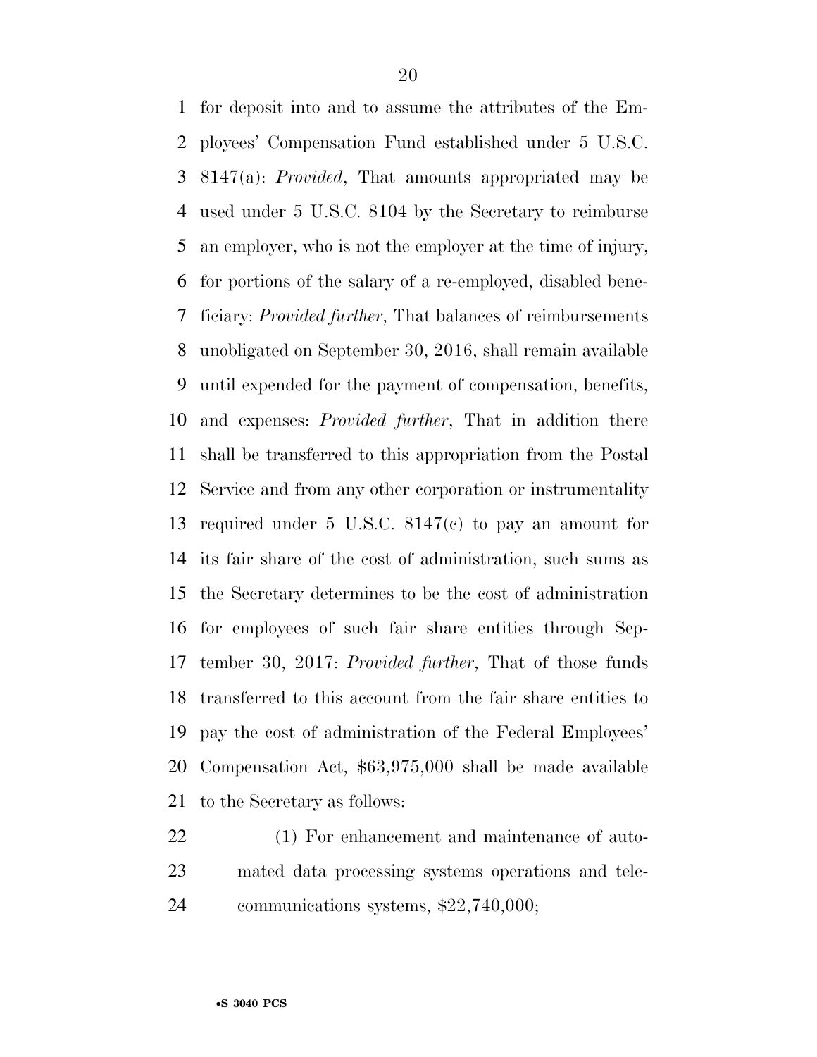for deposit into and to assume the attributes of the Employees' Compensation Fund established under 5 U.S.C. 8147(a): *Provided*, That amounts appropriated may be used under 5 U.S.C. 8104 by the Secretary to reimburse an employer, who is not the employer at the time of injury, for portions of the salary of a re-employed, disabled beneficiary: *Provided further*, That balances of reimbursements unobligated on September 30, 2016, shall remain available until expended for the payment of compensation, benefits, and expenses: *Provided further*, That in addition there shall be transferred to this appropriation from the Postal Service and from any other corporation or instrumentality required under 5 U.S.C. 8147(c) to pay an amount for its fair share of the cost of administration, such sums as the Secretary determines to be the cost of administration for employees of such fair share entities through September 30, 2017: *Provided further*, That of those funds transferred to this account from the fair share entities to pay the cost of administration of the Federal Employees' Compensation Act, $63,975,000 shall be made available to the Secretary as follows:

(1) For enhancement and maintenance of automated data processing systems operations and telecommunications systems, $22,740,000;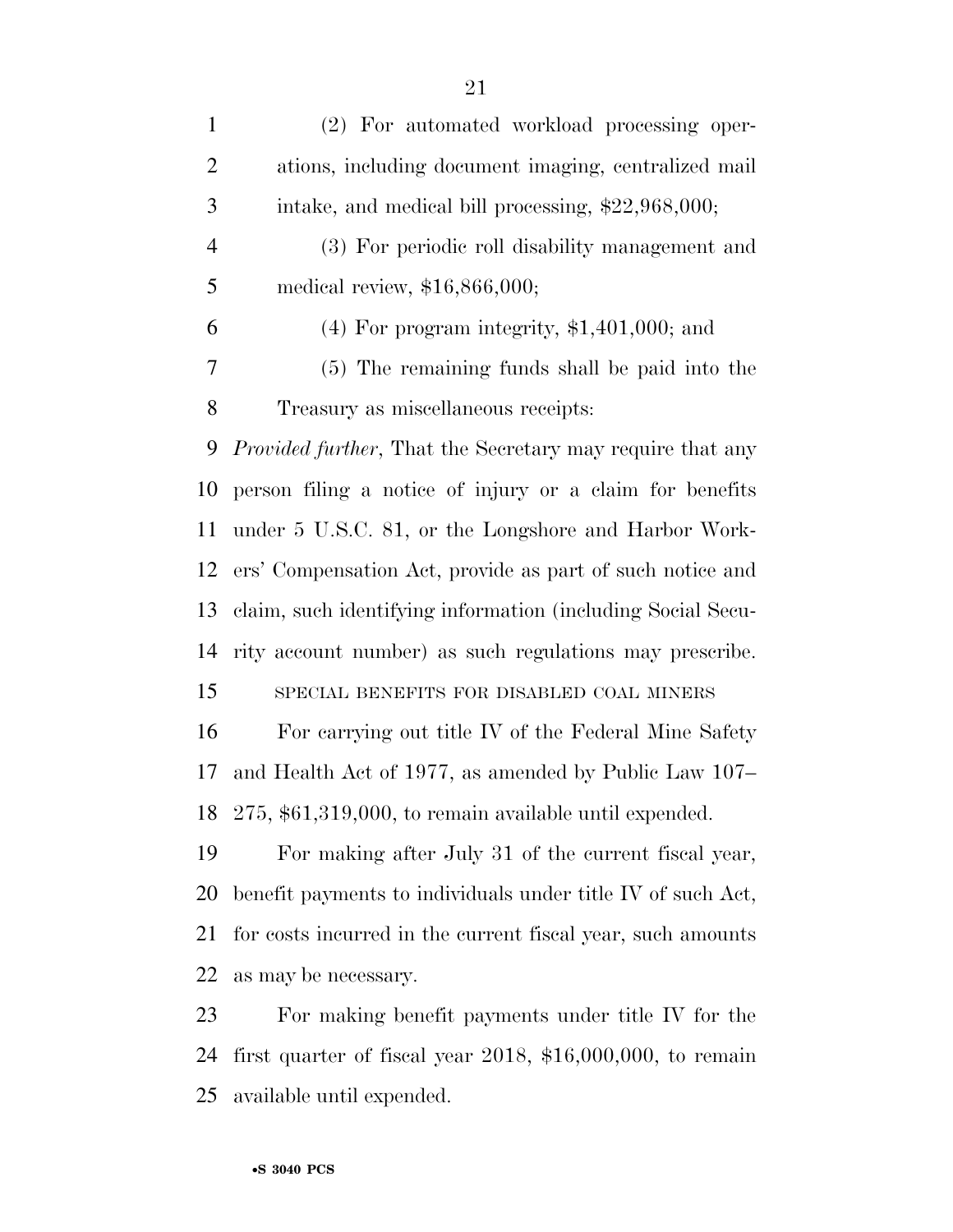(2) For automated workload processing operations, including document imaging, centralized mail intake, and medical bill processing, $22,968,000;

(3) For periodic roll disability management and medical review, $16,866,000;

(4) For program integrity, $1,401,000; and

(5) The remaining funds shall be paid into the Treasury as miscellaneous receipts:

*Provided further*, That the Secretary may require that any person filing a notice of injury or a claim for benefits under 5 U.S.C. 81, or the Longshore and Harbor Workers' Compensation Act, provide as part of such notice and claim, such identifying information (including Social Security account number) as such regulations may prescribe.

SPECIAL BENEFITS FOR DISABLED COAL MINERS

For carrying out title IV of the Federal Mine Safety and Health Act of 1977, as amended by Public Law 107–275, $61,319,000, to remain available until expended.

For making after July 31 of the current fiscal year, benefit payments to individuals under title IV of such Act, for costs incurred in the current fiscal year, such amounts as may be necessary.

For making benefit payments under title IV for the first quarter of fiscal year 2018, $16,000,000, to remain available until expended.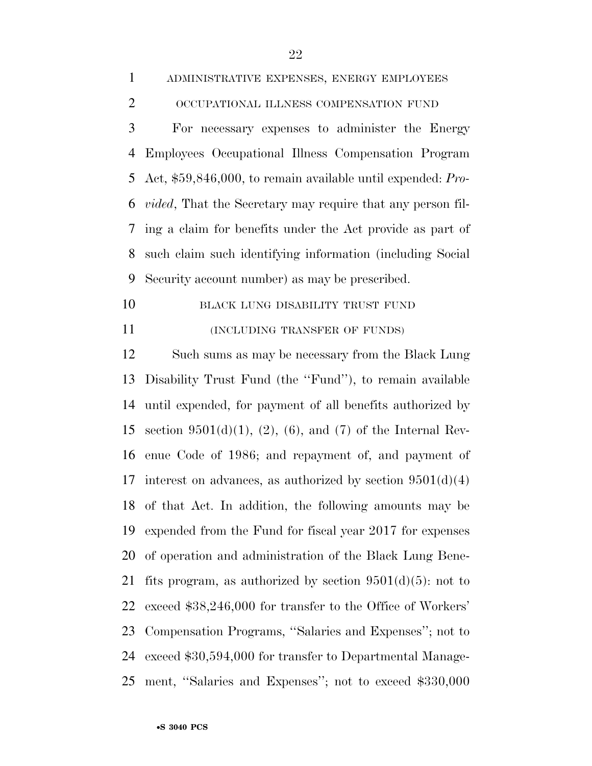ADMINISTRATIVE EXPENSES, ENERGY EMPLOYEES OCCUPATIONAL ILLNESS COMPENSATION FUND

For necessary expenses to administer the Energy Employees Occupational Illness Compensation Program Act, $59,846,000, to remain available until expended: *Provided*, That the Secretary may require that any person filing a claim for benefits under the Act provide as part of such claim such identifying information (including Social Security account number) as may be prescribed.

BLACK LUNG DISABILITY TRUST FUND

(INCLUDING TRANSFER OF FUNDS)

Such sums as may be necessary from the Black Lung Disability Trust Fund (the ''Fund''), to remain available until expended, for payment of all benefits authorized by section 9501(d)(1), (2), (6), and (7) of the Internal Revenue Code of 1986; and repayment of, and payment of interest on advances, as authorized by section 9501(d)(4) of that Act. In addition, the following amounts may be expended from the Fund for fiscal year 2017 for expenses of operation and administration of the Black Lung Benefits program, as authorized by section 9501(d)(5): not to exceed $38,246,000 for transfer to the Office of Workers' Compensation Programs, ''Salaries and Expenses''; not to exceed $30,594,000 for transfer to Departmental Management, ''Salaries and Expenses''; not to exceed $330,000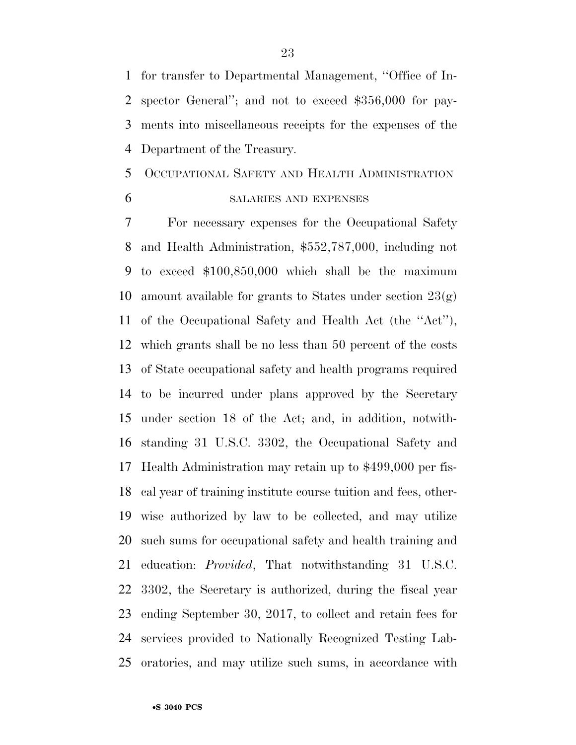for transfer to Departmental Management, ''Office of Inspector General''; and not to exceed $356,000 for payments into miscellaneous receipts for the expenses of the Department of the Treasury.

OCCUPATIONAL SAFETY AND HEALTH ADMINISTRATION

SALARIES AND EXPENSES

For necessary expenses for the Occupational Safety and Health Administration, $552,787,000, including not to exceed $100,850,000 which shall be the maximum amount available for grants to States under section 23(g) of the Occupational Safety and Health Act (the ''Act''), which grants shall be no less than 50 percent of the costs of State occupational safety and health programs required to be incurred under plans approved by the Secretary under section 18 of the Act; and, in addition, notwithstanding 31 U.S.C. 3302, the Occupational Safety and Health Administration may retain up to $499,000 per fiscal year of training institute course tuition and fees, otherwise authorized by law to be collected, and may utilize such sums for occupational safety and health training and education: *Provided*, That notwithstanding 31 U.S.C. 3302, the Secretary is authorized, during the fiscal year ending September 30, 2017, to collect and retain fees for services provided to Nationally Recognized Testing Laboratories, and may utilize such sums, in accordance with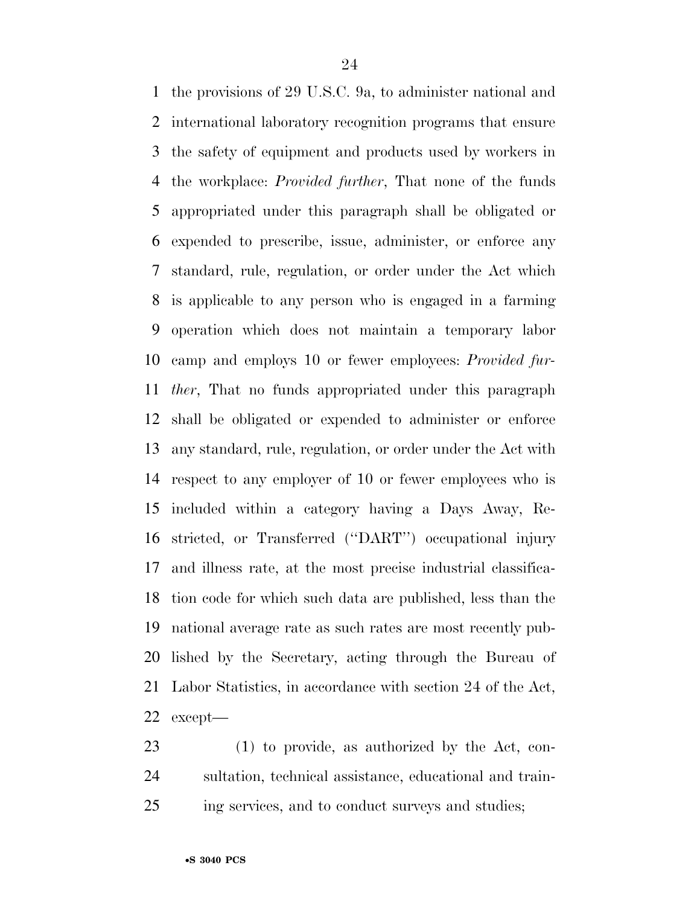the provisions of 29 U.S.C. 9a, to administer national and international laboratory recognition programs that ensure the safety of equipment and products used by workers in the workplace: *Provided further*, That none of the funds appropriated under this paragraph shall be obligated or expended to prescribe, issue, administer, or enforce any standard, rule, regulation, or order under the Act which is applicable to any person who is engaged in a farming operation which does not maintain a temporary labor camp and employs 10 or fewer employees: *Provided further*, That no funds appropriated under this paragraph shall be obligated or expended to administer or enforce any standard, rule, regulation, or order under the Act with respect to any employer of 10 or fewer employees who is included within a category having a Days Away, Restricted, or Transferred (''DART'') occupational injury and illness rate, at the most precise industrial classification code for which such data are published, less than the national average rate as such rates are most recently published by the Secretary, acting through the Bureau of Labor Statistics, in accordance with section 24 of the Act, except—

(1) to provide, as authorized by the Act, consultation, technical assistance, educational and training services, and to conduct surveys and studies;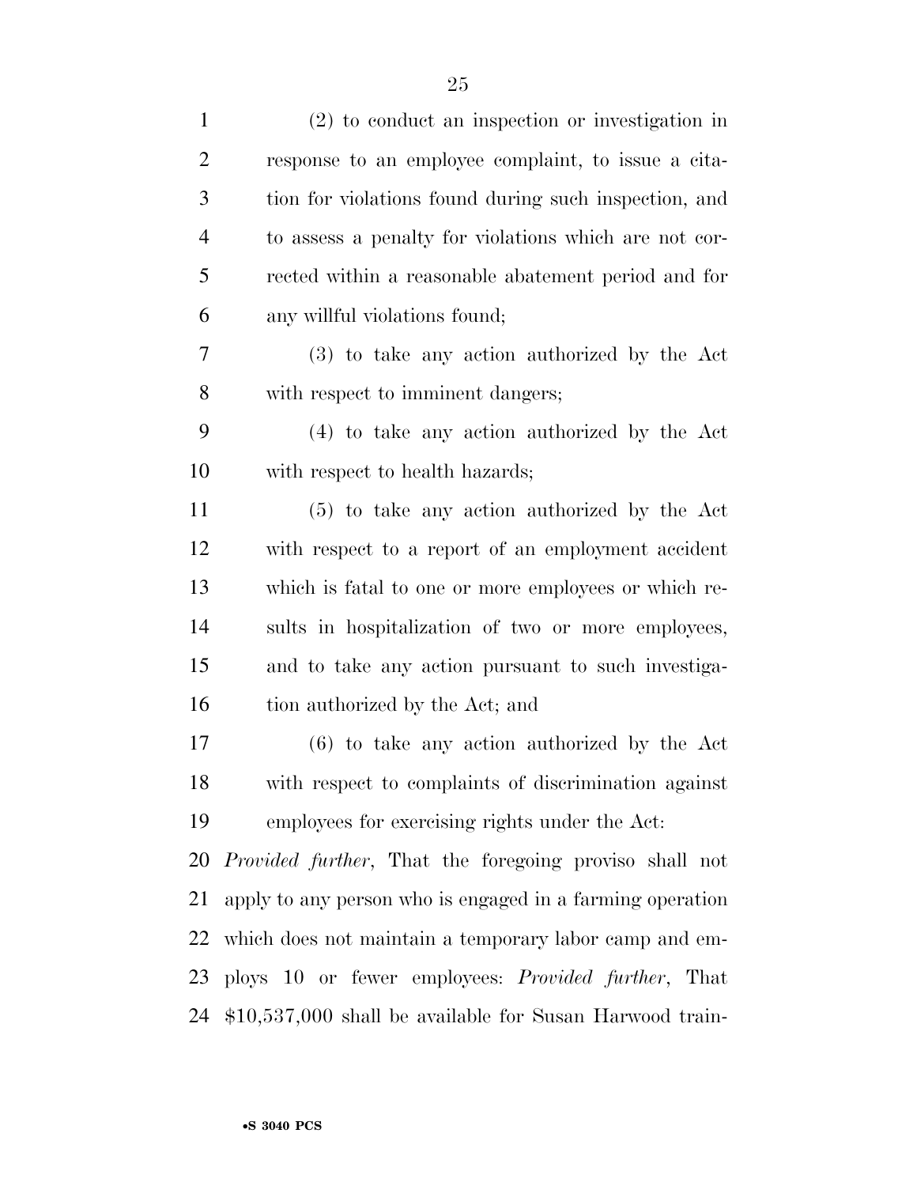(2) to conduct an inspection or investigation in response to an employee complaint, to issue a citation for violations found during such inspection, and to assess a penalty for violations which are not corrected within a reasonable abatement period and for any willful violations found;

(3) to take any action authorized by the Act with respect to imminent dangers;

(4) to take any action authorized by the Act with respect to health hazards;

(5) to take any action authorized by the Act with respect to a report of an employment accident which is fatal to one or more employees or which results in hospitalization of two or more employees, and to take any action pursuant to such investigation authorized by the Act; and

(6) to take any action authorized by the Act with respect to complaints of discrimination against employees for exercising rights under the Act:

*Provided further*, That the foregoing proviso shall not apply to any person who is engaged in a farming operation which does not maintain a temporary labor camp and employs 10 or fewer employees: *Provided further*, That $10,537,000 shall be available for Susan Harwood train-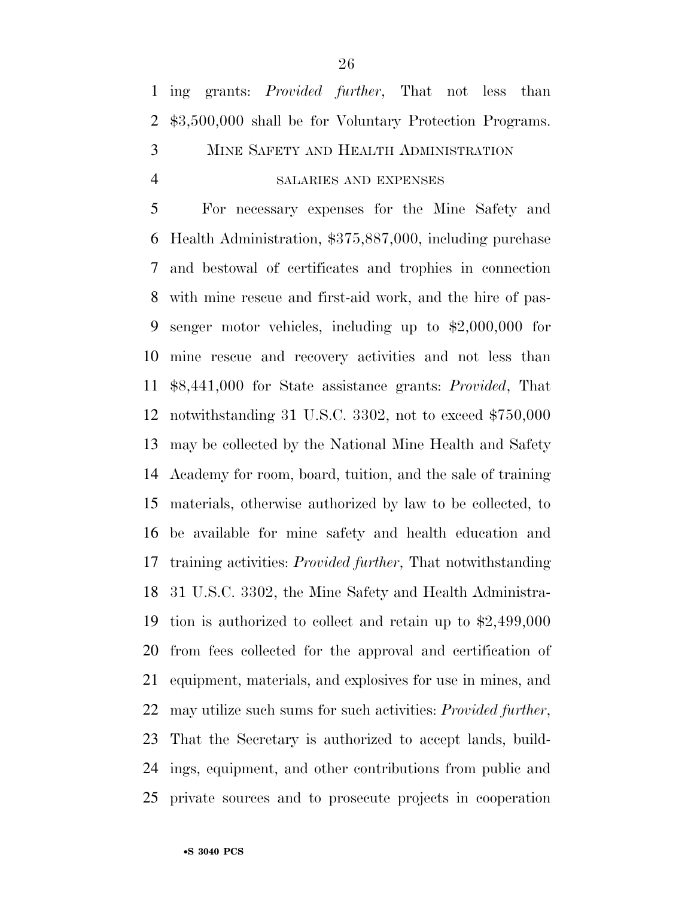ing grants: *Provided further*, That not less than $3,500,000 shall be for Voluntary Protection Programs.

## MINE SAFETY AND HEALTH ADMINISTRATION

### SALARIES AND EXPENSES

For necessary expenses for the Mine Safety and Health Administration, $375,887,000, including purchase and bestowal of certificates and trophies in connection with mine rescue and first-aid work, and the hire of passenger motor vehicles, including up to $2,000,000 for mine rescue and recovery activities and not less than $8,441,000 for State assistance grants: *Provided*, That notwithstanding 31 U.S.C. 3302, not to exceed $750,000 may be collected by the National Mine Health and Safety Academy for room, board, tuition, and the sale of training materials, otherwise authorized by law to be collected, to be available for mine safety and health education and training activities: *Provided further*, That notwithstanding 31 U.S.C. 3302, the Mine Safety and Health Administration is authorized to collect and retain up to $2,499,000 from fees collected for the approval and certification of equipment, materials, and explosives for use in mines, and may utilize such sums for such activities: *Provided further*, That the Secretary is authorized to accept lands, buildings, equipment, and other contributions from public and private sources and to prosecute projects in cooperation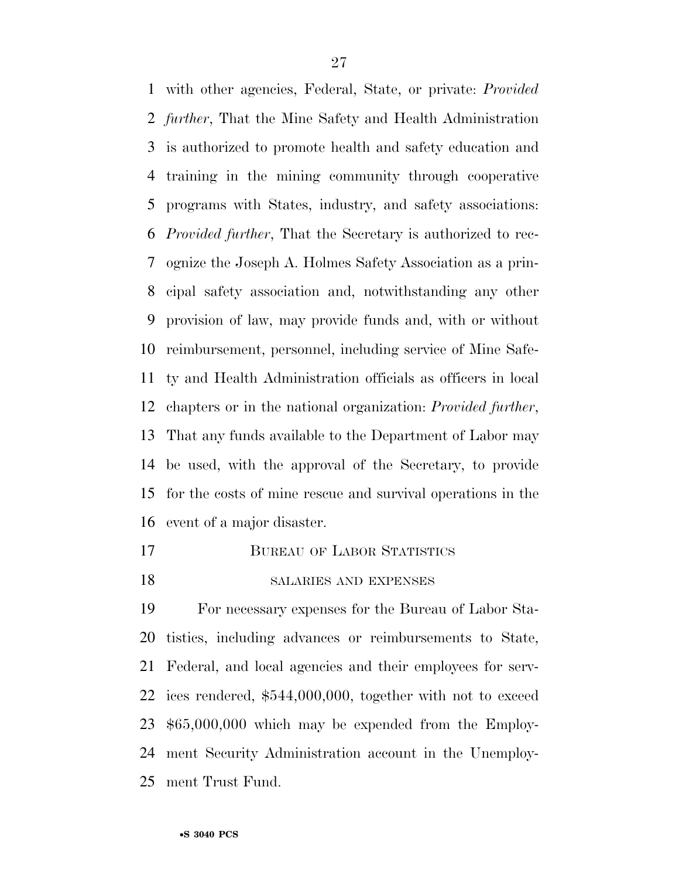with other agencies, Federal, State, or private: *Provided further*, That the Mine Safety and Health Administration is authorized to promote health and safety education and training in the mining community through cooperative programs with States, industry, and safety associations: *Provided further*, That the Secretary is authorized to recognize the Joseph A. Holmes Safety Association as a principal safety association and, notwithstanding any other provision of law, may provide funds and, with or without reimbursement, personnel, including service of Mine Safety and Health Administration officials as officers in local chapters or in the national organization: *Provided further*, That any funds available to the Department of Labor may be used, with the approval of the Secretary, to provide for the costs of mine rescue and survival operations in the event of a major disaster.

## BUREAU OF LABOR STATISTICS

### SALARIES AND EXPENSES

For necessary expenses for the Bureau of Labor Statistics, including advances or reimbursements to State, Federal, and local agencies and their employees for services rendered, $544,000,000, together with not to exceed $65,000,000 which may be expended from the Employment Security Administration account in the Unemployment Trust Fund.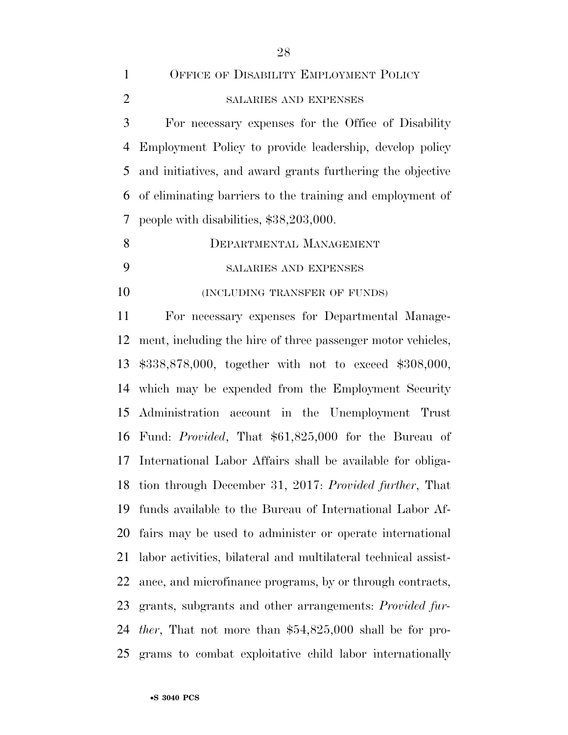OFFICE OF DISABILITY EMPLOYMENT POLICY

SALARIES AND EXPENSES

For necessary expenses for the Office of Disability Employment Policy to provide leadership, develop policy and initiatives, and award grants furthering the objective of eliminating barriers to the training and employment of people with disabilities, $38,203,000.

DEPARTMENTAL MANAGEMENT

SALARIES AND EXPENSES

(INCLUDING TRANSFER OF FUNDS)

For necessary expenses for Departmental Management, including the hire of three passenger motor vehicles, $338,878,000, together with not to exceed $308,000, which may be expended from the Employment Security Administration account in the Unemployment Trust Fund: *Provided*, That $61,825,000 for the Bureau of International Labor Affairs shall be available for obligation through December 31, 2017: *Provided further*, That funds available to the Bureau of International Labor Affairs may be used to administer or operate international labor activities, bilateral and multilateral technical assistance, and microfinance programs, by or through contracts, grants, subgrants and other arrangements: *Provided further*, That not more than $54,825,000 shall be for programs to combat exploitative child labor internationally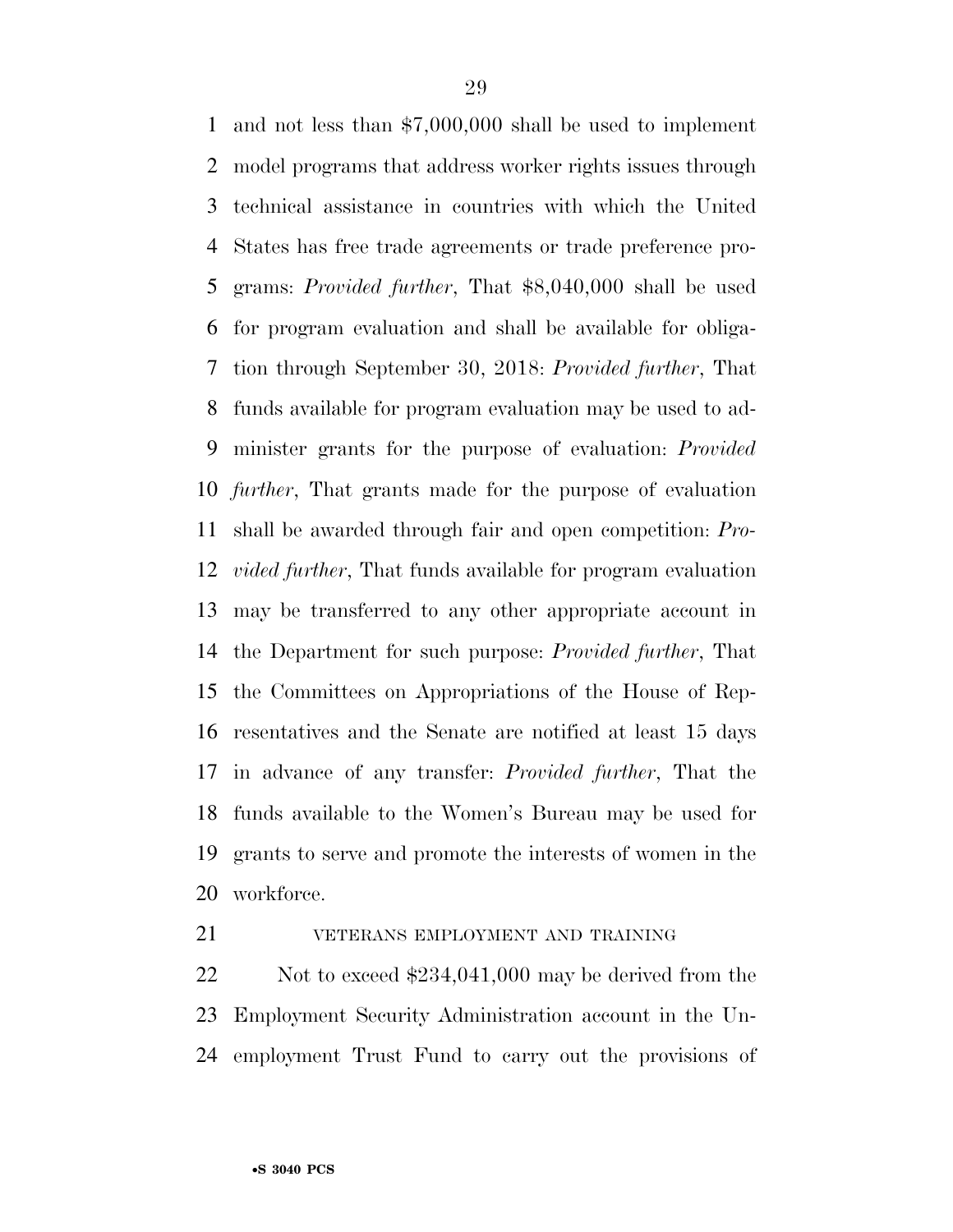and not less than $7,000,000 shall be used to implement model programs that address worker rights issues through technical assistance in countries with which the United States has free trade agreements or trade preference programs: *Provided further*, That $8,040,000 shall be used for program evaluation and shall be available for obligation through September 30, 2018: *Provided further*, That funds available for program evaluation may be used to administer grants for the purpose of evaluation: *Provided further*, That grants made for the purpose of evaluation shall be awarded through fair and open competition: *Provided further*, That funds available for program evaluation may be transferred to any other appropriate account in the Department for such purpose: *Provided further*, That the Committees on Appropriations of the House of Representatives and the Senate are notified at least 15 days in advance of any transfer: *Provided further*, That the funds available to the Women's Bureau may be used for grants to serve and promote the interests of women in the workforce.

VETERANS EMPLOYMENT AND TRAINING

Not to exceed $234,041,000 may be derived from the Employment Security Administration account in the Unemployment Trust Fund to carry out the provisions of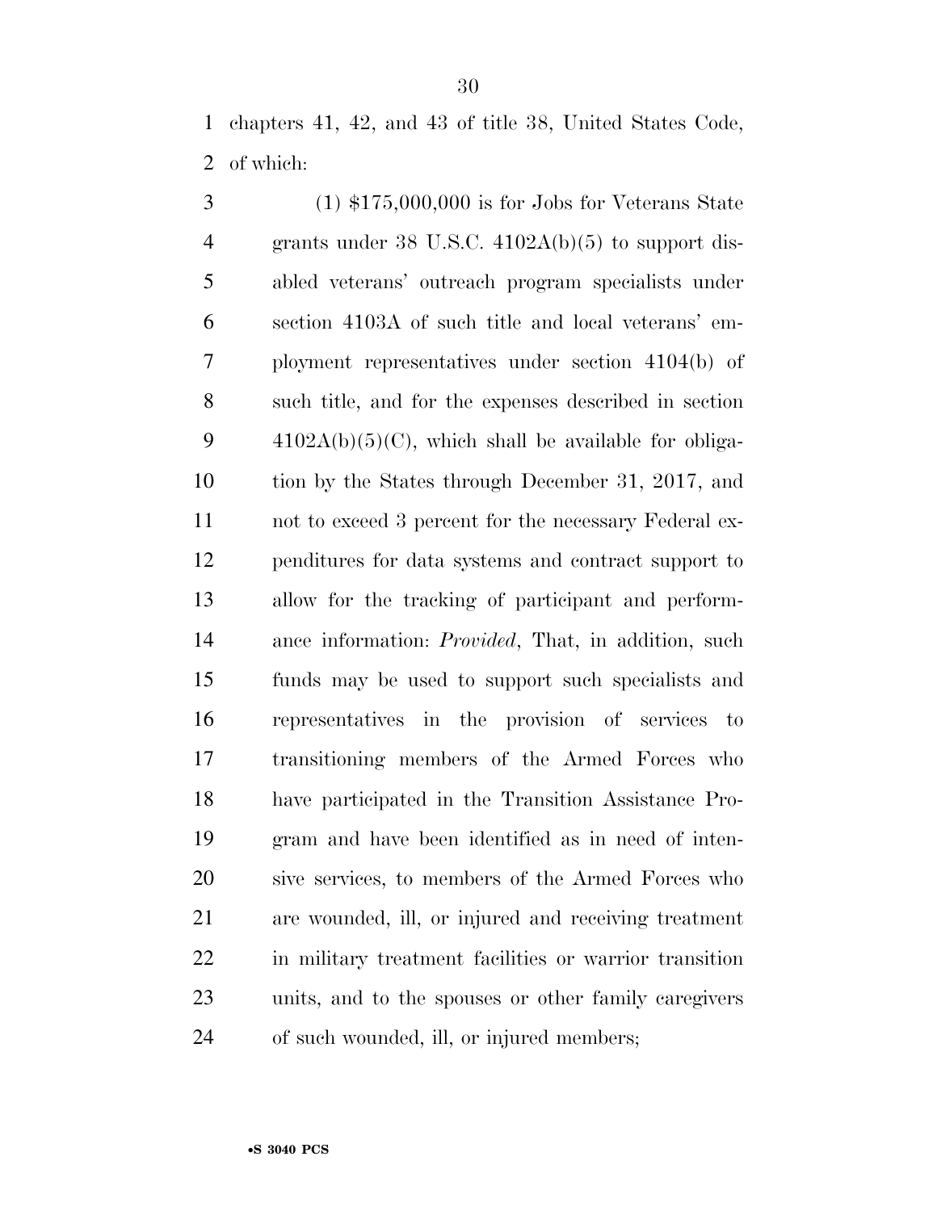chapters 41, 42, and 43 of title 38, United States Code, of which:

(1) $175,000,000 is for Jobs for Veterans State grants under 38 U.S.C. 4102A(b)(5) to support disabled veterans' outreach program specialists under section 4103A of such title and local veterans' employment representatives under section 4104(b) of such title, and for the expenses described in section 4102A(b)(5)(C), which shall be available for obligation by the States through December 31, 2017, and not to exceed 3 percent for the necessary Federal expenditures for data systems and contract support to allow for the tracking of participant and performance information: *Provided*, That, in addition, such funds may be used to support such specialists and representatives in the provision of services to transitioning members of the Armed Forces who have participated in the Transition Assistance Program and have been identified as in need of intensive services, to members of the Armed Forces who are wounded, ill, or injured and receiving treatment in military treatment facilities or warrior transition units, and to the spouses or other family caregivers of such wounded, ill, or injured members;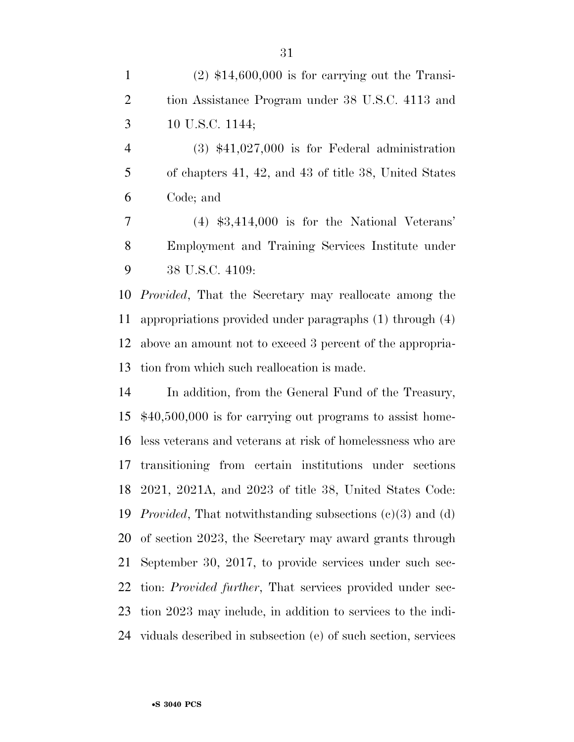(2) $14,600,000 is for carrying out the Transition Assistance Program under 38 U.S.C. 4113 and 10 U.S.C. 1144;

(3) $41,027,000 is for Federal administration of chapters 41, 42, and 43 of title 38, United States Code; and

(4) $3,414,000 is for the National Veterans' Employment and Training Services Institute under 38 U.S.C. 4109:

*Provided*, That the Secretary may reallocate among the appropriations provided under paragraphs (1) through (4) above an amount not to exceed 3 percent of the appropriation from which such reallocation is made.

In addition, from the General Fund of the Treasury, $40,500,000 is for carrying out programs to assist homeless veterans and veterans at risk of homelessness who are transitioning from certain institutions under sections 2021, 2021A, and 2023 of title 38, United States Code: *Provided*, That notwithstanding subsections (c)(3) and (d) of section 2023, the Secretary may award grants through September 30, 2017, to provide services under such section: *Provided further*, That services provided under section 2023 may include, in addition to services to the individuals described in subsection (e) of such section, services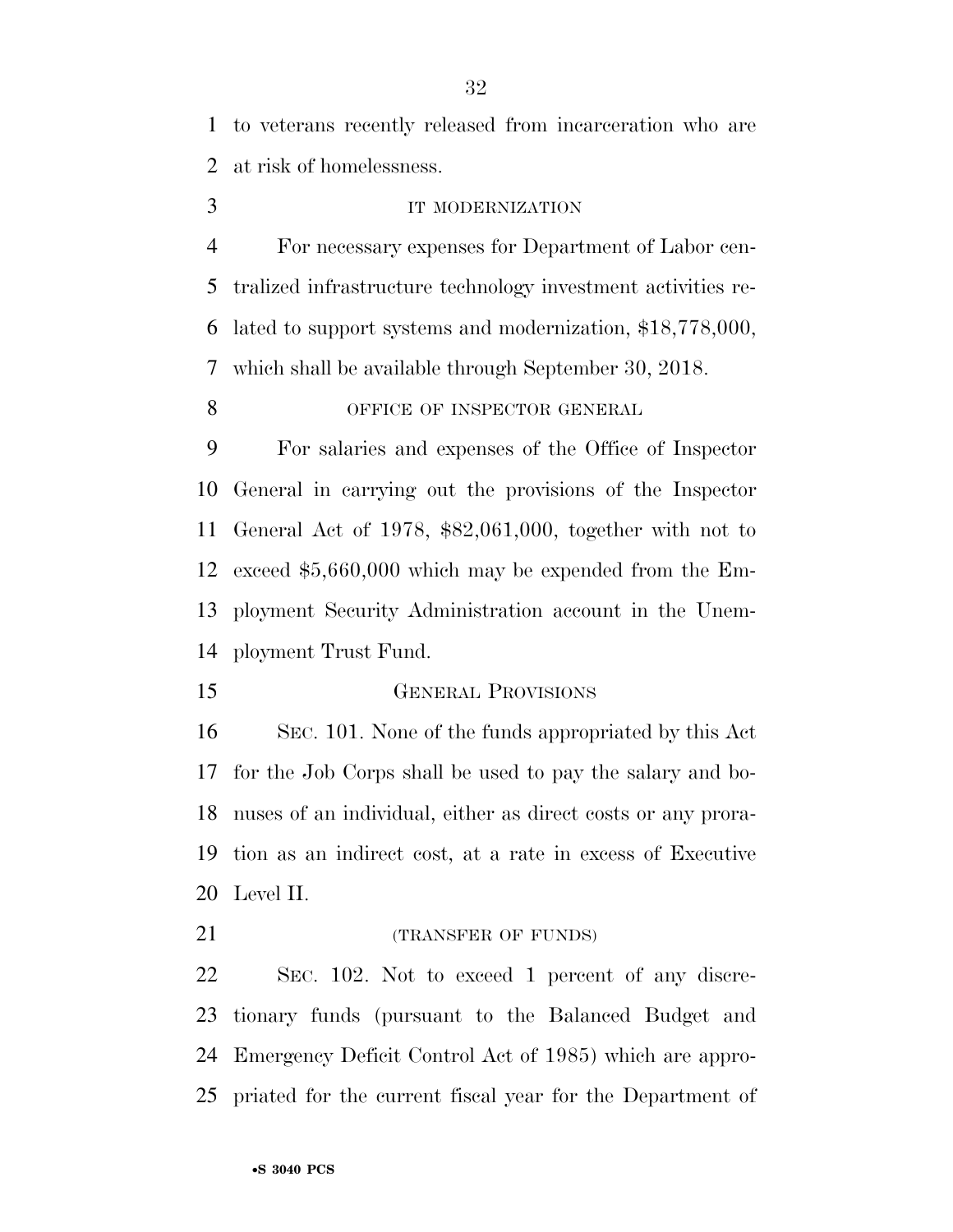to veterans recently released from incarceration who are at risk of homelessness.

IT MODERNIZATION

For necessary expenses for Department of Labor centralized infrastructure technology investment activities related to support systems and modernization, $18,778,000, which shall be available through September 30, 2018.

OFFICE OF INSPECTOR GENERAL

For salaries and expenses of the Office of Inspector General in carrying out the provisions of the Inspector General Act of 1978, $82,061,000, together with not to exceed $5,660,000 which may be expended from the Employment Security Administration account in the Unemployment Trust Fund.

GENERAL PROVISIONS

SEC. 101. None of the funds appropriated by this Act for the Job Corps shall be used to pay the salary and bonuses of an individual, either as direct costs or any proration as an indirect cost, at a rate in excess of Executive Level II.

(TRANSFER OF FUNDS)

SEC. 102. Not to exceed 1 percent of any discretionary funds (pursuant to the Balanced Budget and Emergency Deficit Control Act of 1985) which are appropriated for the current fiscal year for the Department of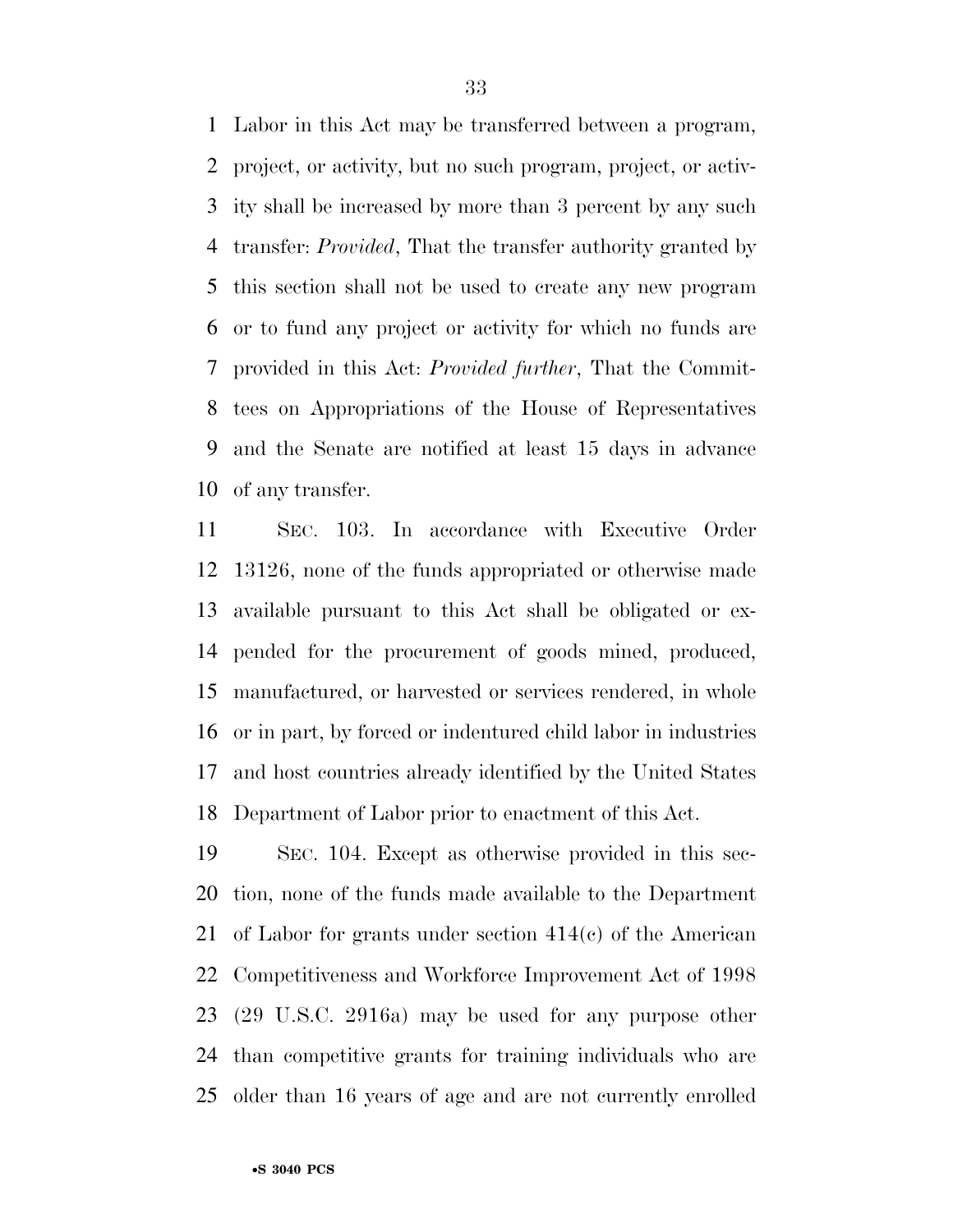Labor in this Act may be transferred between a program, project, or activity, but no such program, project, or activity shall be increased by more than 3 percent by any such transfer: *Provided*, That the transfer authority granted by this section shall not be used to create any new program or to fund any project or activity for which no funds are provided in this Act: *Provided further*, That the Committees on Appropriations of the House of Representatives and the Senate are notified at least 15 days in advance of any transfer.

SEC. 103. In accordance with Executive Order 13126, none of the funds appropriated or otherwise made available pursuant to this Act shall be obligated or expended for the procurement of goods mined, produced, manufactured, or harvested or services rendered, in whole or in part, by forced or indentured child labor in industries and host countries already identified by the United States Department of Labor prior to enactment of this Act.

SEC. 104. Except as otherwise provided in this section, none of the funds made available to the Department of Labor for grants under section 414(c) of the American Competitiveness and Workforce Improvement Act of 1998 (29 U.S.C. 2916a) may be used for any purpose other than competitive grants for training individuals who are older than 16 years of age and are not currently enrolled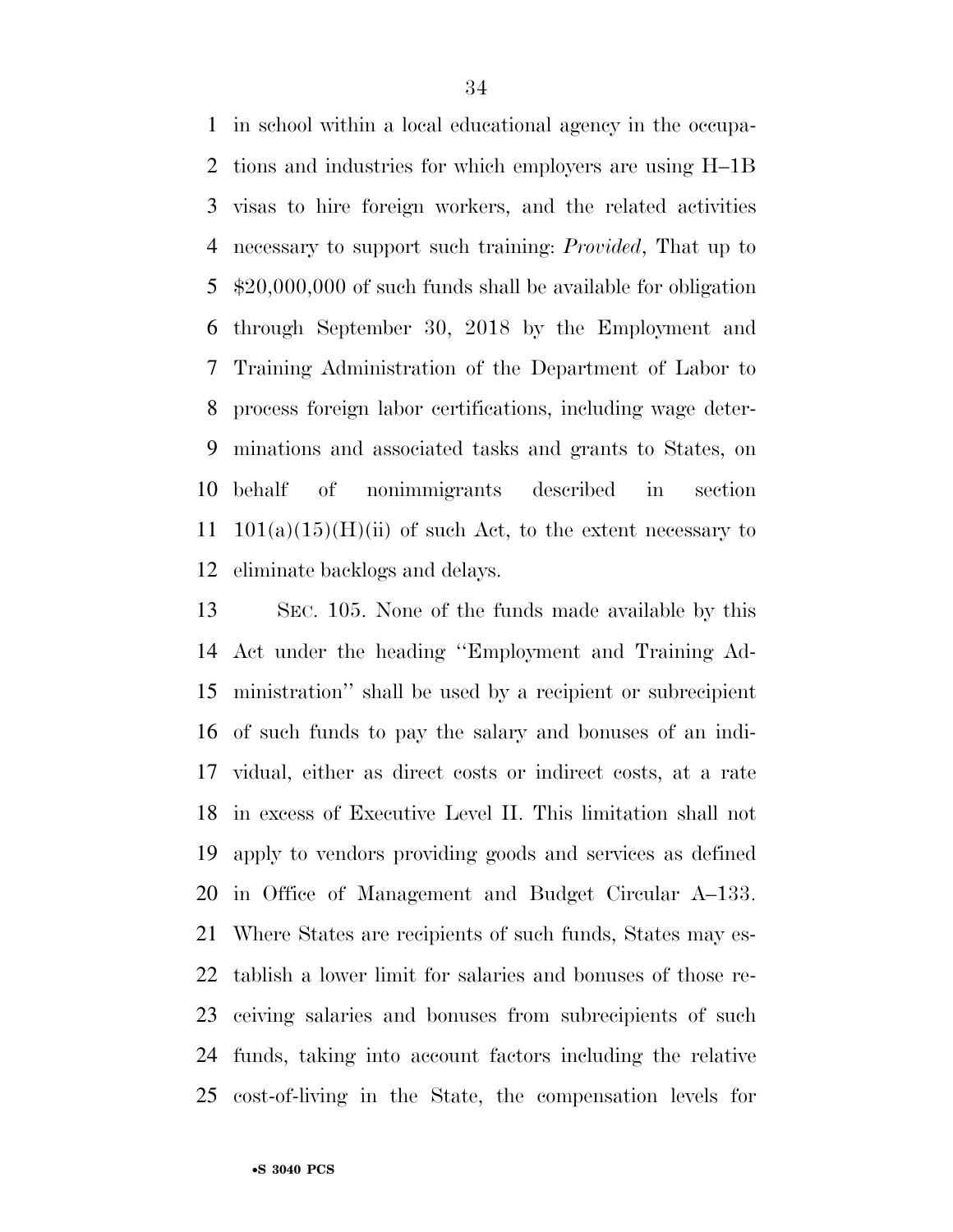in school within a local educational agency in the occupations and industries for which employers are using H–1B visas to hire foreign workers, and the related activities necessary to support such training: *Provided*, That up to $20,000,000 of such funds shall be available for obligation through September 30, 2018 by the Employment and Training Administration of the Department of Labor to process foreign labor certifications, including wage determinations and associated tasks and grants to States, on behalf of nonimmigrants described in section 101(a)(15)(H)(ii) of such Act, to the extent necessary to eliminate backlogs and delays.

SEC. 105. None of the funds made available by this Act under the heading ''Employment and Training Administration'' shall be used by a recipient or subrecipient of such funds to pay the salary and bonuses of an individual, either as direct costs or indirect costs, at a rate in excess of Executive Level II. This limitation shall not apply to vendors providing goods and services as defined in Office of Management and Budget Circular A–133. Where States are recipients of such funds, States may establish a lower limit for salaries and bonuses of those receiving salaries and bonuses from subrecipients of such funds, taking into account factors including the relative cost-of-living in the State, the compensation levels for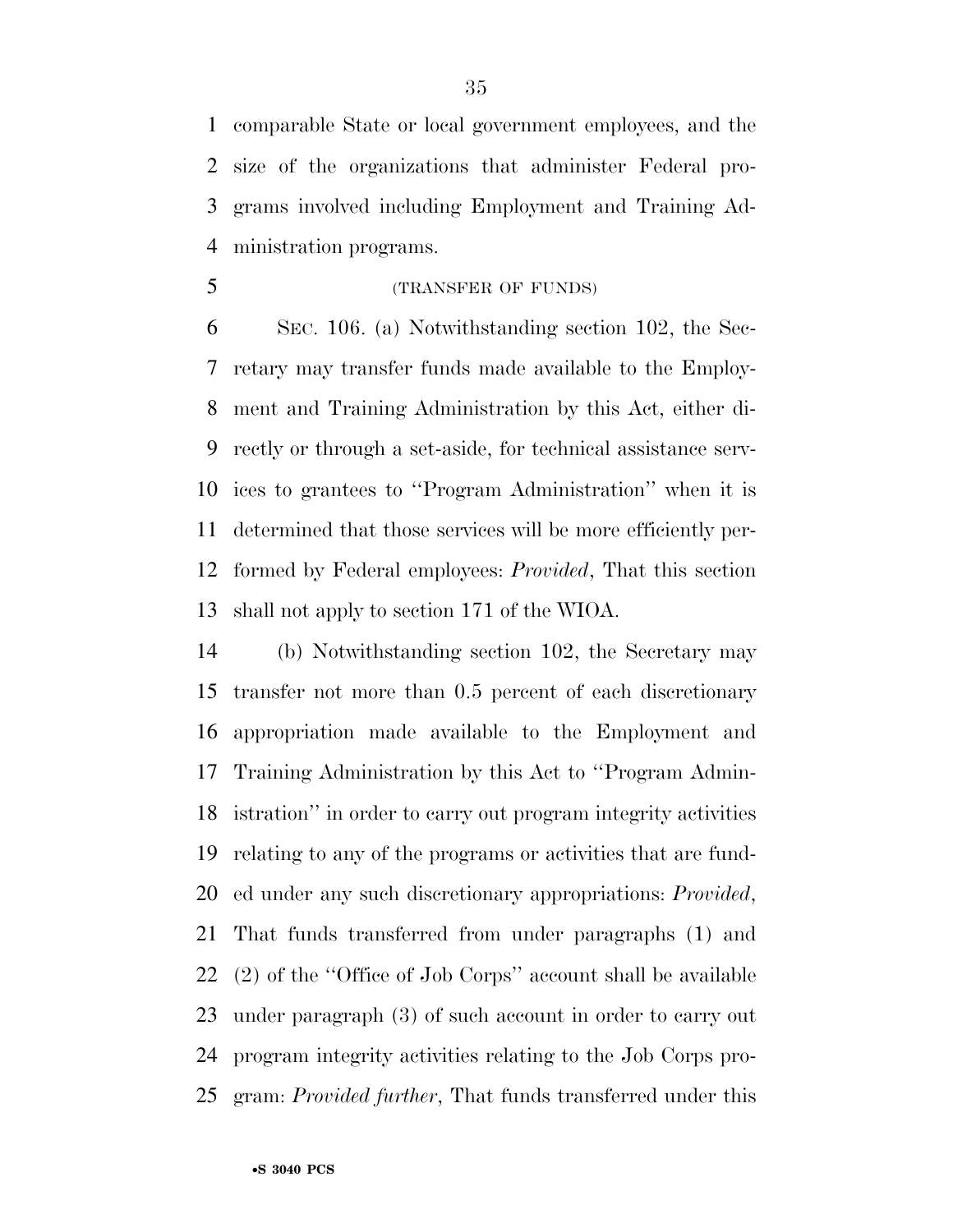comparable State or local government employees, and the size of the organizations that administer Federal programs involved including Employment and Training Administration programs.

(TRANSFER OF FUNDS)

SEC. 106. (a) Notwithstanding section 102, the Secretary may transfer funds made available to the Employment and Training Administration by this Act, either directly or through a set-aside, for technical assistance services to grantees to ''Program Administration'' when it is determined that those services will be more efficiently performed by Federal employees: *Provided*, That this section shall not apply to section 171 of the WIOA.

(b) Notwithstanding section 102, the Secretary may transfer not more than 0.5 percent of each discretionary appropriation made available to the Employment and Training Administration by this Act to ''Program Administration'' in order to carry out program integrity activities relating to any of the programs or activities that are funded under any such discretionary appropriations: *Provided*, That funds transferred from under paragraphs (1) and (2) of the ''Office of Job Corps'' account shall be available under paragraph (3) of such account in order to carry out program integrity activities relating to the Job Corps program: *Provided further*, That funds transferred under this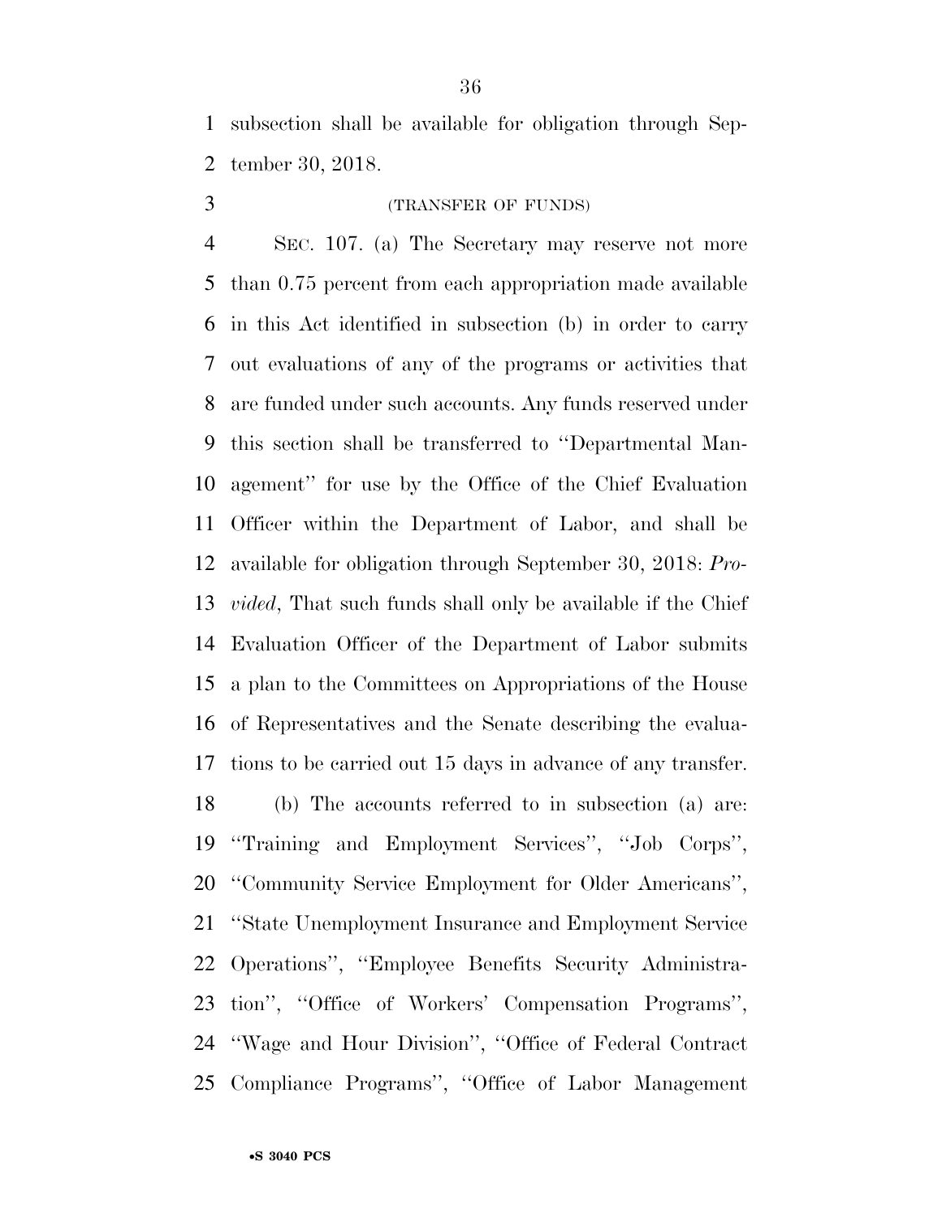subsection shall be available for obligation through September 30, 2018.

(TRANSFER OF FUNDS)

SEC. 107. (a) The Secretary may reserve not more than 0.75 percent from each appropriation made available in this Act identified in subsection (b) in order to carry out evaluations of any of the programs or activities that are funded under such accounts. Any funds reserved under this section shall be transferred to ''Departmental Management'' for use by the Office of the Chief Evaluation Officer within the Department of Labor, and shall be available for obligation through September 30, 2018: *Provided*, That such funds shall only be available if the Chief Evaluation Officer of the Department of Labor submits a plan to the Committees on Appropriations of the House of Representatives and the Senate describing the evaluations to be carried out 15 days in advance of any transfer.

(b) The accounts referred to in subsection (a) are: ''Training and Employment Services'', ''Job Corps'', ''Community Service Employment for Older Americans'', ''State Unemployment Insurance and Employment Service Operations'', ''Employee Benefits Security Administration'', ''Office of Workers' Compensation Programs'', ''Wage and Hour Division'', ''Office of Federal Contract Compliance Programs'', ''Office of Labor Management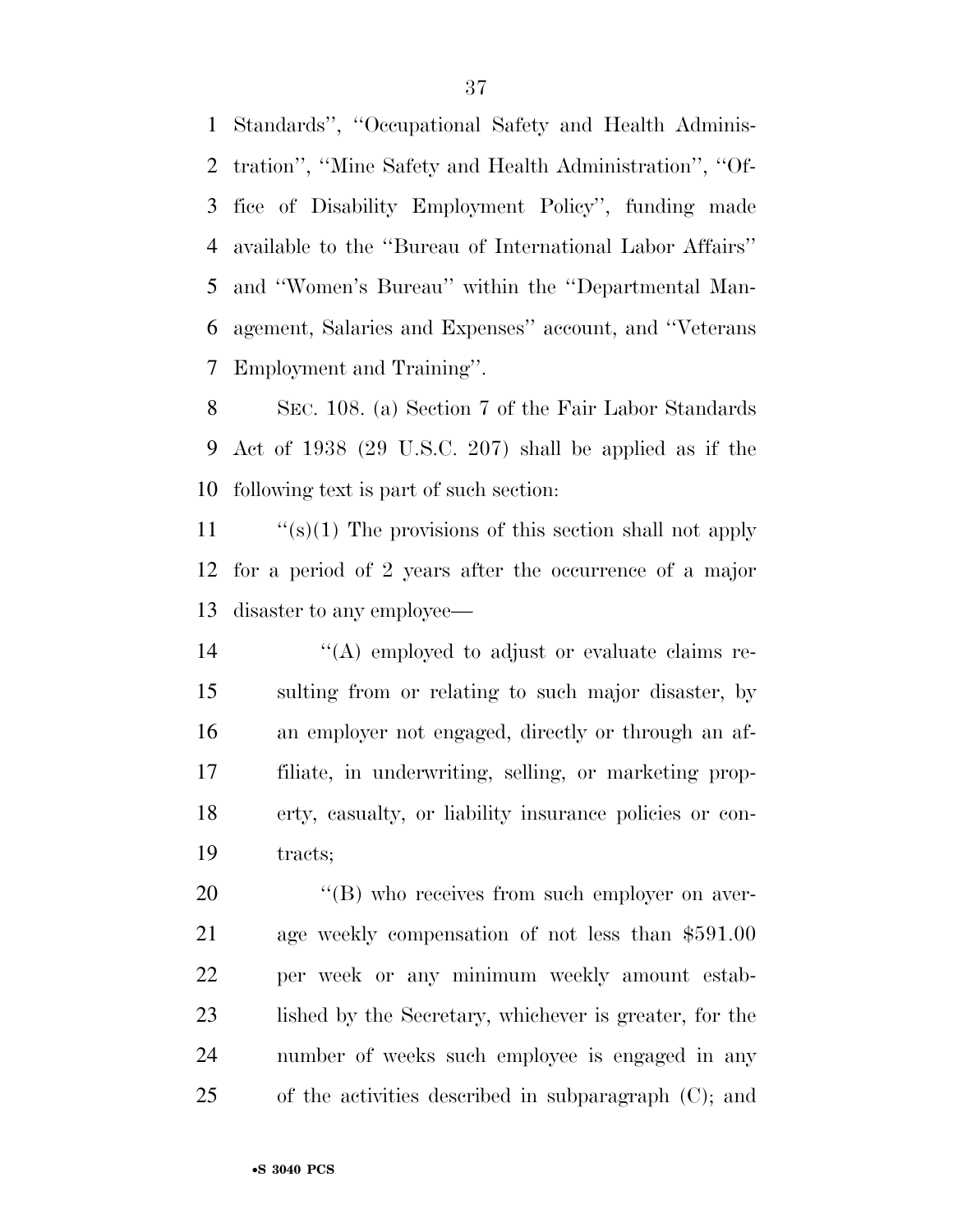Standards'', ''Occupational Safety and Health Administration'', ''Mine Safety and Health Administration'', ''Office of Disability Employment Policy'', funding made available to the ''Bureau of International Labor Affairs'' and ''Women's Bureau'' within the ''Departmental Management, Salaries and Expenses'' account, and ''Veterans Employment and Training''.

SEC. 108. (a) Section 7 of the Fair Labor Standards Act of 1938 (29 U.S.C. 207) shall be applied as if the following text is part of such section:

''(s)(1) The provisions of this section shall not apply for a period of 2 years after the occurrence of a major disaster to any employee—

''(A) employed to adjust or evaluate claims resulting from or relating to such major disaster, by an employer not engaged, directly or through an affiliate, in underwriting, selling, or marketing property, casualty, or liability insurance policies or contracts;

''(B) who receives from such employer on average weekly compensation of not less than $591.00 per week or any minimum weekly amount established by the Secretary, whichever is greater, for the number of weeks such employee is engaged in any of the activities described in subparagraph (C); and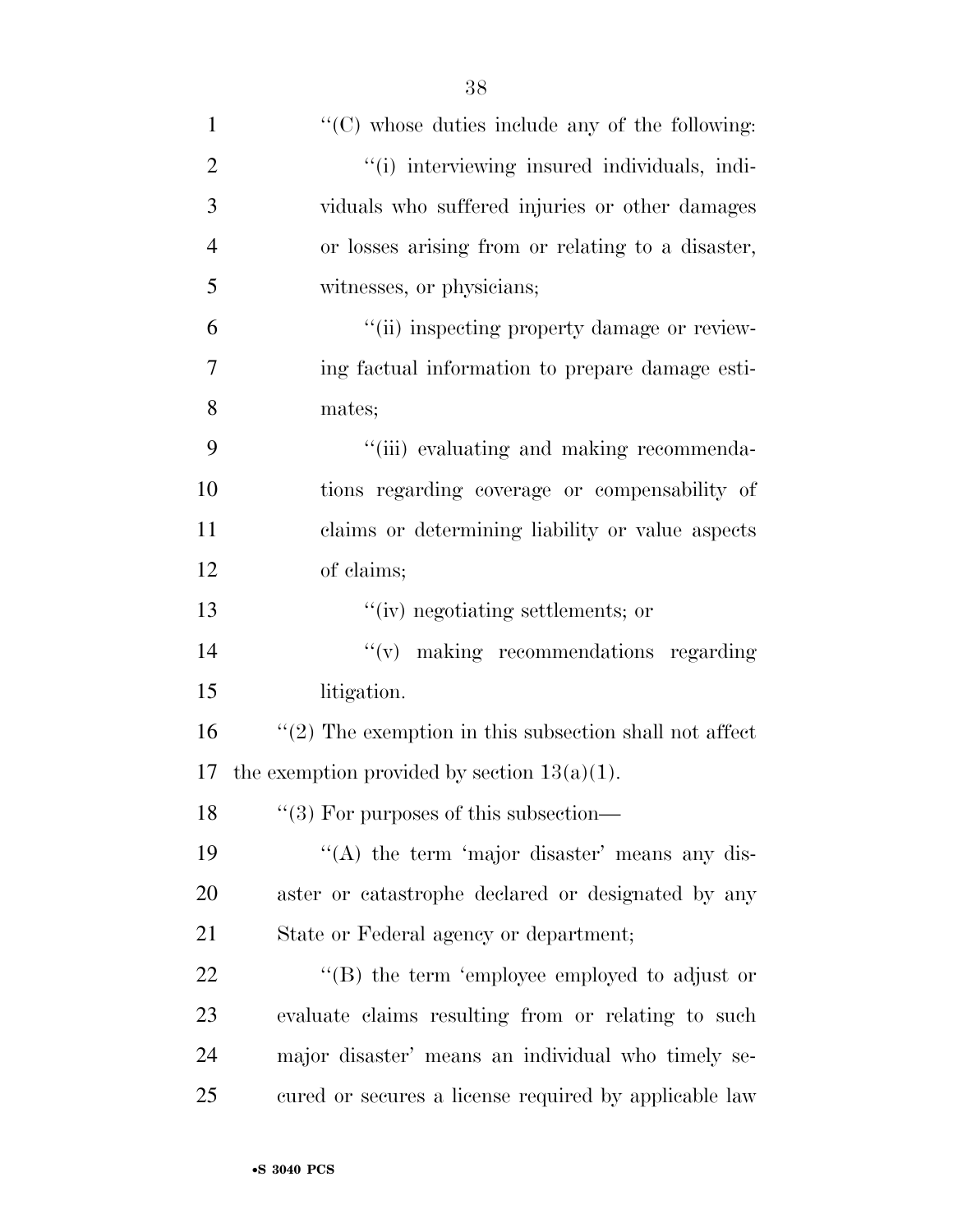''(C) whose duties include any of the following:

''(i) interviewing insured individuals, individuals who suffered injuries or other damages or losses arising from or relating to a disaster, witnesses, or physicians;

''(ii) inspecting property damage or reviewing factual information to prepare damage estimates;

''(iii) evaluating and making recommendations regarding coverage or compensability of claims or determining liability or value aspects of claims;

''(iv) negotiating settlements; or

''(v) making recommendations regarding litigation.

''(2) The exemption in this subsection shall not affect the exemption provided by section 13(a)(1).

''(3) For purposes of this subsection—

''(A) the term 'major disaster' means any disaster or catastrophe declared or designated by any State or Federal agency or department;

''(B) the term 'employee employed to adjust or evaluate claims resulting from or relating to such major disaster' means an individual who timely secured or secures a license required by applicable law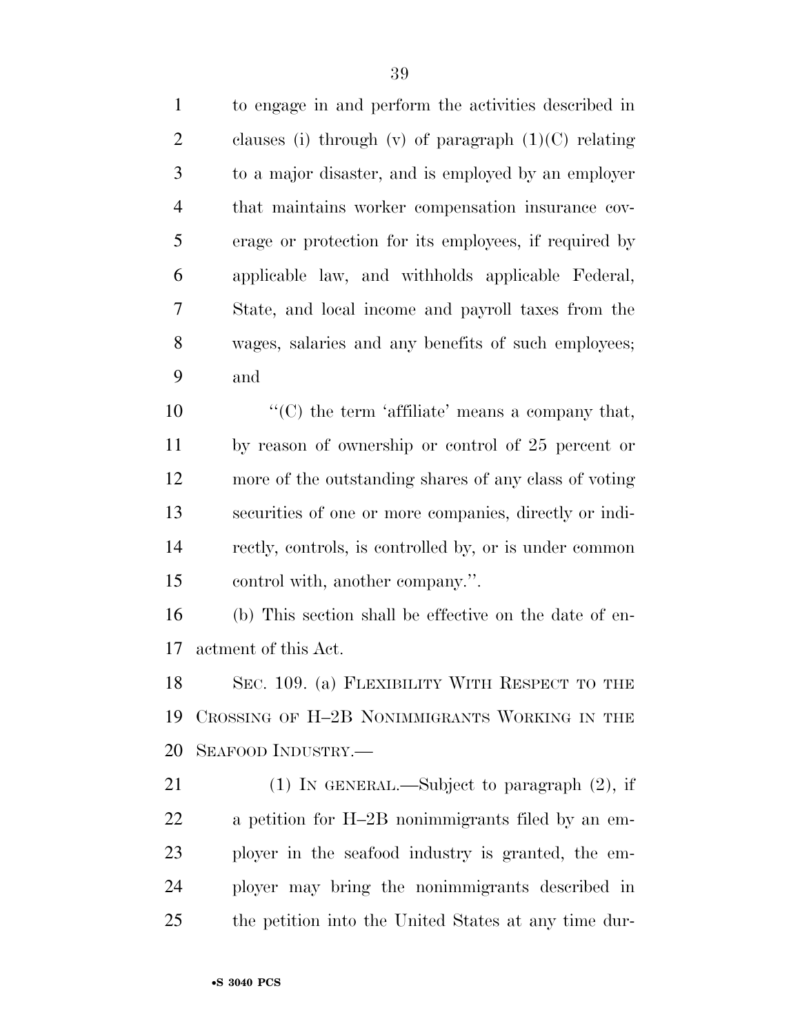to engage in and perform the activities described in clauses (i) through (v) of paragraph (1)(C) relating to a major disaster, and is employed by an employer that maintains worker compensation insurance coverage or protection for its employees, if required by applicable law, and withholds applicable Federal, State, and local income and payroll taxes from the wages, salaries and any benefits of such employees; and

''(C) the term 'affiliate' means a company that, by reason of ownership or control of 25 percent or more of the outstanding shares of any class of voting securities of one or more companies, directly or indirectly, controls, is controlled by, or is under common control with, another company.''.

(b) This section shall be effective on the date of enactment of this Act.

SEC. 109. (a) FLEXIBILITY WITH RESPECT TO THE CROSSING OF H–2B NONIMMIGRANTS WORKING IN THE SEAFOOD INDUSTRY.—

(1) IN GENERAL.—Subject to paragraph (2), if a petition for H–2B nonimmigrants filed by an employer in the seafood industry is granted, the employer may bring the nonimmigrants described in the petition into the United States at any time dur-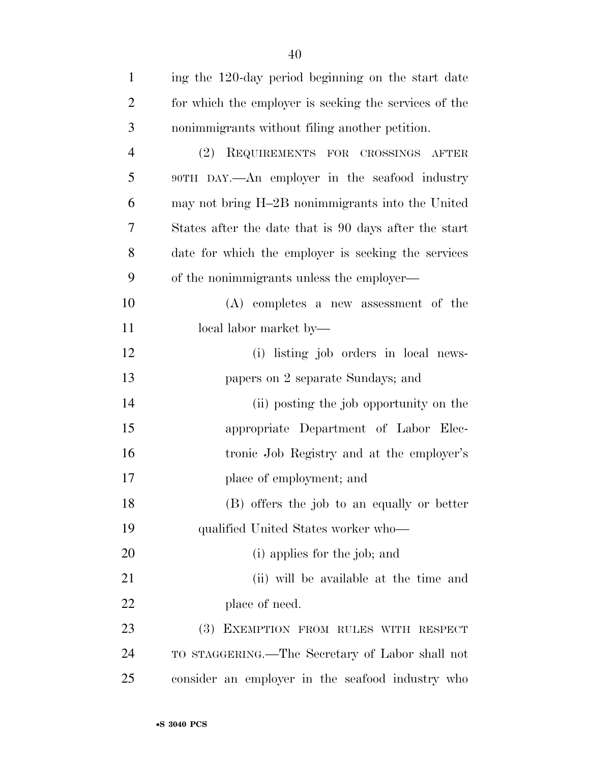ing the 120-day period beginning on the start date for which the employer is seeking the services of the nonimmigrants without filing another petition.

(2) REQUIREMENTS FOR CROSSINGS AFTER 90TH DAY.—An employer in the seafood industry may not bring H–2B nonimmigrants into the United States after the date that is 90 days after the start date for which the employer is seeking the services of the nonimmigrants unless the employer—

(A) completes a new assessment of the local labor market by—

(i) listing job orders in local newspapers on 2 separate Sundays; and

(ii) posting the job opportunity on the appropriate Department of Labor Electronic Job Registry and at the employer's place of employment; and

(B) offers the job to an equally or better qualified United States worker who—

(i) applies for the job; and

(ii) will be available at the time and place of need.

(3) EXEMPTION FROM RULES WITH RESPECT TO STAGGERING.—The Secretary of Labor shall not consider an employer in the seafood industry who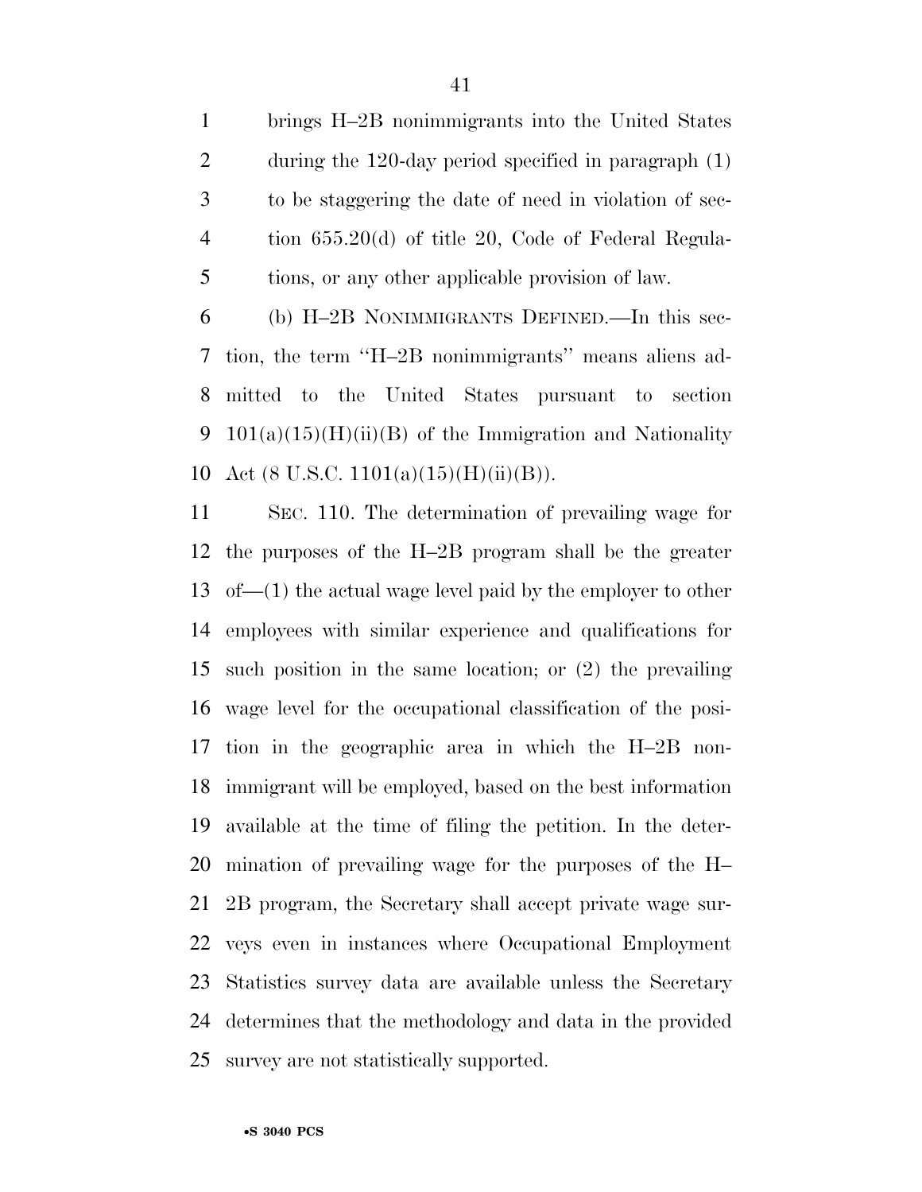brings H–2B nonimmigrants into the United States during the 120-day period specified in paragraph (1) to be staggering the date of need in violation of section 655.20(d) of title 20, Code of Federal Regulations, or any other applicable provision of law.

(b) H–2B NONIMMIGRANTS DEFINED.—In this section, the term ''H–2B nonimmigrants'' means aliens admitted to the United States pursuant to section 101(a)(15)(H)(ii)(B) of the Immigration and Nationality Act (8 U.S.C. 1101(a)(15)(H)(ii)(B)).

SEC. 110. The determination of prevailing wage for the purposes of the H–2B program shall be the greater of—(1) the actual wage level paid by the employer to other employees with similar experience and qualifications for such position in the same location; or (2) the prevailing wage level for the occupational classification of the position in the geographic area in which the H–2B nonimmigrant will be employed, based on the best information available at the time of filing the petition. In the determination of prevailing wage for the purposes of the H–2B program, the Secretary shall accept private wage surveys even in instances where Occupational Employment Statistics survey data are available unless the Secretary determines that the methodology and data in the provided survey are not statistically supported.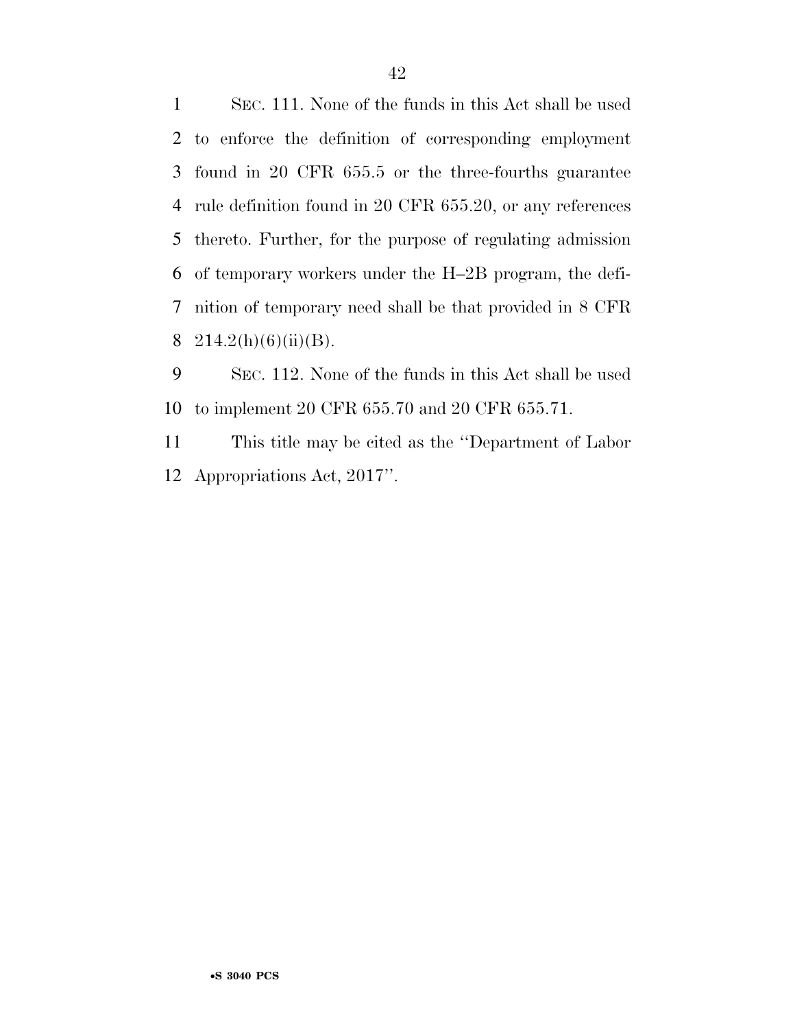SEC. 111. None of the funds in this Act shall be used to enforce the definition of corresponding employment found in 20 CFR 655.5 or the three-fourths guarantee rule definition found in 20 CFR 655.20, or any references thereto. Further, for the purpose of regulating admission of temporary workers under the H–2B program, the definition of temporary need shall be that provided in 8 CFR 214.2(h)(6)(ii)(B).

SEC. 112. None of the funds in this Act shall be used to implement 20 CFR 655.70 and 20 CFR 655.71.

This title may be cited as the ''Department of Labor Appropriations Act, 2017''.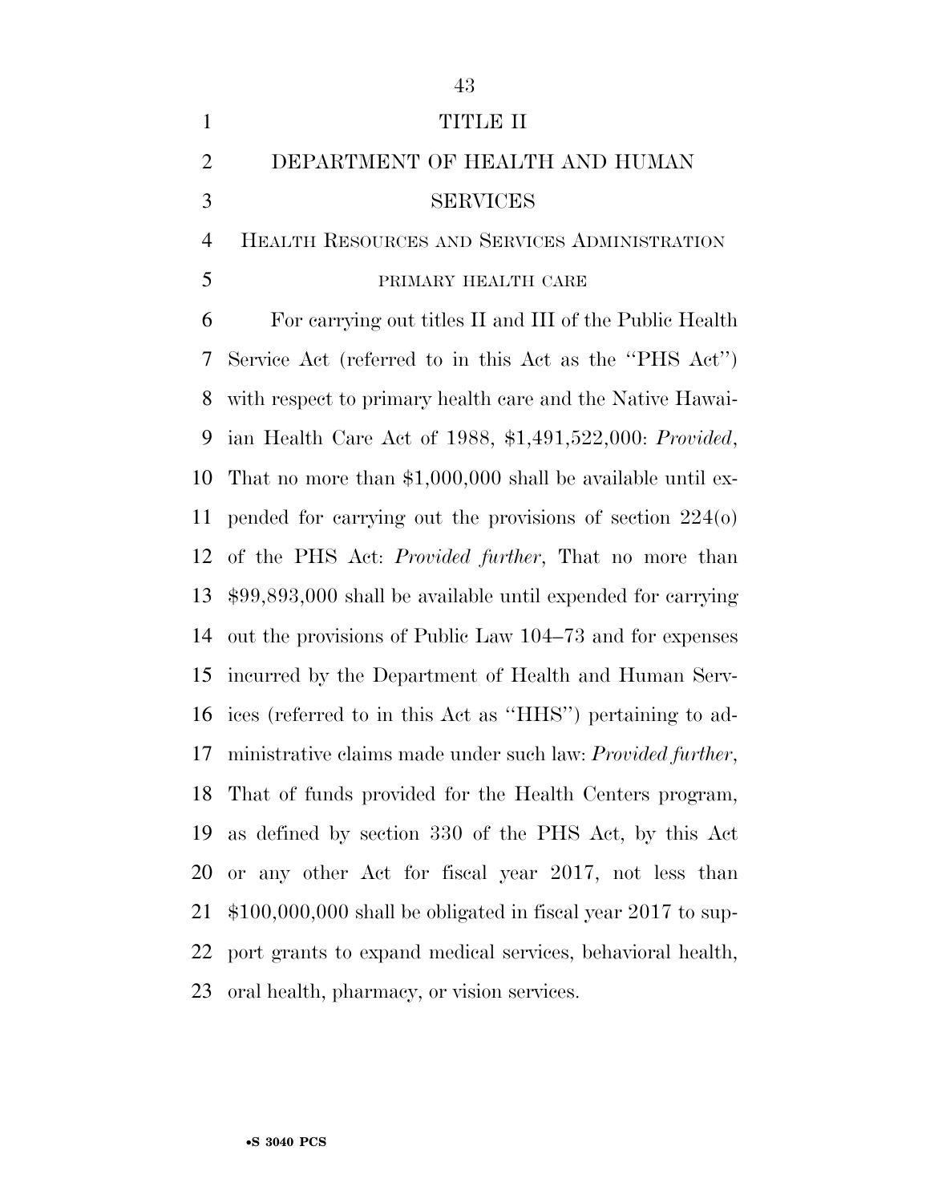# TITLE II

# DEPARTMENT OF HEALTH AND HUMAN SERVICES

## HEALTH RESOURCES AND SERVICES ADMINISTRATION

### PRIMARY HEALTH CARE

For carrying out titles II and III of the Public Health Service Act (referred to in this Act as the ''PHS Act'') with respect to primary health care and the Native Hawaiian Health Care Act of 1988, $1,491,522,000: *Provided*, That no more than $1,000,000 shall be available until expended for carrying out the provisions of section 224(o) of the PHS Act: *Provided further*, That no more than $99,893,000 shall be available until expended for carrying out the provisions of Public Law 104–73 and for expenses incurred by the Department of Health and Human Services (referred to in this Act as ''HHS'') pertaining to administrative claims made under such law: *Provided further*, That of funds provided for the Health Centers program, as defined by section 330 of the PHS Act, by this Act or any other Act for fiscal year 2017, not less than $100,000,000 shall be obligated in fiscal year 2017 to support grants to expand medical services, behavioral health, oral health, pharmacy, or vision services.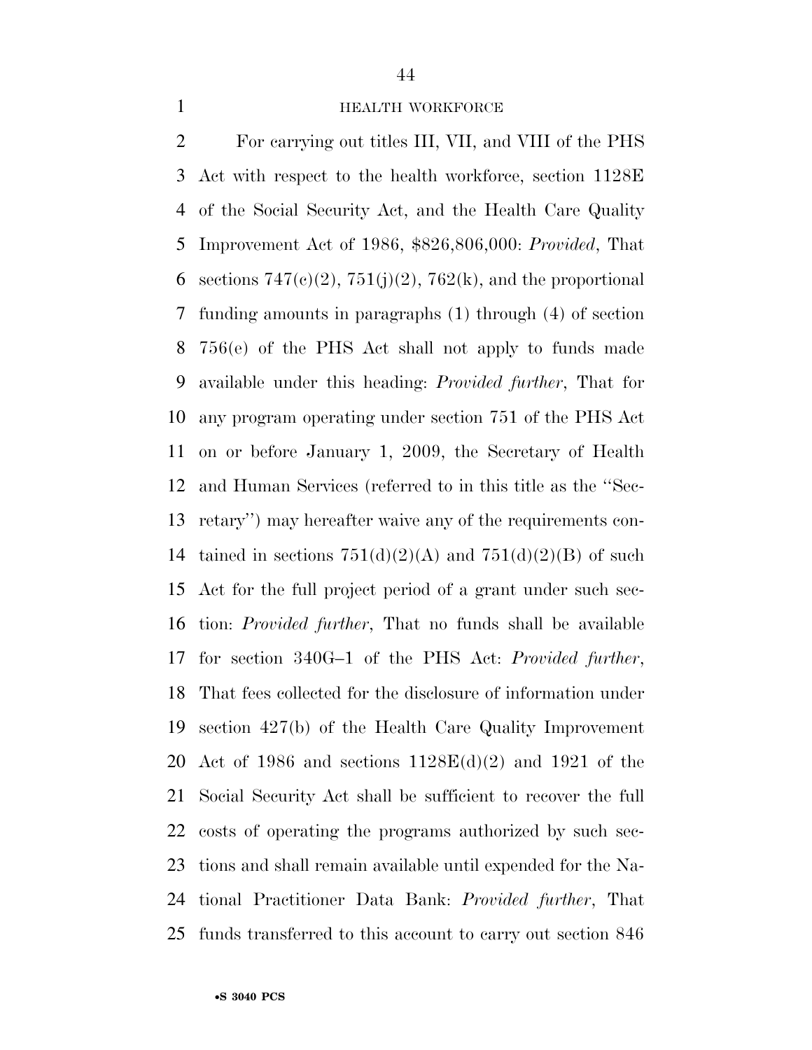HEALTH WORKFORCE

For carrying out titles III, VII, and VIII of the PHS Act with respect to the health workforce, section 1128E of the Social Security Act, and the Health Care Quality Improvement Act of 1986, $826,806,000: *Provided*, That sections 747(c)(2), 751(j)(2), 762(k), and the proportional funding amounts in paragraphs (1) through (4) of section 756(e) of the PHS Act shall not apply to funds made available under this heading: *Provided further*, That for any program operating under section 751 of the PHS Act on or before January 1, 2009, the Secretary of Health and Human Services (referred to in this title as the ''Secretary'') may hereafter waive any of the requirements contained in sections 751(d)(2)(A) and 751(d)(2)(B) of such Act for the full project period of a grant under such section: *Provided further*, That no funds shall be available for section 340G–1 of the PHS Act: *Provided further*, That fees collected for the disclosure of information under section 427(b) of the Health Care Quality Improvement Act of 1986 and sections 1128E(d)(2) and 1921 of the Social Security Act shall be sufficient to recover the full costs of operating the programs authorized by such sections and shall remain available until expended for the National Practitioner Data Bank: *Provided further*, That funds transferred to this account to carry out section 846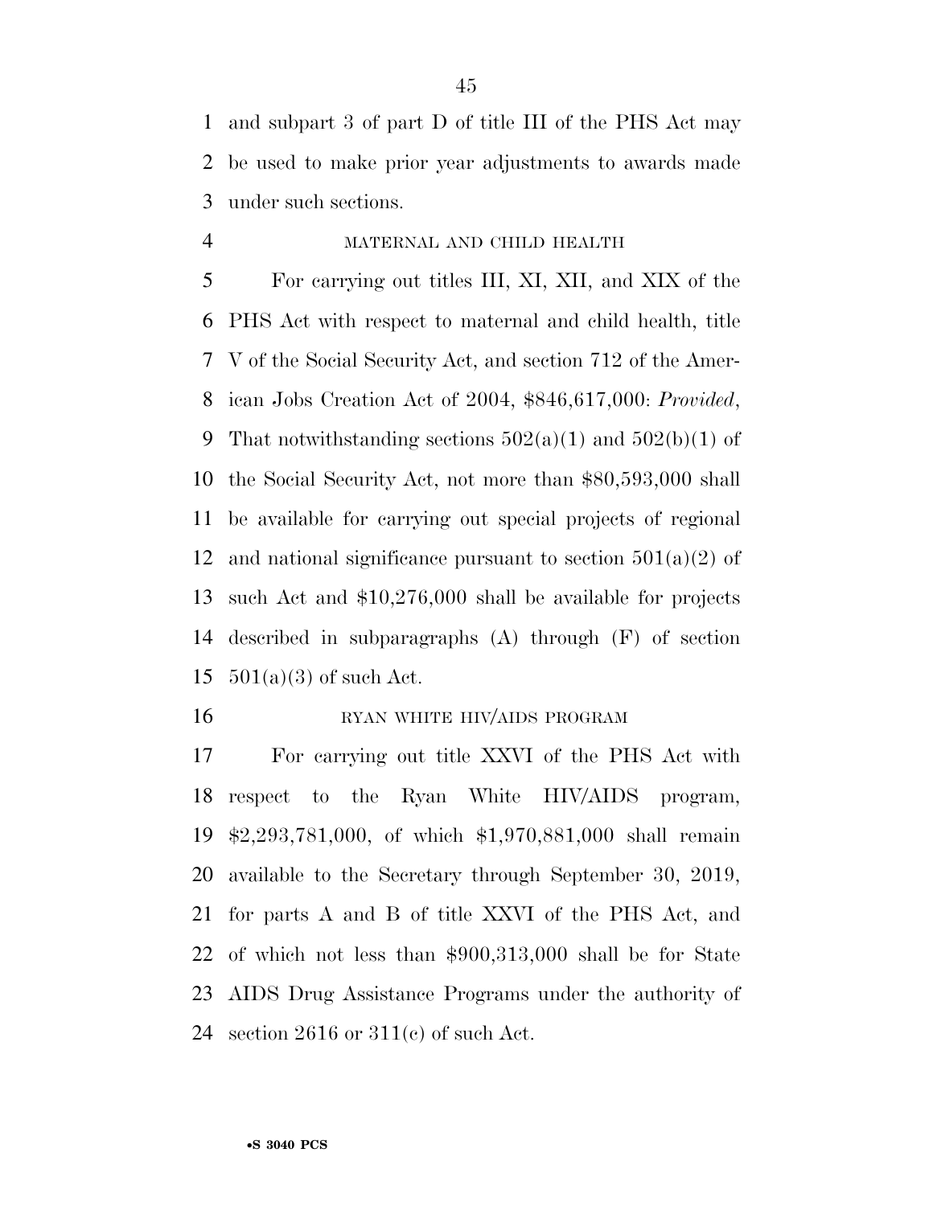and subpart 3 of part D of title III of the PHS Act may be used to make prior year adjustments to awards made under such sections.

MATERNAL AND CHILD HEALTH

For carrying out titles III, XI, XII, and XIX of the PHS Act with respect to maternal and child health, title V of the Social Security Act, and section 712 of the American Jobs Creation Act of 2004, $846,617,000: *Provided*, That notwithstanding sections 502(a)(1) and 502(b)(1) of the Social Security Act, not more than $80,593,000 shall be available for carrying out special projects of regional and national significance pursuant to section 501(a)(2) of such Act and $10,276,000 shall be available for projects described in subparagraphs (A) through (F) of section 501(a)(3) of such Act.

RYAN WHITE HIV/AIDS PROGRAM

For carrying out title XXVI of the PHS Act with respect to the Ryan White HIV/AIDS program, $2,293,781,000, of which $1,970,881,000 shall remain available to the Secretary through September 30, 2019, for parts A and B of title XXVI of the PHS Act, and of which not less than $900,313,000 shall be for State AIDS Drug Assistance Programs under the authority of section 2616 or 311(c) of such Act.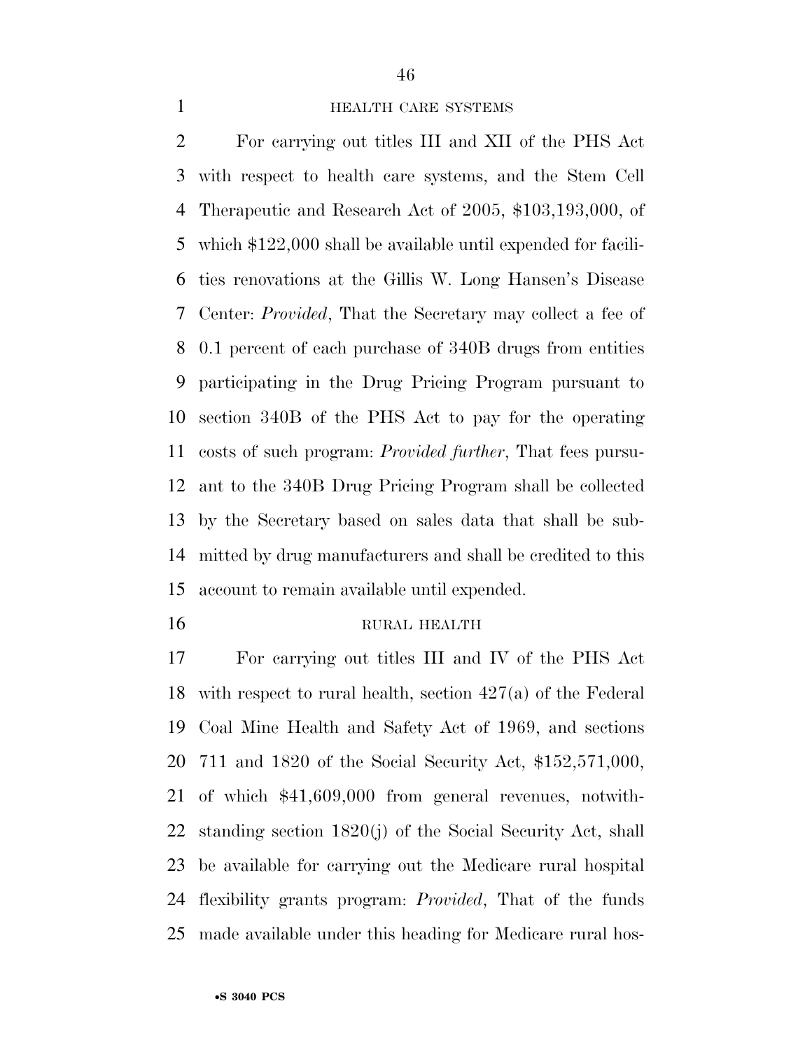## HEALTH CARE SYSTEMS

For carrying out titles III and XII of the PHS Act with respect to health care systems, and the Stem Cell Therapeutic and Research Act of 2005, $103,193,000, of which $122,000 shall be available until expended for facilities renovations at the Gillis W. Long Hansen's Disease Center: *Provided*, That the Secretary may collect a fee of 0.1 percent of each purchase of 340B drugs from entities participating in the Drug Pricing Program pursuant to section 340B of the PHS Act to pay for the operating costs of such program: *Provided further*, That fees pursuant to the 340B Drug Pricing Program shall be collected by the Secretary based on sales data that shall be submitted by drug manufacturers and shall be credited to this account to remain available until expended.

## RURAL HEALTH

For carrying out titles III and IV of the PHS Act with respect to rural health, section 427(a) of the Federal Coal Mine Health and Safety Act of 1969, and sections 711 and 1820 of the Social Security Act, $152,571,000, of which $41,609,000 from general revenues, notwithstanding section 1820(j) of the Social Security Act, shall be available for carrying out the Medicare rural hospital flexibility grants program: *Provided*, That of the funds made available under this heading for Medicare rural hos-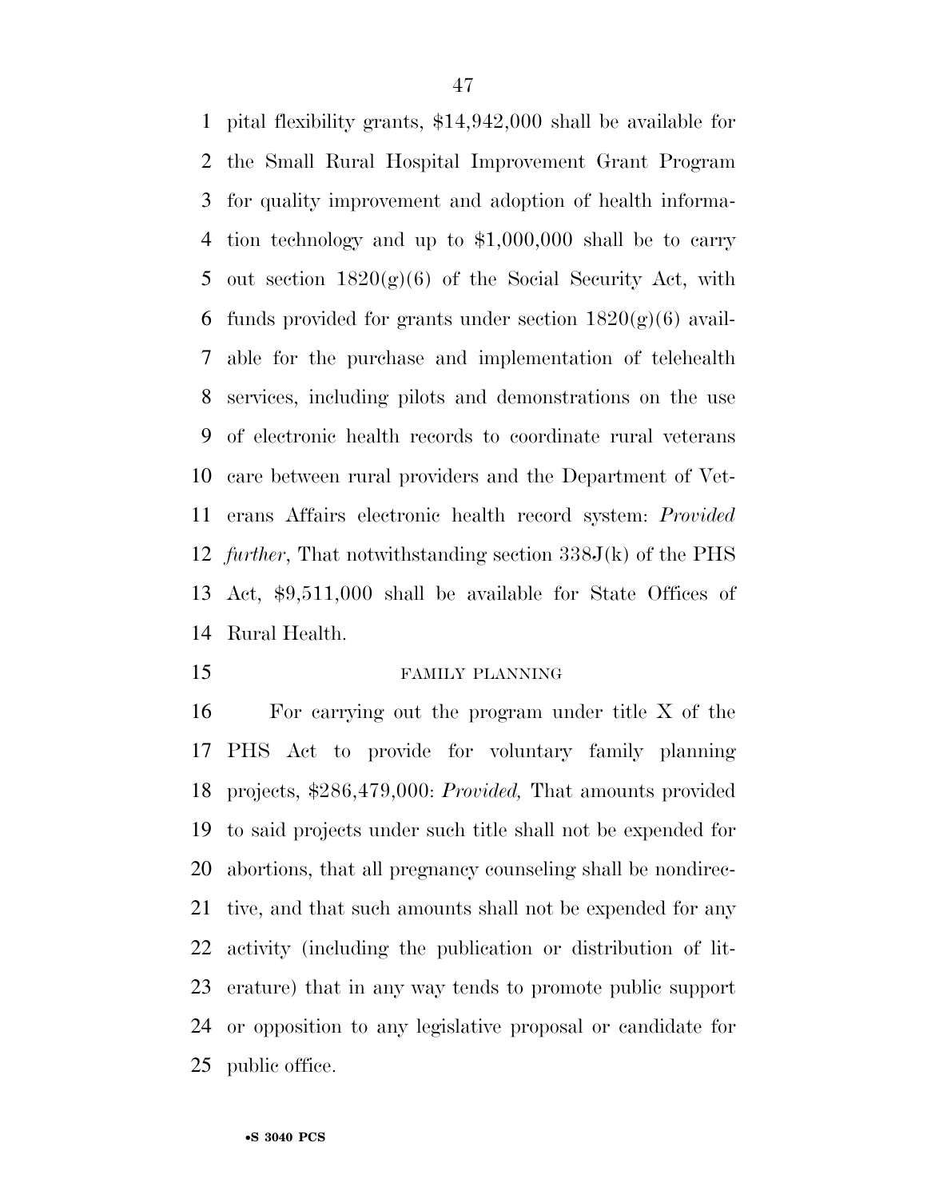pital flexibility grants, $14,942,000 shall be available for the Small Rural Hospital Improvement Grant Program for quality improvement and adoption of health information technology and up to $1,000,000 shall be to carry out section 1820(g)(6) of the Social Security Act, with funds provided for grants under section 1820(g)(6) available for the purchase and implementation of telehealth services, including pilots and demonstrations on the use of electronic health records to coordinate rural veterans care between rural providers and the Department of Veterans Affairs electronic health record system: *Provided further*, That notwithstanding section 338J(k) of the PHS Act, $9,511,000 shall be available for State Offices of Rural Health.

FAMILY PLANNING

For carrying out the program under title X of the PHS Act to provide for voluntary family planning projects, $286,479,000: *Provided,* That amounts provided to said projects under such title shall not be expended for abortions, that all pregnancy counseling shall be nondirective, and that such amounts shall not be expended for any activity (including the publication or distribution of literature) that in any way tends to promote public support or opposition to any legislative proposal or candidate for public office.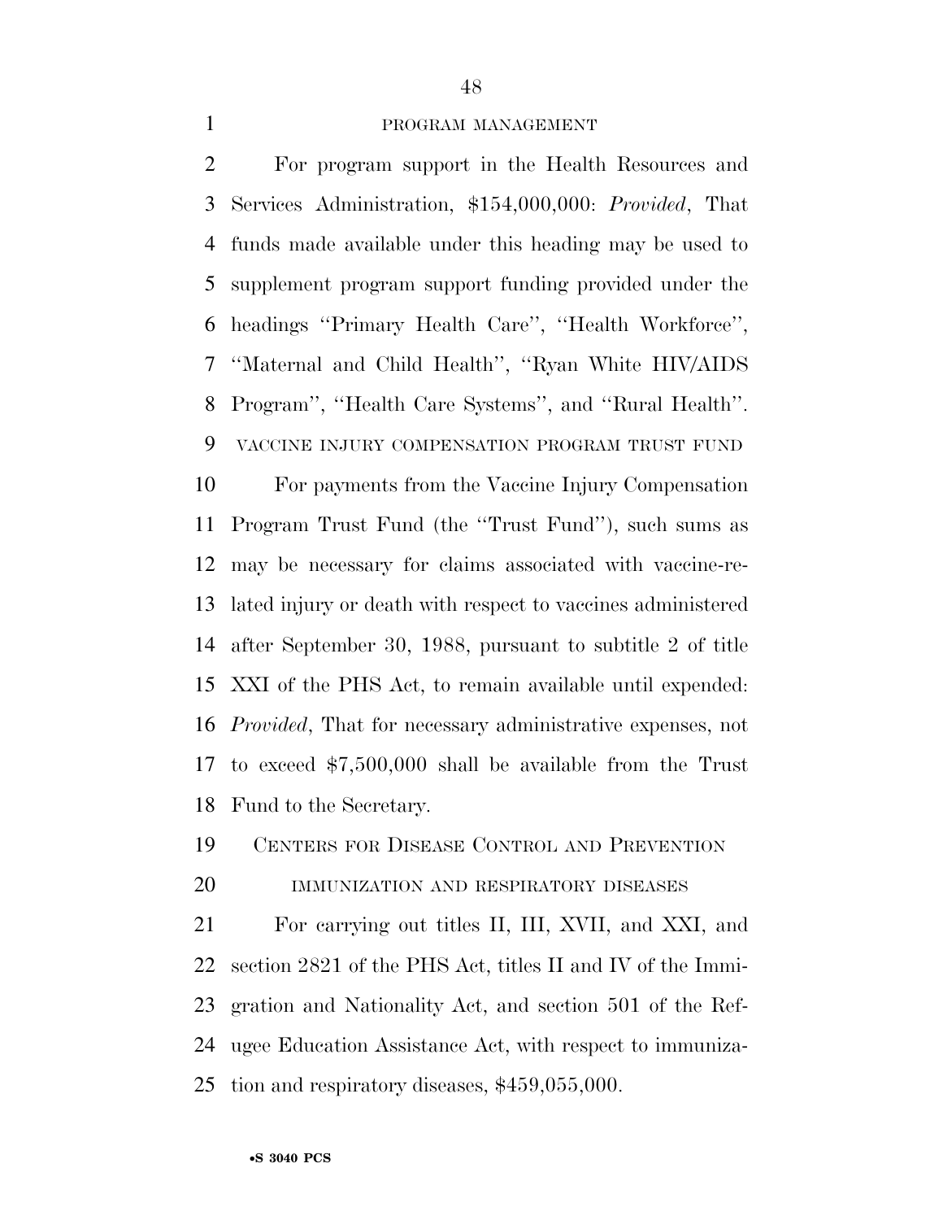PROGRAM MANAGEMENT

For program support in the Health Resources and Services Administration, $154,000,000: *Provided*, That funds made available under this heading may be used to supplement program support funding provided under the headings ''Primary Health Care'', ''Health Workforce'', ''Maternal and Child Health'', ''Ryan White HIV/AIDS Program'', ''Health Care Systems'', and ''Rural Health''.

VACCINE INJURY COMPENSATION PROGRAM TRUST FUND

For payments from the Vaccine Injury Compensation Program Trust Fund (the ''Trust Fund''), such sums as may be necessary for claims associated with vaccine-related injury or death with respect to vaccines administered after September 30, 1988, pursuant to subtitle 2 of title XXI of the PHS Act, to remain available until expended: *Provided*, That for necessary administrative expenses, not to exceed $7,500,000 shall be available from the Trust Fund to the Secretary.

CENTERS FOR DISEASE CONTROL AND PREVENTION

IMMUNIZATION AND RESPIRATORY DISEASES

For carrying out titles II, III, XVII, and XXI, and section 2821 of the PHS Act, titles II and IV of the Immigration and Nationality Act, and section 501 of the Refugee Education Assistance Act, with respect to immunization and respiratory diseases, $459,055,000.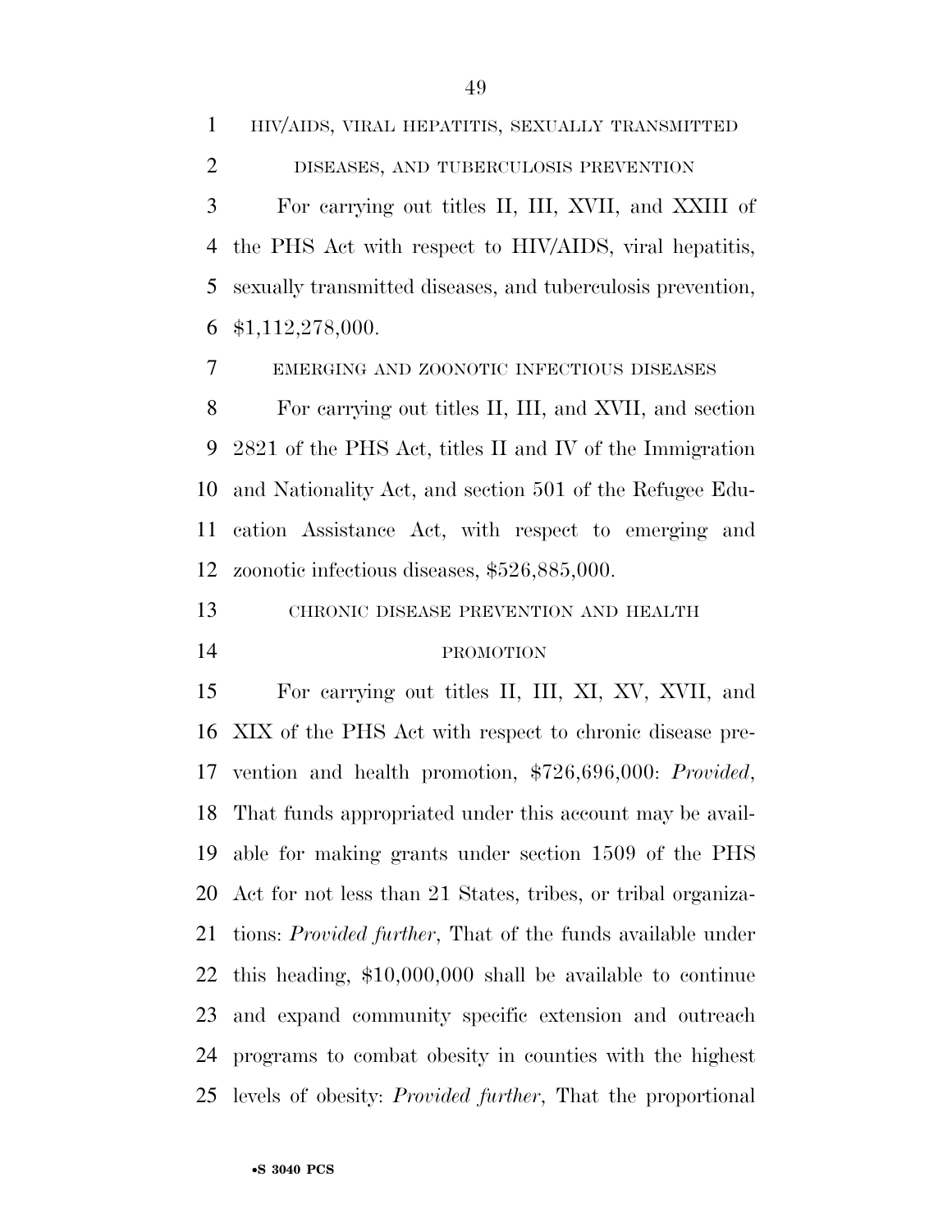HIV/AIDS, VIRAL HEPATITIS, SEXUALLY TRANSMITTED DISEASES, AND TUBERCULOSIS PREVENTION

For carrying out titles II, III, XVII, and XXIII of the PHS Act with respect to HIV/AIDS, viral hepatitis, sexually transmitted diseases, and tuberculosis prevention, $1,112,278,000.

EMERGING AND ZOONOTIC INFECTIOUS DISEASES

For carrying out titles II, III, and XVII, and section 2821 of the PHS Act, titles II and IV of the Immigration and Nationality Act, and section 501 of the Refugee Education Assistance Act, with respect to emerging and zoonotic infectious diseases, $526,885,000.

CHRONIC DISEASE PREVENTION AND HEALTH PROMOTION

For carrying out titles II, III, XI, XV, XVII, and XIX of the PHS Act with respect to chronic disease prevention and health promotion, $726,696,000: *Provided*, That funds appropriated under this account may be available for making grants under section 1509 of the PHS Act for not less than 21 States, tribes, or tribal organizations: *Provided further*, That of the funds available under this heading, $10,000,000 shall be available to continue and expand community specific extension and outreach programs to combat obesity in counties with the highest levels of obesity: *Provided further*, That the proportional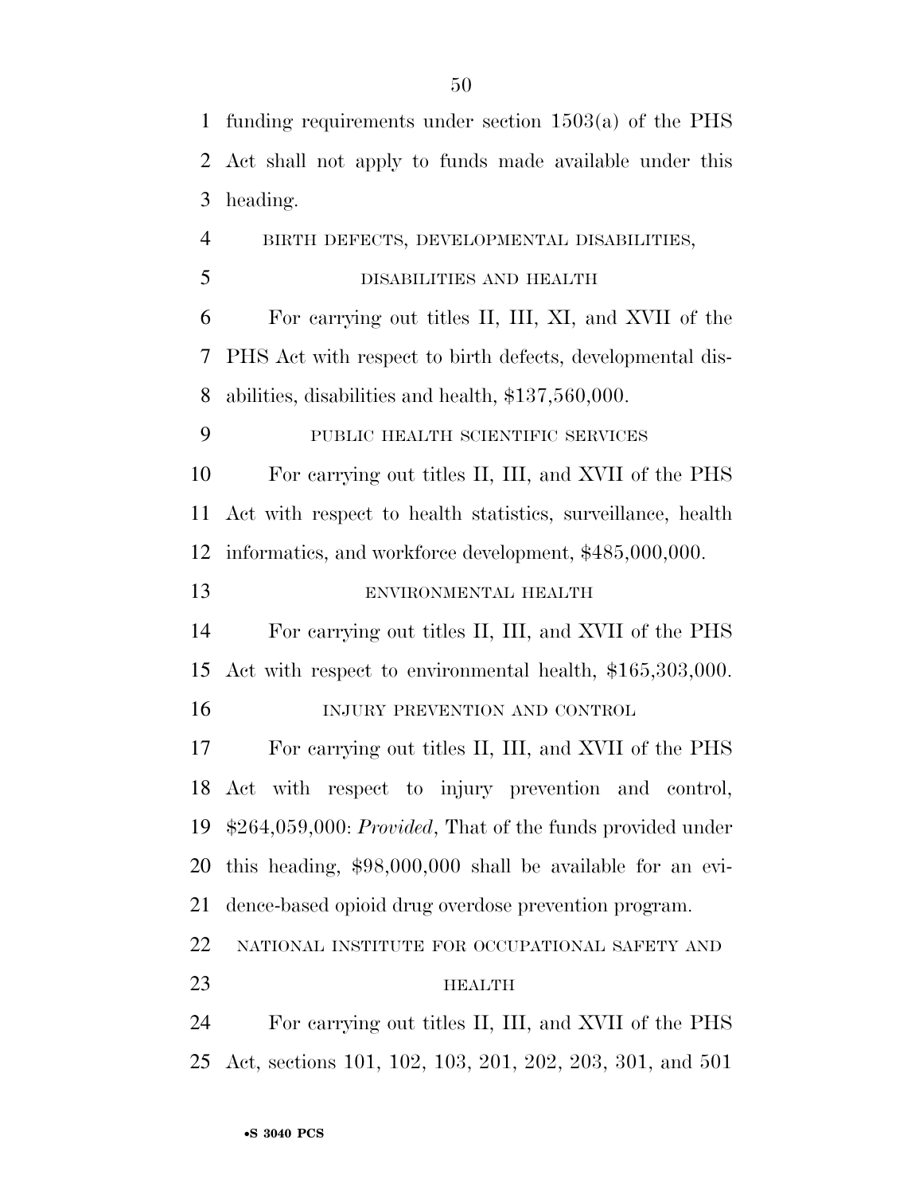funding requirements under section 1503(a) of the PHS Act shall not apply to funds made available under this heading.

BIRTH DEFECTS, DEVELOPMENTAL DISABILITIES, DISABILITIES AND HEALTH

For carrying out titles II, III, XI, and XVII of the PHS Act with respect to birth defects, developmental disabilities, disabilities and health, $137,560,000.

PUBLIC HEALTH SCIENTIFIC SERVICES

For carrying out titles II, III, and XVII of the PHS Act with respect to health statistics, surveillance, health informatics, and workforce development, $485,000,000.

ENVIRONMENTAL HEALTH

For carrying out titles II, III, and XVII of the PHS Act with respect to environmental health, $165,303,000.

INJURY PREVENTION AND CONTROL

For carrying out titles II, III, and XVII of the PHS Act with respect to injury prevention and control, $264,059,000: *Provided*, That of the funds provided under this heading, $98,000,000 shall be available for an evidence-based opioid drug overdose prevention program.

NATIONAL INSTITUTE FOR OCCUPATIONAL SAFETY AND HEALTH

For carrying out titles II, III, and XVII of the PHS Act, sections 101, 102, 103, 201, 202, 203, 301, and 501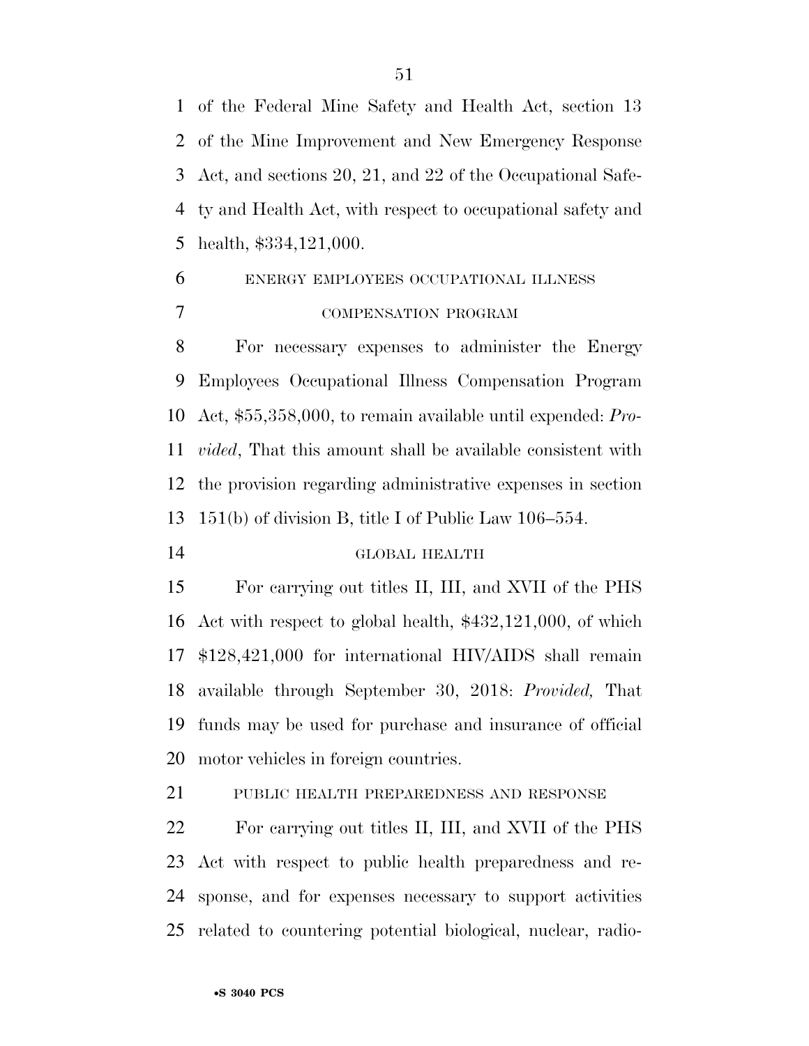of the Federal Mine Safety and Health Act, section 13 of the Mine Improvement and New Emergency Response Act, and sections 20, 21, and 22 of the Occupational Safety and Health Act, with respect to occupational safety and health, $334,121,000.

ENERGY EMPLOYEES OCCUPATIONAL ILLNESS COMPENSATION PROGRAM

For necessary expenses to administer the Energy Employees Occupational Illness Compensation Program Act, $55,358,000, to remain available until expended: *Provided*, That this amount shall be available consistent with the provision regarding administrative expenses in section 151(b) of division B, title I of Public Law 106–554.

GLOBAL HEALTH

For carrying out titles II, III, and XVII of the PHS Act with respect to global health, $432,121,000, of which $128,421,000 for international HIV/AIDS shall remain available through September 30, 2018: *Provided,* That funds may be used for purchase and insurance of official motor vehicles in foreign countries.

PUBLIC HEALTH PREPAREDNESS AND RESPONSE

For carrying out titles II, III, and XVII of the PHS Act with respect to public health preparedness and response, and for expenses necessary to support activities related to countering potential biological, nuclear, radio-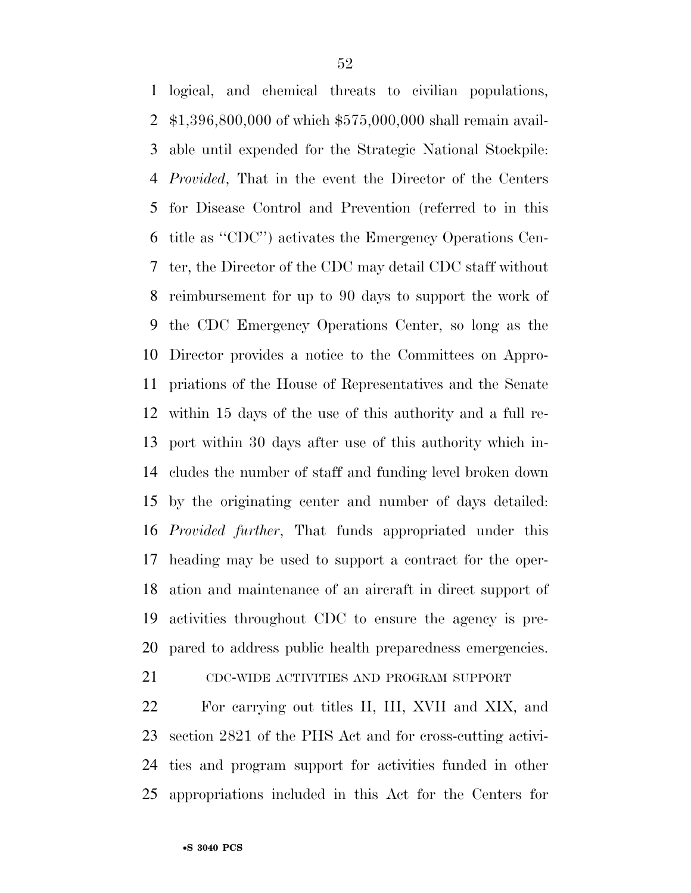logical, and chemical threats to civilian populations, $1,396,800,000 of which $575,000,000 shall remain available until expended for the Strategic National Stockpile: *Provided*, That in the event the Director of the Centers for Disease Control and Prevention (referred to in this title as ''CDC'') activates the Emergency Operations Center, the Director of the CDC may detail CDC staff without reimbursement for up to 90 days to support the work of the CDC Emergency Operations Center, so long as the Director provides a notice to the Committees on Appropriations of the House of Representatives and the Senate within 15 days of the use of this authority and a full report within 30 days after use of this authority which includes the number of staff and funding level broken down by the originating center and number of days detailed: *Provided further*, That funds appropriated under this heading may be used to support a contract for the operation and maintenance of an aircraft in direct support of activities throughout CDC to ensure the agency is prepared to address public health preparedness emergencies.

CDC-WIDE ACTIVITIES AND PROGRAM SUPPORT

For carrying out titles II, III, XVII and XIX, and section 2821 of the PHS Act and for cross-cutting activities and program support for activities funded in other appropriations included in this Act for the Centers for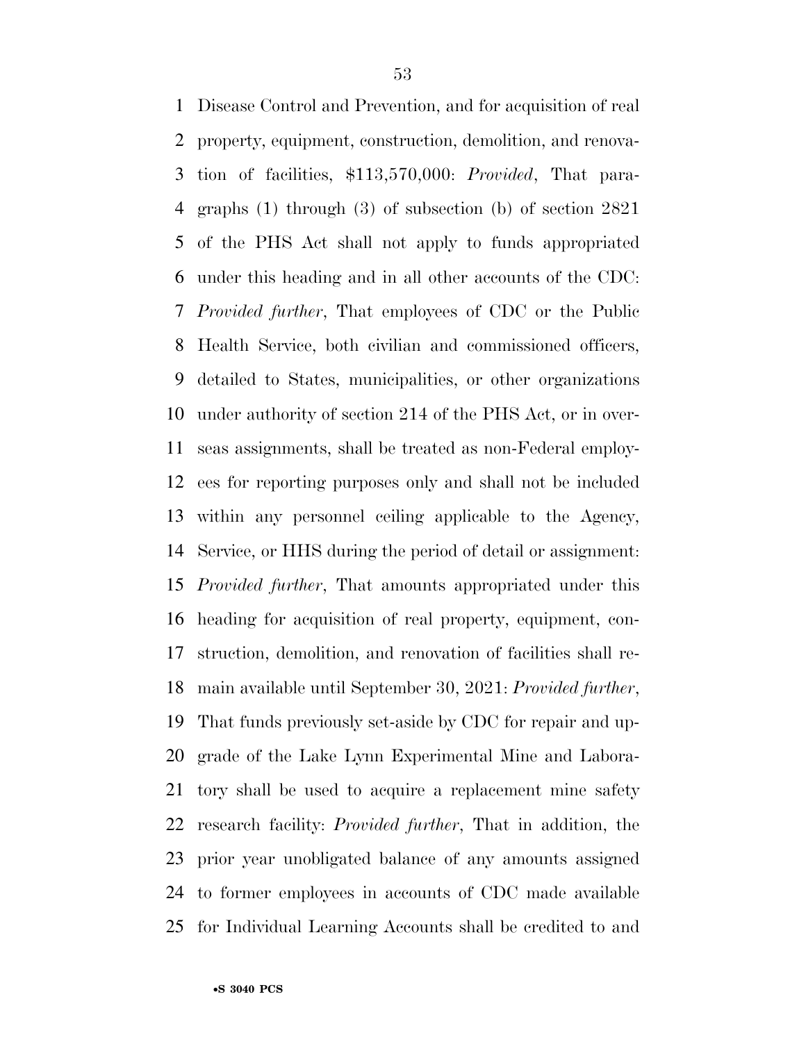Disease Control and Prevention, and for acquisition of real property, equipment, construction, demolition, and renovation of facilities, $113,570,000: *Provided*, That paragraphs (1) through (3) of subsection (b) of section 2821 of the PHS Act shall not apply to funds appropriated under this heading and in all other accounts of the CDC: *Provided further*, That employees of CDC or the Public Health Service, both civilian and commissioned officers, detailed to States, municipalities, or other organizations under authority of section 214 of the PHS Act, or in overseas assignments, shall be treated as non-Federal employees for reporting purposes only and shall not be included within any personnel ceiling applicable to the Agency, Service, or HHS during the period of detail or assignment: *Provided further*, That amounts appropriated under this heading for acquisition of real property, equipment, construction, demolition, and renovation of facilities shall remain available until September 30, 2021: *Provided further*, That funds previously set-aside by CDC for repair and upgrade of the Lake Lynn Experimental Mine and Laboratory shall be used to acquire a replacement mine safety research facility: *Provided further*, That in addition, the prior year unobligated balance of any amounts assigned to former employees in accounts of CDC made available for Individual Learning Accounts shall be credited to and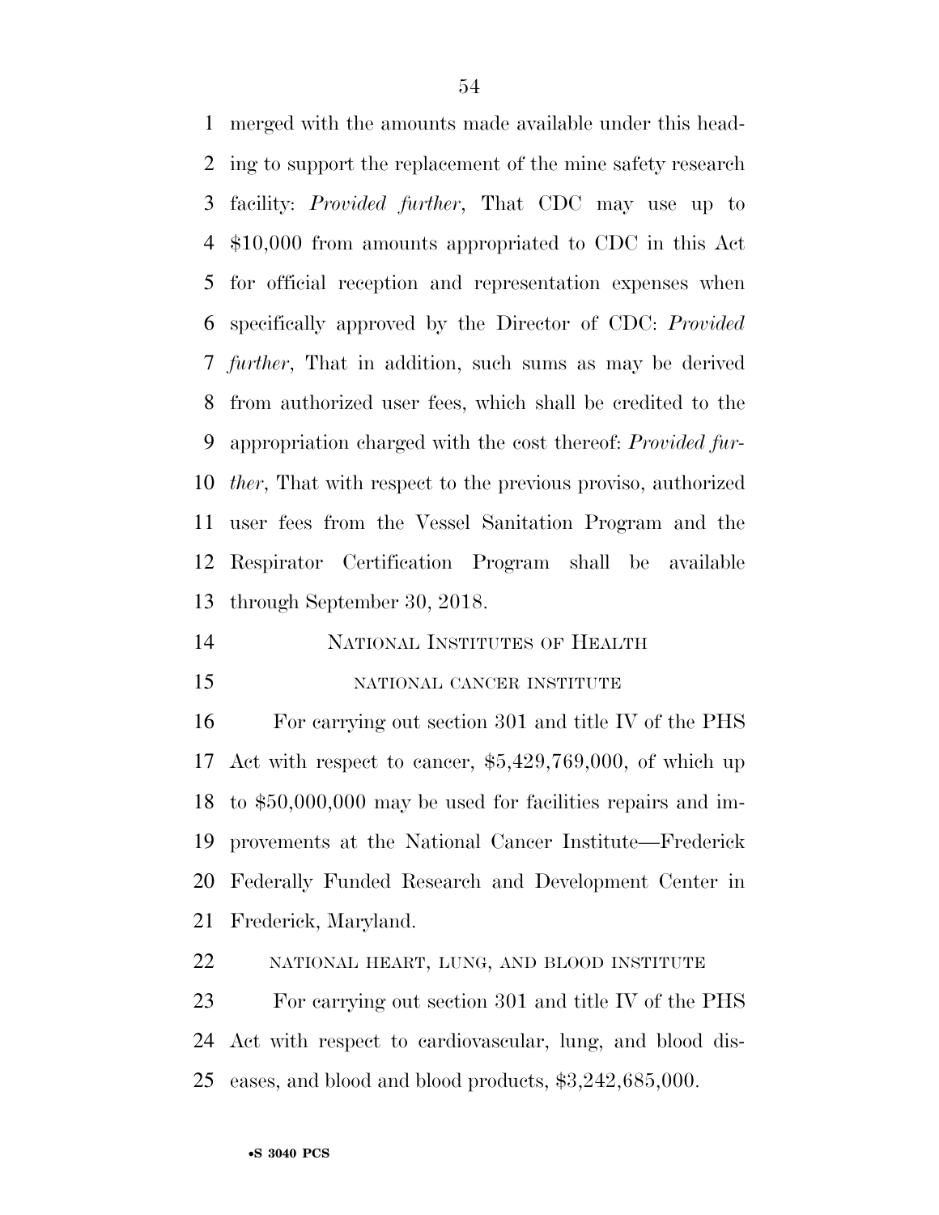merged with the amounts made available under this heading to support the replacement of the mine safety research facility: *Provided further*, That CDC may use up to $10,000 from amounts appropriated to CDC in this Act for official reception and representation expenses when specifically approved by the Director of CDC: *Provided further*, That in addition, such sums as may be derived from authorized user fees, which shall be credited to the appropriation charged with the cost thereof: *Provided further*, That with respect to the previous proviso, authorized user fees from the Vessel Sanitation Program and the Respirator Certification Program shall be available through September 30, 2018.

## NATIONAL INSTITUTES OF HEALTH

### NATIONAL CANCER INSTITUTE

For carrying out section 301 and title IV of the PHS Act with respect to cancer, $5,429,769,000, of which up to $50,000,000 may be used for facilities repairs and improvements at the National Cancer Institute—Frederick Federally Funded Research and Development Center in Frederick, Maryland.

### NATIONAL HEART, LUNG, AND BLOOD INSTITUTE

For carrying out section 301 and title IV of the PHS Act with respect to cardiovascular, lung, and blood diseases, and blood and blood products, $3,242,685,000.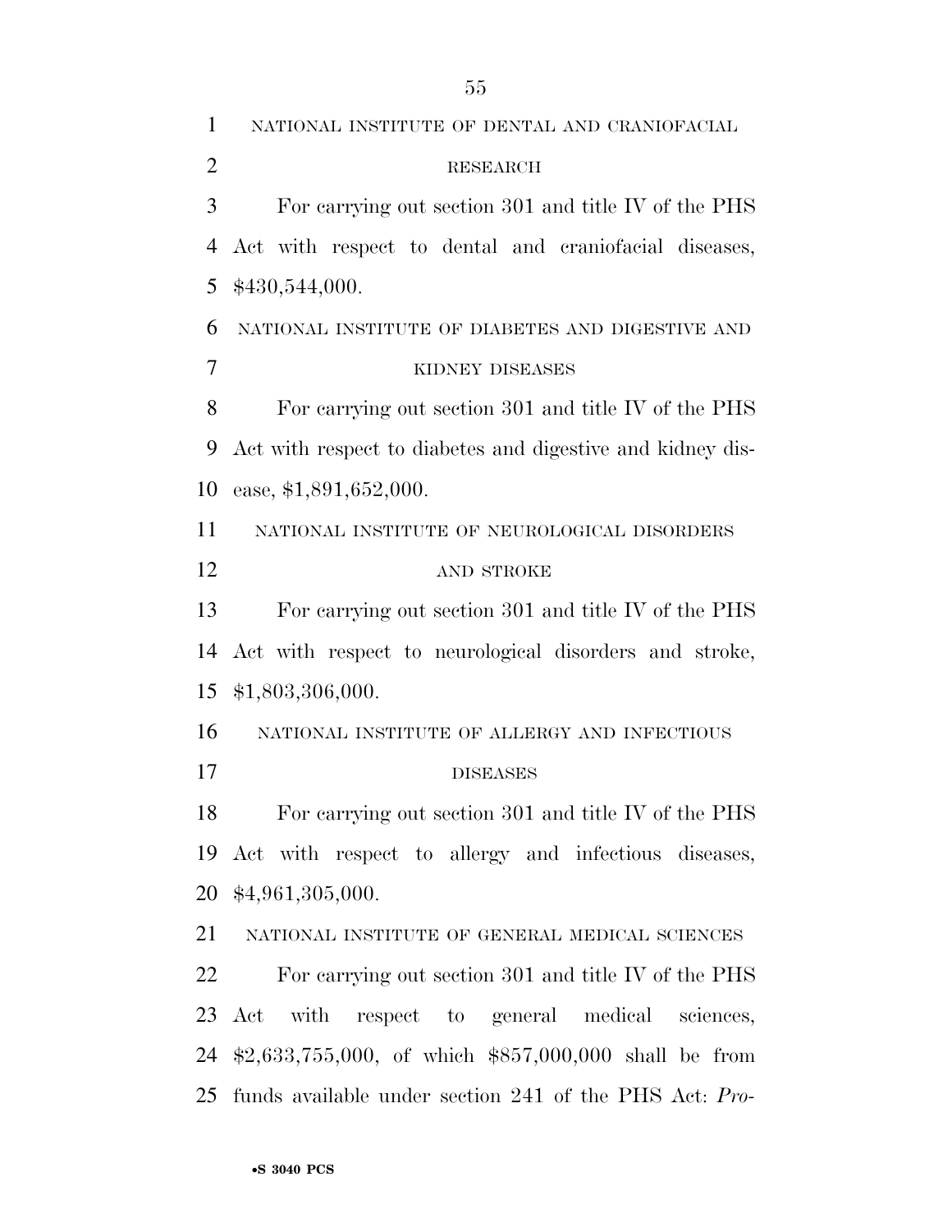NATIONAL INSTITUTE OF DENTAL AND CRANIOFACIAL RESEARCH

For carrying out section 301 and title IV of the PHS Act with respect to dental and craniofacial diseases, $430,544,000.

NATIONAL INSTITUTE OF DIABETES AND DIGESTIVE AND KIDNEY DISEASES

For carrying out section 301 and title IV of the PHS Act with respect to diabetes and digestive and kidney disease, $1,891,652,000.

NATIONAL INSTITUTE OF NEUROLOGICAL DISORDERS AND STROKE

For carrying out section 301 and title IV of the PHS Act with respect to neurological disorders and stroke, $1,803,306,000.

NATIONAL INSTITUTE OF ALLERGY AND INFECTIOUS DISEASES

For carrying out section 301 and title IV of the PHS Act with respect to allergy and infectious diseases, $4,961,305,000.

NATIONAL INSTITUTE OF GENERAL MEDICAL SCIENCES

For carrying out section 301 and title IV of the PHS Act with respect to general medical sciences, $2,633,755,000, of which $857,000,000 shall be from funds available under section 241 of the PHS Act: *Pro-*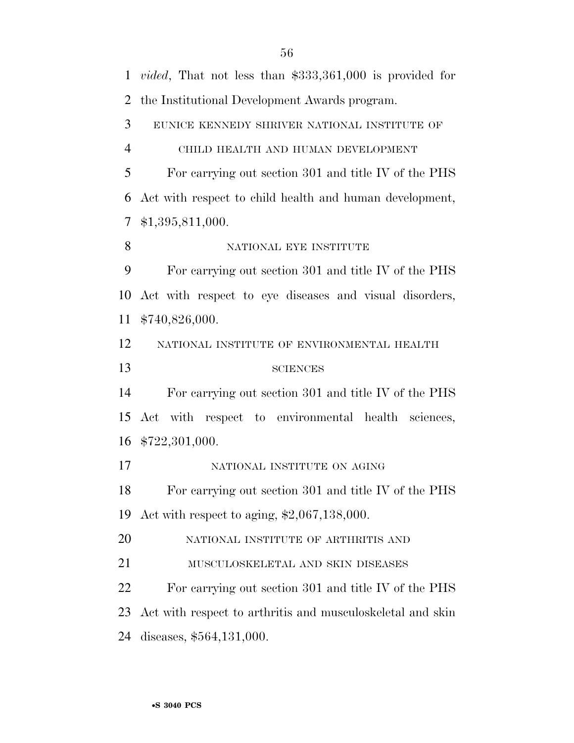*vided*, That not less than $333,361,000 is provided for the Institutional Development Awards program.

EUNICE KENNEDY SHRIVER NATIONAL INSTITUTE OF CHILD HEALTH AND HUMAN DEVELOPMENT

For carrying out section 301 and title IV of the PHS Act with respect to child health and human development, $1,395,811,000.

NATIONAL EYE INSTITUTE

For carrying out section 301 and title IV of the PHS Act with respect to eye diseases and visual disorders, $740,826,000.

NATIONAL INSTITUTE OF ENVIRONMENTAL HEALTH SCIENCES

For carrying out section 301 and title IV of the PHS Act with respect to environmental health sciences, $722,301,000.

NATIONAL INSTITUTE ON AGING

For carrying out section 301 and title IV of the PHS Act with respect to aging, $2,067,138,000.

NATIONAL INSTITUTE OF ARTHRITIS AND MUSCULOSKELETAL AND SKIN DISEASES

For carrying out section 301 and title IV of the PHS Act with respect to arthritis and musculoskeletal and skin diseases, $564,131,000.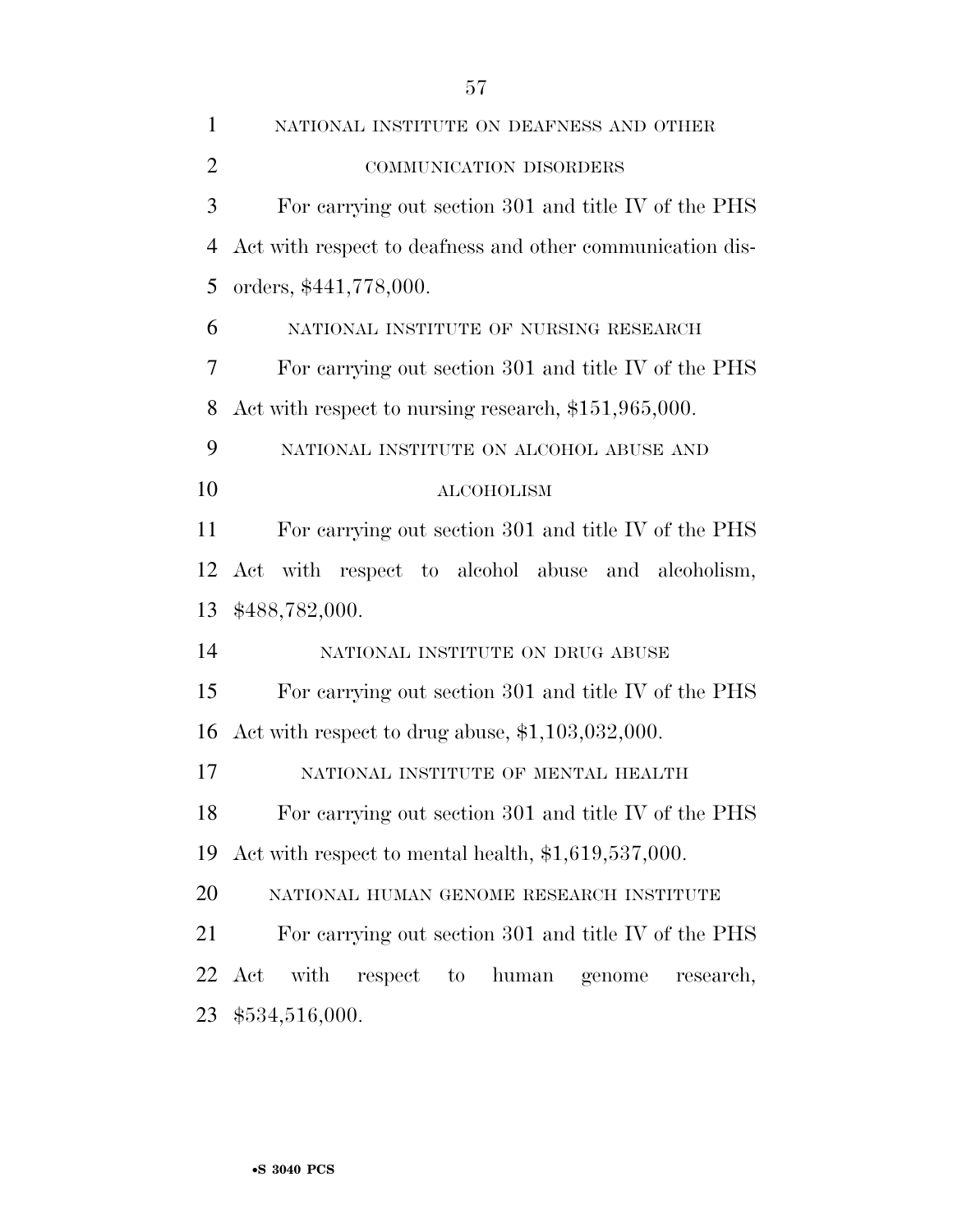NATIONAL INSTITUTE ON DEAFNESS AND OTHER COMMUNICATION DISORDERS

For carrying out section 301 and title IV of the PHS Act with respect to deafness and other communication disorders, $441,778,000.

NATIONAL INSTITUTE OF NURSING RESEARCH

For carrying out section 301 and title IV of the PHS Act with respect to nursing research, $151,965,000.

NATIONAL INSTITUTE ON ALCOHOL ABUSE AND ALCOHOLISM

For carrying out section 301 and title IV of the PHS Act with respect to alcohol abuse and alcoholism, $488,782,000.

NATIONAL INSTITUTE ON DRUG ABUSE

For carrying out section 301 and title IV of the PHS Act with respect to drug abuse, $1,103,032,000.

NATIONAL INSTITUTE OF MENTAL HEALTH

For carrying out section 301 and title IV of the PHS Act with respect to mental health, $1,619,537,000.

NATIONAL HUMAN GENOME RESEARCH INSTITUTE

For carrying out section 301 and title IV of the PHS Act with respect to human genome research, $534,516,000.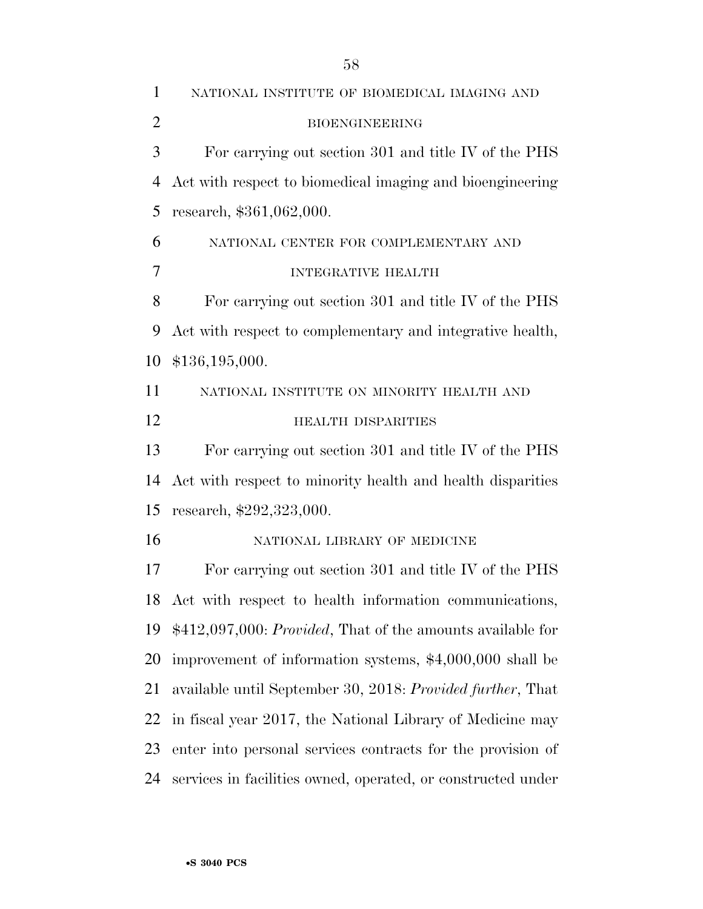NATIONAL INSTITUTE OF BIOMEDICAL IMAGING AND BIOENGINEERING

For carrying out section 301 and title IV of the PHS Act with respect to biomedical imaging and bioengineering research, $361,062,000.

NATIONAL CENTER FOR COMPLEMENTARY AND INTEGRATIVE HEALTH

For carrying out section 301 and title IV of the PHS Act with respect to complementary and integrative health, $136,195,000.

NATIONAL INSTITUTE ON MINORITY HEALTH AND HEALTH DISPARITIES

For carrying out section 301 and title IV of the PHS Act with respect to minority health and health disparities research, $292,323,000.

NATIONAL LIBRARY OF MEDICINE

For carrying out section 301 and title IV of the PHS Act with respect to health information communications, $412,097,000: *Provided*, That of the amounts available for improvement of information systems, $4,000,000 shall be available until September 30, 2018: *Provided further*, That in fiscal year 2017, the National Library of Medicine may enter into personal services contracts for the provision of services in facilities owned, operated, or constructed under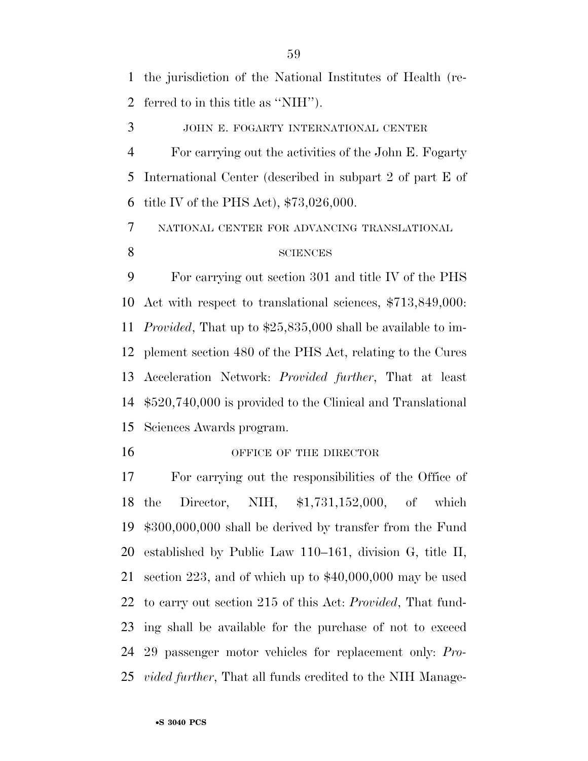the jurisdiction of the National Institutes of Health (referred to in this title as ''NIH'').

JOHN E. FOGARTY INTERNATIONAL CENTER

For carrying out the activities of the John E. Fogarty International Center (described in subpart 2 of part E of title IV of the PHS Act), $73,026,000.

NATIONAL CENTER FOR ADVANCING TRANSLATIONAL SCIENCES

For carrying out section 301 and title IV of the PHS Act with respect to translational sciences, $713,849,000: *Provided*, That up to $25,835,000 shall be available to implement section 480 of the PHS Act, relating to the Cures Acceleration Network: *Provided further*, That at least $520,740,000 is provided to the Clinical and Translational Sciences Awards program.

OFFICE OF THE DIRECTOR

For carrying out the responsibilities of the Office of the Director, NIH, $1,731,152,000, of which $300,000,000 shall be derived by transfer from the Fund established by Public Law 110–161, division G, title II, section 223, and of which up to $40,000,000 may be used to carry out section 215 of this Act: *Provided*, That funding shall be available for the purchase of not to exceed 29 passenger motor vehicles for replacement only: *Provided further*, That all funds credited to the NIH Manage-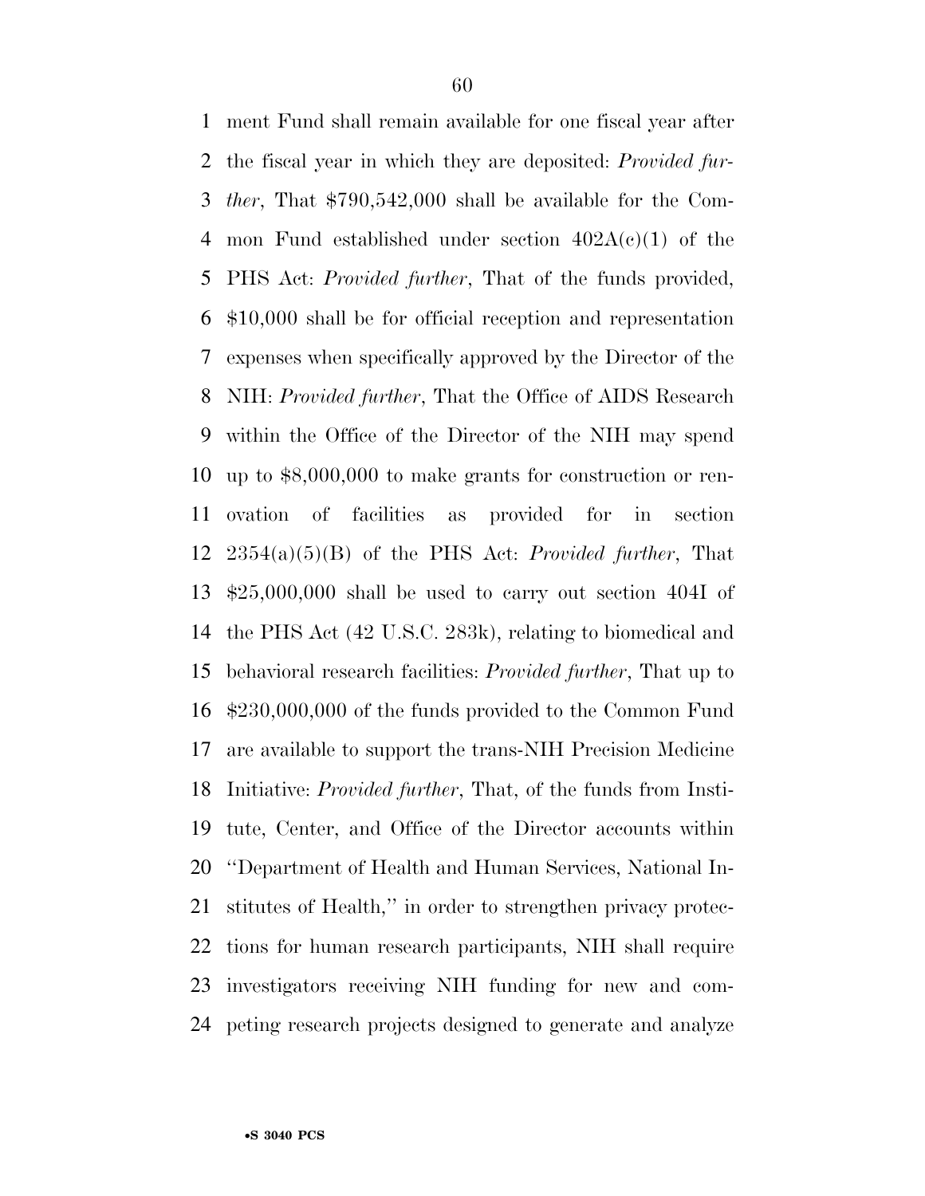ment Fund shall remain available for one fiscal year after the fiscal year in which they are deposited: *Provided further*, That $790,542,000 shall be available for the Common Fund established under section 402A(c)(1) of the PHS Act: *Provided further*, That of the funds provided, $10,000 shall be for official reception and representation expenses when specifically approved by the Director of the NIH: *Provided further*, That the Office of AIDS Research within the Office of the Director of the NIH may spend up to $8,000,000 to make grants for construction or renovation of facilities as provided for in section 2354(a)(5)(B) of the PHS Act: *Provided further*, That $25,000,000 shall be used to carry out section 404I of the PHS Act (42 U.S.C. 283k), relating to biomedical and behavioral research facilities: *Provided further*, That up to $230,000,000 of the funds provided to the Common Fund are available to support the trans-NIH Precision Medicine Initiative: *Provided further*, That, of the funds from Institute, Center, and Office of the Director accounts within "Department of Health and Human Services, National Institutes of Health," in order to strengthen privacy protections for human research participants, NIH shall require investigators receiving NIH funding for new and competing research projects designed to generate and analyze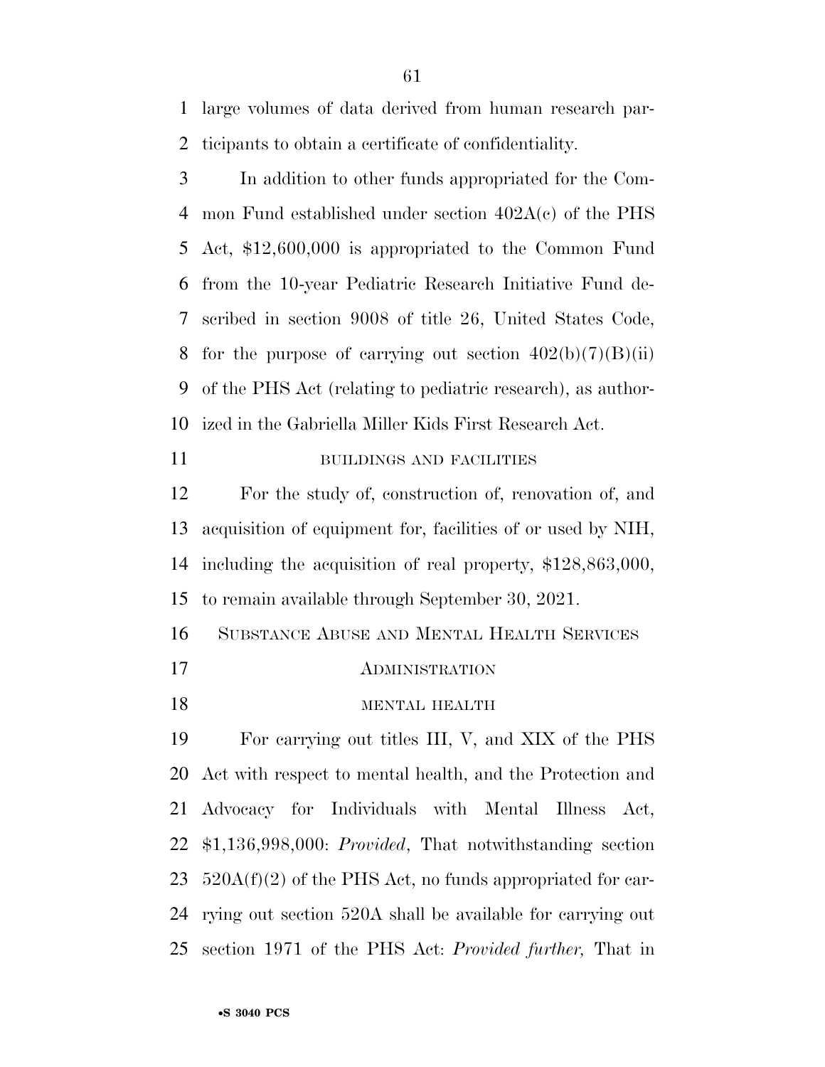large volumes of data derived from human research participants to obtain a certificate of confidentiality.

In addition to other funds appropriated for the Common Fund established under section 402A(c) of the PHS Act, $12,600,000 is appropriated to the Common Fund from the 10-year Pediatric Research Initiative Fund described in section 9008 of title 26, United States Code, for the purpose of carrying out section 402(b)(7)(B)(ii) of the PHS Act (relating to pediatric research), as authorized in the Gabriella Miller Kids First Research Act.

BUILDINGS AND FACILITIES

For the study of, construction of, renovation of, and acquisition of equipment for, facilities of or used by NIH, including the acquisition of real property, $128,863,000, to remain available through September 30, 2021.

SUBSTANCE ABUSE AND MENTAL HEALTH SERVICES ADMINISTRATION

MENTAL HEALTH

For carrying out titles III, V, and XIX of the PHS Act with respect to mental health, and the Protection and Advocacy for Individuals with Mental Illness Act, $1,136,998,000: *Provided*, That notwithstanding section 520A(f)(2) of the PHS Act, no funds appropriated for carrying out section 520A shall be available for carrying out section 1971 of the PHS Act: *Provided further,* That in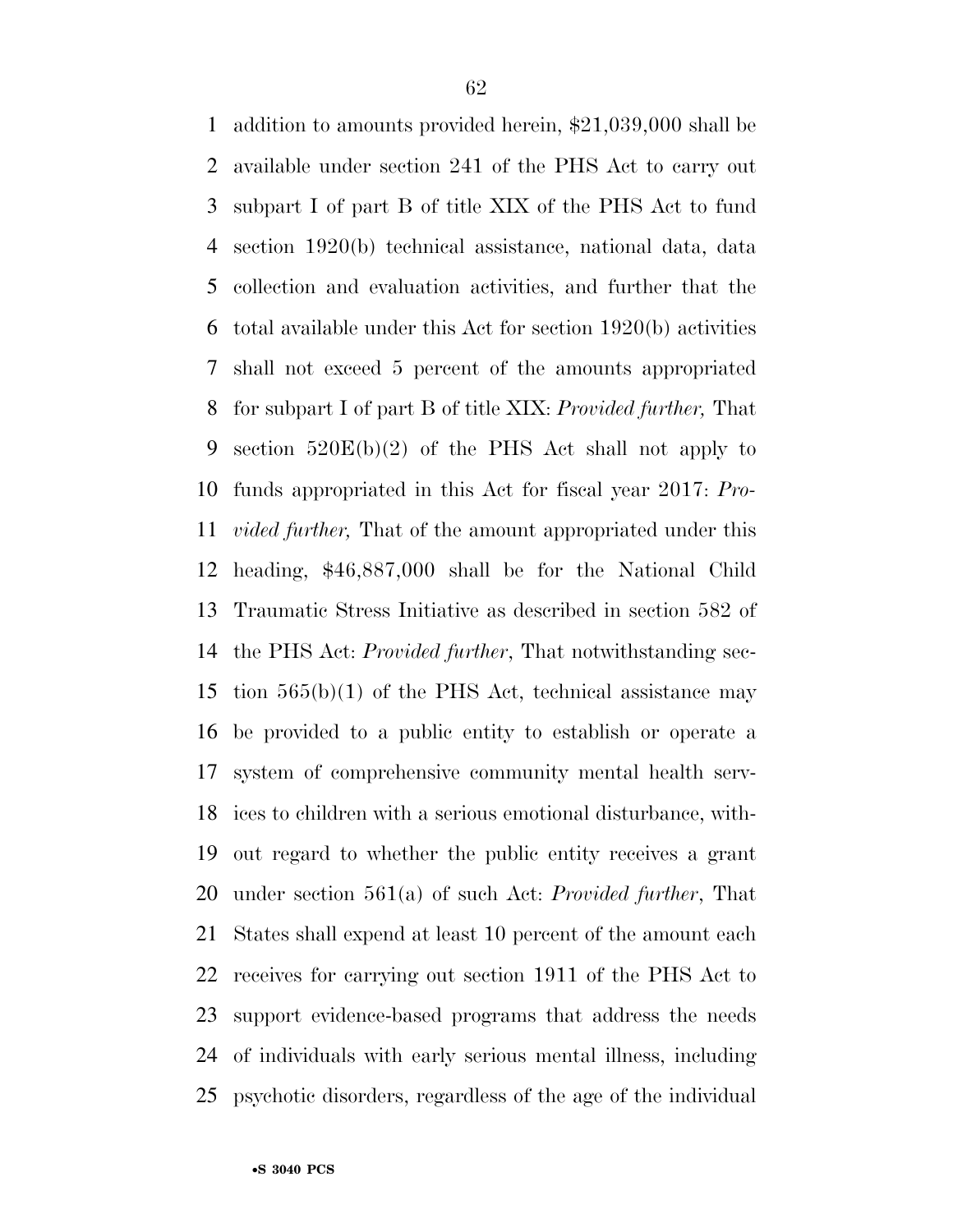addition to amounts provided herein, $21,039,000 shall be available under section 241 of the PHS Act to carry out subpart I of part B of title XIX of the PHS Act to fund section 1920(b) technical assistance, national data, data collection and evaluation activities, and further that the total available under this Act for section 1920(b) activities shall not exceed 5 percent of the amounts appropriated for subpart I of part B of title XIX: *Provided further,* That section 520E(b)(2) of the PHS Act shall not apply to funds appropriated in this Act for fiscal year 2017: *Provided further,* That of the amount appropriated under this heading, $46,887,000 shall be for the National Child Traumatic Stress Initiative as described in section 582 of the PHS Act: *Provided further*, That notwithstanding section 565(b)(1) of the PHS Act, technical assistance may be provided to a public entity to establish or operate a system of comprehensive community mental health services to children with a serious emotional disturbance, without regard to whether the public entity receives a grant under section 561(a) of such Act: *Provided further*, That States shall expend at least 10 percent of the amount each receives for carrying out section 1911 of the PHS Act to support evidence-based programs that address the needs of individuals with early serious mental illness, including psychotic disorders, regardless of the age of the individual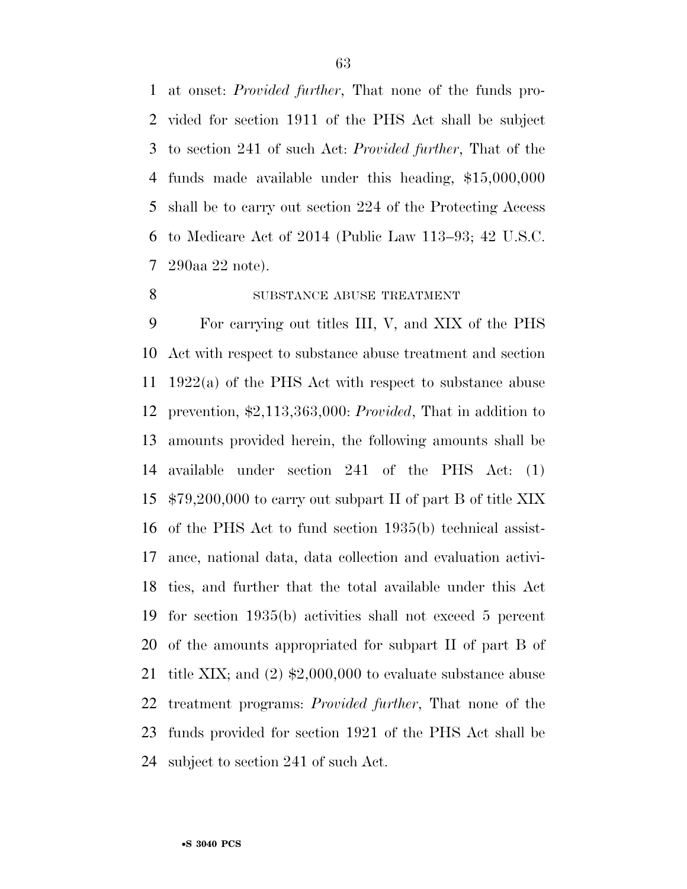at onset: *Provided further*, That none of the funds provided for section 1911 of the PHS Act shall be subject to section 241 of such Act: *Provided further*, That of the funds made available under this heading, $15,000,000 shall be to carry out section 224 of the Protecting Access to Medicare Act of 2014 (Public Law 113–93; 42 U.S.C. 290aa 22 note).

SUBSTANCE ABUSE TREATMENT

For carrying out titles III, V, and XIX of the PHS Act with respect to substance abuse treatment and section 1922(a) of the PHS Act with respect to substance abuse prevention, $2,113,363,000: *Provided*, That in addition to amounts provided herein, the following amounts shall be available under section 241 of the PHS Act: (1) $79,200,000 to carry out subpart II of part B of title XIX of the PHS Act to fund section 1935(b) technical assistance, national data, data collection and evaluation activities, and further that the total available under this Act for section 1935(b) activities shall not exceed 5 percent of the amounts appropriated for subpart II of part B of title XIX; and (2) $2,000,000 to evaluate substance abuse treatment programs: *Provided further*, That none of the funds provided for section 1921 of the PHS Act shall be subject to section 241 of such Act.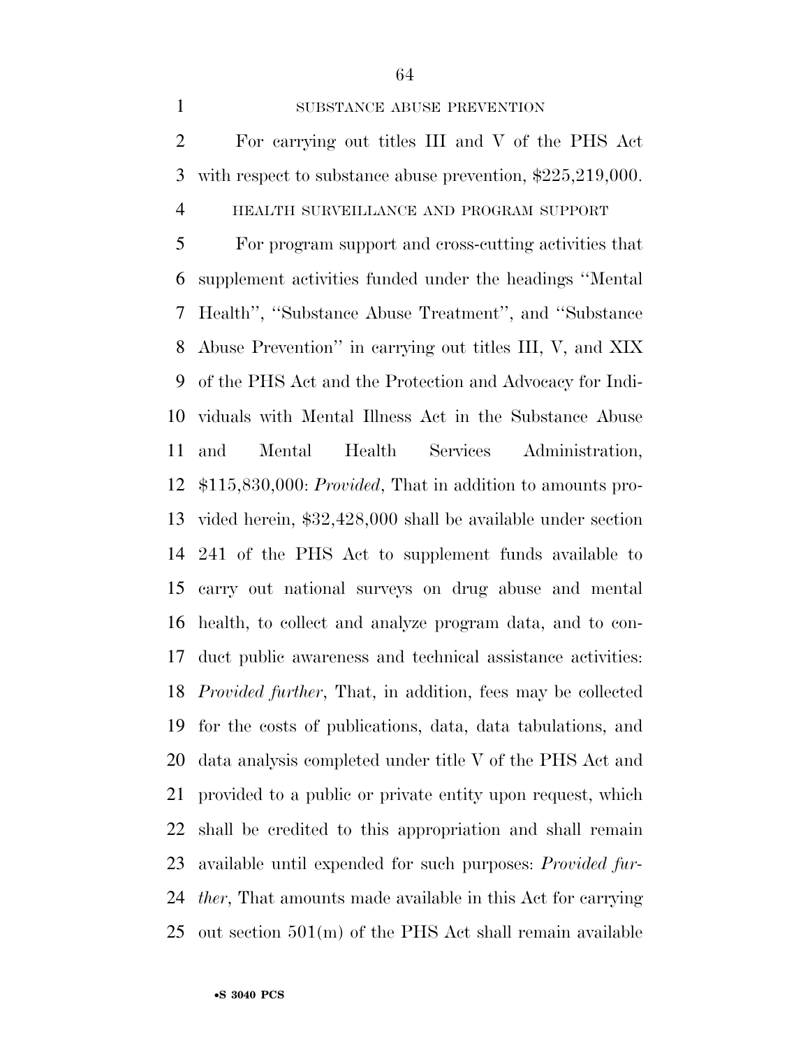SUBSTANCE ABUSE PREVENTION

For carrying out titles III and V of the PHS Act with respect to substance abuse prevention, $225,219,000.

HEALTH SURVEILLANCE AND PROGRAM SUPPORT

For program support and cross-cutting activities that supplement activities funded under the headings ''Mental Health'', ''Substance Abuse Treatment'', and ''Substance Abuse Prevention'' in carrying out titles III, V, and XIX of the PHS Act and the Protection and Advocacy for Individuals with Mental Illness Act in the Substance Abuse and Mental Health Services Administration, $115,830,000: *Provided*, That in addition to amounts provided herein, $32,428,000 shall be available under section 241 of the PHS Act to supplement funds available to carry out national surveys on drug abuse and mental health, to collect and analyze program data, and to conduct public awareness and technical assistance activities: *Provided further*, That, in addition, fees may be collected for the costs of publications, data, data tabulations, and data analysis completed under title V of the PHS Act and provided to a public or private entity upon request, which shall be credited to this appropriation and shall remain available until expended for such purposes: *Provided further*, That amounts made available in this Act for carrying out section 501(m) of the PHS Act shall remain available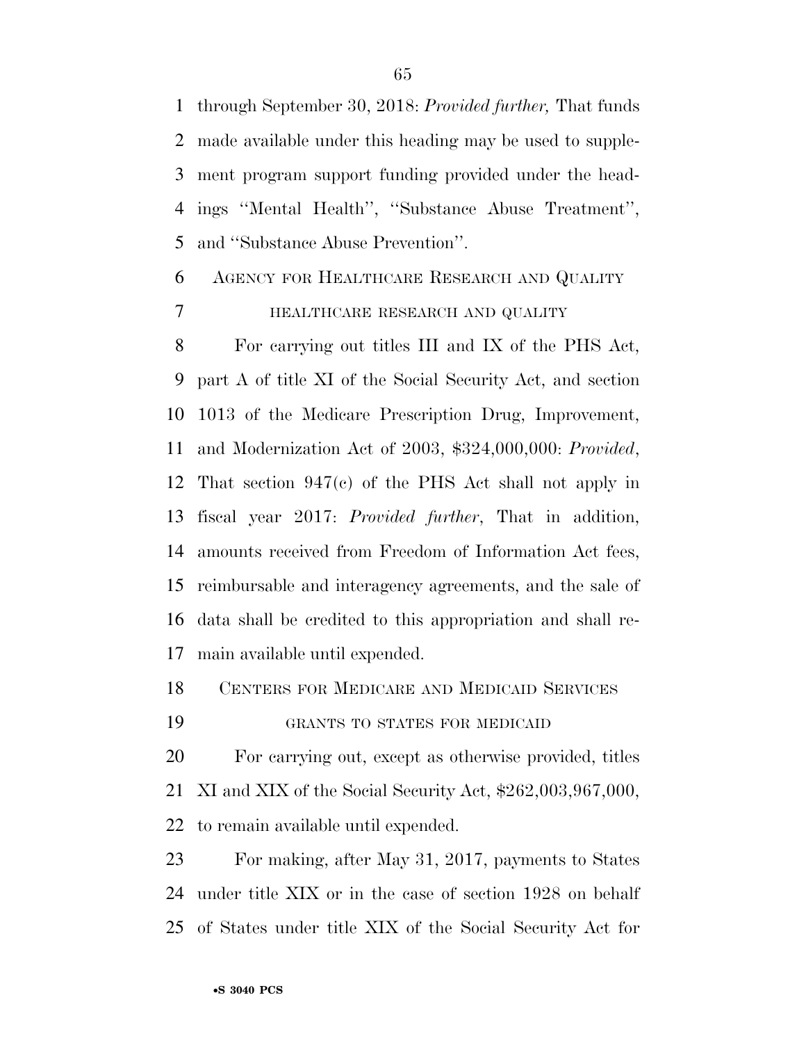through September 30, 2018: *Provided further,* That funds made available under this heading may be used to supplement program support funding provided under the headings ''Mental Health'', ''Substance Abuse Treatment'', and ''Substance Abuse Prevention''.

AGENCY FOR HEALTHCARE RESEARCH AND QUALITY

HEALTHCARE RESEARCH AND QUALITY

For carrying out titles III and IX of the PHS Act, part A of title XI of the Social Security Act, and section 1013 of the Medicare Prescription Drug, Improvement, and Modernization Act of 2003, $324,000,000: *Provided*, That section 947(c) of the PHS Act shall not apply in fiscal year 2017: *Provided further*, That in addition, amounts received from Freedom of Information Act fees, reimbursable and interagency agreements, and the sale of data shall be credited to this appropriation and shall remain available until expended.

CENTERS FOR MEDICARE AND MEDICAID SERVICES

GRANTS TO STATES FOR MEDICAID

For carrying out, except as otherwise provided, titles XI and XIX of the Social Security Act, $262,003,967,000, to remain available until expended.

For making, after May 31, 2017, payments to States under title XIX or in the case of section 1928 on behalf of States under title XIX of the Social Security Act for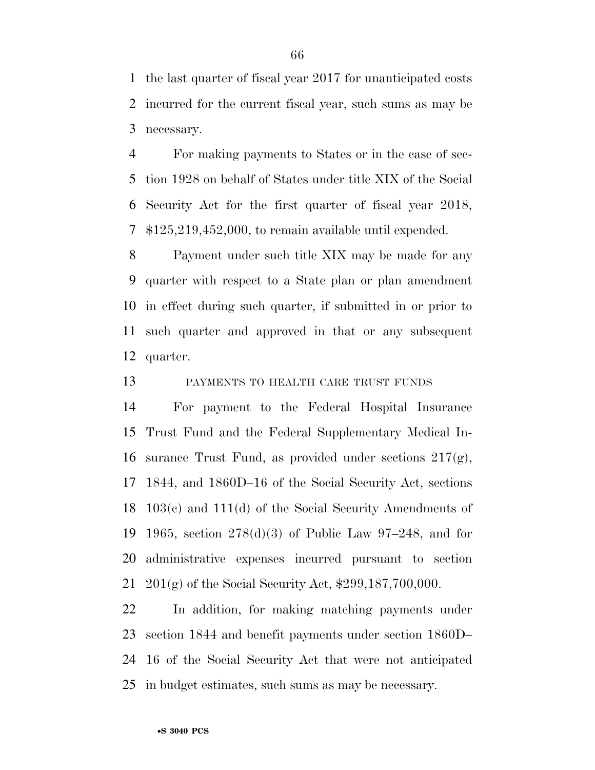the last quarter of fiscal year 2017 for unanticipated costs incurred for the current fiscal year, such sums as may be necessary.

For making payments to States or in the case of section 1928 on behalf of States under title XIX of the Social Security Act for the first quarter of fiscal year 2018, $125,219,452,000, to remain available until expended.

Payment under such title XIX may be made for any quarter with respect to a State plan or plan amendment in effect during such quarter, if submitted in or prior to such quarter and approved in that or any subsequent quarter.

PAYMENTS TO HEALTH CARE TRUST FUNDS

For payment to the Federal Hospital Insurance Trust Fund and the Federal Supplementary Medical Insurance Trust Fund, as provided under sections 217(g), 1844, and 1860D–16 of the Social Security Act, sections 103(c) and 111(d) of the Social Security Amendments of 1965, section 278(d)(3) of Public Law 97–248, and for administrative expenses incurred pursuant to section 201(g) of the Social Security Act, $299,187,700,000.

In addition, for making matching payments under section 1844 and benefit payments under section 1860D–16 of the Social Security Act that were not anticipated in budget estimates, such sums as may be necessary.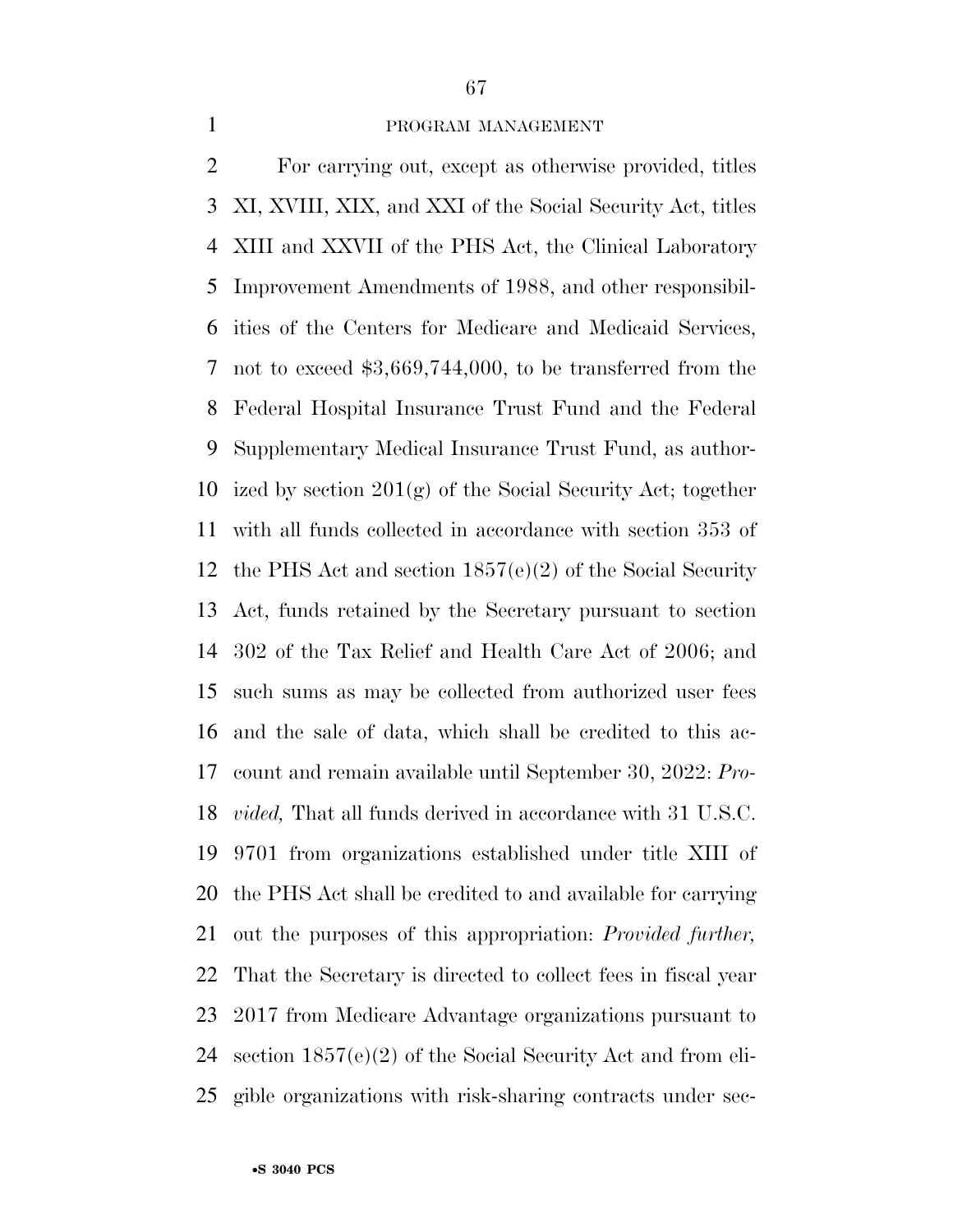PROGRAM MANAGEMENT

For carrying out, except as otherwise provided, titles XI, XVIII, XIX, and XXI of the Social Security Act, titles XIII and XXVII of the PHS Act, the Clinical Laboratory Improvement Amendments of 1988, and other responsibilities of the Centers for Medicare and Medicaid Services, not to exceed $3,669,744,000, to be transferred from the Federal Hospital Insurance Trust Fund and the Federal Supplementary Medical Insurance Trust Fund, as authorized by section 201(g) of the Social Security Act; together with all funds collected in accordance with section 353 of the PHS Act and section 1857(e)(2) of the Social Security Act, funds retained by the Secretary pursuant to section 302 of the Tax Relief and Health Care Act of 2006; and such sums as may be collected from authorized user fees and the sale of data, which shall be credited to this account and remain available until September 30, 2022: *Provided,* That all funds derived in accordance with 31 U.S.C. 9701 from organizations established under title XIII of the PHS Act shall be credited to and available for carrying out the purposes of this appropriation: *Provided further,* That the Secretary is directed to collect fees in fiscal year 2017 from Medicare Advantage organizations pursuant to section 1857(e)(2) of the Social Security Act and from eligible organizations with risk-sharing contracts under sec-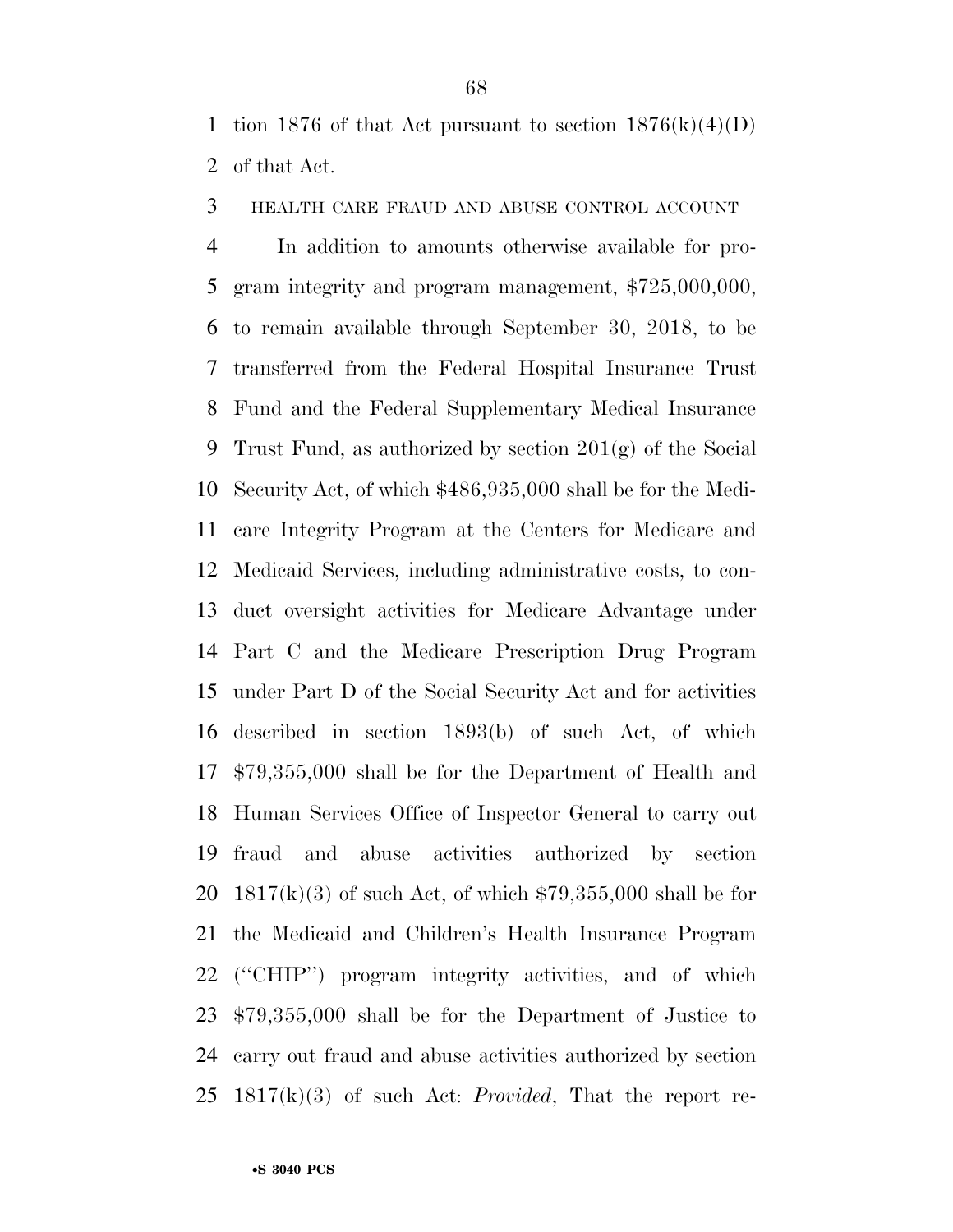tion 1876 of that Act pursuant to section 1876(k)(4)(D) of that Act.

HEALTH CARE FRAUD AND ABUSE CONTROL ACCOUNT

In addition to amounts otherwise available for program integrity and program management, $725,000,000, to remain available through September 30, 2018, to be transferred from the Federal Hospital Insurance Trust Fund and the Federal Supplementary Medical Insurance Trust Fund, as authorized by section 201(g) of the Social Security Act, of which $486,935,000 shall be for the Medicare Integrity Program at the Centers for Medicare and Medicaid Services, including administrative costs, to conduct oversight activities for Medicare Advantage under Part C and the Medicare Prescription Drug Program under Part D of the Social Security Act and for activities described in section 1893(b) of such Act, of which $79,355,000 shall be for the Department of Health and Human Services Office of Inspector General to carry out fraud and abuse activities authorized by section 1817(k)(3) of such Act, of which $79,355,000 shall be for the Medicaid and Children's Health Insurance Program ("CHIP") program integrity activities, and of which $79,355,000 shall be for the Department of Justice to carry out fraud and abuse activities authorized by section 1817(k)(3) of such Act: *Provided*, That the report re-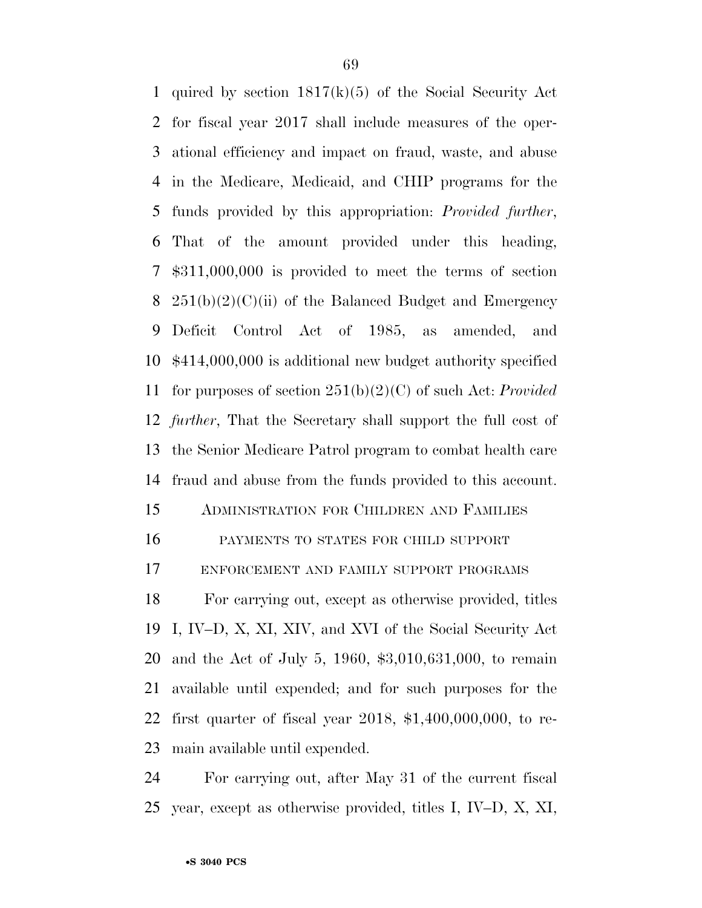quired by section 1817(k)(5) of the Social Security Act for fiscal year 2017 shall include measures of the operational efficiency and impact on fraud, waste, and abuse in the Medicare, Medicaid, and CHIP programs for the funds provided by this appropriation: *Provided further*, That of the amount provided under this heading, $311,000,000 is provided to meet the terms of section 251(b)(2)(C)(ii) of the Balanced Budget and Emergency Deficit Control Act of 1985, as amended, and $414,000,000 is additional new budget authority specified for purposes of section 251(b)(2)(C) of such Act: *Provided further*, That the Secretary shall support the full cost of the Senior Medicare Patrol program to combat health care fraud and abuse from the funds provided to this account.

## ADMINISTRATION FOR CHILDREN AND FAMILIES

### PAYMENTS TO STATES FOR CHILD SUPPORT ENFORCEMENT AND FAMILY SUPPORT PROGRAMS

For carrying out, except as otherwise provided, titles I, IV–D, X, XI, XIV, and XVI of the Social Security Act and the Act of July 5, 1960, $3,010,631,000, to remain available until expended; and for such purposes for the first quarter of fiscal year 2018, $1,400,000,000, to remain available until expended.

For carrying out, after May 31 of the current fiscal year, except as otherwise provided, titles I, IV–D, X, XI,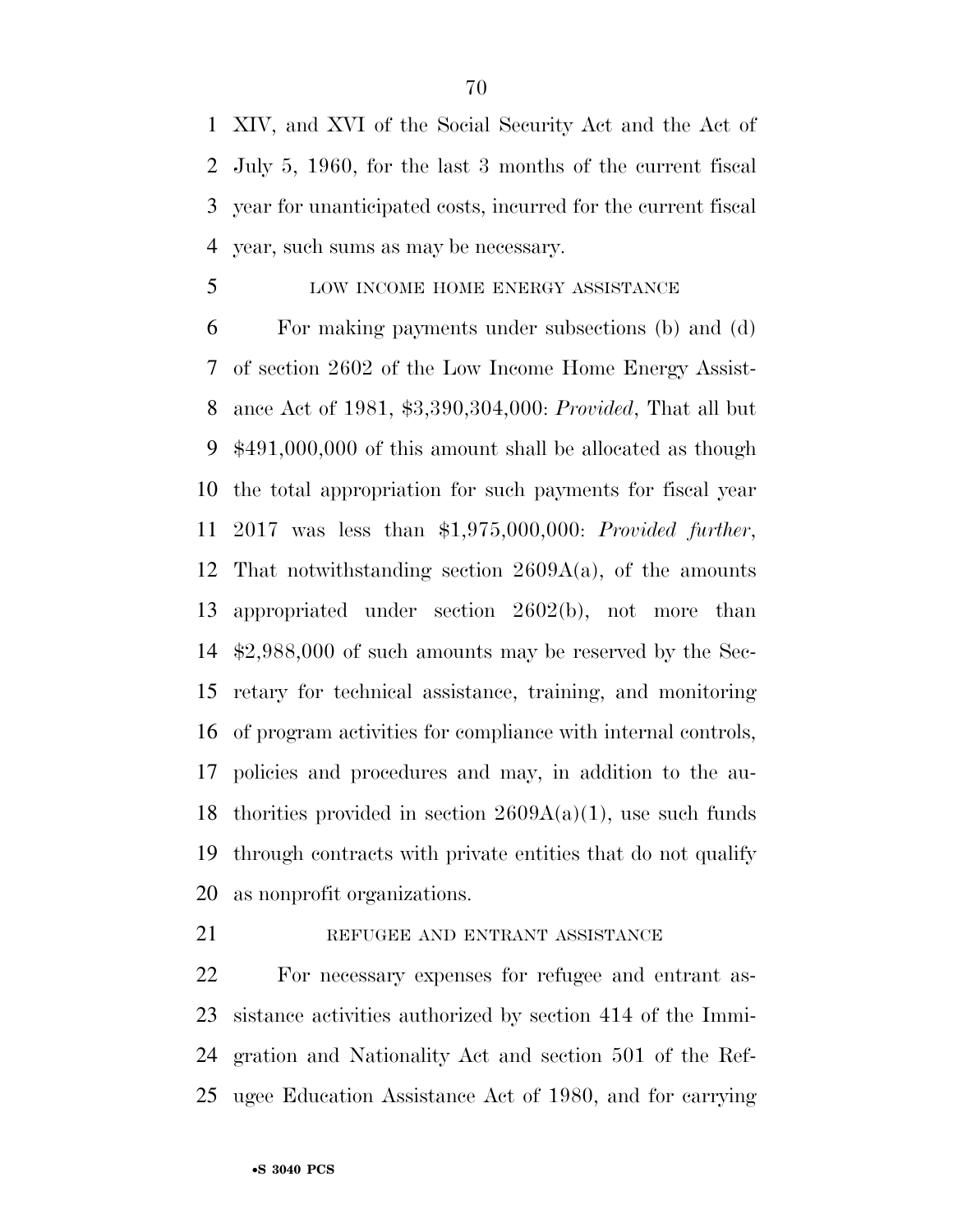XIV, and XVI of the Social Security Act and the Act of July 5, 1960, for the last 3 months of the current fiscal year for unanticipated costs, incurred for the current fiscal year, such sums as may be necessary.

LOW INCOME HOME ENERGY ASSISTANCE

For making payments under subsections (b) and (d) of section 2602 of the Low Income Home Energy Assistance Act of 1981, $3,390,304,000: *Provided*, That all but $491,000,000 of this amount shall be allocated as though the total appropriation for such payments for fiscal year 2017 was less than $1,975,000,000: *Provided further*, That notwithstanding section 2609A(a), of the amounts appropriated under section 2602(b), not more than $2,988,000 of such amounts may be reserved by the Secretary for technical assistance, training, and monitoring of program activities for compliance with internal controls, policies and procedures and may, in addition to the authorities provided in section 2609A(a)(1), use such funds through contracts with private entities that do not qualify as nonprofit organizations.

REFUGEE AND ENTRANT ASSISTANCE

For necessary expenses for refugee and entrant assistance activities authorized by section 414 of the Immigration and Nationality Act and section 501 of the Refugee Education Assistance Act of 1980, and for carrying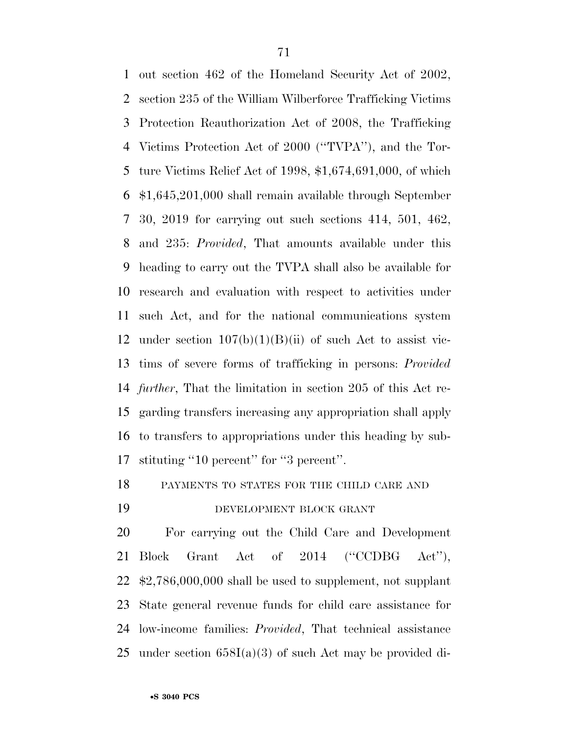out section 462 of the Homeland Security Act of 2002, section 235 of the William Wilberforce Trafficking Victims Protection Reauthorization Act of 2008, the Trafficking Victims Protection Act of 2000 (''TVPA''), and the Torture Victims Relief Act of 1998, $1,674,691,000, of which $1,645,201,000 shall remain available through September 30, 2019 for carrying out such sections 414, 501, 462, and 235: *Provided*, That amounts available under this heading to carry out the TVPA shall also be available for research and evaluation with respect to activities under such Act, and for the national communications system under section 107(b)(1)(B)(ii) of such Act to assist victims of severe forms of trafficking in persons: *Provided further*, That the limitation in section 205 of this Act regarding transfers increasing any appropriation shall apply to transfers to appropriations under this heading by substituting ''10 percent'' for ''3 percent''.

PAYMENTS TO STATES FOR THE CHILD CARE AND DEVELOPMENT BLOCK GRANT

For carrying out the Child Care and Development Block Grant Act of 2014 (''CCDBG Act''), $2,786,000,000 shall be used to supplement, not supplant State general revenue funds for child care assistance for low-income families: *Provided*, That technical assistance under section 658I(a)(3) of such Act may be provided di-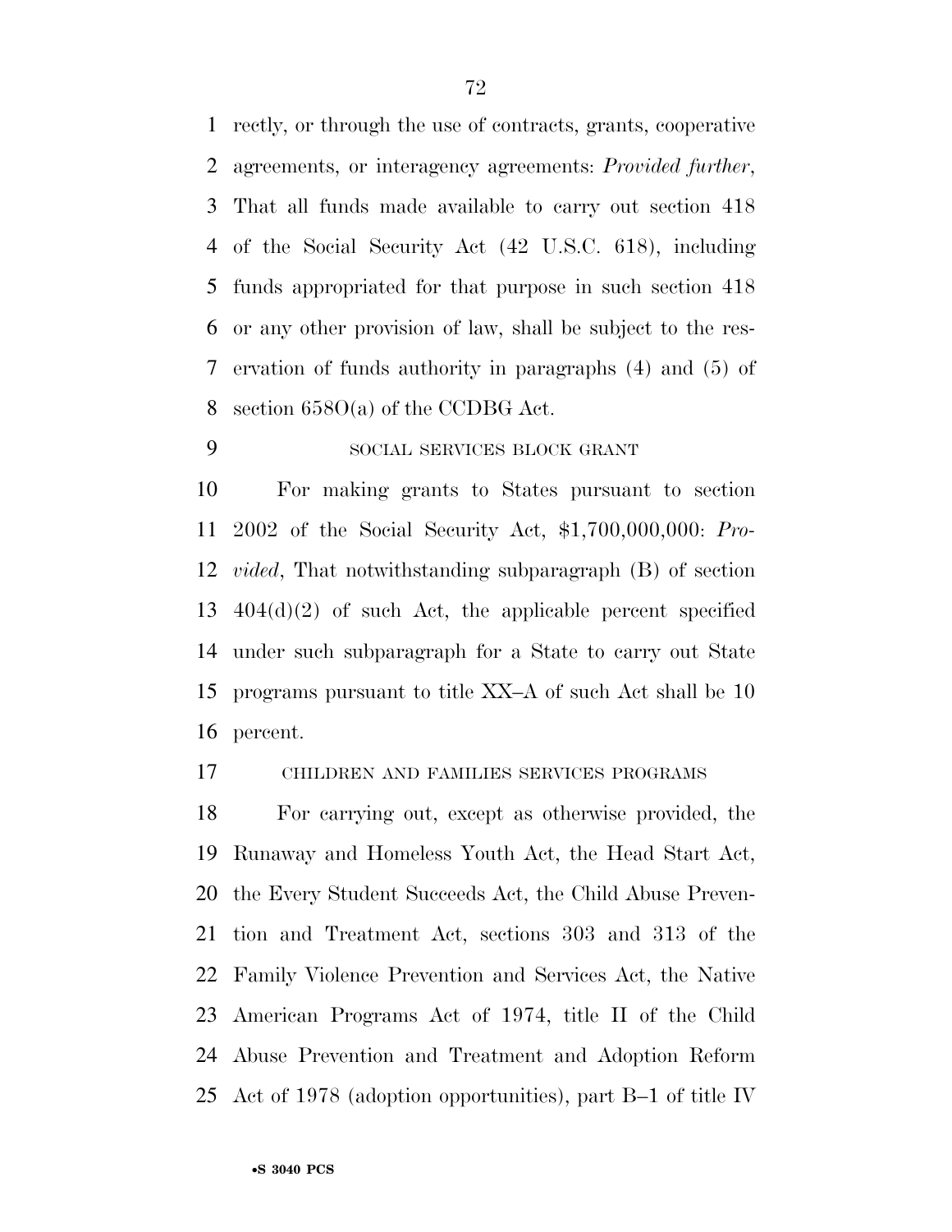rectly, or through the use of contracts, grants, cooperative agreements, or interagency agreements: *Provided further*, That all funds made available to carry out section 418 of the Social Security Act (42 U.S.C. 618), including funds appropriated for that purpose in such section 418 or any other provision of law, shall be subject to the reservation of funds authority in paragraphs (4) and (5) of section 658O(a) of the CCDBG Act.

SOCIAL SERVICES BLOCK GRANT

For making grants to States pursuant to section 2002 of the Social Security Act, $1,700,000,000: *Provided*, That notwithstanding subparagraph (B) of section 404(d)(2) of such Act, the applicable percent specified under such subparagraph for a State to carry out State programs pursuant to title XX–A of such Act shall be 10 percent.

CHILDREN AND FAMILIES SERVICES PROGRAMS

For carrying out, except as otherwise provided, the Runaway and Homeless Youth Act, the Head Start Act, the Every Student Succeeds Act, the Child Abuse Prevention and Treatment Act, sections 303 and 313 of the Family Violence Prevention and Services Act, the Native American Programs Act of 1974, title II of the Child Abuse Prevention and Treatment and Adoption Reform Act of 1978 (adoption opportunities), part B–1 of title IV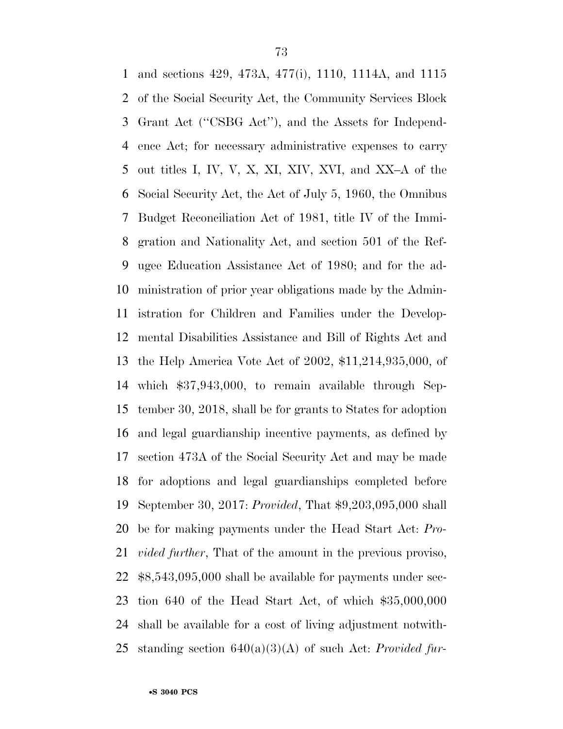and sections 429, 473A, 477(i), 1110, 1114A, and 1115 of the Social Security Act, the Community Services Block Grant Act (''CSBG Act''), and the Assets for Independence Act; for necessary administrative expenses to carry out titles I, IV, V, X, XI, XIV, XVI, and XX–A of the Social Security Act, the Act of July 5, 1960, the Omnibus Budget Reconciliation Act of 1981, title IV of the Immigration and Nationality Act, and section 501 of the Refugee Education Assistance Act of 1980; and for the administration of prior year obligations made by the Administration for Children and Families under the Developmental Disabilities Assistance and Bill of Rights Act and the Help America Vote Act of 2002, $11,214,935,000, of which $37,943,000, to remain available through September 30, 2018, shall be for grants to States for adoption and legal guardianship incentive payments, as defined by section 473A of the Social Security Act and may be made for adoptions and legal guardianships completed before September 30, 2017: *Provided*, That $9,203,095,000 shall be for making payments under the Head Start Act: *Provided further*, That of the amount in the previous proviso, $8,543,095,000 shall be available for payments under section 640 of the Head Start Act, of which $35,000,000 shall be available for a cost of living adjustment notwithstanding section 640(a)(3)(A) of such Act: *Provided fur-*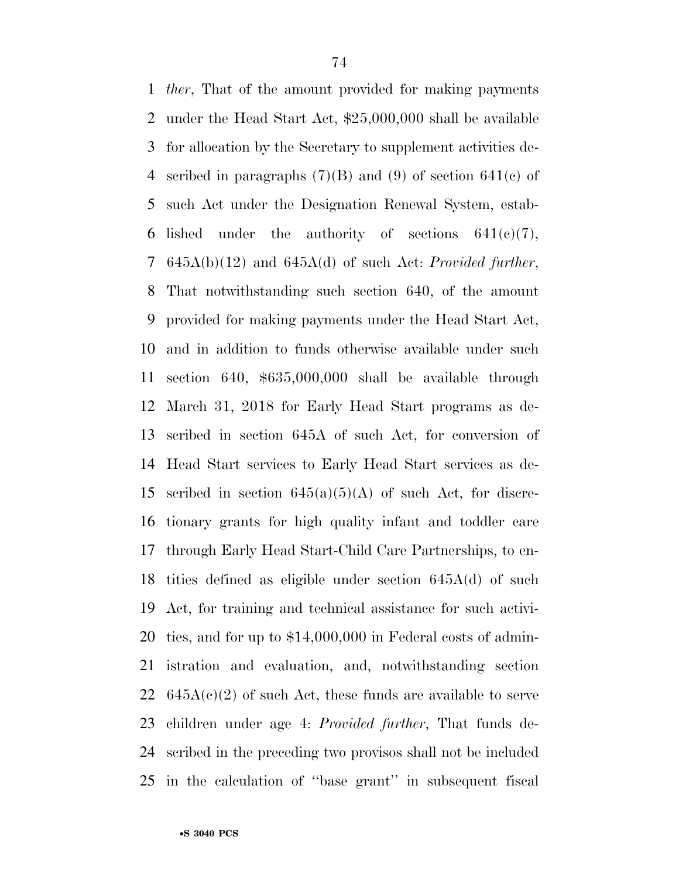*ther*, That of the amount provided for making payments under the Head Start Act, $25,000,000 shall be available for allocation by the Secretary to supplement activities described in paragraphs (7)(B) and (9) of section 641(c) of such Act under the Designation Renewal System, established under the authority of sections 641(c)(7), 645A(b)(12) and 645A(d) of such Act: *Provided further*, That notwithstanding such section 640, of the amount provided for making payments under the Head Start Act, and in addition to funds otherwise available under such section 640, $635,000,000 shall be available through March 31, 2018 for Early Head Start programs as described in section 645A of such Act, for conversion of Head Start services to Early Head Start services as described in section 645(a)(5)(A) of such Act, for discretionary grants for high quality infant and toddler care through Early Head Start-Child Care Partnerships, to entities defined as eligible under section 645A(d) of such Act, for training and technical assistance for such activities, and for up to $14,000,000 in Federal costs of administration and evaluation, and, notwithstanding section 645A(c)(2) of such Act, these funds are available to serve children under age 4: *Provided further*, That funds described in the preceding two provisos shall not be included in the calculation of ''base grant'' in subsequent fiscal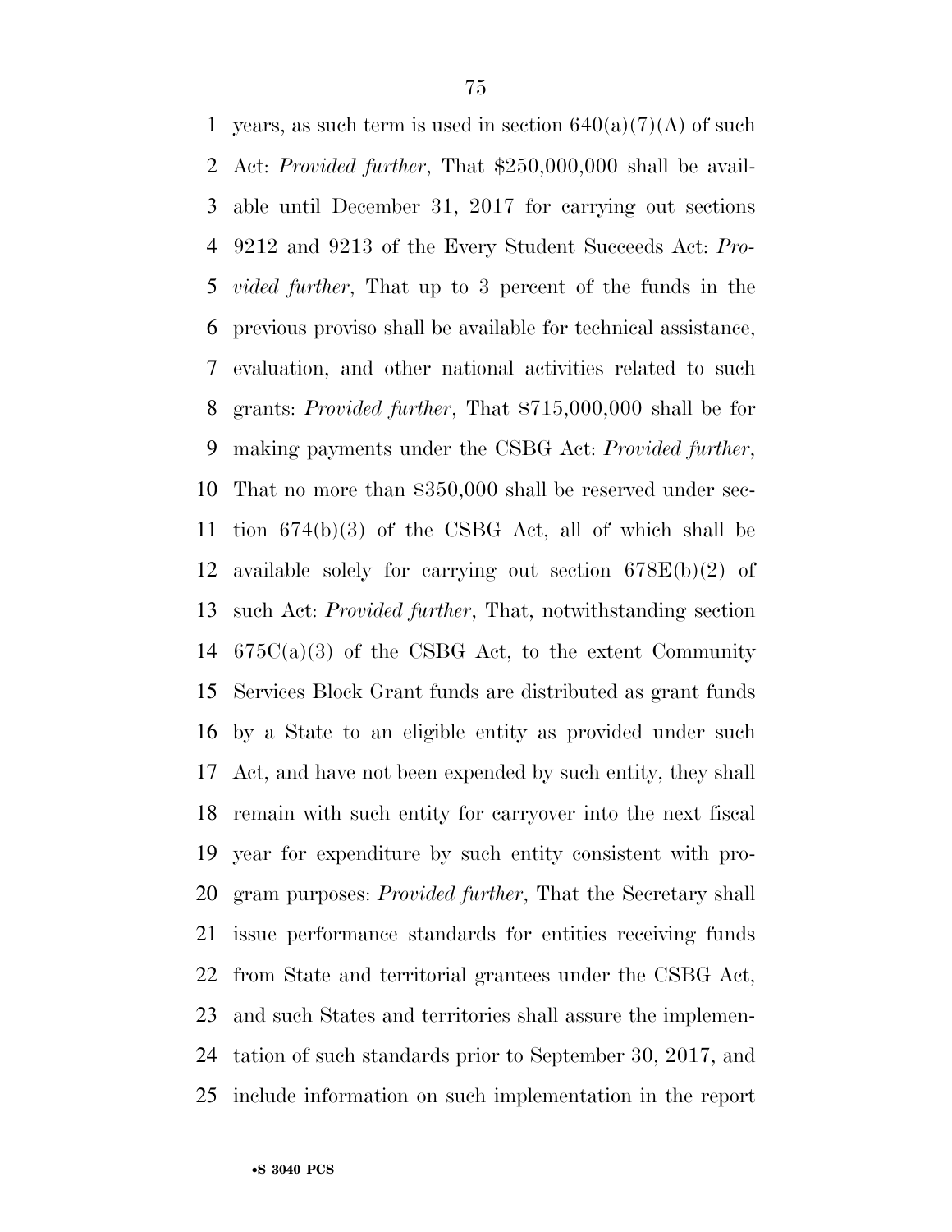years, as such term is used in section 640(a)(7)(A) of such Act: *Provided further*, That $250,000,000 shall be available until December 31, 2017 for carrying out sections 9212 and 9213 of the Every Student Succeeds Act: *Provided further*, That up to 3 percent of the funds in the previous proviso shall be available for technical assistance, evaluation, and other national activities related to such grants: *Provided further*, That $715,000,000 shall be for making payments under the CSBG Act: *Provided further*, That no more than $350,000 shall be reserved under section 674(b)(3) of the CSBG Act, all of which shall be available solely for carrying out section 678E(b)(2) of such Act: *Provided further*, That, notwithstanding section 675C(a)(3) of the CSBG Act, to the extent Community Services Block Grant funds are distributed as grant funds by a State to an eligible entity as provided under such Act, and have not been expended by such entity, they shall remain with such entity for carryover into the next fiscal year for expenditure by such entity consistent with program purposes: *Provided further*, That the Secretary shall issue performance standards for entities receiving funds from State and territorial grantees under the CSBG Act, and such States and territories shall assure the implementation of such standards prior to September 30, 2017, and include information on such implementation in the report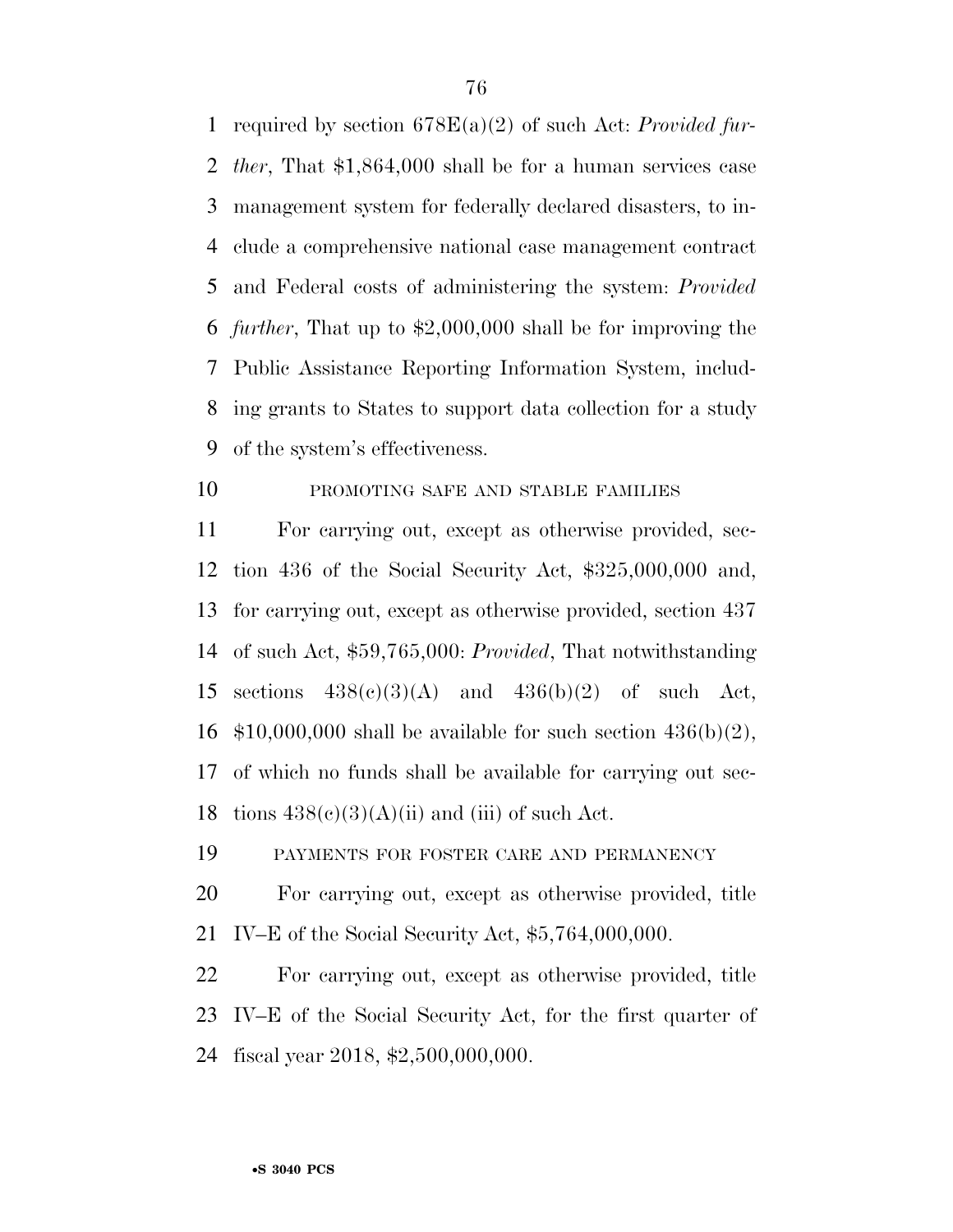required by section 678E(a)(2) of such Act: *Provided further*, That $1,864,000 shall be for a human services case management system for federally declared disasters, to include a comprehensive national case management contract and Federal costs of administering the system: *Provided further*, That up to $2,000,000 shall be for improving the Public Assistance Reporting Information System, including grants to States to support data collection for a study of the system's effectiveness.

PROMOTING SAFE AND STABLE FAMILIES

For carrying out, except as otherwise provided, section 436 of the Social Security Act, $325,000,000 and, for carrying out, except as otherwise provided, section 437 of such Act, $59,765,000: *Provided*, That notwithstanding sections 438(c)(3)(A) and 436(b)(2) of such Act, $10,000,000 shall be available for such section 436(b)(2), of which no funds shall be available for carrying out sections 438(c)(3)(A)(ii) and (iii) of such Act.

PAYMENTS FOR FOSTER CARE AND PERMANENCY

For carrying out, except as otherwise provided, title IV–E of the Social Security Act, $5,764,000,000.

For carrying out, except as otherwise provided, title IV–E of the Social Security Act, for the first quarter of fiscal year 2018, $2,500,000,000.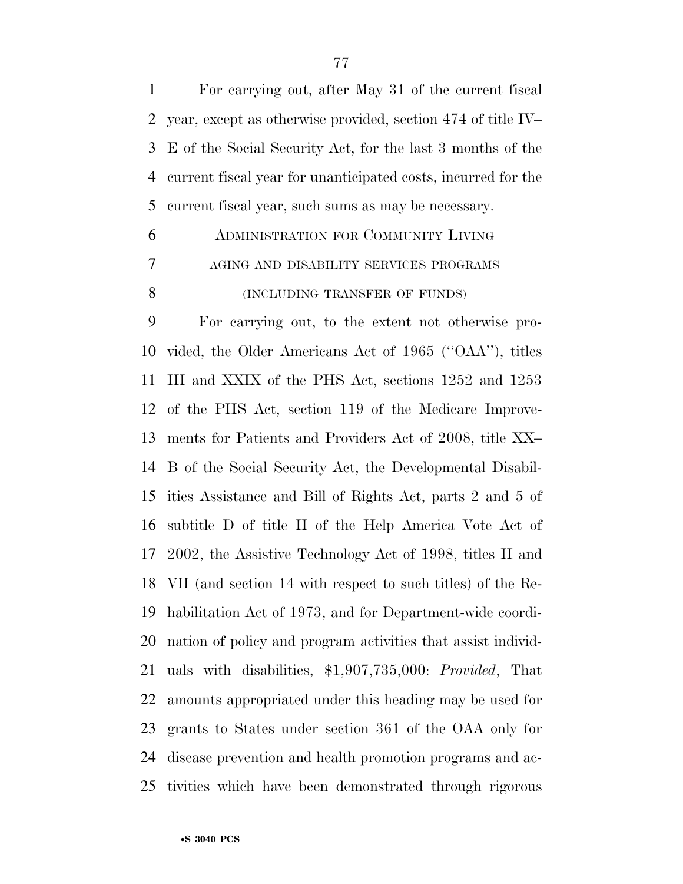For carrying out, after May 31 of the current fiscal year, except as otherwise provided, section 474 of title IV–E of the Social Security Act, for the last 3 months of the current fiscal year for unanticipated costs, incurred for the current fiscal year, such sums as may be necessary.

ADMINISTRATION FOR COMMUNITY LIVING

AGING AND DISABILITY SERVICES PROGRAMS

(INCLUDING TRANSFER OF FUNDS)

For carrying out, to the extent not otherwise provided, the Older Americans Act of 1965 (''OAA''), titles III and XXIX of the PHS Act, sections 1252 and 1253 of the PHS Act, section 119 of the Medicare Improvements for Patients and Providers Act of 2008, title XX–B of the Social Security Act, the Developmental Disabilities Assistance and Bill of Rights Act, parts 2 and 5 of subtitle D of title II of the Help America Vote Act of 2002, the Assistive Technology Act of 1998, titles II and VII (and section 14 with respect to such titles) of the Rehabilitation Act of 1973, and for Department-wide coordination of policy and program activities that assist individuals with disabilities, $1,907,735,000: *Provided*, That amounts appropriated under this heading may be used for grants to States under section 361 of the OAA only for disease prevention and health promotion programs and activities which have been demonstrated through rigorous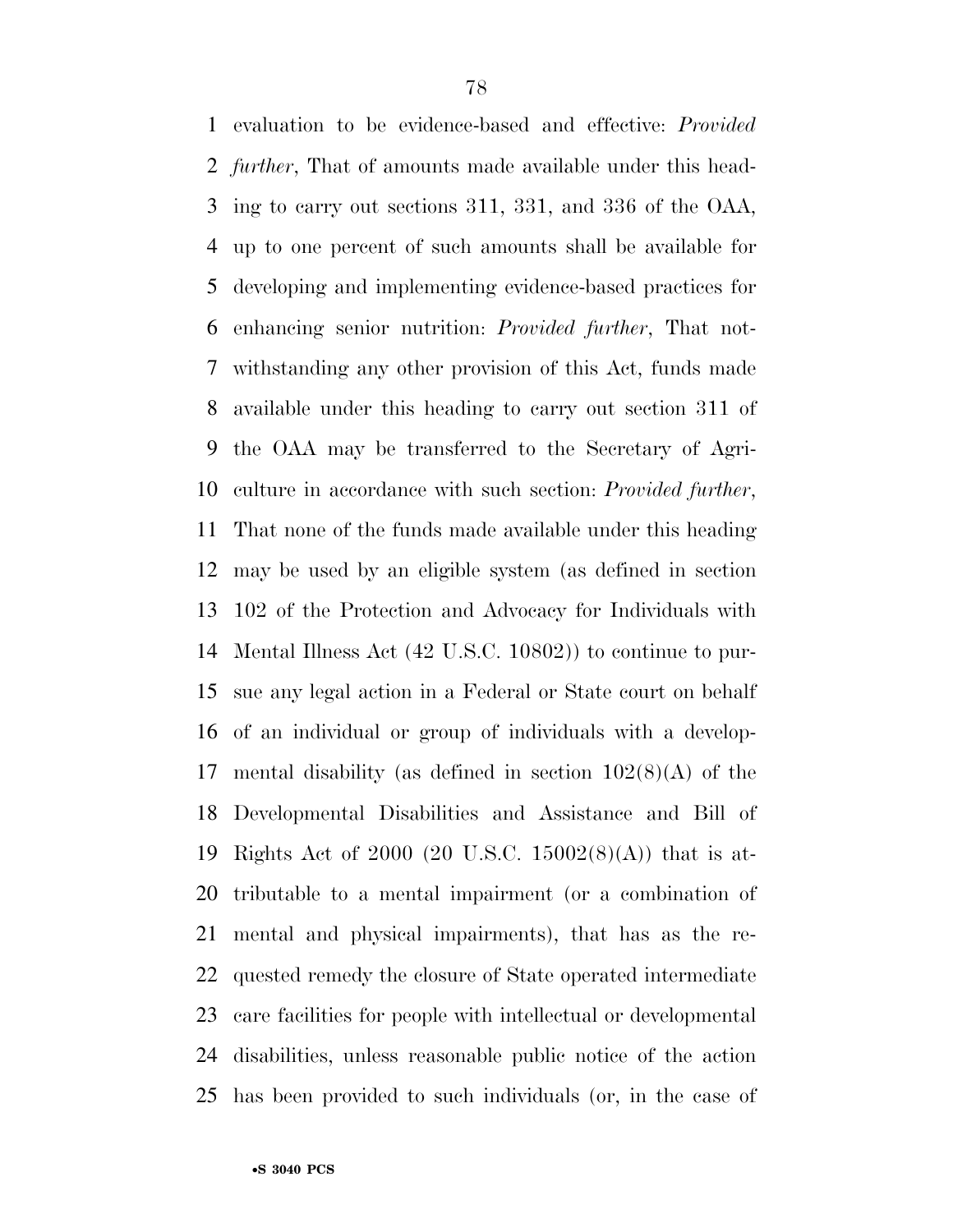evaluation to be evidence-based and effective: *Provided further*, That of amounts made available under this heading to carry out sections 311, 331, and 336 of the OAA, up to one percent of such amounts shall be available for developing and implementing evidence-based practices for enhancing senior nutrition: *Provided further*, That notwithstanding any other provision of this Act, funds made available under this heading to carry out section 311 of the OAA may be transferred to the Secretary of Agriculture in accordance with such section: *Provided further*, That none of the funds made available under this heading may be used by an eligible system (as defined in section 102 of the Protection and Advocacy for Individuals with Mental Illness Act (42 U.S.C. 10802)) to continue to pursue any legal action in a Federal or State court on behalf of an individual or group of individuals with a developmental disability (as defined in section 102(8)(A) of the Developmental Disabilities and Assistance and Bill of Rights Act of 2000 (20 U.S.C. 15002(8)(A)) that is attributable to a mental impairment (or a combination of mental and physical impairments), that has as the requested remedy the closure of State operated intermediate care facilities for people with intellectual or developmental disabilities, unless reasonable public notice of the action has been provided to such individuals (or, in the case of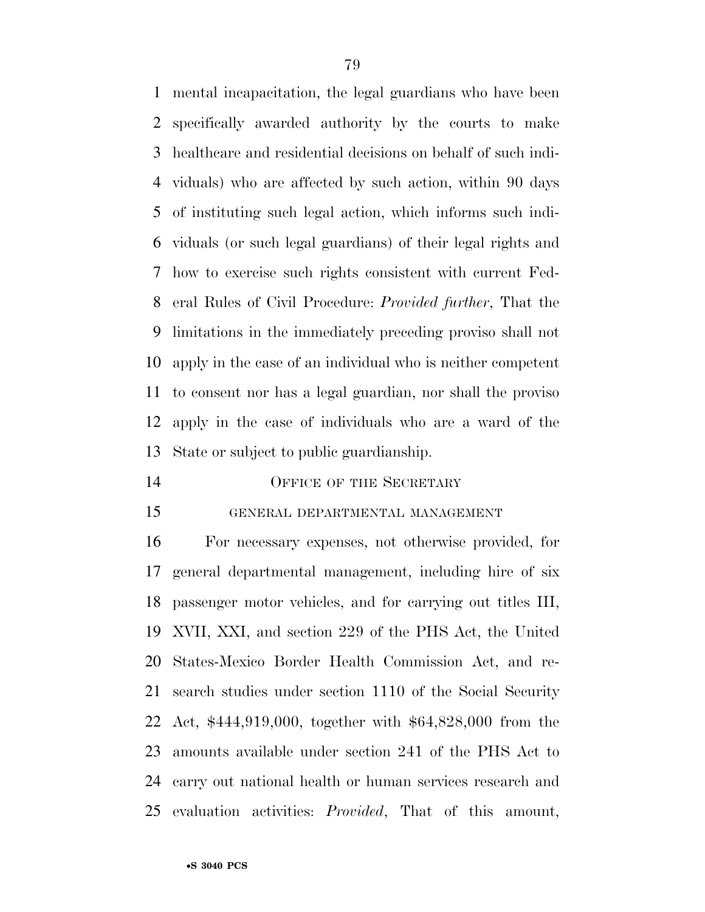mental incapacitation, the legal guardians who have been specifically awarded authority by the courts to make healthcare and residential decisions on behalf of such individuals) who are affected by such action, within 90 days of instituting such legal action, which informs such individuals (or such legal guardians) of their legal rights and how to exercise such rights consistent with current Federal Rules of Civil Procedure: *Provided further*, That the limitations in the immediately preceding proviso shall not apply in the case of an individual who is neither competent to consent nor has a legal guardian, nor shall the proviso apply in the case of individuals who are a ward of the State or subject to public guardianship.

## OFFICE OF THE SECRETARY

### GENERAL DEPARTMENTAL MANAGEMENT

For necessary expenses, not otherwise provided, for general departmental management, including hire of six passenger motor vehicles, and for carrying out titles III, XVII, XXI, and section 229 of the PHS Act, the United States-Mexico Border Health Commission Act, and research studies under section 1110 of the Social Security Act, $444,919,000, together with $64,828,000 from the amounts available under section 241 of the PHS Act to carry out national health or human services research and evaluation activities: *Provided*, That of this amount,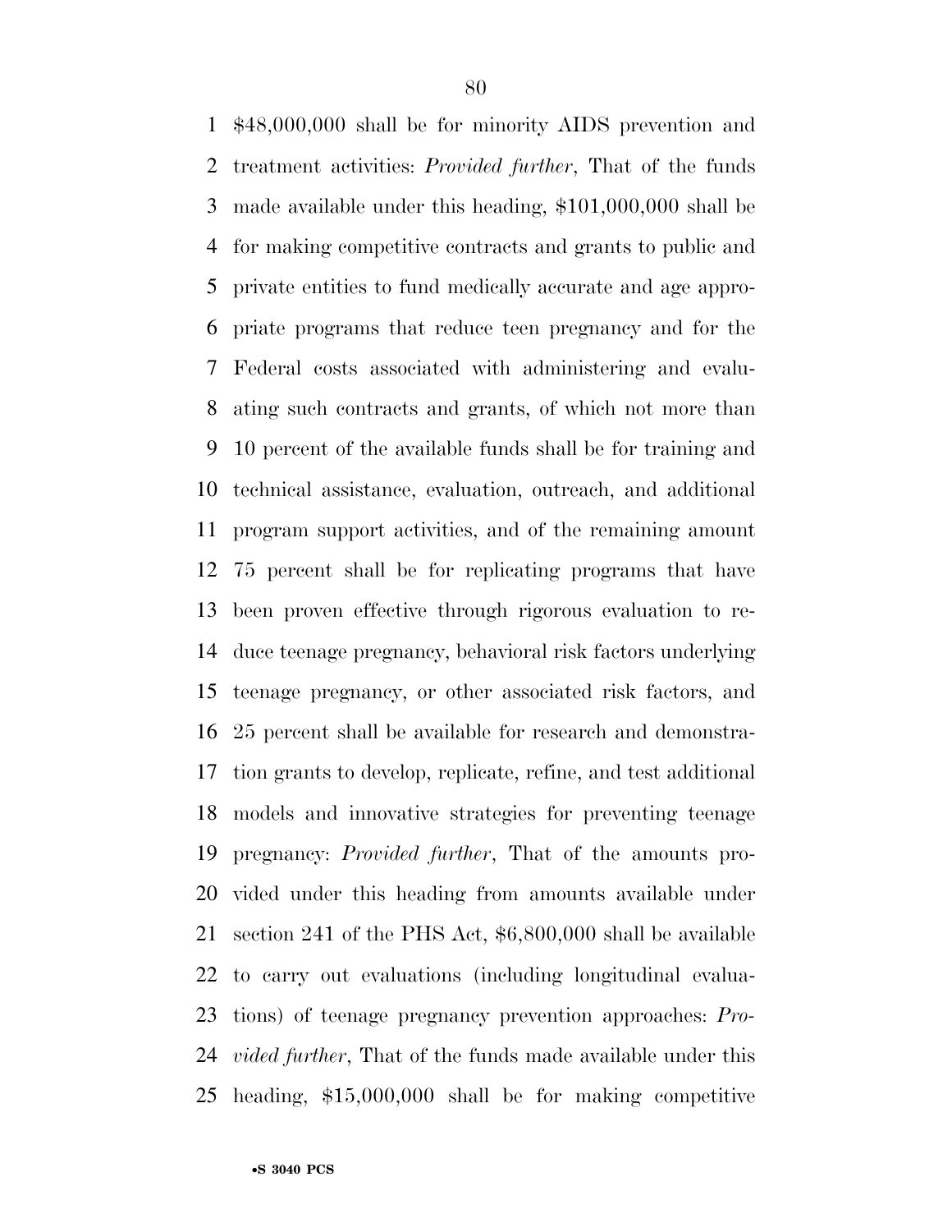$48,000,000 shall be for minority AIDS prevention and treatment activities: *Provided further*, That of the funds made available under this heading, $101,000,000 shall be for making competitive contracts and grants to public and private entities to fund medically accurate and age appropriate programs that reduce teen pregnancy and for the Federal costs associated with administering and evaluating such contracts and grants, of which not more than 10 percent of the available funds shall be for training and technical assistance, evaluation, outreach, and additional program support activities, and of the remaining amount 75 percent shall be for replicating programs that have been proven effective through rigorous evaluation to reduce teenage pregnancy, behavioral risk factors underlying teenage pregnancy, or other associated risk factors, and 25 percent shall be available for research and demonstration grants to develop, replicate, refine, and test additional models and innovative strategies for preventing teenage pregnancy: *Provided further*, That of the amounts provided under this heading from amounts available under section 241 of the PHS Act, $6,800,000 shall be available to carry out evaluations (including longitudinal evaluations) of teenage pregnancy prevention approaches: *Provided further*, That of the funds made available under this heading, $15,000,000 shall be for making competitive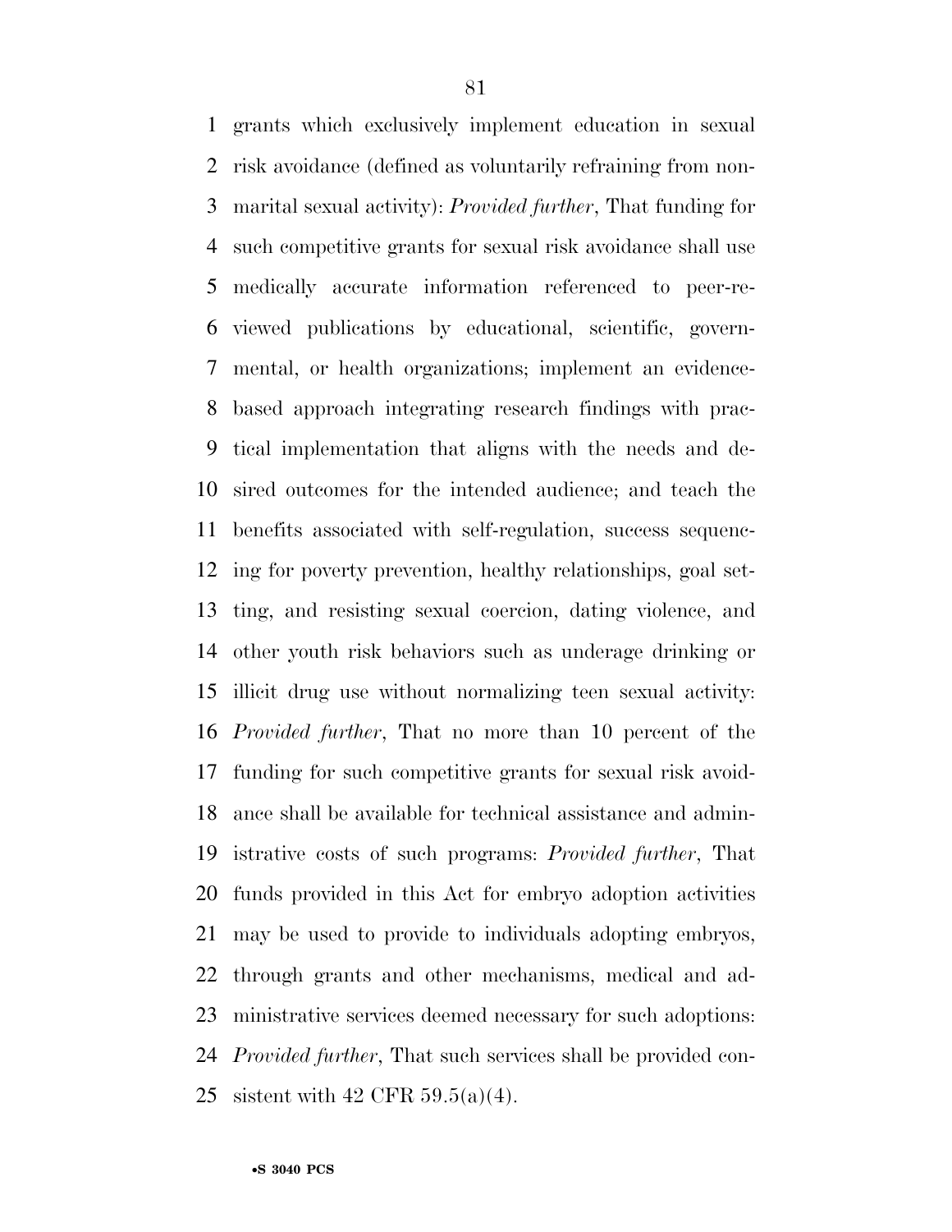grants which exclusively implement education in sexual risk avoidance (defined as voluntarily refraining from non-marital sexual activity): *Provided further*, That funding for such competitive grants for sexual risk avoidance shall use medically accurate information referenced to peer-reviewed publications by educational, scientific, governmental, or health organizations; implement an evidence-based approach integrating research findings with practical implementation that aligns with the needs and desired outcomes for the intended audience; and teach the benefits associated with self-regulation, success sequencing for poverty prevention, healthy relationships, goal setting, and resisting sexual coercion, dating violence, and other youth risk behaviors such as underage drinking or illicit drug use without normalizing teen sexual activity: *Provided further*, That no more than 10 percent of the funding for such competitive grants for sexual risk avoidance shall be available for technical assistance and administrative costs of such programs: *Provided further*, That funds provided in this Act for embryo adoption activities may be used to provide to individuals adopting embryos, through grants and other mechanisms, medical and administrative services deemed necessary for such adoptions: *Provided further*, That such services shall be provided consistent with 42 CFR 59.5(a)(4).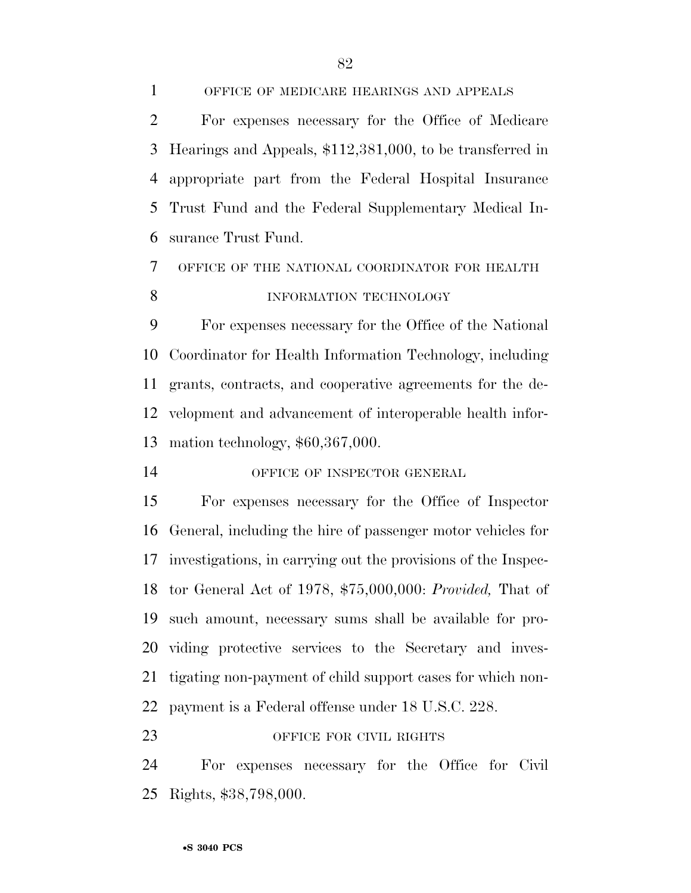OFFICE OF MEDICARE HEARINGS AND APPEALS

For expenses necessary for the Office of Medicare Hearings and Appeals, $112,381,000, to be transferred in appropriate part from the Federal Hospital Insurance Trust Fund and the Federal Supplementary Medical Insurance Trust Fund.

OFFICE OF THE NATIONAL COORDINATOR FOR HEALTH INFORMATION TECHNOLOGY

For expenses necessary for the Office of the National Coordinator for Health Information Technology, including grants, contracts, and cooperative agreements for the development and advancement of interoperable health information technology, $60,367,000.

OFFICE OF INSPECTOR GENERAL

For expenses necessary for the Office of Inspector General, including the hire of passenger motor vehicles for investigations, in carrying out the provisions of the Inspector General Act of 1978, $75,000,000: *Provided,* That of such amount, necessary sums shall be available for providing protective services to the Secretary and investigating non-payment of child support cases for which non-payment is a Federal offense under 18 U.S.C. 228.

OFFICE FOR CIVIL RIGHTS

For expenses necessary for the Office for Civil Rights, $38,798,000.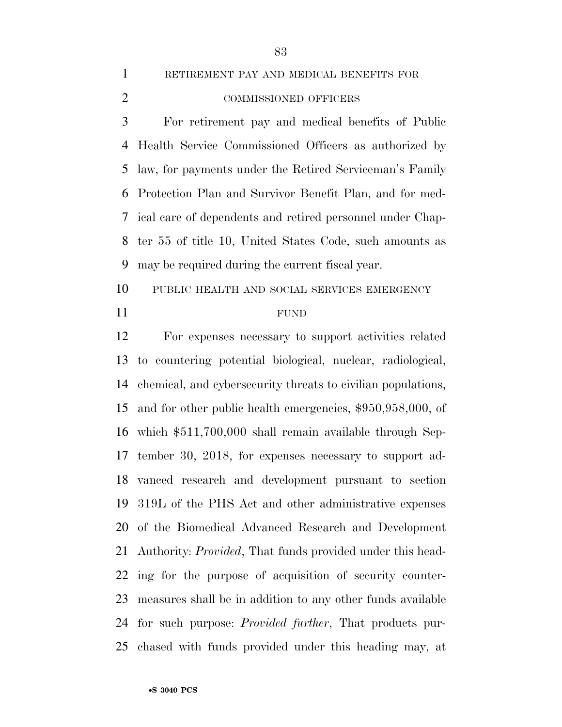RETIREMENT PAY AND MEDICAL BENEFITS FOR COMMISSIONED OFFICERS

For retirement pay and medical benefits of Public Health Service Commissioned Officers as authorized by law, for payments under the Retired Serviceman's Family Protection Plan and Survivor Benefit Plan, and for medical care of dependents and retired personnel under Chapter 55 of title 10, United States Code, such amounts as may be required during the current fiscal year.

PUBLIC HEALTH AND SOCIAL SERVICES EMERGENCY FUND

For expenses necessary to support activities related to countering potential biological, nuclear, radiological, chemical, and cybersecurity threats to civilian populations, and for other public health emergencies, $950,958,000, of which $511,700,000 shall remain available through September 30, 2018, for expenses necessary to support advanced research and development pursuant to section 319L of the PHS Act and other administrative expenses of the Biomedical Advanced Research and Development Authority: *Provided*, That funds provided under this heading for the purpose of acquisition of security countermeasures shall be in addition to any other funds available for such purpose: *Provided further*, That products purchased with funds provided under this heading may, at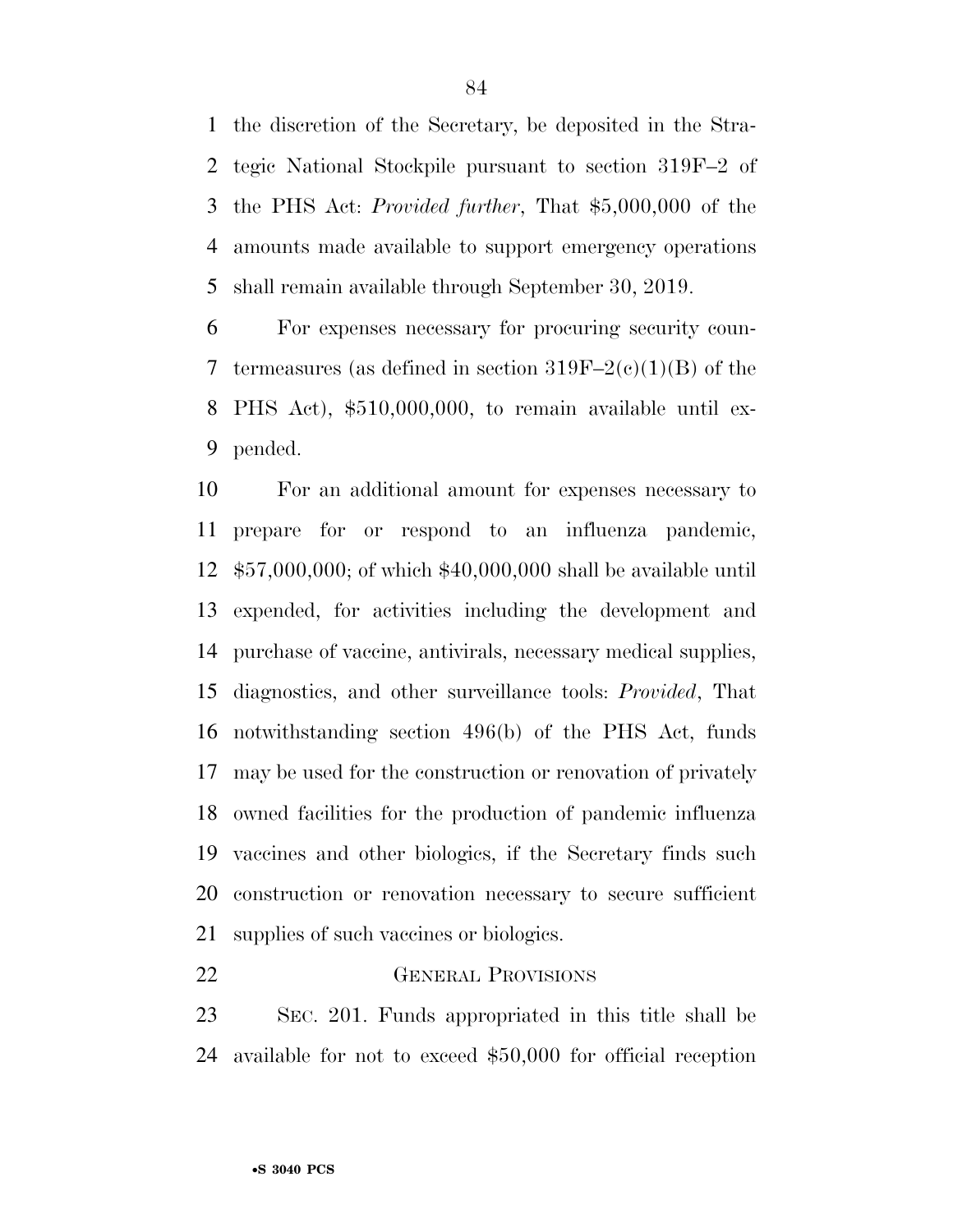the discretion of the Secretary, be deposited in the Strategic National Stockpile pursuant to section 319F–2 of the PHS Act: *Provided further*, That $5,000,000 of the amounts made available to support emergency operations shall remain available through September 30, 2019.

For expenses necessary for procuring security countermeasures (as defined in section 319F–2(c)(1)(B) of the PHS Act), $510,000,000, to remain available until expended.

For an additional amount for expenses necessary to prepare for or respond to an influenza pandemic, $57,000,000; of which $40,000,000 shall be available until expended, for activities including the development and purchase of vaccine, antivirals, necessary medical supplies, diagnostics, and other surveillance tools: *Provided*, That notwithstanding section 496(b) of the PHS Act, funds may be used for the construction or renovation of privately owned facilities for the production of pandemic influenza vaccines and other biologics, if the Secretary finds such construction or renovation necessary to secure sufficient supplies of such vaccines or biologics.

GENERAL PROVISIONS

SEC. 201. Funds appropriated in this title shall be available for not to exceed $50,000 for official reception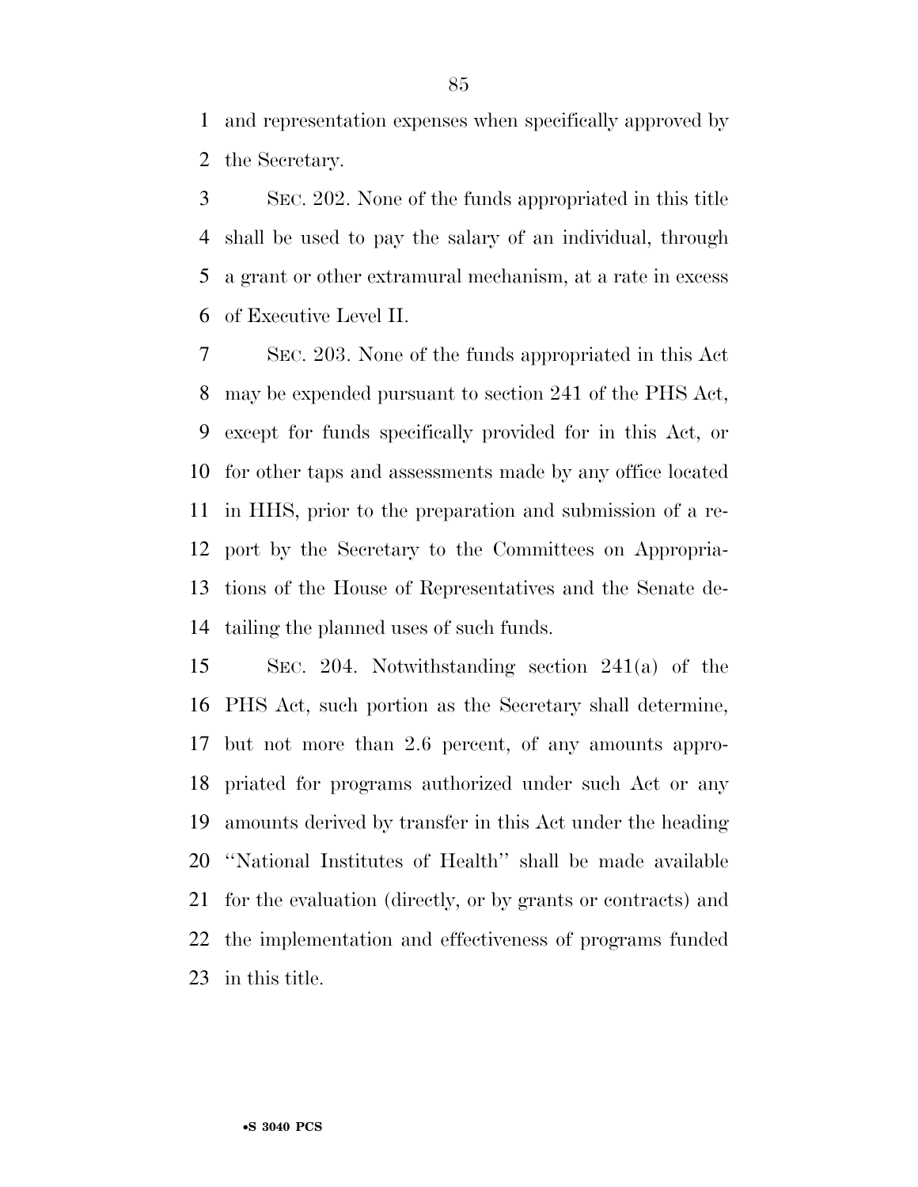and representation expenses when specifically approved by the Secretary.

SEC. 202. None of the funds appropriated in this title shall be used to pay the salary of an individual, through a grant or other extramural mechanism, at a rate in excess of Executive Level II.

SEC. 203. None of the funds appropriated in this Act may be expended pursuant to section 241 of the PHS Act, except for funds specifically provided for in this Act, or for other taps and assessments made by any office located in HHS, prior to the preparation and submission of a report by the Secretary to the Committees on Appropriations of the House of Representatives and the Senate detailing the planned uses of such funds.

SEC. 204. Notwithstanding section 241(a) of the PHS Act, such portion as the Secretary shall determine, but not more than 2.6 percent, of any amounts appropriated for programs authorized under such Act or any amounts derived by transfer in this Act under the heading ''National Institutes of Health'' shall be made available for the evaluation (directly, or by grants or contracts) and the implementation and effectiveness of programs funded in this title.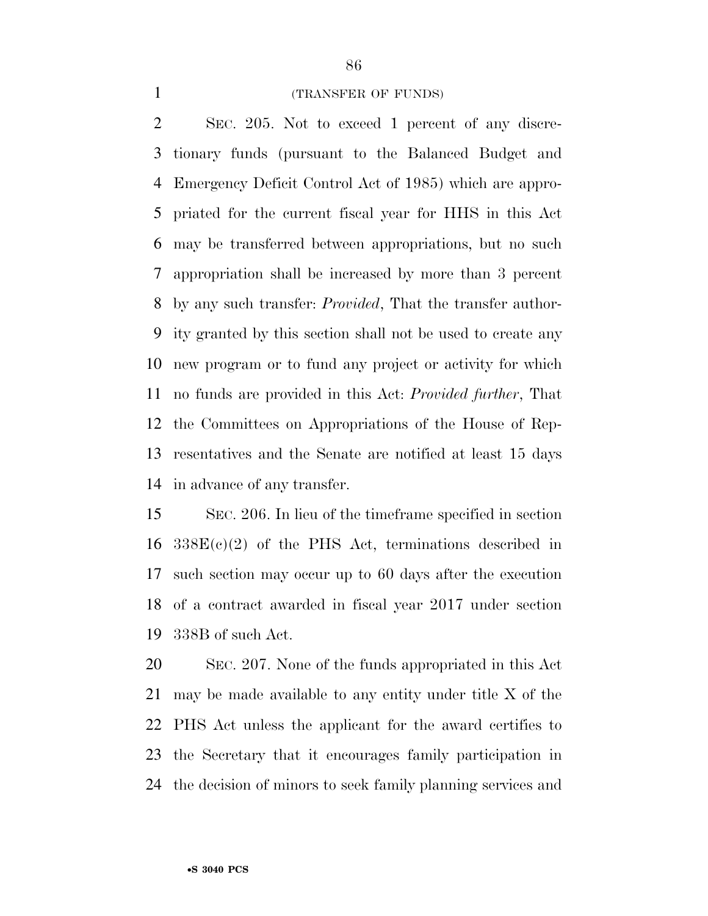(TRANSFER OF FUNDS)

SEC. 205. Not to exceed 1 percent of any discretionary funds (pursuant to the Balanced Budget and Emergency Deficit Control Act of 1985) which are appropriated for the current fiscal year for HHS in this Act may be transferred between appropriations, but no such appropriation shall be increased by more than 3 percent by any such transfer: *Provided*, That the transfer authority granted by this section shall not be used to create any new program or to fund any project or activity for which no funds are provided in this Act: *Provided further*, That the Committees on Appropriations of the House of Representatives and the Senate are notified at least 15 days in advance of any transfer.

SEC. 206. In lieu of the timeframe specified in section 338E(c)(2) of the PHS Act, terminations described in such section may occur up to 60 days after the execution of a contract awarded in fiscal year 2017 under section 338B of such Act.

SEC. 207. None of the funds appropriated in this Act may be made available to any entity under title X of the PHS Act unless the applicant for the award certifies to the Secretary that it encourages family participation in the decision of minors to seek family planning services and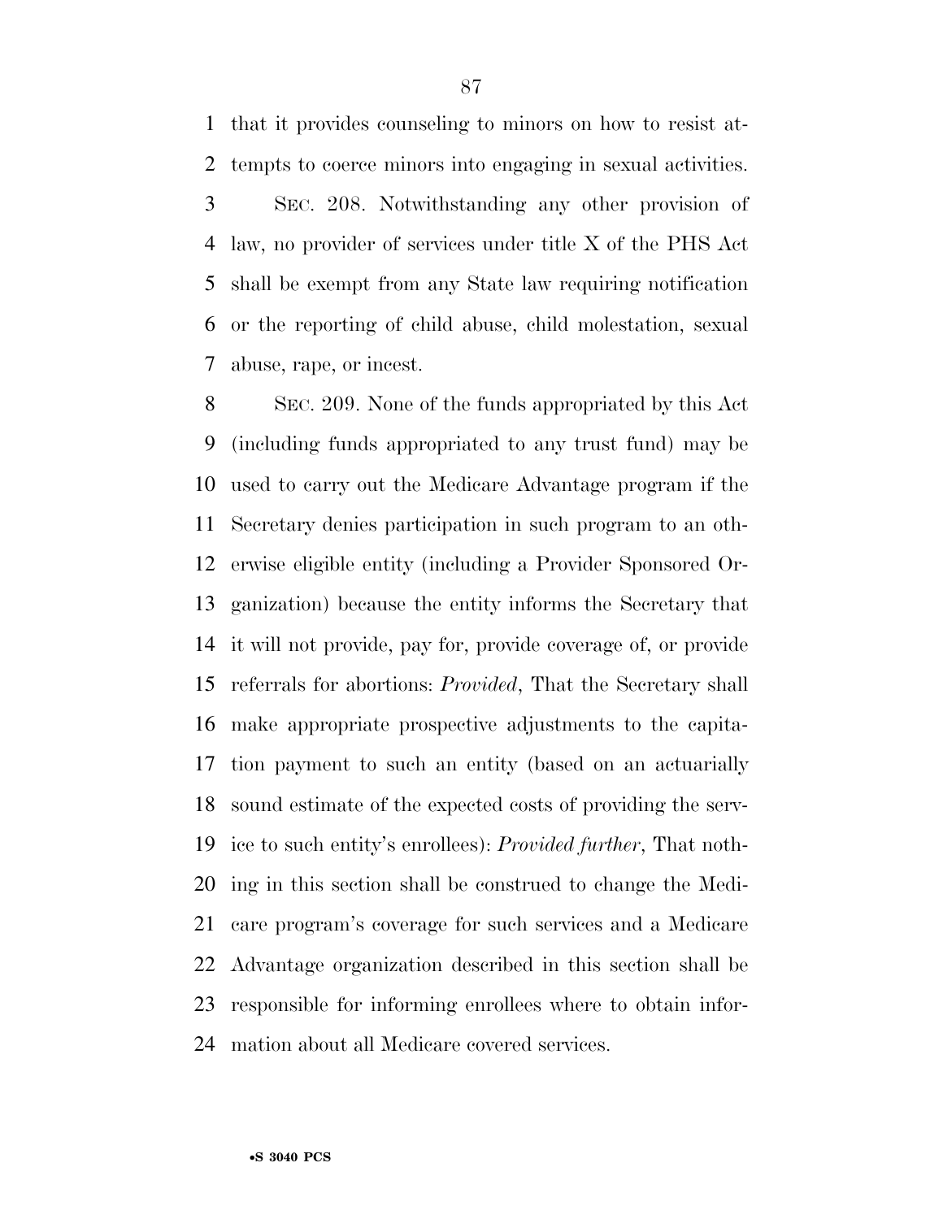that it provides counseling to minors on how to resist attempts to coerce minors into engaging in sexual activities.

SEC. 208. Notwithstanding any other provision of law, no provider of services under title X of the PHS Act shall be exempt from any State law requiring notification or the reporting of child abuse, child molestation, sexual abuse, rape, or incest.

SEC. 209. None of the funds appropriated by this Act (including funds appropriated to any trust fund) may be used to carry out the Medicare Advantage program if the Secretary denies participation in such program to an otherwise eligible entity (including a Provider Sponsored Organization) because the entity informs the Secretary that it will not provide, pay for, provide coverage of, or provide referrals for abortions: *Provided*, That the Secretary shall make appropriate prospective adjustments to the capitation payment to such an entity (based on an actuarially sound estimate of the expected costs of providing the service to such entity's enrollees): *Provided further*, That nothing in this section shall be construed to change the Medicare program's coverage for such services and a Medicare Advantage organization described in this section shall be responsible for informing enrollees where to obtain information about all Medicare covered services.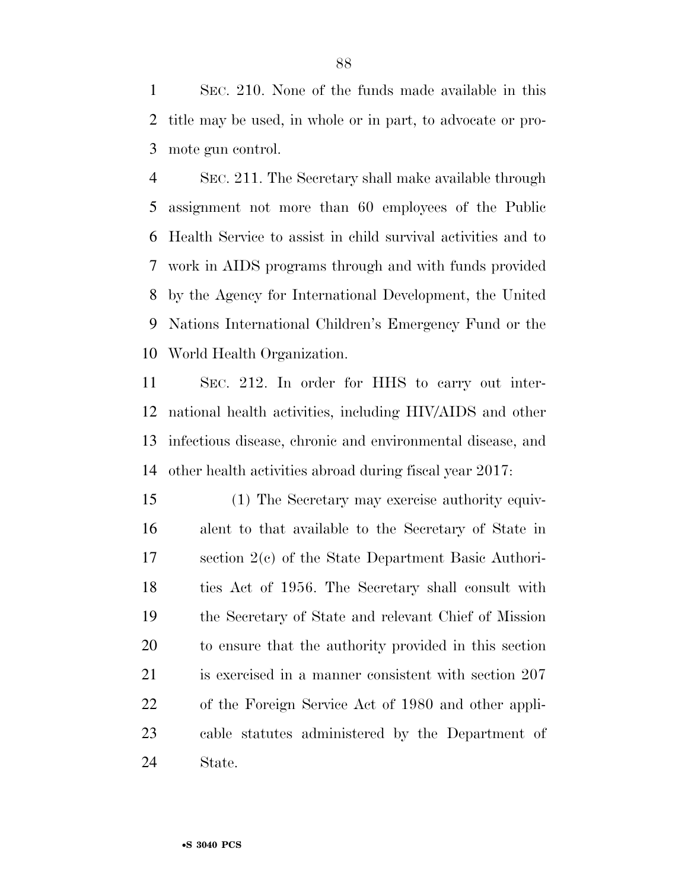SEC. 210. None of the funds made available in this title may be used, in whole or in part, to advocate or promote gun control.

SEC. 211. The Secretary shall make available through assignment not more than 60 employees of the Public Health Service to assist in child survival activities and to work in AIDS programs through and with funds provided by the Agency for International Development, the United Nations International Children's Emergency Fund or the World Health Organization.

SEC. 212. In order for HHS to carry out international health activities, including HIV/AIDS and other infectious disease, chronic and environmental disease, and other health activities abroad during fiscal year 2017:

(1) The Secretary may exercise authority equivalent to that available to the Secretary of State in section 2(c) of the State Department Basic Authorities Act of 1956. The Secretary shall consult with the Secretary of State and relevant Chief of Mission to ensure that the authority provided in this section is exercised in a manner consistent with section 207 of the Foreign Service Act of 1980 and other applicable statutes administered by the Department of State.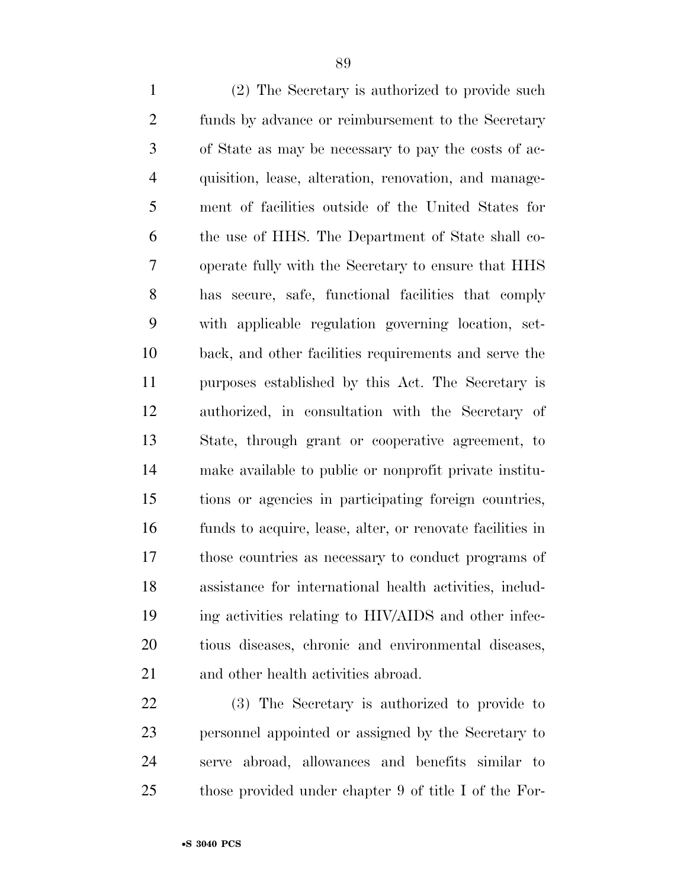(2) The Secretary is authorized to provide such funds by advance or reimbursement to the Secretary of State as may be necessary to pay the costs of acquisition, lease, alteration, renovation, and management of facilities outside of the United States for the use of HHS. The Department of State shall cooperate fully with the Secretary to ensure that HHS has secure, safe, functional facilities that comply with applicable regulation governing location, setback, and other facilities requirements and serve the purposes established by this Act. The Secretary is authorized, in consultation with the Secretary of State, through grant or cooperative agreement, to make available to public or nonprofit private institutions or agencies in participating foreign countries, funds to acquire, lease, alter, or renovate facilities in those countries as necessary to conduct programs of assistance for international health activities, including activities relating to HIV/AIDS and other infectious diseases, chronic and environmental diseases, and other health activities abroad.

(3) The Secretary is authorized to provide to personnel appointed or assigned by the Secretary to serve abroad, allowances and benefits similar to those provided under chapter 9 of title I of the For-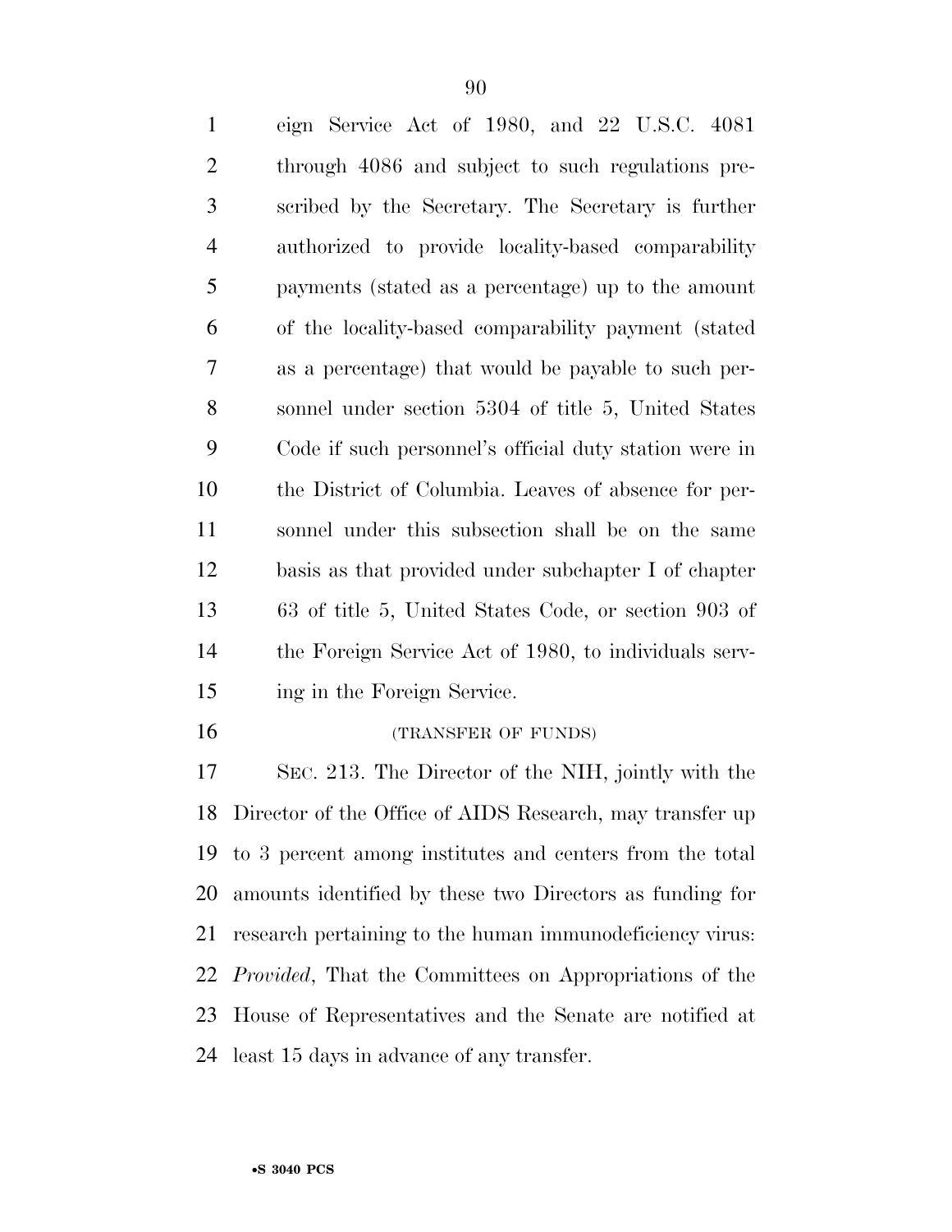eign Service Act of 1980, and 22 U.S.C. 4081 through 4086 and subject to such regulations prescribed by the Secretary. The Secretary is further authorized to provide locality-based comparability payments (stated as a percentage) up to the amount of the locality-based comparability payment (stated as a percentage) that would be payable to such personnel under section 5304 of title 5, United States Code if such personnel's official duty station were in the District of Columbia. Leaves of absence for personnel under this subsection shall be on the same basis as that provided under subchapter I of chapter 63 of title 5, United States Code, or section 903 of the Foreign Service Act of 1980, to individuals serving in the Foreign Service.

(TRANSFER OF FUNDS)

SEC. 213. The Director of the NIH, jointly with the Director of the Office of AIDS Research, may transfer up to 3 percent among institutes and centers from the total amounts identified by these two Directors as funding for research pertaining to the human immunodeficiency virus: *Provided*, That the Committees on Appropriations of the House of Representatives and the Senate are notified at least 15 days in advance of any transfer.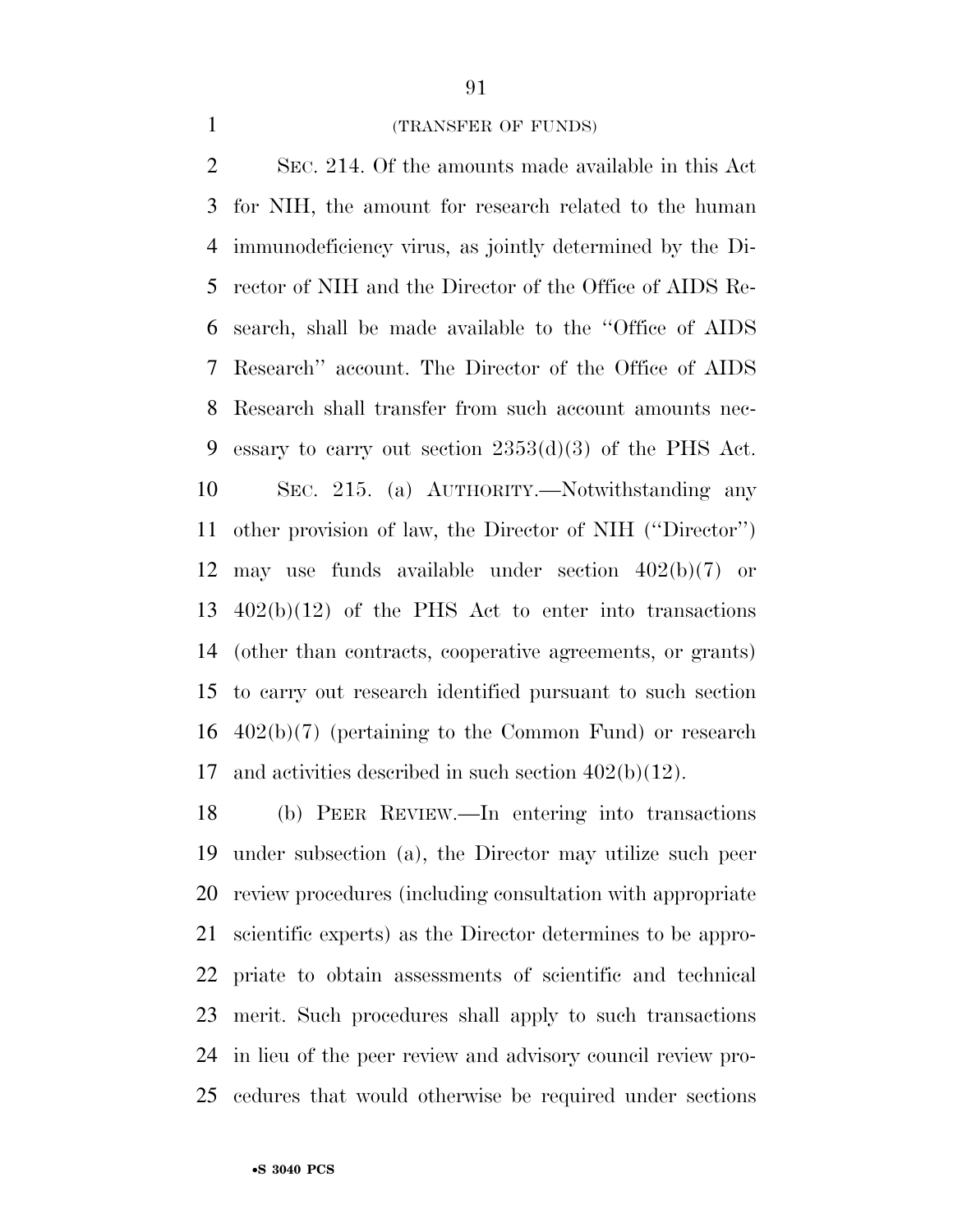(TRANSFER OF FUNDS)

SEC. 214. Of the amounts made available in this Act for NIH, the amount for research related to the human immunodeficiency virus, as jointly determined by the Director of NIH and the Director of the Office of AIDS Research, shall be made available to the "Office of AIDS Research" account. The Director of the Office of AIDS Research shall transfer from such account amounts necessary to carry out section 2353(d)(3) of the PHS Act.

SEC. 215. (a) AUTHORITY.—Notwithstanding any other provision of law, the Director of NIH ("Director") may use funds available under section 402(b)(7) or 402(b)(12) of the PHS Act to enter into transactions (other than contracts, cooperative agreements, or grants) to carry out research identified pursuant to such section 402(b)(7) (pertaining to the Common Fund) or research and activities described in such section 402(b)(12).

(b) PEER REVIEW.—In entering into transactions under subsection (a), the Director may utilize such peer review procedures (including consultation with appropriate scientific experts) as the Director determines to be appropriate to obtain assessments of scientific and technical merit. Such procedures shall apply to such transactions in lieu of the peer review and advisory council review procedures that would otherwise be required under sections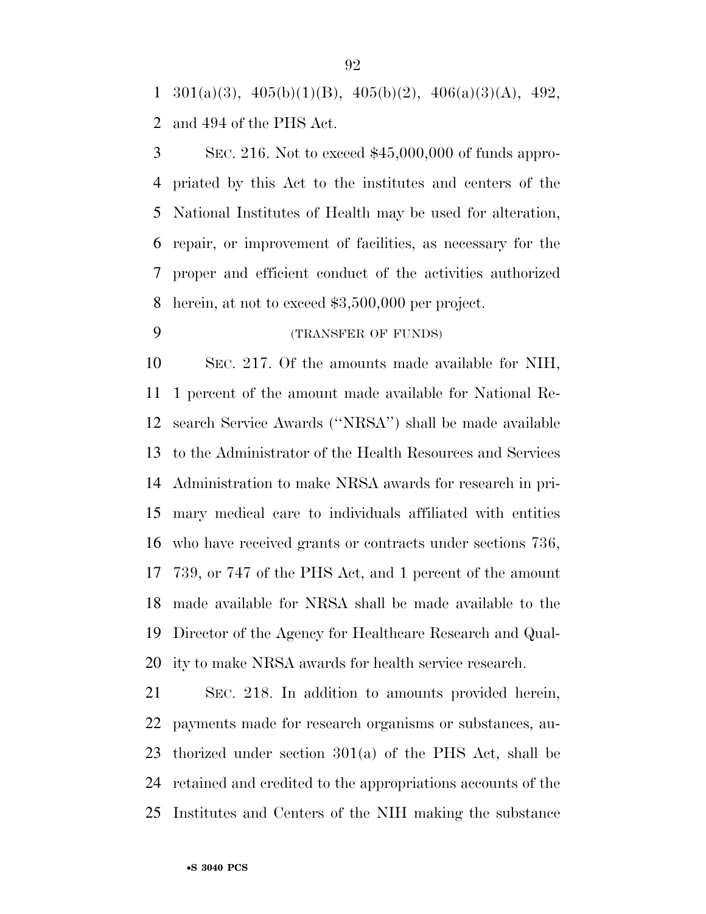301(a)(3), 405(b)(1)(B), 405(b)(2), 406(a)(3)(A), 492, and 494 of the PHS Act.

SEC. 216. Not to exceed $45,000,000 of funds appropriated by this Act to the institutes and centers of the National Institutes of Health may be used for alteration, repair, or improvement of facilities, as necessary for the proper and efficient conduct of the activities authorized herein, at not to exceed $3,500,000 per project.

(TRANSFER OF FUNDS)

SEC. 217. Of the amounts made available for NIH, 1 percent of the amount made available for National Research Service Awards (''NRSA'') shall be made available to the Administrator of the Health Resources and Services Administration to make NRSA awards for research in primary medical care to individuals affiliated with entities who have received grants or contracts under sections 736, 739, or 747 of the PHS Act, and 1 percent of the amount made available for NRSA shall be made available to the Director of the Agency for Healthcare Research and Quality to make NRSA awards for health service research.

SEC. 218. In addition to amounts provided herein, payments made for research organisms or substances, authorized under section 301(a) of the PHS Act, shall be retained and credited to the appropriations accounts of the Institutes and Centers of the NIH making the substance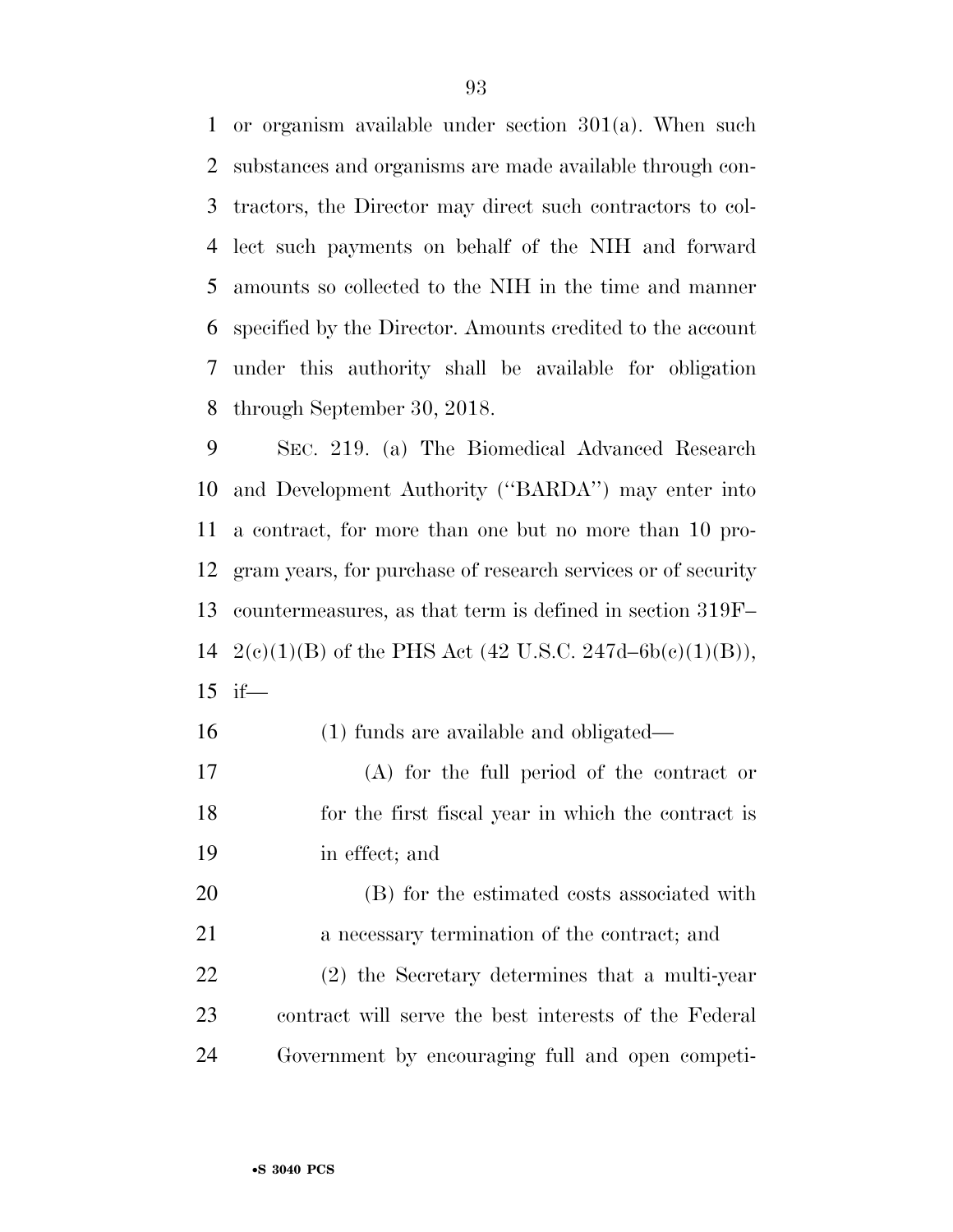or organism available under section 301(a). When such substances and organisms are made available through contractors, the Director may direct such contractors to collect such payments on behalf of the NIH and forward amounts so collected to the NIH in the time and manner specified by the Director. Amounts credited to the account under this authority shall be available for obligation through September 30, 2018.

SEC. 219. (a) The Biomedical Advanced Research and Development Authority (''BARDA'') may enter into a contract, for more than one but no more than 10 program years, for purchase of research services or of security countermeasures, as that term is defined in section 319F–2(c)(1)(B) of the PHS Act (42 U.S.C. 247d–6b(c)(1)(B)), if—

(1) funds are available and obligated—

(A) for the full period of the contract or for the first fiscal year in which the contract is in effect; and

(B) for the estimated costs associated with a necessary termination of the contract; and

(2) the Secretary determines that a multi-year contract will serve the best interests of the Federal Government by encouraging full and open competi-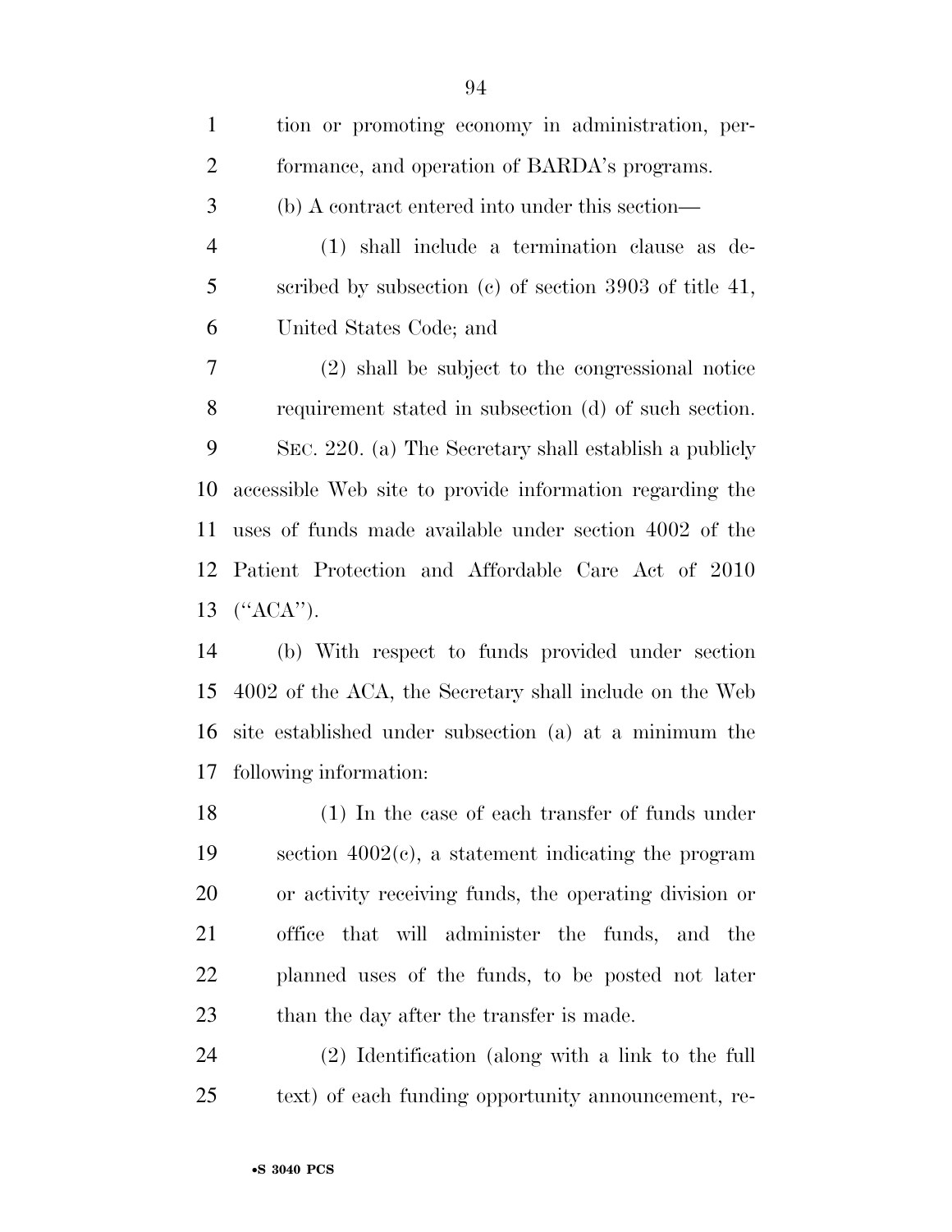tion or promoting economy in administration, performance, and operation of BARDA's programs.

(b) A contract entered into under this section—

(1) shall include a termination clause as described by subsection (c) of section 3903 of title 41, United States Code; and

(2) shall be subject to the congressional notice requirement stated in subsection (d) of such section.

SEC. 220. (a) The Secretary shall establish a publicly accessible Web site to provide information regarding the uses of funds made available under section 4002 of the Patient Protection and Affordable Care Act of 2010 ("ACA").

(b) With respect to funds provided under section 4002 of the ACA, the Secretary shall include on the Web site established under subsection (a) at a minimum the following information:

(1) In the case of each transfer of funds under section 4002(c), a statement indicating the program or activity receiving funds, the operating division or office that will administer the funds, and the planned uses of the funds, to be posted not later than the day after the transfer is made.

(2) Identification (along with a link to the full text) of each funding opportunity announcement, re-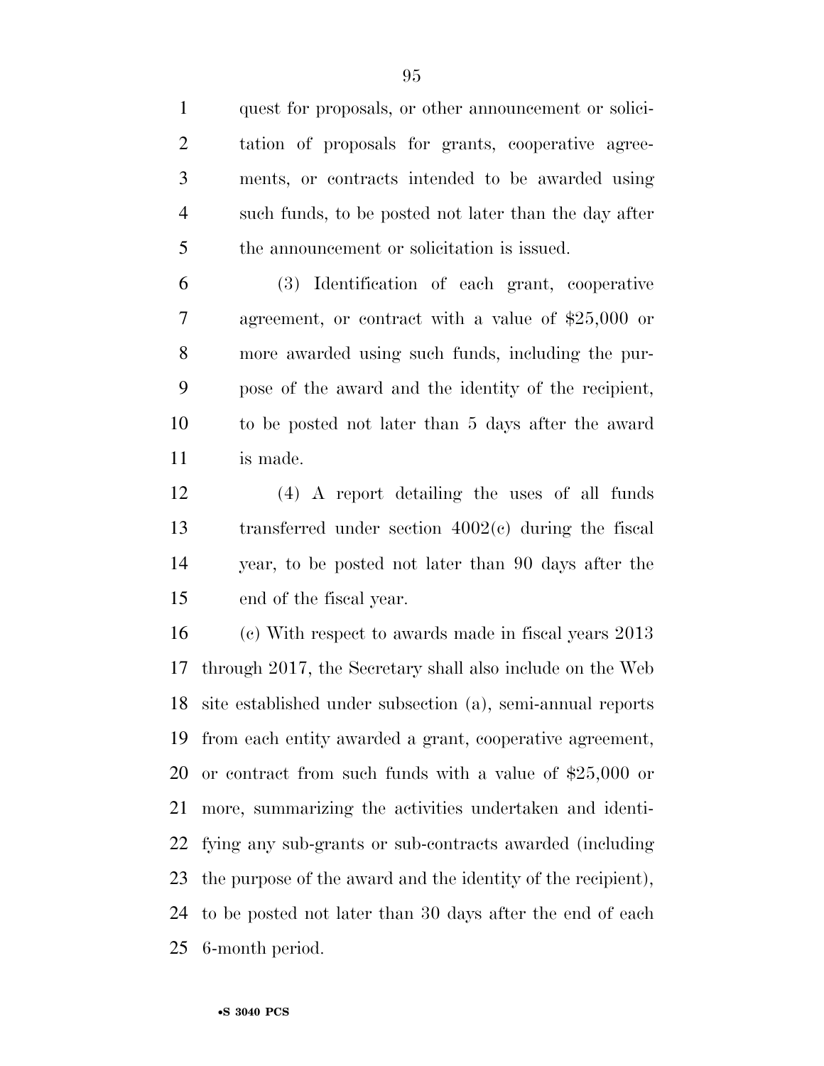quest for proposals, or other announcement or solicitation of proposals for grants, cooperative agreements, or contracts intended to be awarded using such funds, to be posted not later than the day after the announcement or solicitation is issued.

(3) Identification of each grant, cooperative agreement, or contract with a value of $25,000 or more awarded using such funds, including the purpose of the award and the identity of the recipient, to be posted not later than 5 days after the award is made.

(4) A report detailing the uses of all funds transferred under section 4002(c) during the fiscal year, to be posted not later than 90 days after the end of the fiscal year.

(c) With respect to awards made in fiscal years 2013 through 2017, the Secretary shall also include on the Web site established under subsection (a), semi-annual reports from each entity awarded a grant, cooperative agreement, or contract from such funds with a value of $25,000 or more, summarizing the activities undertaken and identifying any sub-grants or sub-contracts awarded (including the purpose of the award and the identity of the recipient), to be posted not later than 30 days after the end of each 6-month period.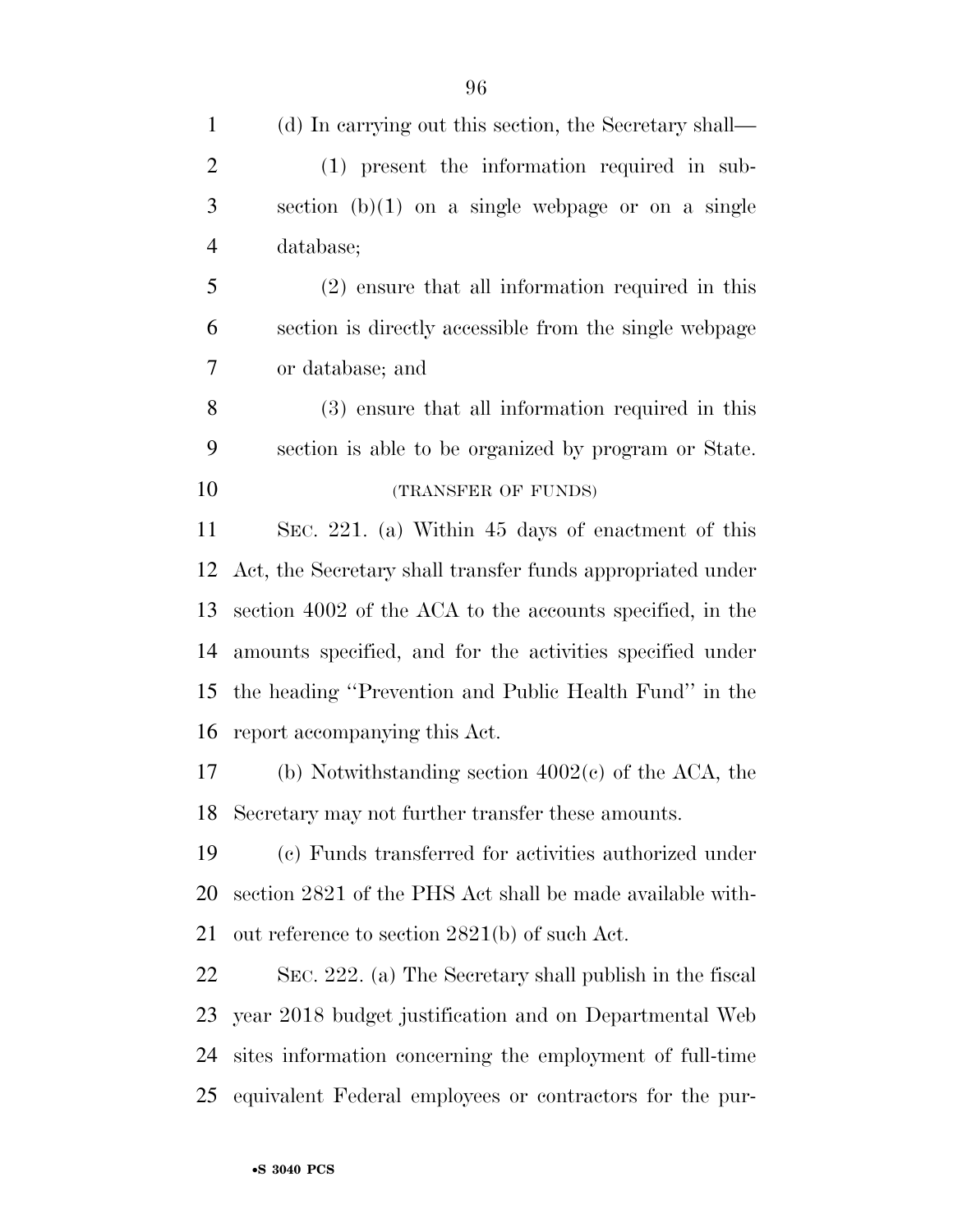(d) In carrying out this section, the Secretary shall—

(1) present the information required in subsection (b)(1) on a single webpage or on a single database;

(2) ensure that all information required in this section is directly accessible from the single webpage or database; and

(3) ensure that all information required in this section is able to be organized by program or State.

(TRANSFER OF FUNDS)

SEC. 221. (a) Within 45 days of enactment of this Act, the Secretary shall transfer funds appropriated under section 4002 of the ACA to the accounts specified, in the amounts specified, and for the activities specified under the heading ''Prevention and Public Health Fund'' in the report accompanying this Act.

(b) Notwithstanding section 4002(c) of the ACA, the Secretary may not further transfer these amounts.

(c) Funds transferred for activities authorized under section 2821 of the PHS Act shall be made available without reference to section 2821(b) of such Act.

SEC. 222. (a) The Secretary shall publish in the fiscal year 2018 budget justification and on Departmental Web sites information concerning the employment of full-time equivalent Federal employees or contractors for the pur-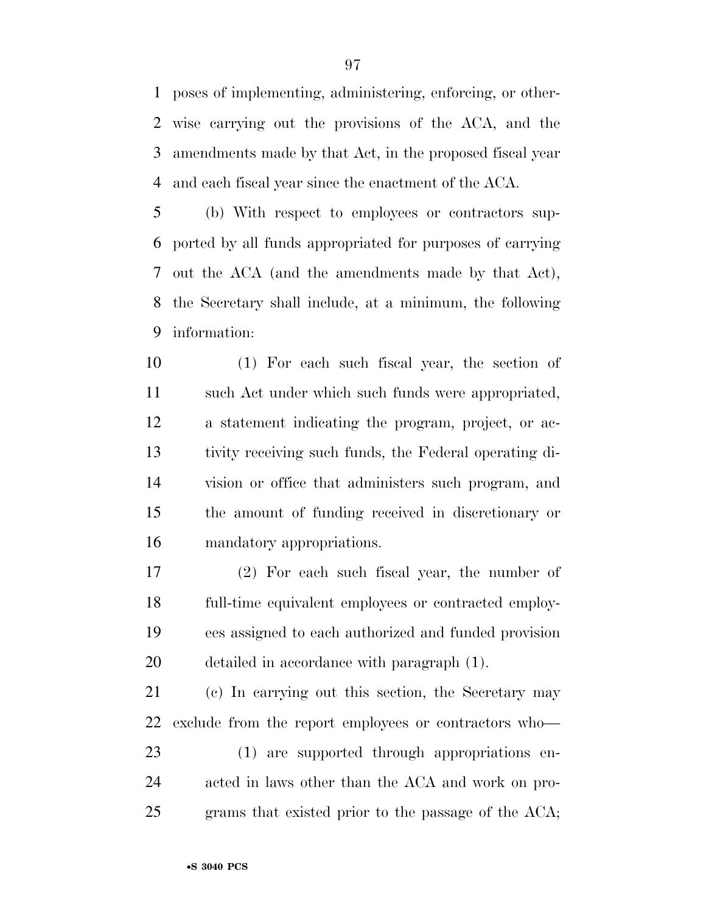poses of implementing, administering, enforcing, or otherwise carrying out the provisions of the ACA, and the amendments made by that Act, in the proposed fiscal year and each fiscal year since the enactment of the ACA.

(b) With respect to employees or contractors supported by all funds appropriated for purposes of carrying out the ACA (and the amendments made by that Act), the Secretary shall include, at a minimum, the following information:

(1) For each such fiscal year, the section of such Act under which such funds were appropriated, a statement indicating the program, project, or activity receiving such funds, the Federal operating division or office that administers such program, and the amount of funding received in discretionary or mandatory appropriations.

(2) For each such fiscal year, the number of full-time equivalent employees or contracted employees assigned to each authorized and funded provision detailed in accordance with paragraph (1).

(c) In carrying out this section, the Secretary may exclude from the report employees or contractors who—

(1) are supported through appropriations enacted in laws other than the ACA and work on programs that existed prior to the passage of the ACA;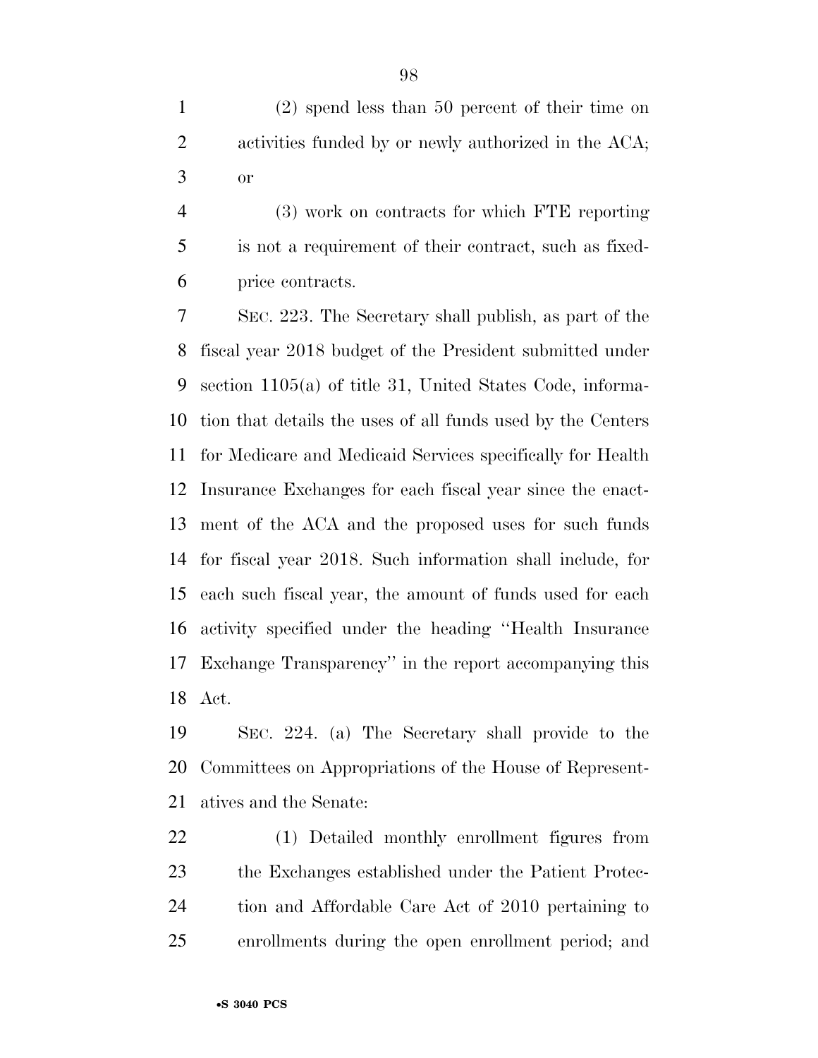(2) spend less than 50 percent of their time on activities funded by or newly authorized in the ACA; or

(3) work on contracts for which FTE reporting is not a requirement of their contract, such as fixed-price contracts.

SEC. 223. The Secretary shall publish, as part of the fiscal year 2018 budget of the President submitted under section 1105(a) of title 31, United States Code, information that details the uses of all funds used by the Centers for Medicare and Medicaid Services specifically for Health Insurance Exchanges for each fiscal year since the enactment of the ACA and the proposed uses for such funds for fiscal year 2018. Such information shall include, for each such fiscal year, the amount of funds used for each activity specified under the heading ''Health Insurance Exchange Transparency'' in the report accompanying this Act.

SEC. 224. (a) The Secretary shall provide to the Committees on Appropriations of the House of Representatives and the Senate:

(1) Detailed monthly enrollment figures from the Exchanges established under the Patient Protection and Affordable Care Act of 2010 pertaining to enrollments during the open enrollment period; and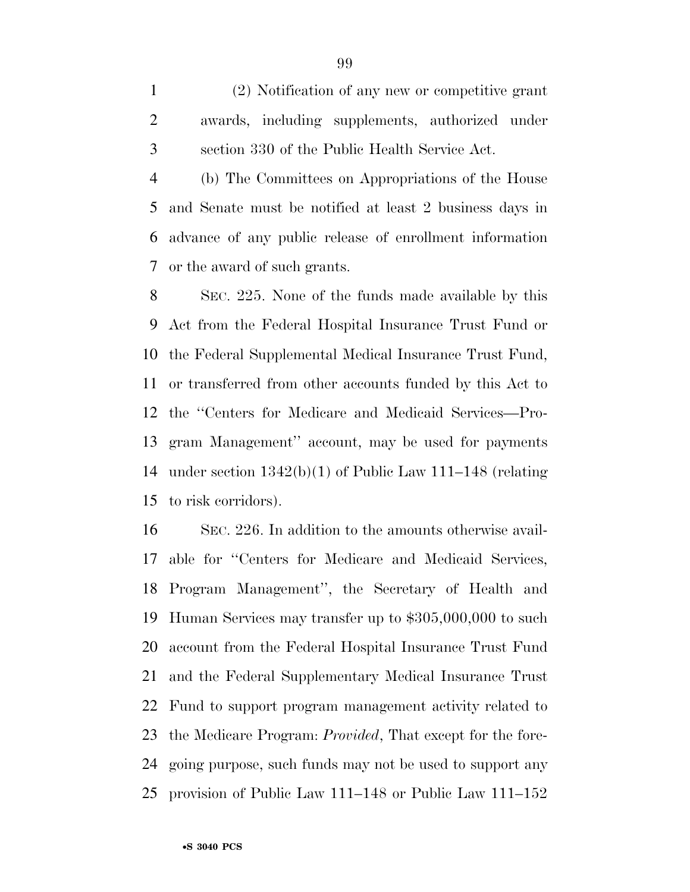(2) Notification of any new or competitive grant awards, including supplements, authorized under section 330 of the Public Health Service Act.

(b) The Committees on Appropriations of the House and Senate must be notified at least 2 business days in advance of any public release of enrollment information or the award of such grants.

SEC. 225. None of the funds made available by this Act from the Federal Hospital Insurance Trust Fund or the Federal Supplemental Medical Insurance Trust Fund, or transferred from other accounts funded by this Act to the ''Centers for Medicare and Medicaid Services—Program Management'' account, may be used for payments under section 1342(b)(1) of Public Law 111–148 (relating to risk corridors).

SEC. 226. In addition to the amounts otherwise available for ''Centers for Medicare and Medicaid Services, Program Management'', the Secretary of Health and Human Services may transfer up to $305,000,000 to such account from the Federal Hospital Insurance Trust Fund and the Federal Supplementary Medical Insurance Trust Fund to support program management activity related to the Medicare Program: *Provided*, That except for the foregoing purpose, such funds may not be used to support any provision of Public Law 111–148 or Public Law 111–152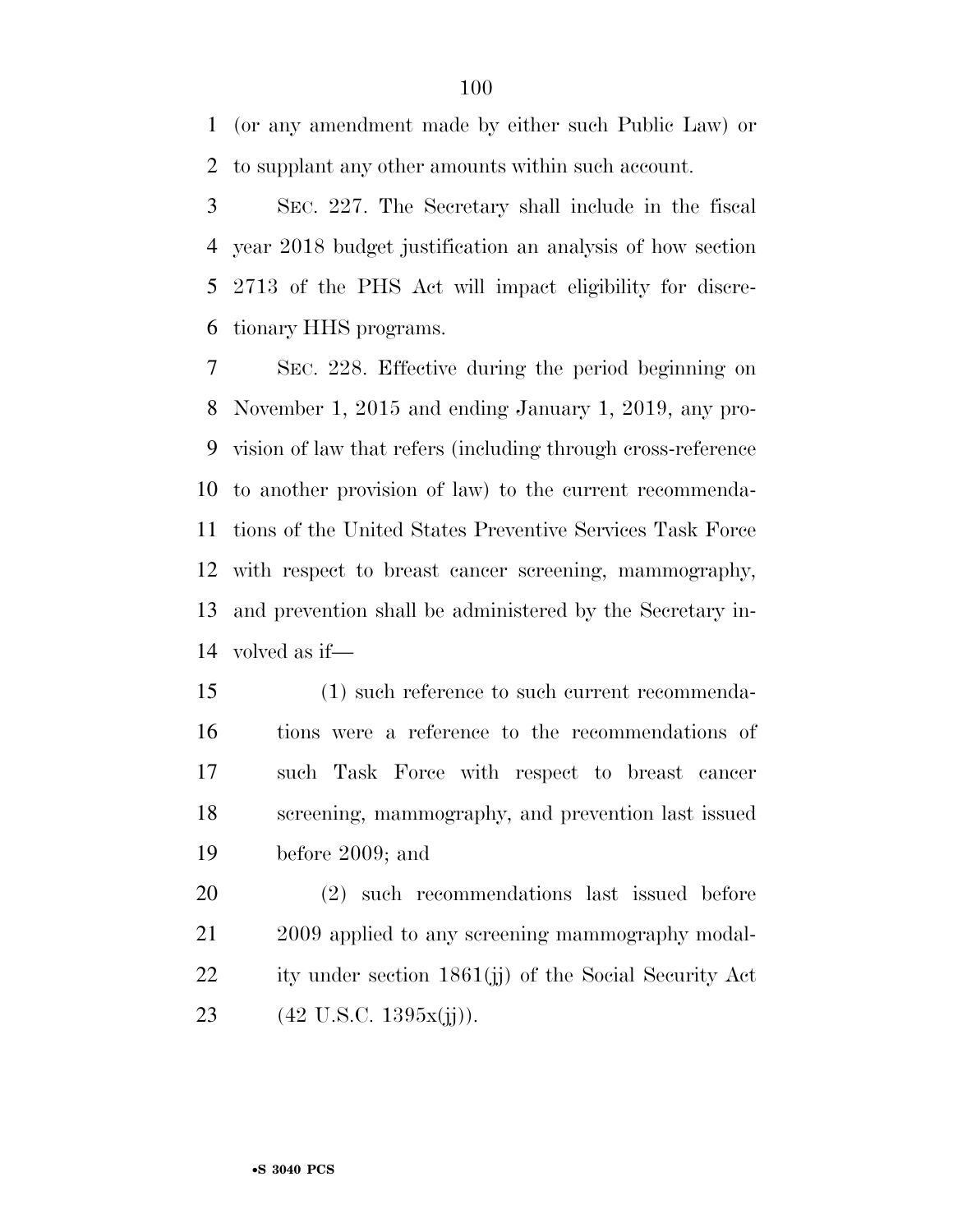(or any amendment made by either such Public Law) or to supplant any other amounts within such account.

SEC. 227. The Secretary shall include in the fiscal year 2018 budget justification an analysis of how section 2713 of the PHS Act will impact eligibility for discretionary HHS programs.

SEC. 228. Effective during the period beginning on November 1, 2015 and ending January 1, 2019, any provision of law that refers (including through cross-reference to another provision of law) to the current recommendations of the United States Preventive Services Task Force with respect to breast cancer screening, mammography, and prevention shall be administered by the Secretary involved as if—

(1) such reference to such current recommendations were a reference to the recommendations of such Task Force with respect to breast cancer screening, mammography, and prevention last issued before 2009; and

(2) such recommendations last issued before 2009 applied to any screening mammography modality under section 1861(jj) of the Social Security Act (42 U.S.C. 1395x(jj)).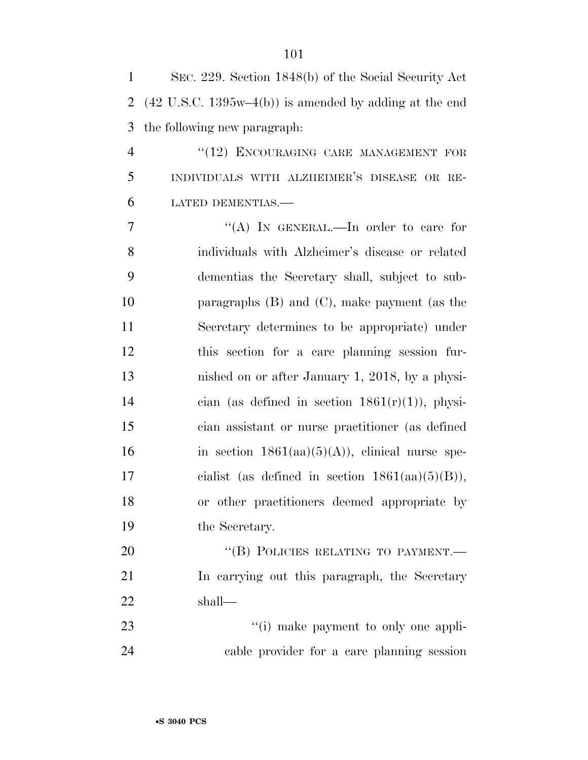SEC. 229. Section 1848(b) of the Social Security Act (42 U.S.C. 1395w–4(b)) is amended by adding at the end the following new paragraph:

"(12) ENCOURAGING CARE MANAGEMENT FOR INDIVIDUALS WITH ALZHEIMER'S DISEASE OR RELATED DEMENTIAS.—

"(A) IN GENERAL.—In order to care for individuals with Alzheimer's disease or related dementias the Secretary shall, subject to subparagraphs (B) and (C), make payment (as the Secretary determines to be appropriate) under this section for a care planning session furnished on or after January 1, 2018, by a physician (as defined in section 1861(r)(1)), physician assistant or nurse practitioner (as defined in section 1861(aa)(5)(A)), clinical nurse specialist (as defined in section 1861(aa)(5)(B)), or other practitioners deemed appropriate by the Secretary.

"(B) POLICIES RELATING TO PAYMENT.— In carrying out this paragraph, the Secretary shall—

"(i) make payment to only one applicable provider for a care planning session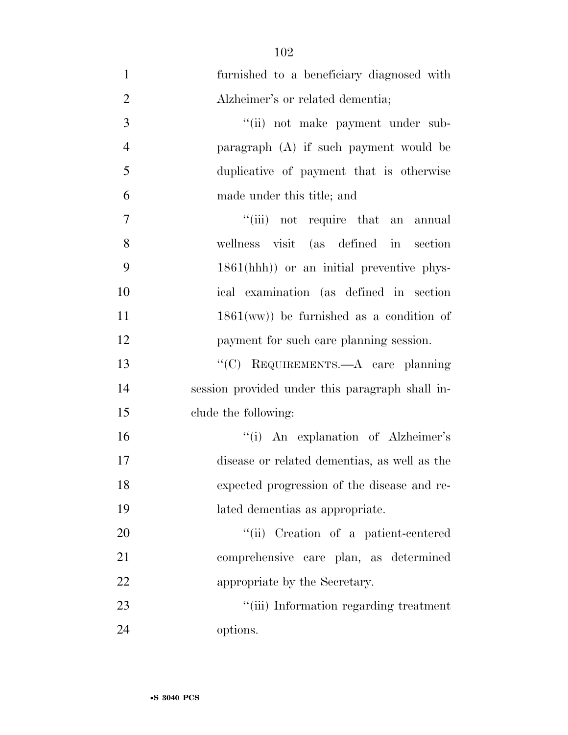furnished to a beneficiary diagnosed with Alzheimer's or related dementia;

"(ii) not make payment under subparagraph (A) if such payment would be duplicative of payment that is otherwise made under this title; and

"(iii) not require that an annual wellness visit (as defined in section 1861(hhh)) or an initial preventive physical examination (as defined in section 1861(ww)) be furnished as a condition of payment for such care planning session.

"(C) REQUIREMENTS.—A care planning session provided under this paragraph shall include the following:

"(i) An explanation of Alzheimer's disease or related dementias, as well as the expected progression of the disease and related dementias as appropriate.

"(ii) Creation of a patient-centered comprehensive care plan, as determined appropriate by the Secretary.

"(iii) Information regarding treatment options.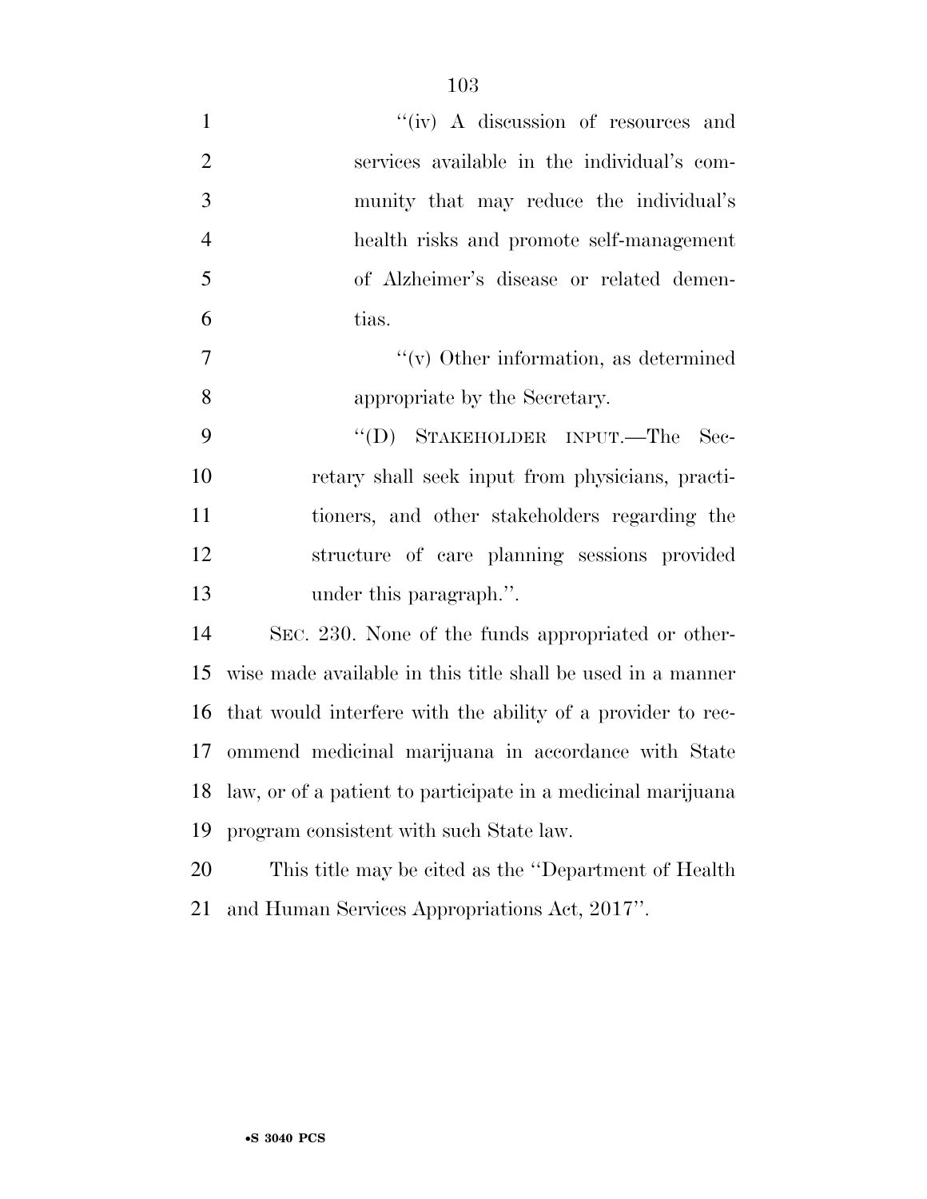"(iv) A discussion of resources and services available in the individual's community that may reduce the individual's health risks and promote self-management of Alzheimer's disease or related dementias.

"(v) Other information, as determined appropriate by the Secretary.

"(D) STAKEHOLDER INPUT.—The Secretary shall seek input from physicians, practitioners, and other stakeholders regarding the structure of care planning sessions provided under this paragraph.".

SEC. 230. None of the funds appropriated or otherwise made available in this title shall be used in a manner that would interfere with the ability of a provider to recommend medicinal marijuana in accordance with State law, or of a patient to participate in a medicinal marijuana program consistent with such State law.

This title may be cited as the "Department of Health and Human Services Appropriations Act, 2017".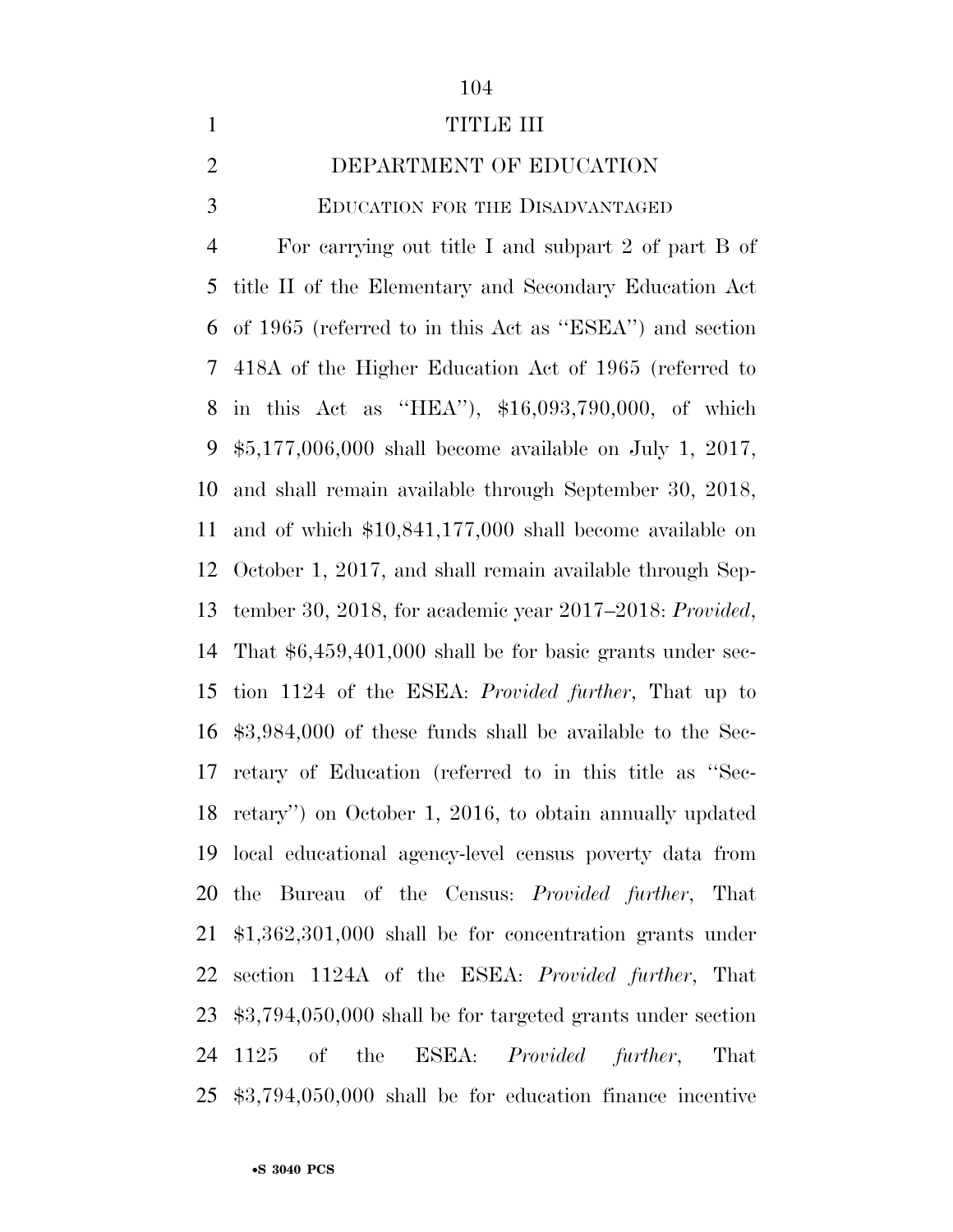# TITLE III

## DEPARTMENT OF EDUCATION

### EDUCATION FOR THE DISADVANTAGED

For carrying out title I and subpart 2 of part B of title II of the Elementary and Secondary Education Act of 1965 (referred to in this Act as ''ESEA'') and section 418A of the Higher Education Act of 1965 (referred to in this Act as ''HEA''), $16,093,790,000, of which $5,177,006,000 shall become available on July 1, 2017, and shall remain available through September 30, 2018, and of which $10,841,177,000 shall become available on October 1, 2017, and shall remain available through September 30, 2018, for academic year 2017–2018: *Provided*, That $6,459,401,000 shall be for basic grants under section 1124 of the ESEA: *Provided further*, That up to $3,984,000 of these funds shall be available to the Secretary of Education (referred to in this title as ''Secretary'') on October 1, 2016, to obtain annually updated local educational agency-level census poverty data from the Bureau of the Census: *Provided further*, That $1,362,301,000 shall be for concentration grants under section 1124A of the ESEA: *Provided further*, That $3,794,050,000 shall be for targeted grants under section 1125 of the ESEA: *Provided further*, That $3,794,050,000 shall be for education finance incentive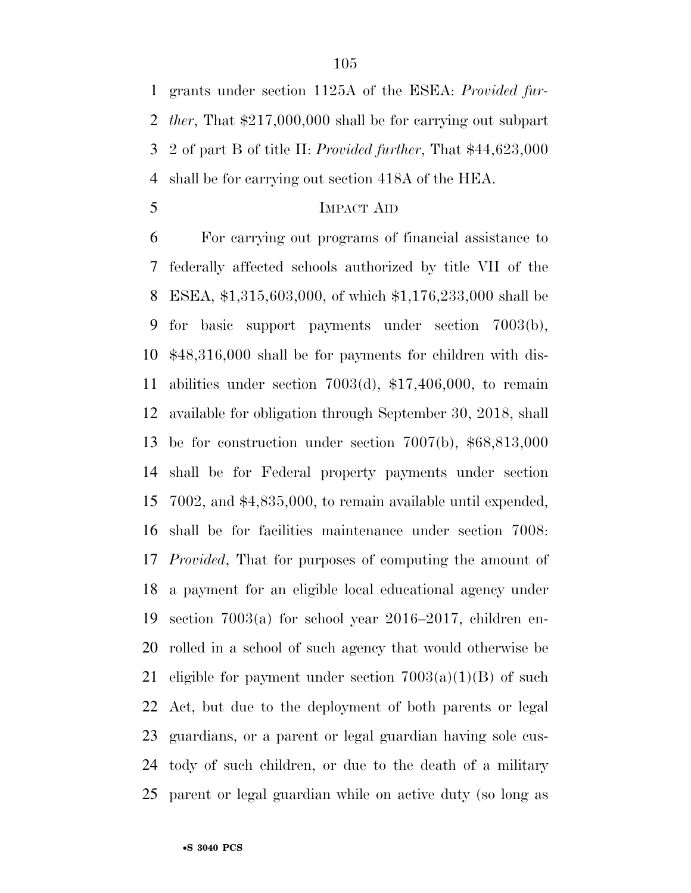grants under section 1125A of the ESEA: *Provided further*, That $217,000,000 shall be for carrying out subpart 2 of part B of title II: *Provided further*, That $44,623,000 shall be for carrying out section 418A of the HEA.

## IMPACT AID

For carrying out programs of financial assistance to federally affected schools authorized by title VII of the ESEA, $1,315,603,000, of which $1,176,233,000 shall be for basic support payments under section 7003(b), $48,316,000 shall be for payments for children with disabilities under section 7003(d), $17,406,000, to remain available for obligation through September 30, 2018, shall be for construction under section 7007(b), $68,813,000 shall be for Federal property payments under section 7002, and $4,835,000, to remain available until expended, shall be for facilities maintenance under section 7008: *Provided*, That for purposes of computing the amount of a payment for an eligible local educational agency under section 7003(a) for school year 2016–2017, children enrolled in a school of such agency that would otherwise be eligible for payment under section 7003(a)(1)(B) of such Act, but due to the deployment of both parents or legal guardians, or a parent or legal guardian having sole custody of such children, or due to the death of a military parent or legal guardian while on active duty (so long as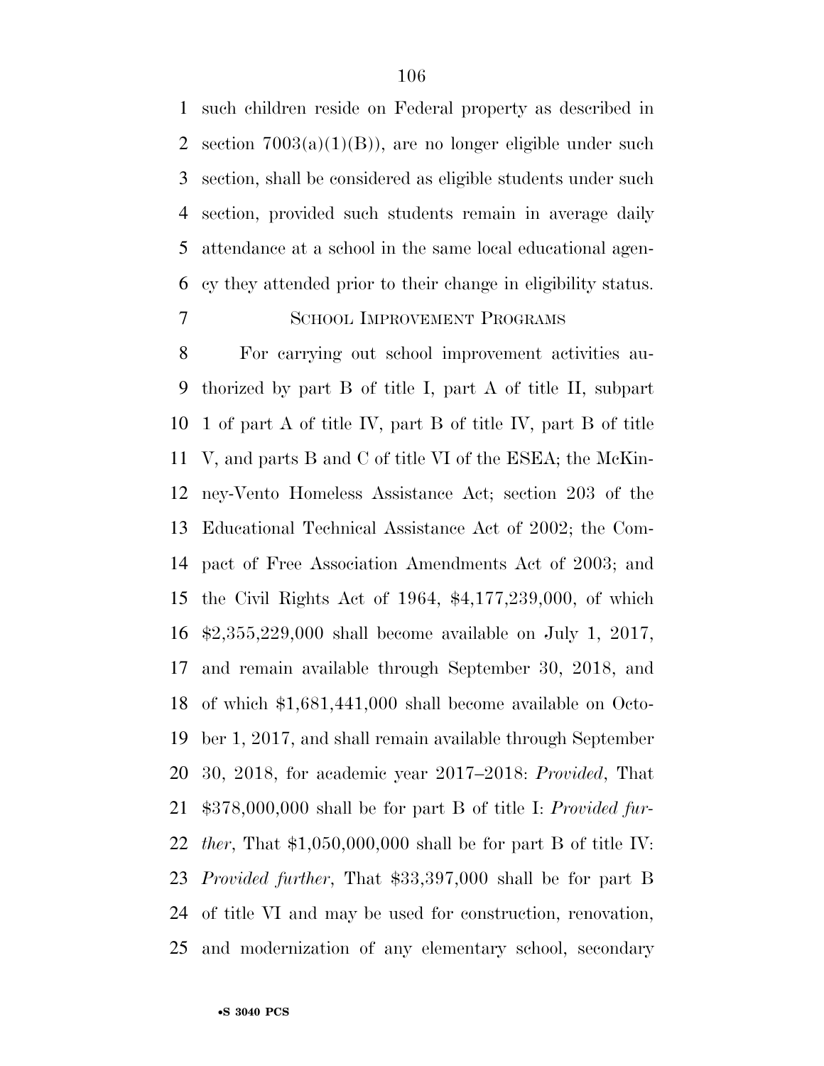such children reside on Federal property as described in section 7003(a)(1)(B)), are no longer eligible under such section, shall be considered as eligible students under such section, provided such students remain in average daily attendance at a school in the same local educational agency they attended prior to their change in eligibility status.

SCHOOL IMPROVEMENT PROGRAMS

For carrying out school improvement activities authorized by part B of title I, part A of title II, subpart 1 of part A of title IV, part B of title IV, part B of title V, and parts B and C of title VI of the ESEA; the McKinney-Vento Homeless Assistance Act; section 203 of the Educational Technical Assistance Act of 2002; the Compact of Free Association Amendments Act of 2003; and the Civil Rights Act of 1964, $4,177,239,000, of which $2,355,229,000 shall become available on July 1, 2017, and remain available through September 30, 2018, and of which $1,681,441,000 shall become available on October 1, 2017, and shall remain available through September 30, 2018, for academic year 2017–2018: *Provided*, That $378,000,000 shall be for part B of title I: *Provided further*, That $1,050,000,000 shall be for part B of title IV: *Provided further*, That $33,397,000 shall be for part B of title VI and may be used for construction, renovation, and modernization of any elementary school, secondary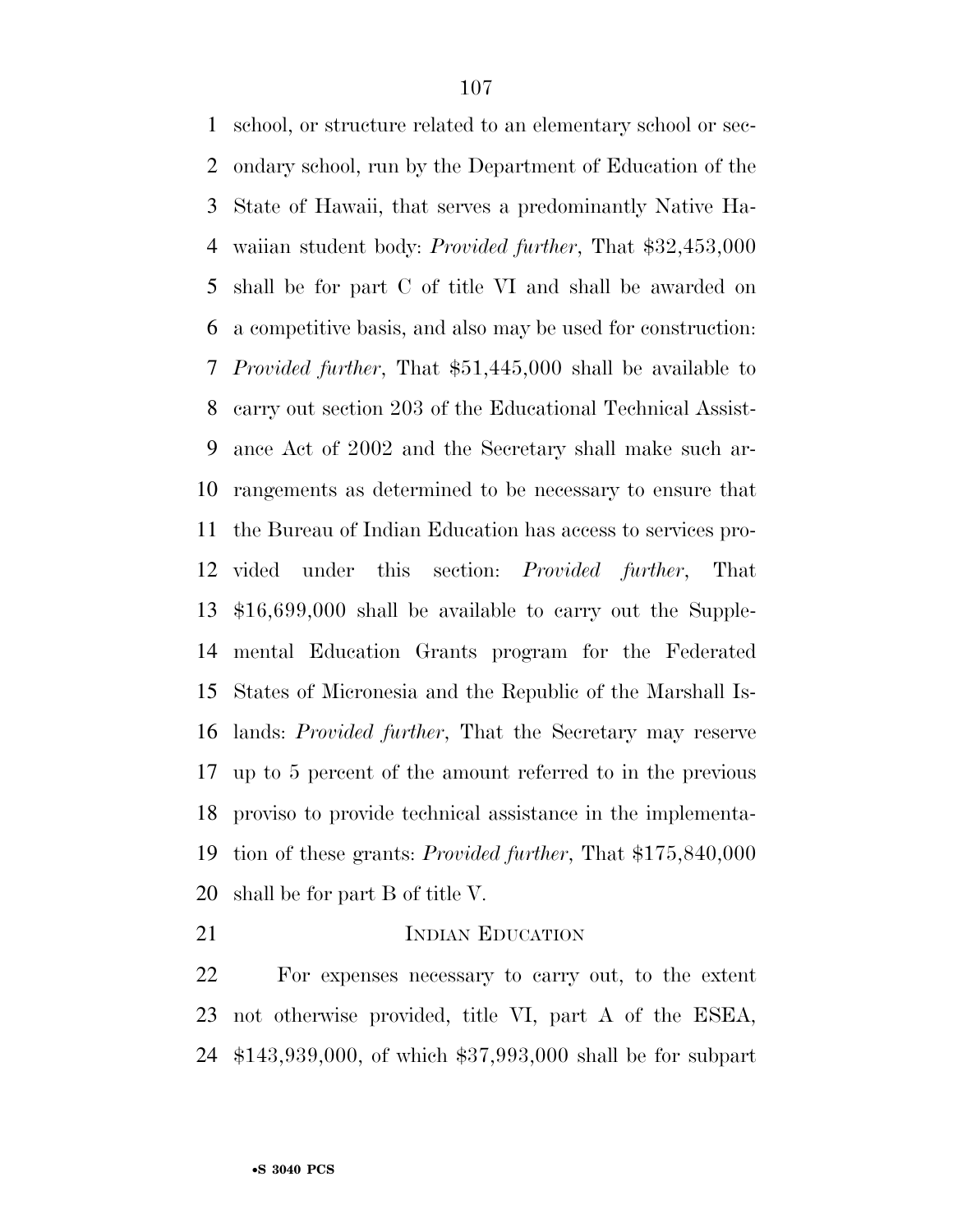school, or structure related to an elementary school or secondary school, run by the Department of Education of the State of Hawaii, that serves a predominantly Native Hawaiian student body: *Provided further*, That $32,453,000 shall be for part C of title VI and shall be awarded on a competitive basis, and also may be used for construction: *Provided further*, That $51,445,000 shall be available to carry out section 203 of the Educational Technical Assistance Act of 2002 and the Secretary shall make such arrangements as determined to be necessary to ensure that the Bureau of Indian Education has access to services provided under this section: *Provided further*, That $16,699,000 shall be available to carry out the Supplemental Education Grants program for the Federated States of Micronesia and the Republic of the Marshall Islands: *Provided further*, That the Secretary may reserve up to 5 percent of the amount referred to in the previous proviso to provide technical assistance in the implementation of these grants: *Provided further*, That $175,840,000 shall be for part B of title V.

INDIAN EDUCATION

For expenses necessary to carry out, to the extent not otherwise provided, title VI, part A of the ESEA, $143,939,000, of which $37,993,000 shall be for subpart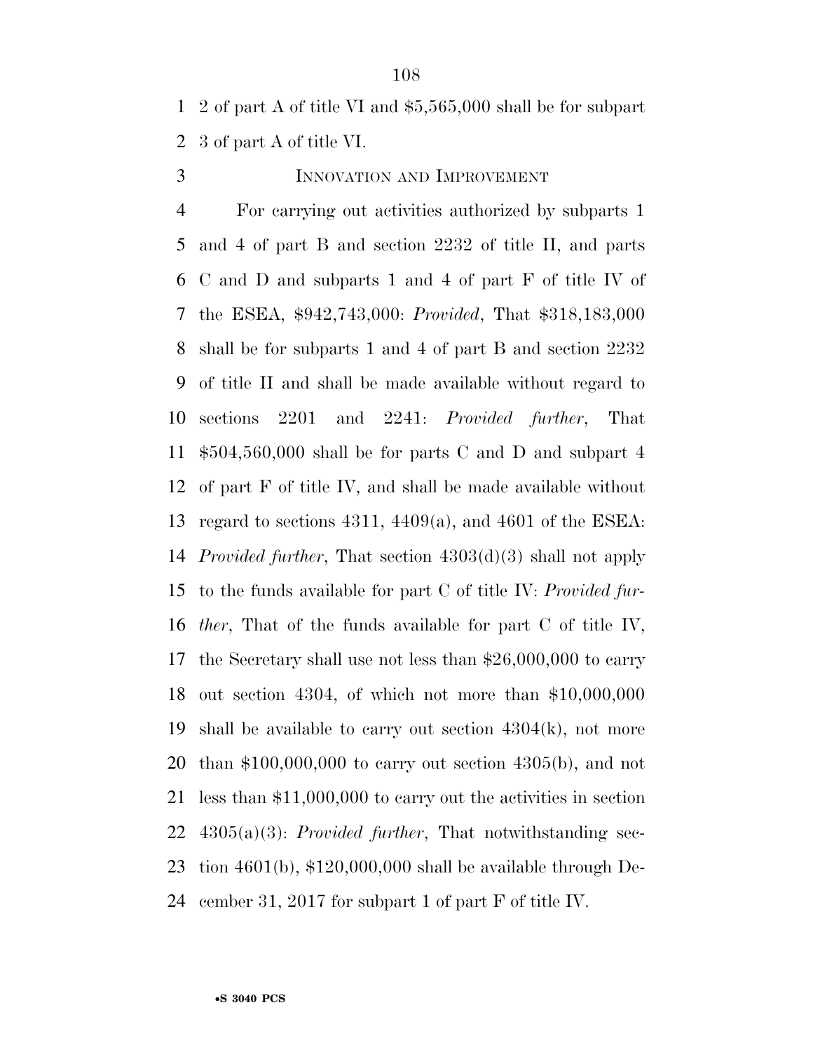2 of part A of title VI and $5,565,000 shall be for subpart 3 of part A of title VI.

### INNOVATION AND IMPROVEMENT

For carrying out activities authorized by subparts 1 and 4 of part B and section 2232 of title II, and parts C and D and subparts 1 and 4 of part F of title IV of the ESEA, $942,743,000: *Provided*, That $318,183,000 shall be for subparts 1 and 4 of part B and section 2232 of title II and shall be made available without regard to sections 2201 and 2241: *Provided further*, That $504,560,000 shall be for parts C and D and subpart 4 of part F of title IV, and shall be made available without regard to sections 4311, 4409(a), and 4601 of the ESEA: *Provided further*, That section 4303(d)(3) shall not apply to the funds available for part C of title IV: *Provided further*, That of the funds available for part C of title IV, the Secretary shall use not less than $26,000,000 to carry out section 4304, of which not more than $10,000,000 shall be available to carry out section 4304(k), not more than $100,000,000 to carry out section 4305(b), and not less than $11,000,000 to carry out the activities in section 4305(a)(3): *Provided further*, That notwithstanding section 4601(b), $120,000,000 shall be available through December 31, 2017 for subpart 1 of part F of title IV.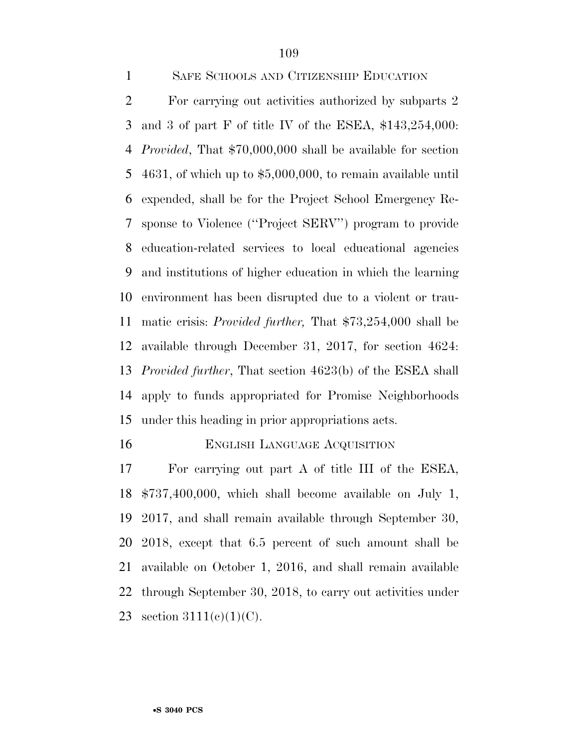SAFE SCHOOLS AND CITIZENSHIP EDUCATION

For carrying out activities authorized by subparts 2 and 3 of part F of title IV of the ESEA, $143,254,000: *Provided*, That $70,000,000 shall be available for section 4631, of which up to $5,000,000, to remain available until expended, shall be for the Project School Emergency Response to Violence (''Project SERV'') program to provide education-related services to local educational agencies and institutions of higher education in which the learning environment has been disrupted due to a violent or traumatic crisis: *Provided further,* That $73,254,000 shall be available through December 31, 2017, for section 4624: *Provided further*, That section 4623(b) of the ESEA shall apply to funds appropriated for Promise Neighborhoods under this heading in prior appropriations acts.

ENGLISH LANGUAGE ACQUISITION

For carrying out part A of title III of the ESEA, $737,400,000, which shall become available on July 1, 2017, and shall remain available through September 30, 2018, except that 6.5 percent of such amount shall be available on October 1, 2016, and shall remain available through September 30, 2018, to carry out activities under section 3111(c)(1)(C).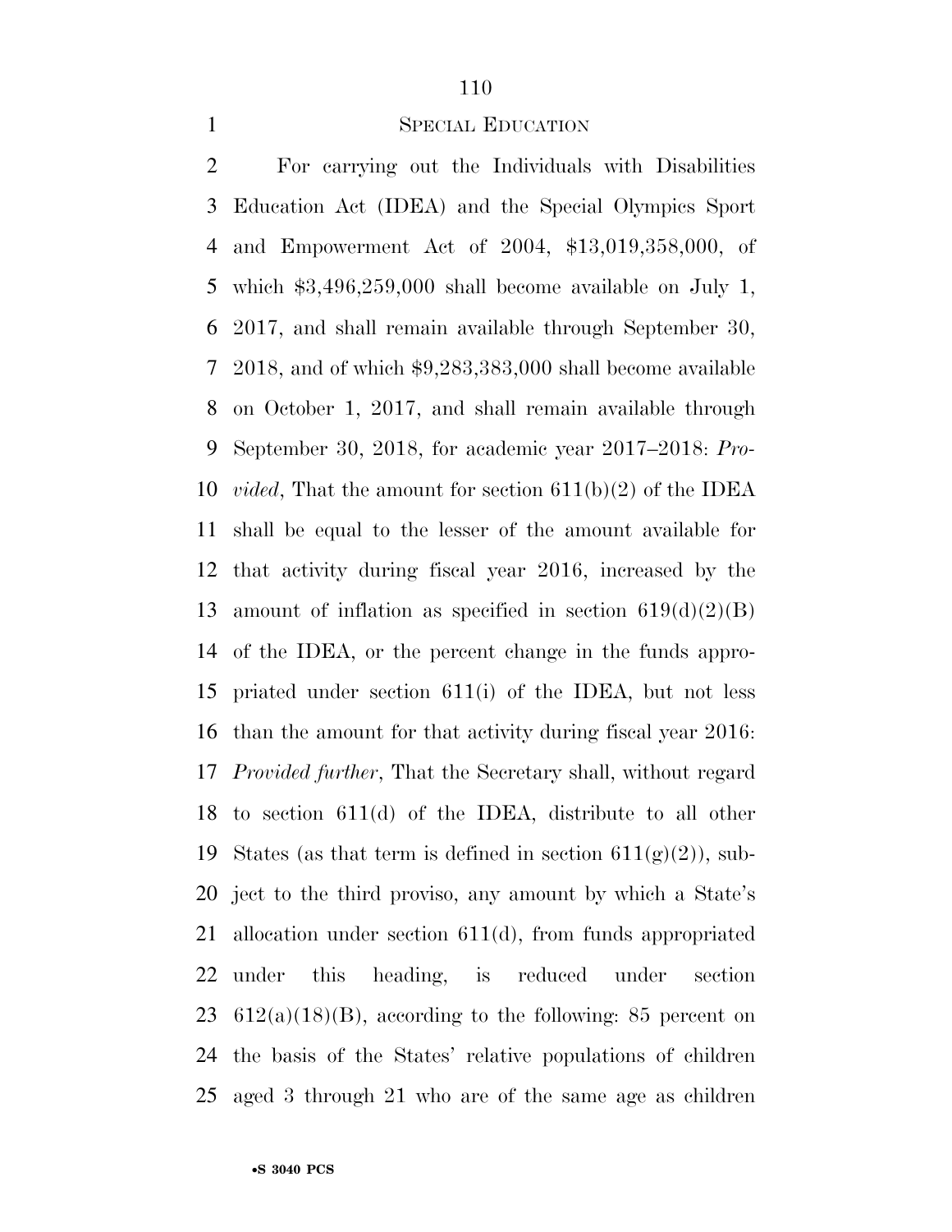SPECIAL EDUCATION

For carrying out the Individuals with Disabilities Education Act (IDEA) and the Special Olympics Sport and Empowerment Act of 2004, $13,019,358,000, of which $3,496,259,000 shall become available on July 1, 2017, and shall remain available through September 30, 2018, and of which $9,283,383,000 shall become available on October 1, 2017, and shall remain available through September 30, 2018, for academic year 2017–2018: *Provided*, That the amount for section 611(b)(2) of the IDEA shall be equal to the lesser of the amount available for that activity during fiscal year 2016, increased by the amount of inflation as specified in section 619(d)(2)(B) of the IDEA, or the percent change in the funds appropriated under section 611(i) of the IDEA, but not less than the amount for that activity during fiscal year 2016: *Provided further*, That the Secretary shall, without regard to section 611(d) of the IDEA, distribute to all other States (as that term is defined in section 611(g)(2)), subject to the third proviso, any amount by which a State's allocation under section 611(d), from funds appropriated under this heading, is reduced under section 612(a)(18)(B), according to the following: 85 percent on the basis of the States' relative populations of children aged 3 through 21 who are of the same age as children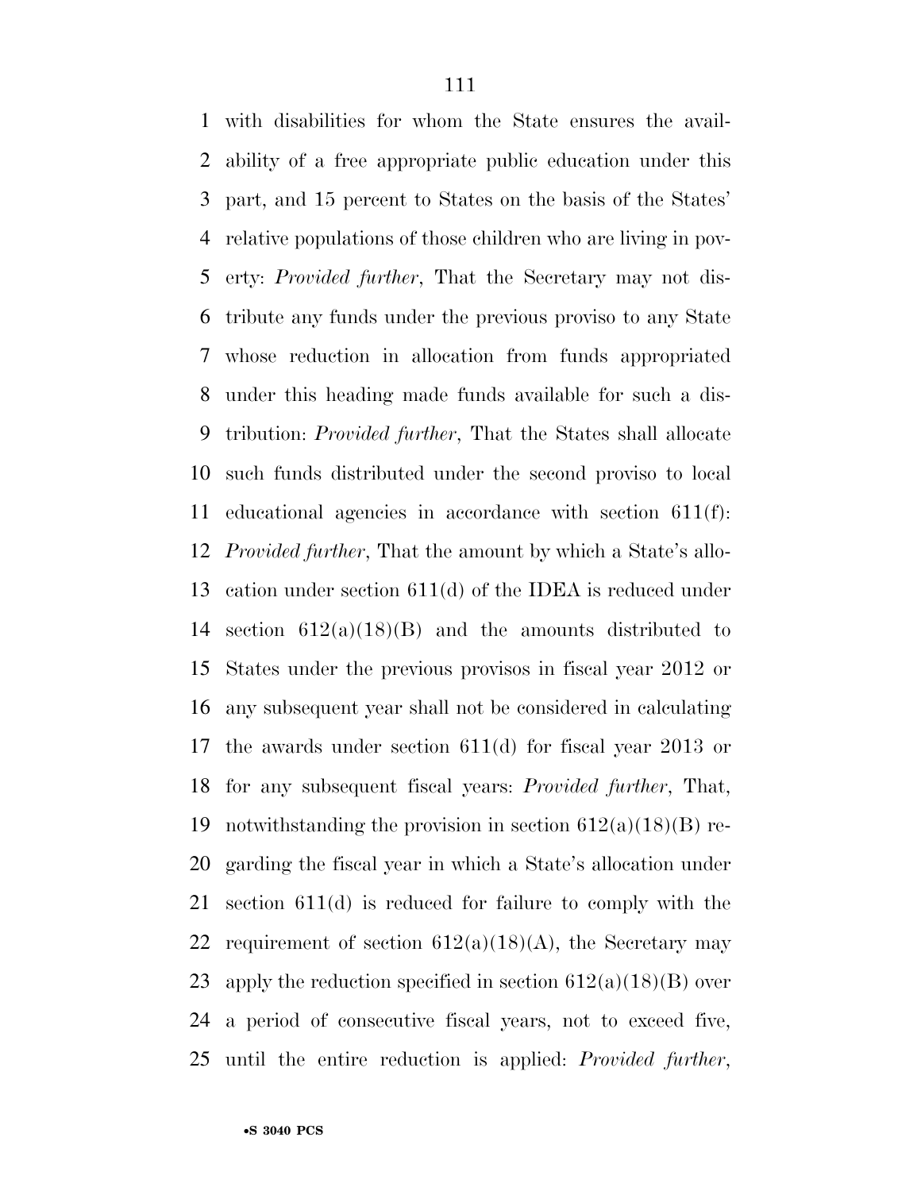with disabilities for whom the State ensures the availability of a free appropriate public education under this part, and 15 percent to States on the basis of the States' relative populations of those children who are living in poverty: *Provided further*, That the Secretary may not distribute any funds under the previous proviso to any State whose reduction in allocation from funds appropriated under this heading made funds available for such a distribution: *Provided further*, That the States shall allocate such funds distributed under the second proviso to local educational agencies in accordance with section 611(f): *Provided further*, That the amount by which a State's allocation under section 611(d) of the IDEA is reduced under section 612(a)(18)(B) and the amounts distributed to States under the previous provisos in fiscal year 2012 or any subsequent year shall not be considered in calculating the awards under section 611(d) for fiscal year 2013 or for any subsequent fiscal years: *Provided further*, That, notwithstanding the provision in section 612(a)(18)(B) regarding the fiscal year in which a State's allocation under section 611(d) is reduced for failure to comply with the requirement of section 612(a)(18)(A), the Secretary may apply the reduction specified in section 612(a)(18)(B) over a period of consecutive fiscal years, not to exceed five, until the entire reduction is applied: *Provided further*,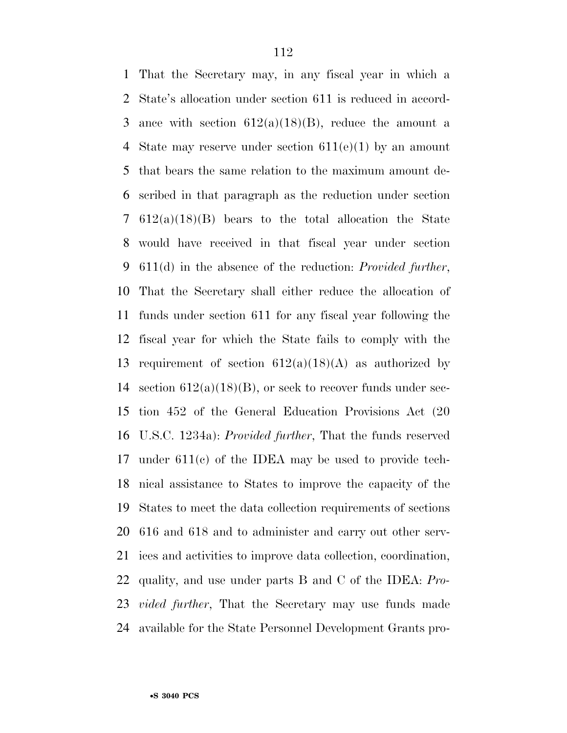That the Secretary may, in any fiscal year in which a State's allocation under section 611 is reduced in accordance with section 612(a)(18)(B), reduce the amount a State may reserve under section 611(e)(1) by an amount that bears the same relation to the maximum amount described in that paragraph as the reduction under section 612(a)(18)(B) bears to the total allocation the State would have received in that fiscal year under section 611(d) in the absence of the reduction: *Provided further*, That the Secretary shall either reduce the allocation of funds under section 611 for any fiscal year following the fiscal year for which the State fails to comply with the requirement of section 612(a)(18)(A) as authorized by section 612(a)(18)(B), or seek to recover funds under section 452 of the General Education Provisions Act (20 U.S.C. 1234a): *Provided further*, That the funds reserved under 611(c) of the IDEA may be used to provide technical assistance to States to improve the capacity of the States to meet the data collection requirements of sections 616 and 618 and to administer and carry out other services and activities to improve data collection, coordination, quality, and use under parts B and C of the IDEA: *Provided further*, That the Secretary may use funds made available for the State Personnel Development Grants pro-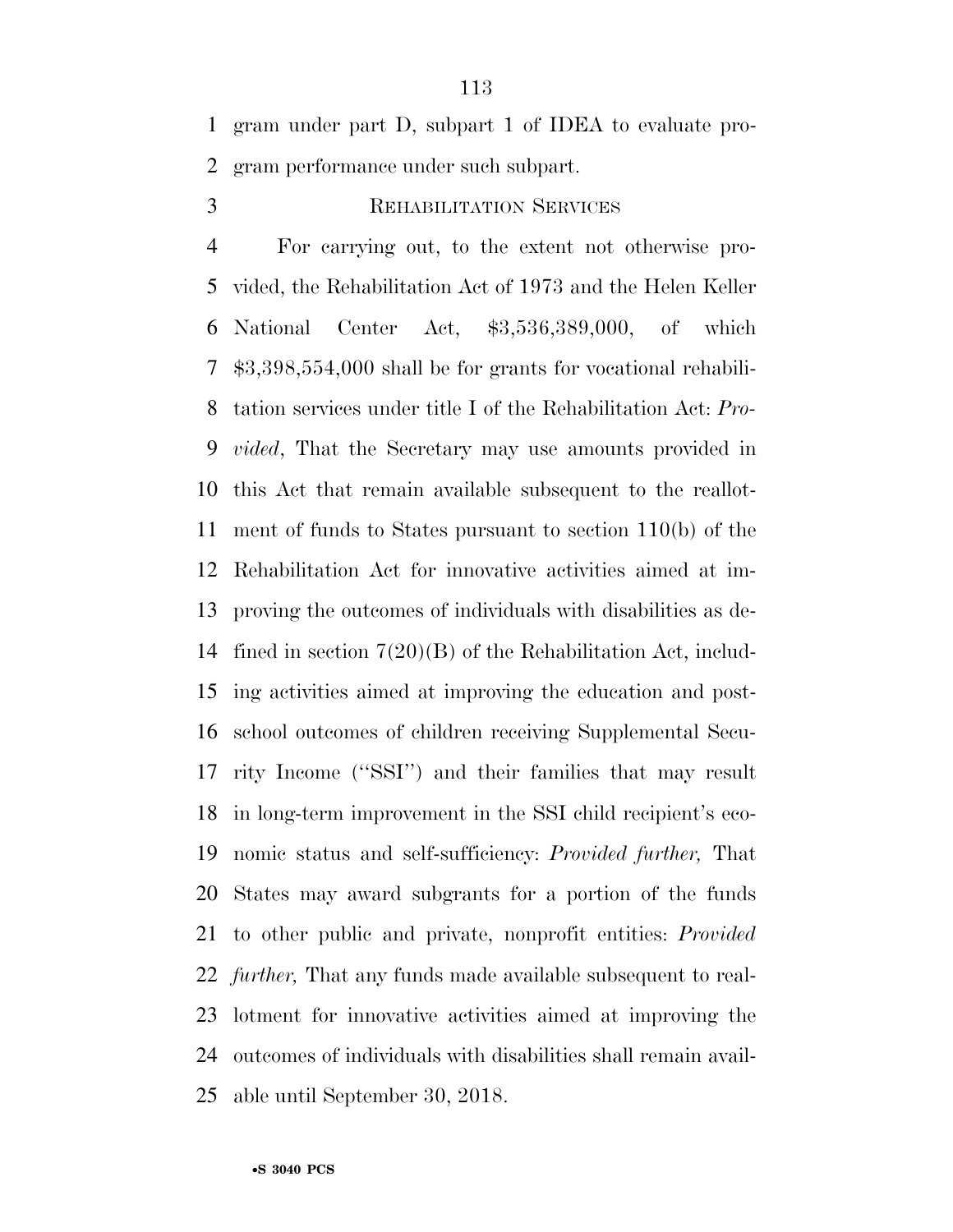gram under part D, subpart 1 of IDEA to evaluate program performance under such subpart.

### REHABILITATION SERVICES

For carrying out, to the extent not otherwise provided, the Rehabilitation Act of 1973 and the Helen Keller National Center Act, $3,536,389,000, of which $3,398,554,000 shall be for grants for vocational rehabilitation services under title I of the Rehabilitation Act: *Provided*, That the Secretary may use amounts provided in this Act that remain available subsequent to the reallotment of funds to States pursuant to section 110(b) of the Rehabilitation Act for innovative activities aimed at improving the outcomes of individuals with disabilities as defined in section 7(20)(B) of the Rehabilitation Act, including activities aimed at improving the education and post-school outcomes of children receiving Supplemental Security Income (''SSI'') and their families that may result in long-term improvement in the SSI child recipient's economic status and self-sufficiency: *Provided further,* That States may award subgrants for a portion of the funds to other public and private, nonprofit entities: *Provided further,* That any funds made available subsequent to reallotment for innovative activities aimed at improving the outcomes of individuals with disabilities shall remain available until September 30, 2018.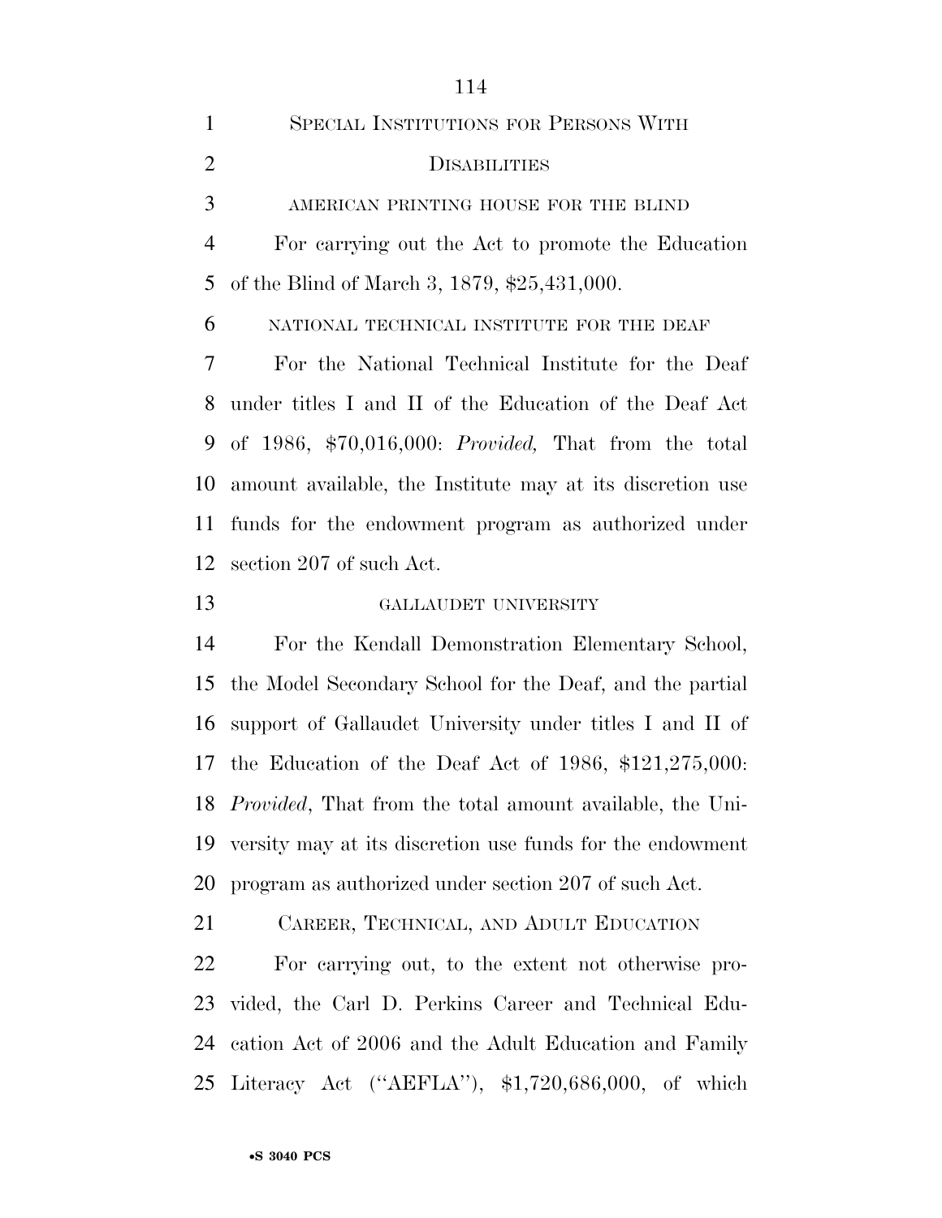## Special Institutions for Persons With Disabilities

### American Printing House for the Blind

For carrying out the Act to promote the Education of the Blind of March 3, 1879, $25,431,000.

### National Technical Institute for the Deaf

For the National Technical Institute for the Deaf under titles I and II of the Education of the Deaf Act of 1986, $70,016,000: *Provided,* That from the total amount available, the Institute may at its discretion use funds for the endowment program as authorized under section 207 of such Act.

### Gallaudet University

For the Kendall Demonstration Elementary School, the Model Secondary School for the Deaf, and the partial support of Gallaudet University under titles I and II of the Education of the Deaf Act of 1986, $121,275,000: *Provided*, That from the total amount available, the University may at its discretion use funds for the endowment program as authorized under section 207 of such Act.

## Career, Technical, and Adult Education

For carrying out, to the extent not otherwise provided, the Carl D. Perkins Career and Technical Education Act of 2006 and the Adult Education and Family Literacy Act (''AEFLA''), $1,720,686,000, of which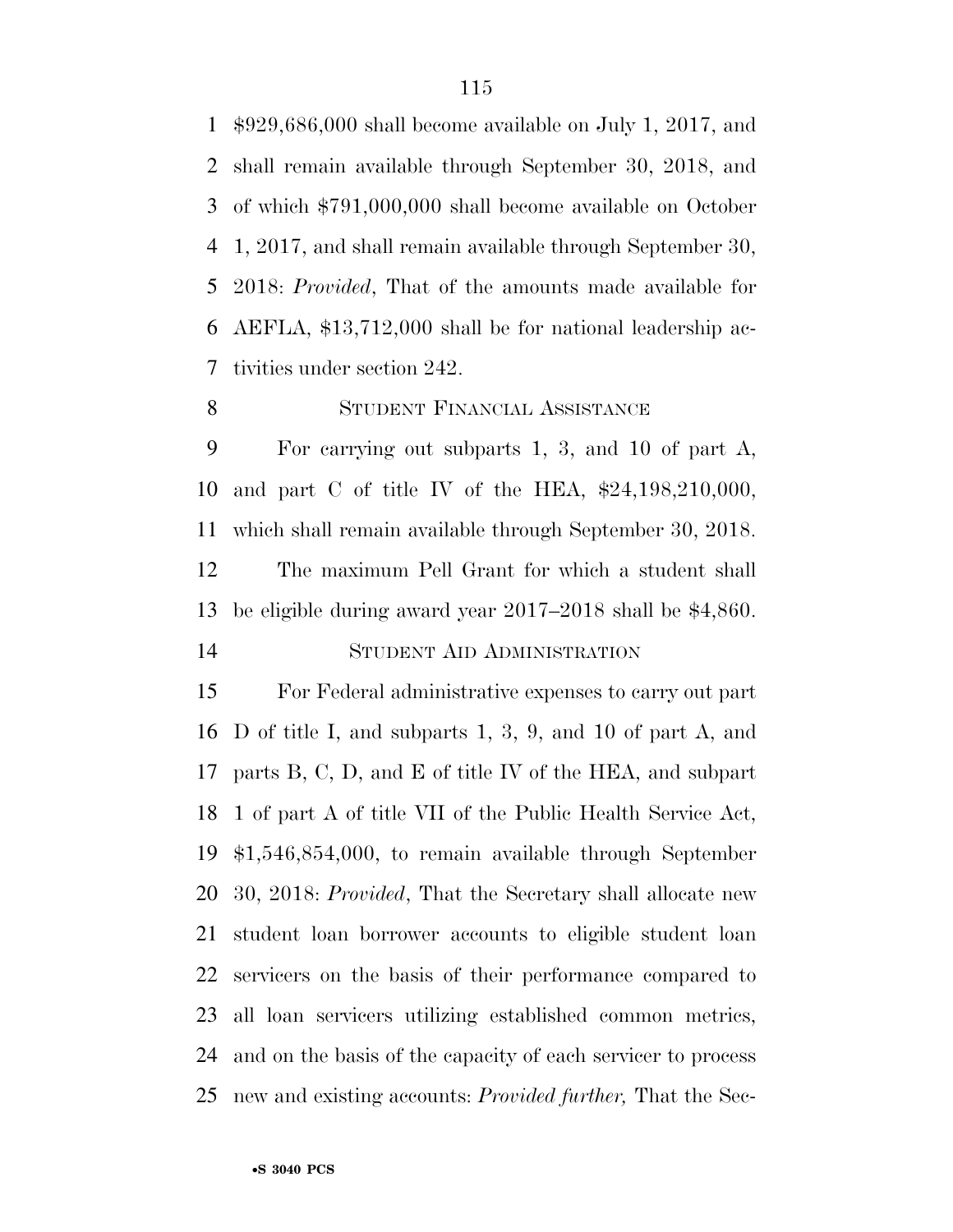$929,686,000 shall become available on July 1, 2017, and shall remain available through September 30, 2018, and of which $791,000,000 shall become available on October 1, 2017, and shall remain available through September 30, 2018: *Provided*, That of the amounts made available for AEFLA, $13,712,000 shall be for national leadership activities under section 242.

STUDENT FINANCIAL ASSISTANCE

For carrying out subparts 1, 3, and 10 of part A, and part C of title IV of the HEA, $24,198,210,000, which shall remain available through September 30, 2018.

The maximum Pell Grant for which a student shall be eligible during award year 2017–2018 shall be $4,860.

STUDENT AID ADMINISTRATION

For Federal administrative expenses to carry out part D of title I, and subparts 1, 3, 9, and 10 of part A, and parts B, C, D, and E of title IV of the HEA, and subpart 1 of part A of title VII of the Public Health Service Act, $1,546,854,000, to remain available through September 30, 2018: *Provided*, That the Secretary shall allocate new student loan borrower accounts to eligible student loan servicers on the basis of their performance compared to all loan servicers utilizing established common metrics, and on the basis of the capacity of each servicer to process new and existing accounts: *Provided further,* That the Sec-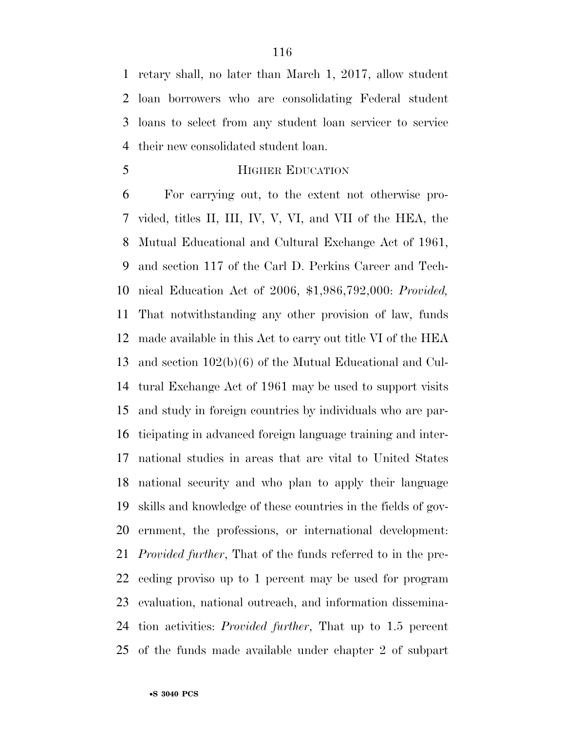retary shall, no later than March 1, 2017, allow student loan borrowers who are consolidating Federal student loans to select from any student loan servicer to service their new consolidated student loan.

HIGHER EDUCATION

For carrying out, to the extent not otherwise provided, titles II, III, IV, V, VI, and VII of the HEA, the Mutual Educational and Cultural Exchange Act of 1961, and section 117 of the Carl D. Perkins Career and Technical Education Act of 2006, $1,986,792,000: *Provided,* That notwithstanding any other provision of law, funds made available in this Act to carry out title VI of the HEA and section 102(b)(6) of the Mutual Educational and Cultural Exchange Act of 1961 may be used to support visits and study in foreign countries by individuals who are participating in advanced foreign language training and international studies in areas that are vital to United States national security and who plan to apply their language skills and knowledge of these countries in the fields of government, the professions, or international development: *Provided further*, That of the funds referred to in the preceding proviso up to 1 percent may be used for program evaluation, national outreach, and information dissemination activities: *Provided further*, That up to 1.5 percent of the funds made available under chapter 2 of subpart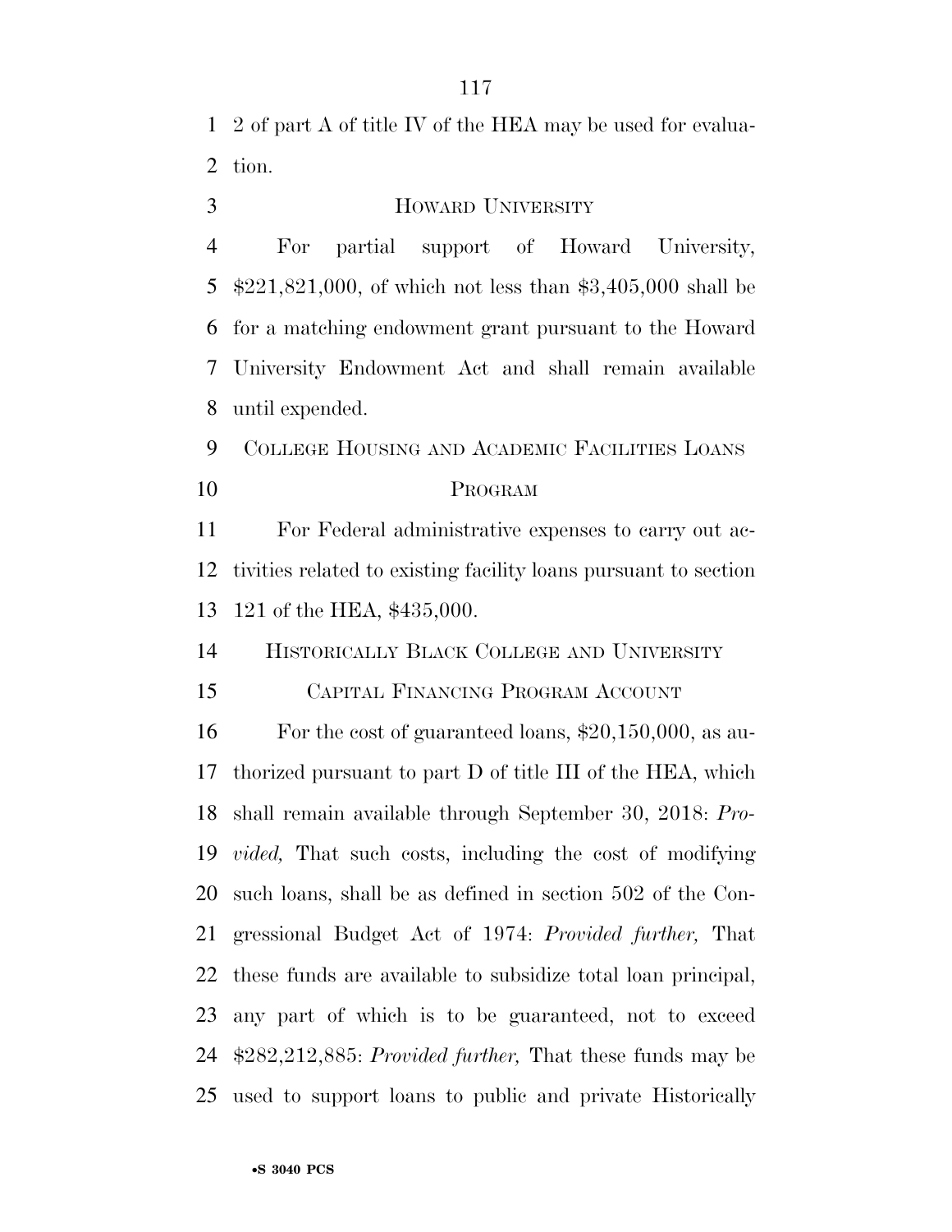2 of part A of title IV of the HEA may be used for evaluation.

HOWARD UNIVERSITY

For partial support of Howard University, $221,821,000, of which not less than $3,405,000 shall be for a matching endowment grant pursuant to the Howard University Endowment Act and shall remain available until expended.

COLLEGE HOUSING AND ACADEMIC FACILITIES LOANS PROGRAM

For Federal administrative expenses to carry out activities related to existing facility loans pursuant to section 121 of the HEA, $435,000.

HISTORICALLY BLACK COLLEGE AND UNIVERSITY CAPITAL FINANCING PROGRAM ACCOUNT

For the cost of guaranteed loans, $20,150,000, as authorized pursuant to part D of title III of the HEA, which shall remain available through September 30, 2018: *Provided,* That such costs, including the cost of modifying such loans, shall be as defined in section 502 of the Congressional Budget Act of 1974: *Provided further,* That these funds are available to subsidize total loan principal, any part of which is to be guaranteed, not to exceed $282,212,885: *Provided further,* That these funds may be used to support loans to public and private Historically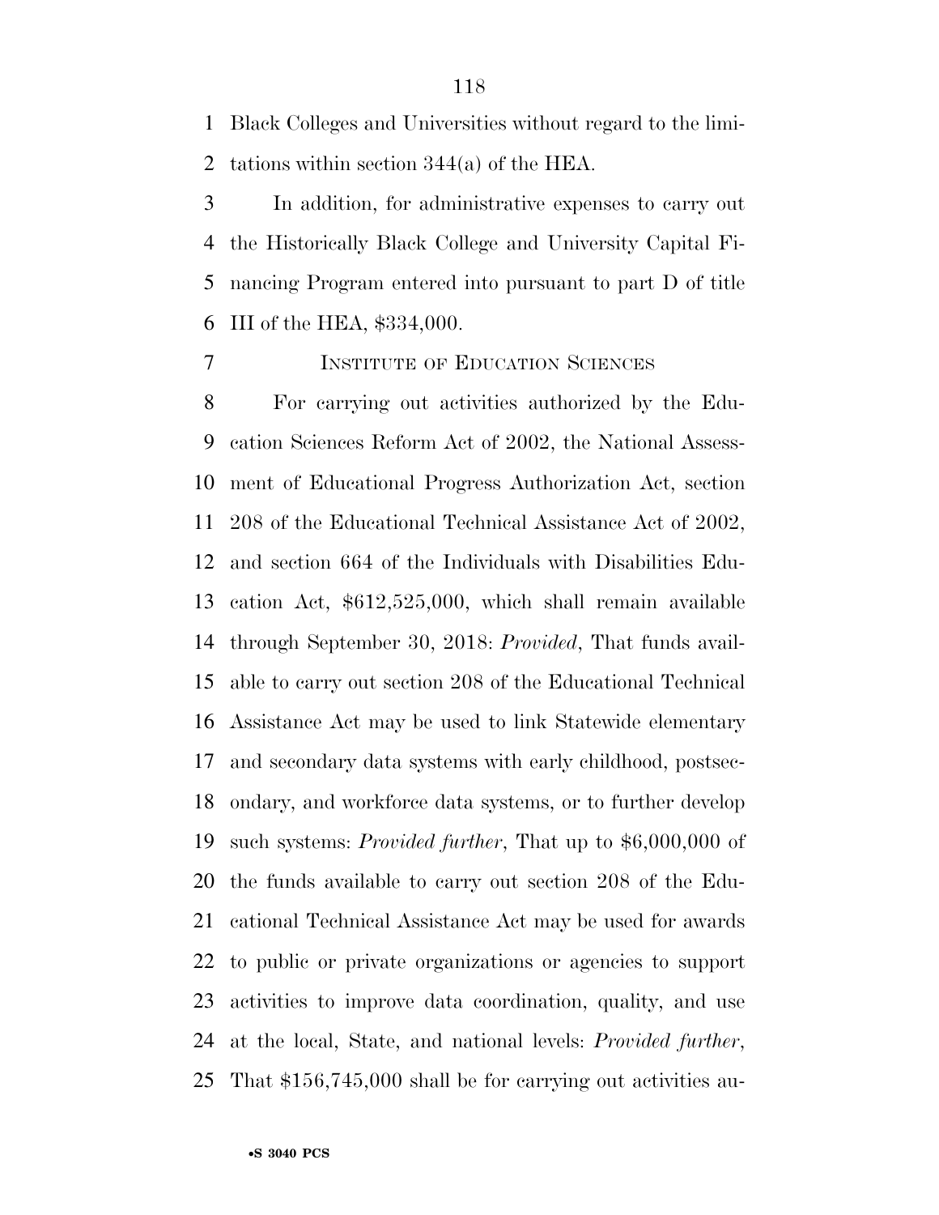Black Colleges and Universities without regard to the limitations within section 344(a) of the HEA.

In addition, for administrative expenses to carry out the Historically Black College and University Capital Financing Program entered into pursuant to part D of title III of the HEA, $334,000.

## INSTITUTE OF EDUCATION SCIENCES

For carrying out activities authorized by the Education Sciences Reform Act of 2002, the National Assessment of Educational Progress Authorization Act, section 208 of the Educational Technical Assistance Act of 2002, and section 664 of the Individuals with Disabilities Education Act, $612,525,000, which shall remain available through September 30, 2018: *Provided*, That funds available to carry out section 208 of the Educational Technical Assistance Act may be used to link Statewide elementary and secondary data systems with early childhood, postsecondary, and workforce data systems, or to further develop such systems: *Provided further*, That up to $6,000,000 of the funds available to carry out section 208 of the Educational Technical Assistance Act may be used for awards to public or private organizations or agencies to support activities to improve data coordination, quality, and use at the local, State, and national levels: *Provided further*, That $156,745,000 shall be for carrying out activities au-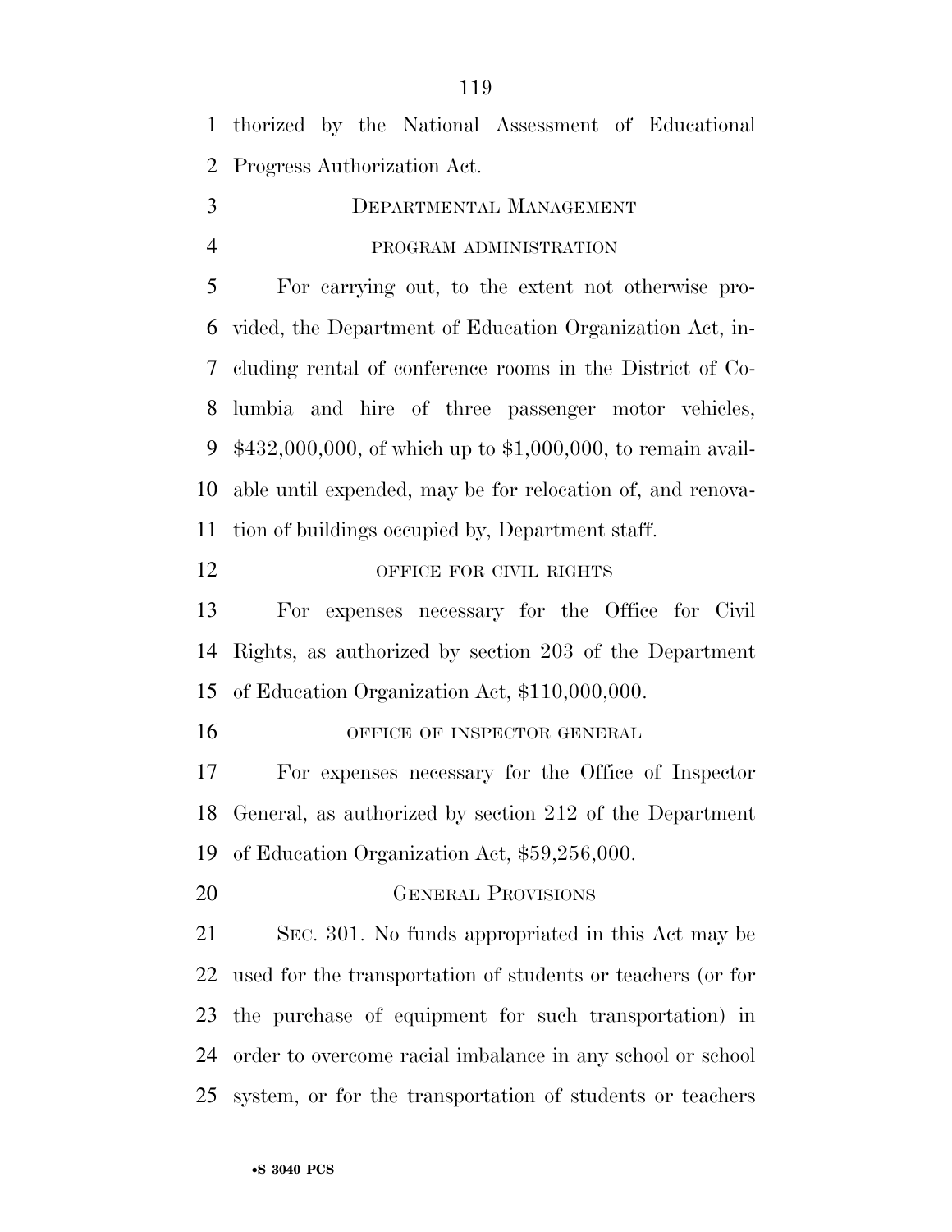thorized by the National Assessment of Educational Progress Authorization Act.

## DEPARTMENTAL MANAGEMENT

### PROGRAM ADMINISTRATION

For carrying out, to the extent not otherwise provided, the Department of Education Organization Act, including rental of conference rooms in the District of Columbia and hire of three passenger motor vehicles, $432,000,000, of which up to $1,000,000, to remain available until expended, may be for relocation of, and renovation of buildings occupied by, Department staff.

### OFFICE FOR CIVIL RIGHTS

For expenses necessary for the Office for Civil Rights, as authorized by section 203 of the Department of Education Organization Act, $110,000,000.

### OFFICE OF INSPECTOR GENERAL

For expenses necessary for the Office of Inspector General, as authorized by section 212 of the Department of Education Organization Act, $59,256,000.

## GENERAL PROVISIONS

SEC. 301. No funds appropriated in this Act may be used for the transportation of students or teachers (or for the purchase of equipment for such transportation) in order to overcome racial imbalance in any school or school system, or for the transportation of students or teachers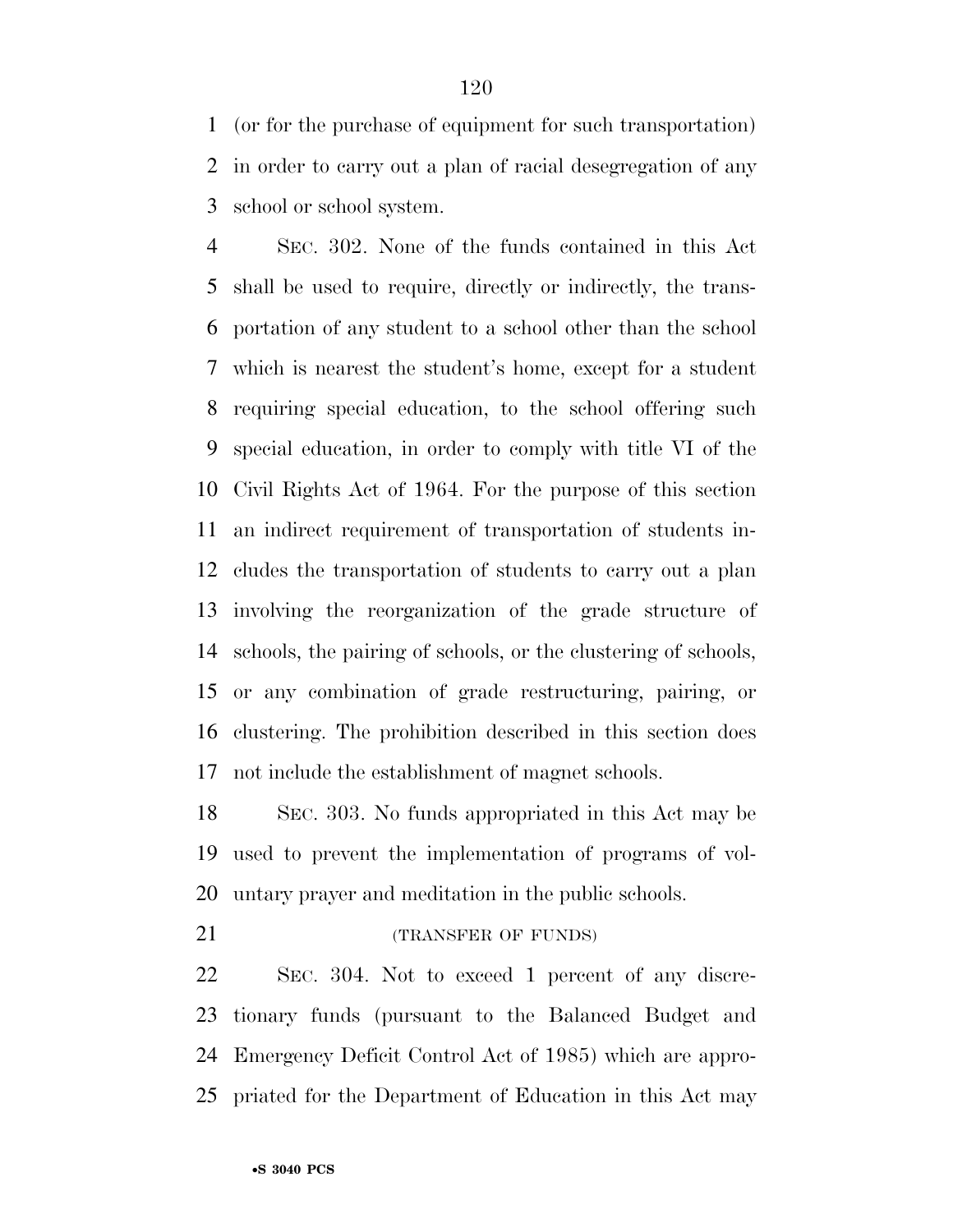(or for the purchase of equipment for such transportation) in order to carry out a plan of racial desegregation of any school or school system.

SEC. 302. None of the funds contained in this Act shall be used to require, directly or indirectly, the transportation of any student to a school other than the school which is nearest the student's home, except for a student requiring special education, to the school offering such special education, in order to comply with title VI of the Civil Rights Act of 1964. For the purpose of this section an indirect requirement of transportation of students includes the transportation of students to carry out a plan involving the reorganization of the grade structure of schools, the pairing of schools, or the clustering of schools, or any combination of grade restructuring, pairing, or clustering. The prohibition described in this section does not include the establishment of magnet schools.

SEC. 303. No funds appropriated in this Act may be used to prevent the implementation of programs of voluntary prayer and meditation in the public schools.

(TRANSFER OF FUNDS)

SEC. 304. Not to exceed 1 percent of any discretionary funds (pursuant to the Balanced Budget and Emergency Deficit Control Act of 1985) which are appropriated for the Department of Education in this Act may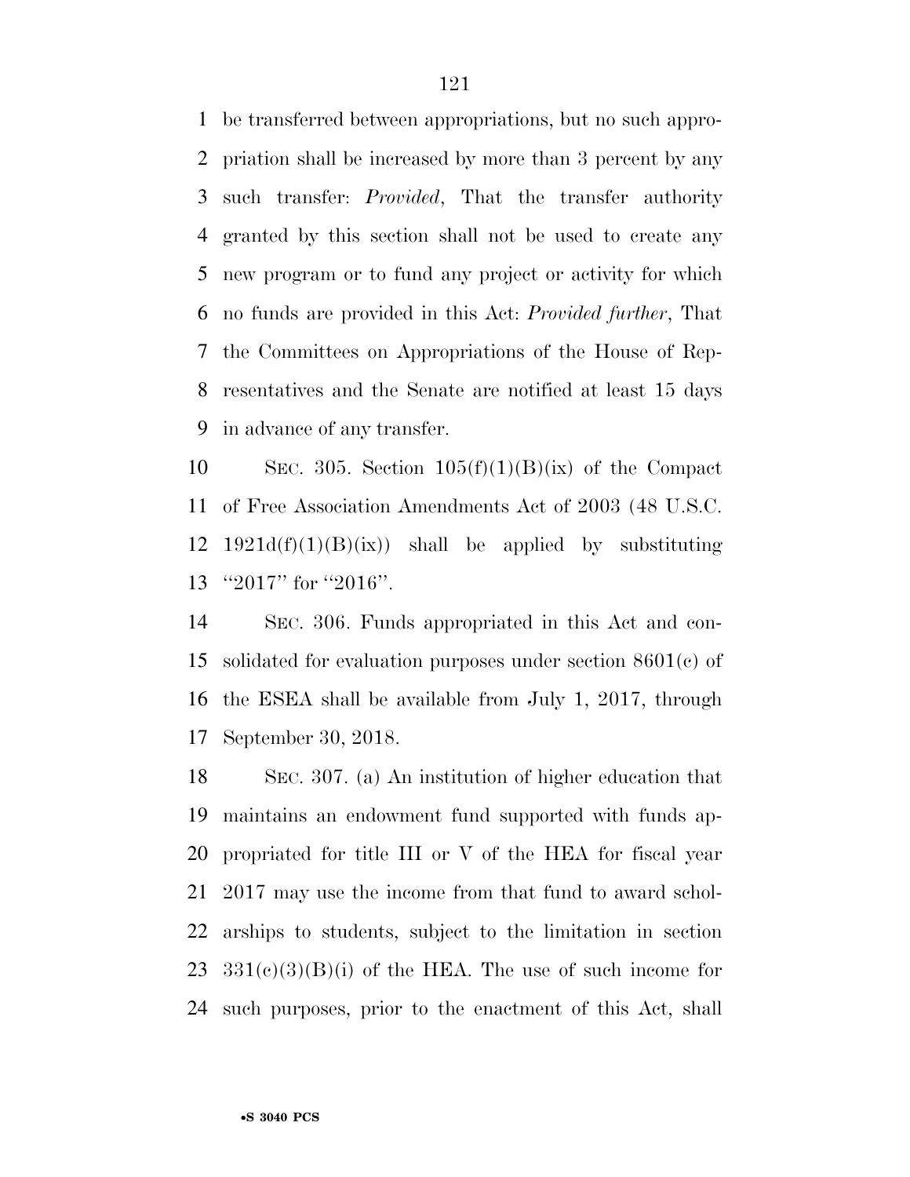be transferred between appropriations, but no such appropriation shall be increased by more than 3 percent by any such transfer: *Provided*, That the transfer authority granted by this section shall not be used to create any new program or to fund any project or activity for which no funds are provided in this Act: *Provided further*, That the Committees on Appropriations of the House of Representatives and the Senate are notified at least 15 days in advance of any transfer.

SEC. 305. Section 105(f)(1)(B)(ix) of the Compact of Free Association Amendments Act of 2003 (48 U.S.C. 1921d(f)(1)(B)(ix)) shall be applied by substituting "2017" for "2016".

SEC. 306. Funds appropriated in this Act and consolidated for evaluation purposes under section 8601(c) of the ESEA shall be available from July 1, 2017, through September 30, 2018.

SEC. 307. (a) An institution of higher education that maintains an endowment fund supported with funds appropriated for title III or V of the HEA for fiscal year 2017 may use the income from that fund to award scholarships to students, subject to the limitation in section 331(c)(3)(B)(i) of the HEA. The use of such income for such purposes, prior to the enactment of this Act, shall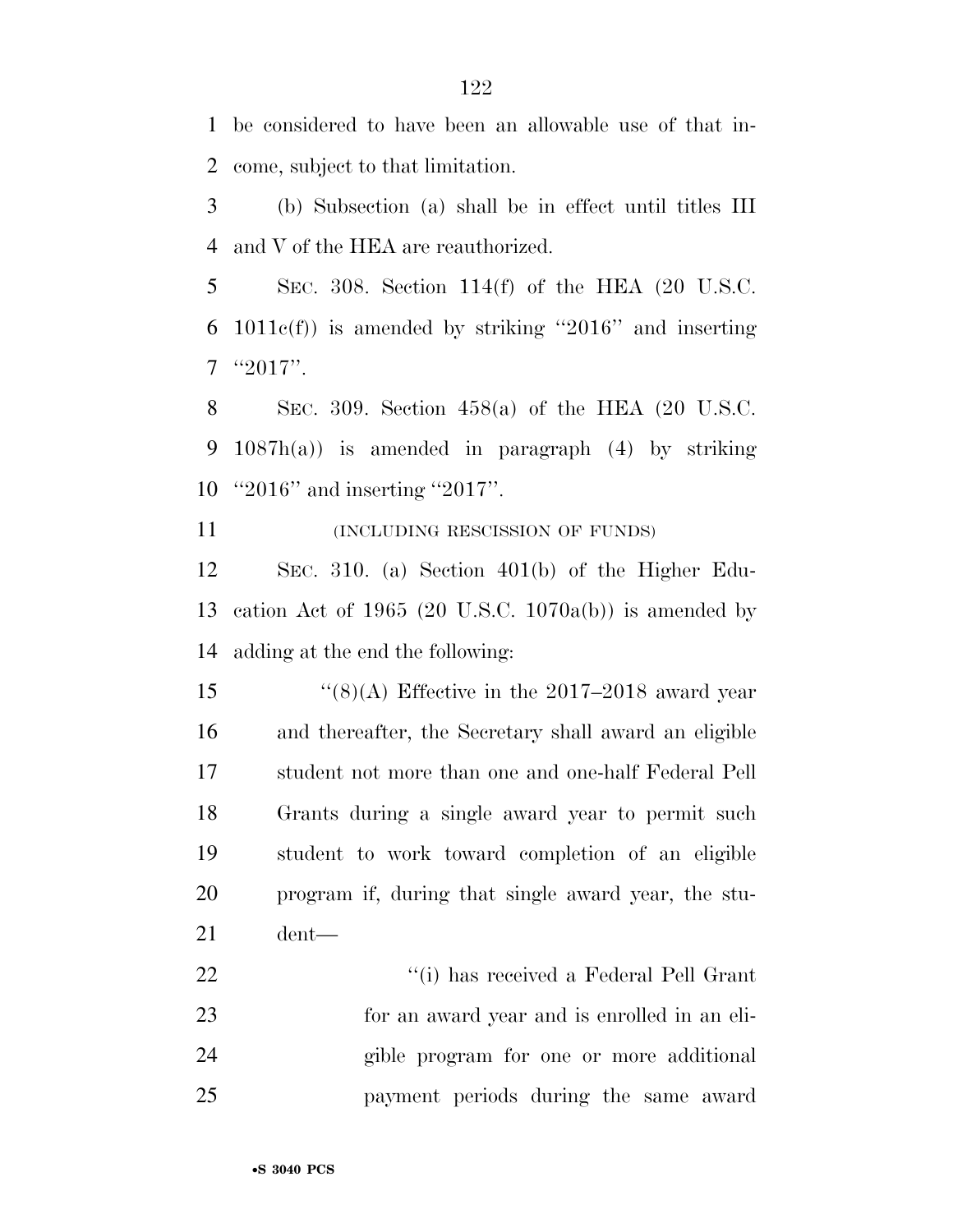be considered to have been an allowable use of that income, subject to that limitation.

(b) Subsection (a) shall be in effect until titles III and V of the HEA are reauthorized.

SEC. 308. Section 114(f) of the HEA (20 U.S.C. 1011c(f)) is amended by striking ''2016'' and inserting ''2017''.

SEC. 309. Section 458(a) of the HEA (20 U.S.C. 1087h(a)) is amended in paragraph (4) by striking ''2016'' and inserting ''2017''.

(INCLUDING RESCISSION OF FUNDS)

SEC. 310. (a) Section 401(b) of the Higher Education Act of 1965 (20 U.S.C. 1070a(b)) is amended by adding at the end the following:

> ''(8)(A) Effective in the 2017–2018 award year and thereafter, the Secretary shall award an eligible student not more than one and one-half Federal Pell Grants during a single award year to permit such student to work toward completion of an eligible program if, during that single award year, the student—
>
> > ''(i) has received a Federal Pell Grant for an award year and is enrolled in an eligible program for one or more additional payment periods during the same award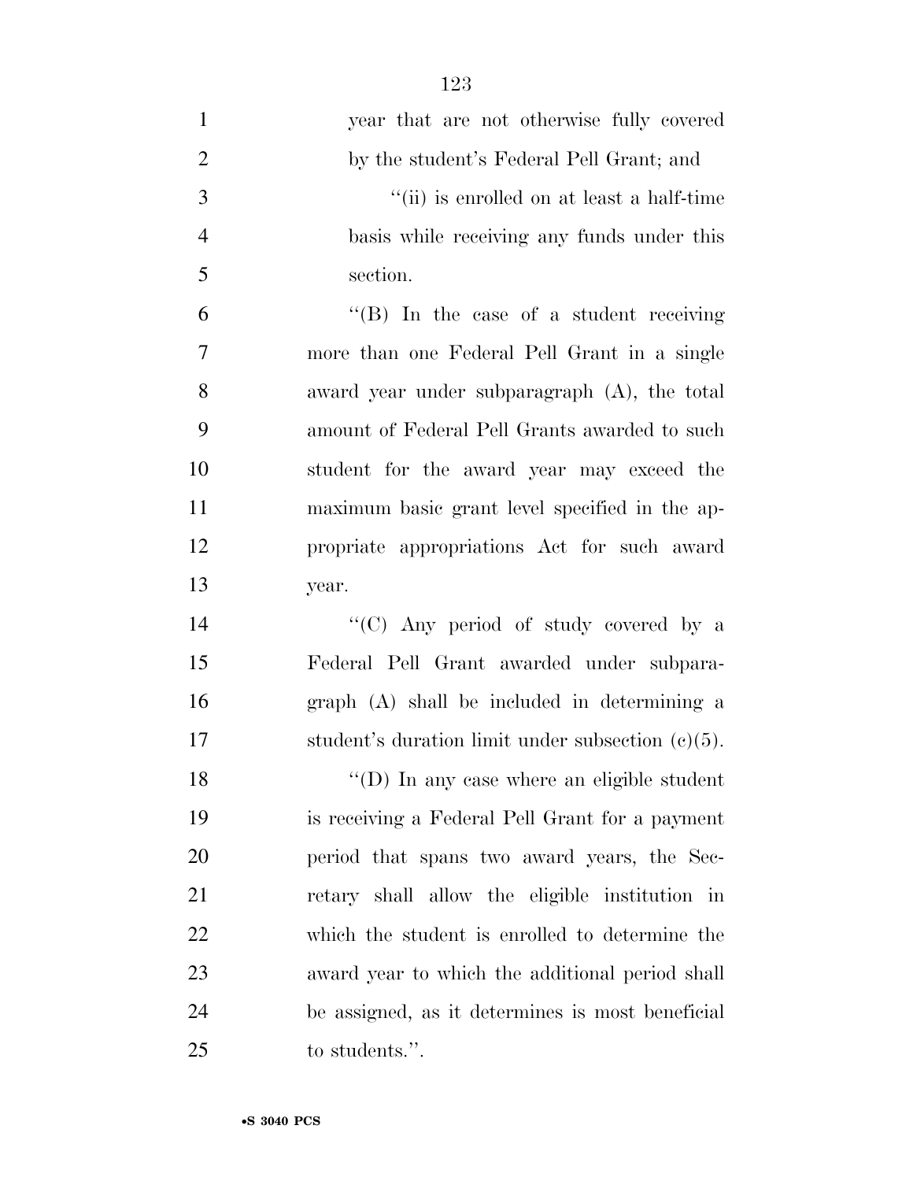year that are not otherwise fully covered by the student's Federal Pell Grant; and

''(ii) is enrolled on at least a half-time basis while receiving any funds under this section.

''(B) In the case of a student receiving more than one Federal Pell Grant in a single award year under subparagraph (A), the total amount of Federal Pell Grants awarded to such student for the award year may exceed the maximum basic grant level specified in the appropriate appropriations Act for such award year.

''(C) Any period of study covered by a Federal Pell Grant awarded under subparagraph (A) shall be included in determining a student's duration limit under subsection (c)(5).

''(D) In any case where an eligible student is receiving a Federal Pell Grant for a payment period that spans two award years, the Secretary shall allow the eligible institution in which the student is enrolled to determine the award year to which the additional period shall be assigned, as it determines is most beneficial to students.''.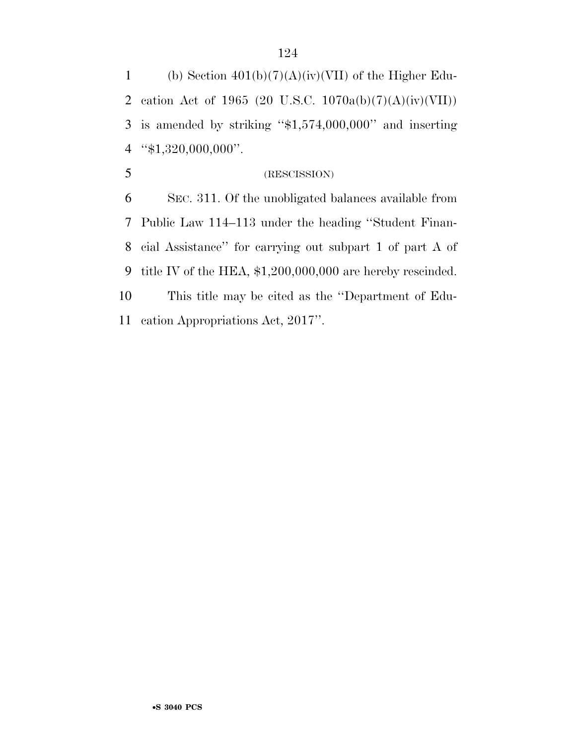(b) Section 401(b)(7)(A)(iv)(VII) of the Higher Education Act of 1965 (20 U.S.C. 1070a(b)(7)(A)(iv)(VII)) is amended by striking ''$1,574,000,000'' and inserting ''$1,320,000,000''.

(RESCISSION)

SEC. 311. Of the unobligated balances available from Public Law 114–113 under the heading ''Student Financial Assistance'' for carrying out subpart 1 of part A of title IV of the HEA, $1,200,000,000 are hereby rescinded.

This title may be cited as the ''Department of Education Appropriations Act, 2017''.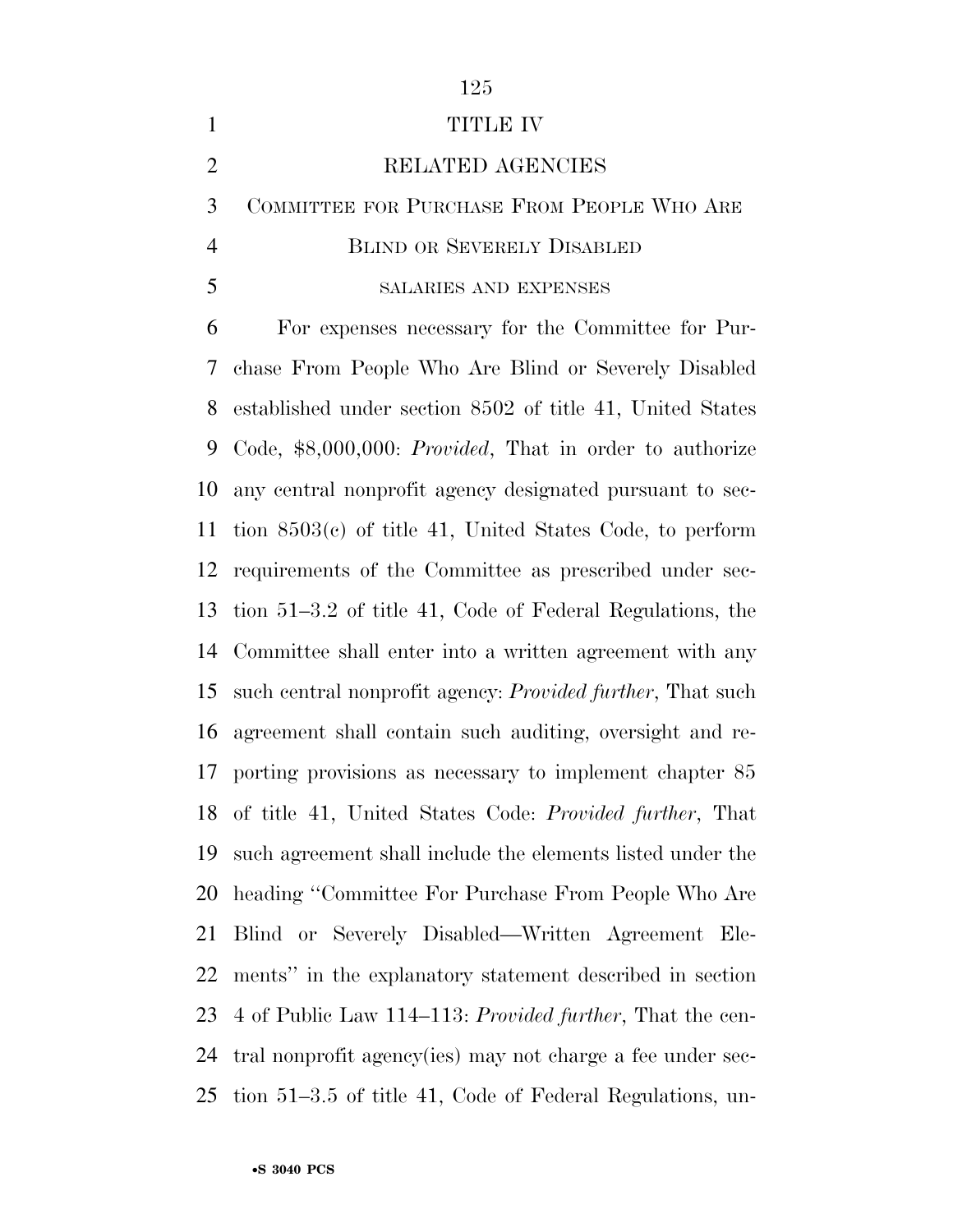# TITLE IV

## RELATED AGENCIES

### COMMITTEE FOR PURCHASE FROM PEOPLE WHO ARE BLIND OR SEVERELY DISABLED

#### SALARIES AND EXPENSES

For expenses necessary for the Committee for Purchase From People Who Are Blind or Severely Disabled established under section 8502 of title 41, United States Code, $8,000,000: *Provided*, That in order to authorize any central nonprofit agency designated pursuant to section 8503(c) of title 41, United States Code, to perform requirements of the Committee as prescribed under section 51–3.2 of title 41, Code of Federal Regulations, the Committee shall enter into a written agreement with any such central nonprofit agency: *Provided further*, That such agreement shall contain such auditing, oversight and reporting provisions as necessary to implement chapter 85 of title 41, United States Code: *Provided further*, That such agreement shall include the elements listed under the heading "Committee For Purchase From People Who Are Blind or Severely Disabled—Written Agreement Elements" in the explanatory statement described in section 4 of Public Law 114–113: *Provided further*, That the central nonprofit agency(ies) may not charge a fee under section 51–3.5 of title 41, Code of Federal Regulations, un-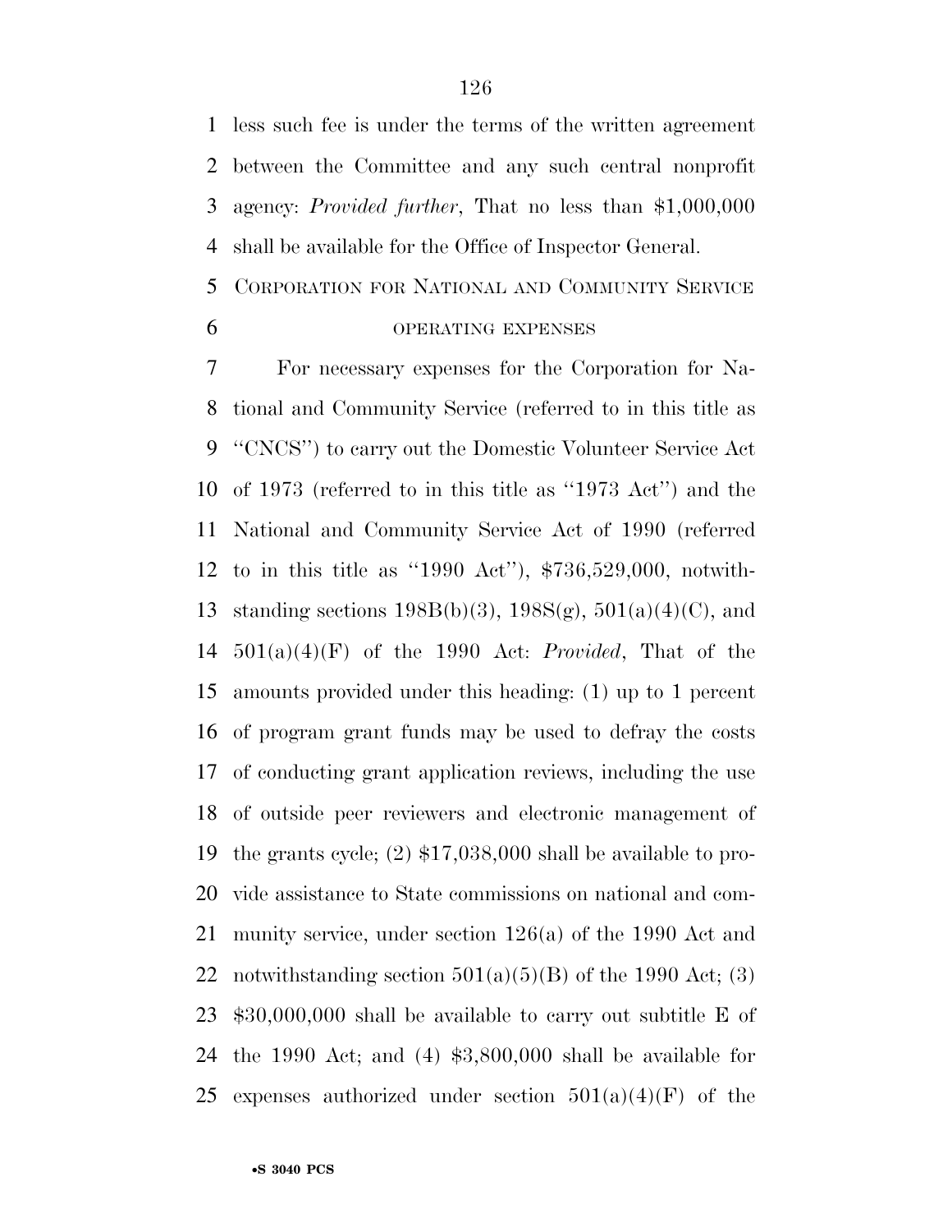less such fee is under the terms of the written agreement between the Committee and any such central nonprofit agency: *Provided further*, That no less than $1,000,000 shall be available for the Office of Inspector General.

CORPORATION FOR NATIONAL AND COMMUNITY SERVICE

OPERATING EXPENSES

For necessary expenses for the Corporation for National and Community Service (referred to in this title as ''CNCS'') to carry out the Domestic Volunteer Service Act of 1973 (referred to in this title as ''1973 Act'') and the National and Community Service Act of 1990 (referred to in this title as ''1990 Act''), $736,529,000, notwithstanding sections 198B(b)(3), 198S(g), 501(a)(4)(C), and 501(a)(4)(F) of the 1990 Act: *Provided*, That of the amounts provided under this heading: (1) up to 1 percent of program grant funds may be used to defray the costs of conducting grant application reviews, including the use of outside peer reviewers and electronic management of the grants cycle; (2) $17,038,000 shall be available to provide assistance to State commissions on national and community service, under section 126(a) of the 1990 Act and notwithstanding section 501(a)(5)(B) of the 1990 Act; (3) $30,000,000 shall be available to carry out subtitle E of the 1990 Act; and (4) $3,800,000 shall be available for expenses authorized under section 501(a)(4)(F) of the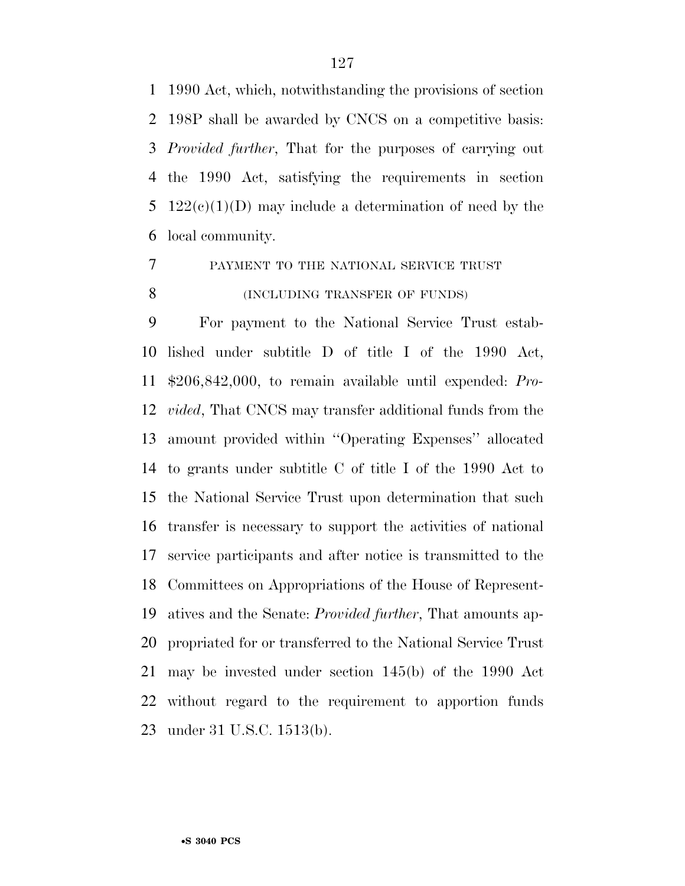1990 Act, which, notwithstanding the provisions of section 198P shall be awarded by CNCS on a competitive basis: *Provided further*, That for the purposes of carrying out the 1990 Act, satisfying the requirements in section 122(c)(1)(D) may include a determination of need by the local community.

PAYMENT TO THE NATIONAL SERVICE TRUST

(INCLUDING TRANSFER OF FUNDS)

For payment to the National Service Trust established under subtitle D of title I of the 1990 Act, $206,842,000, to remain available until expended: *Provided*, That CNCS may transfer additional funds from the amount provided within "Operating Expenses" allocated to grants under subtitle C of title I of the 1990 Act to the National Service Trust upon determination that such transfer is necessary to support the activities of national service participants and after notice is transmitted to the Committees on Appropriations of the House of Representatives and the Senate: *Provided further*, That amounts appropriated for or transferred to the National Service Trust may be invested under section 145(b) of the 1990 Act without regard to the requirement to apportion funds under 31 U.S.C. 1513(b).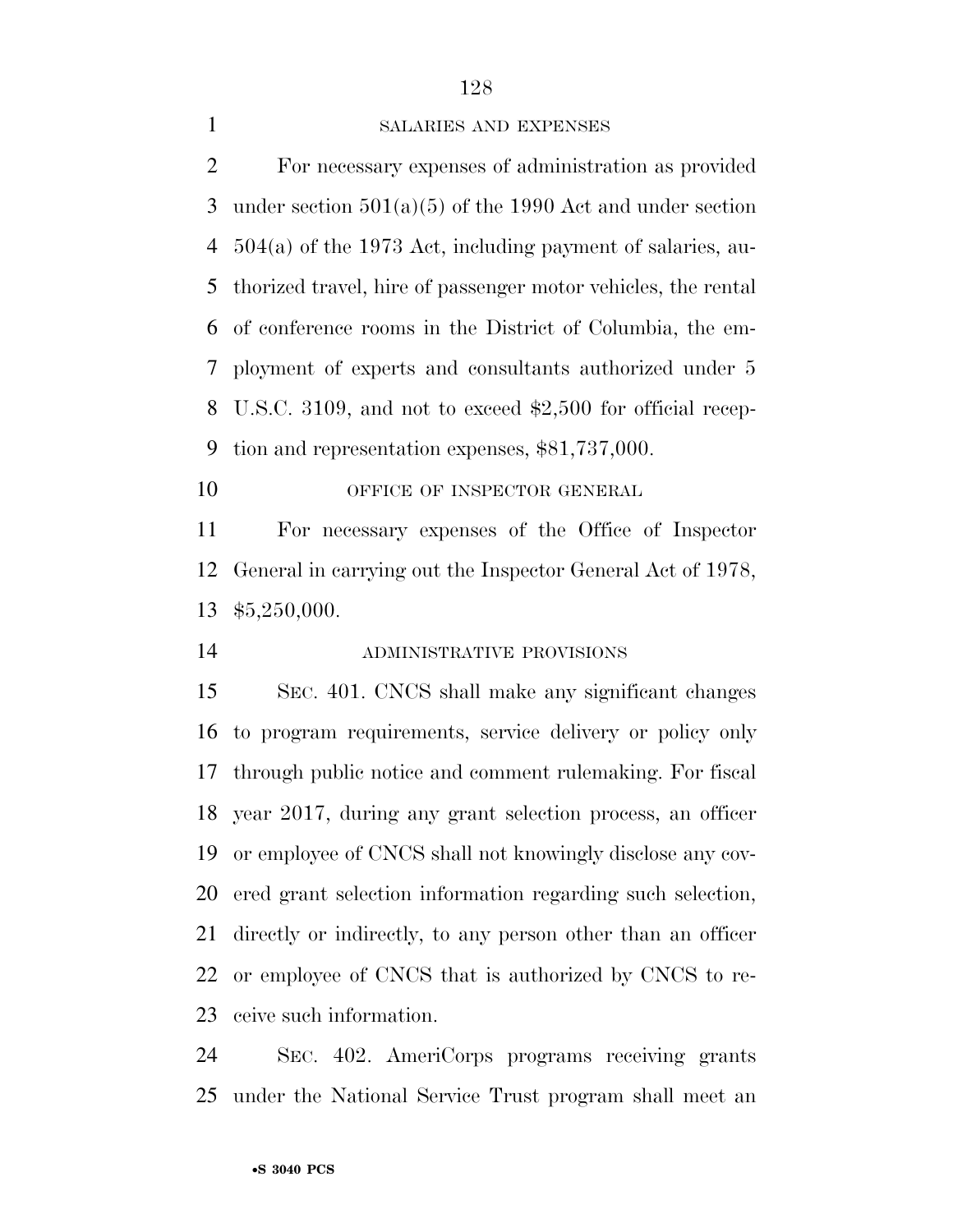SALARIES AND EXPENSES

For necessary expenses of administration as provided under section 501(a)(5) of the 1990 Act and under section 504(a) of the 1973 Act, including payment of salaries, authorized travel, hire of passenger motor vehicles, the rental of conference rooms in the District of Columbia, the employment of experts and consultants authorized under 5 U.S.C. 3109, and not to exceed $2,500 for official reception and representation expenses, $81,737,000.

OFFICE OF INSPECTOR GENERAL

For necessary expenses of the Office of Inspector General in carrying out the Inspector General Act of 1978, $5,250,000.

ADMINISTRATIVE PROVISIONS

SEC. 401. CNCS shall make any significant changes to program requirements, service delivery or policy only through public notice and comment rulemaking. For fiscal year 2017, during any grant selection process, an officer or employee of CNCS shall not knowingly disclose any covered grant selection information regarding such selection, directly or indirectly, to any person other than an officer or employee of CNCS that is authorized by CNCS to receive such information.

SEC. 402. AmeriCorps programs receiving grants under the National Service Trust program shall meet an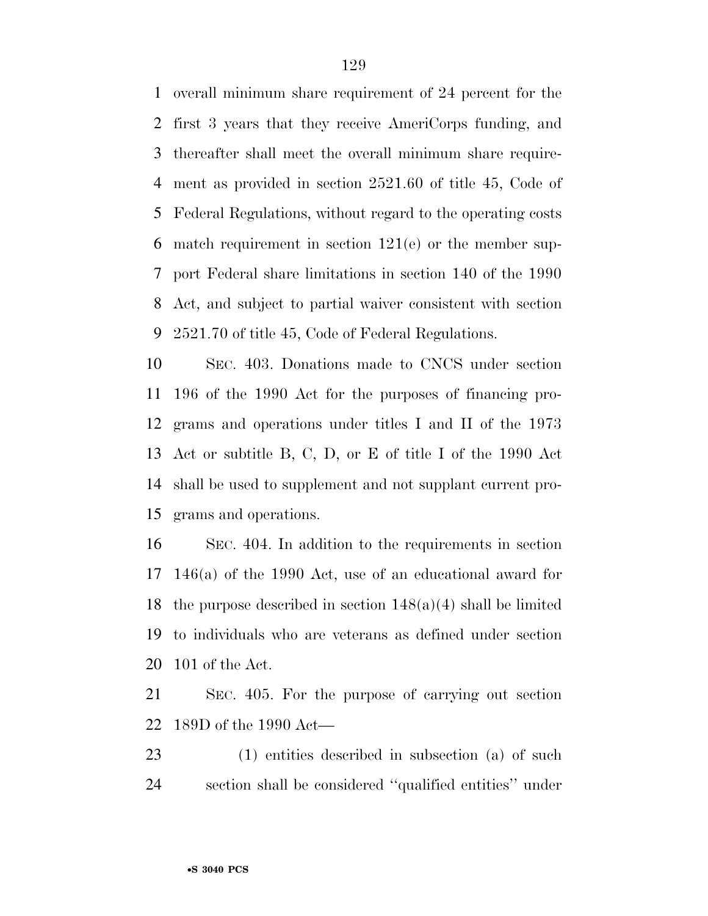overall minimum share requirement of 24 percent for the first 3 years that they receive AmeriCorps funding, and thereafter shall meet the overall minimum share requirement as provided in section 2521.60 of title 45, Code of Federal Regulations, without regard to the operating costs match requirement in section 121(e) or the member support Federal share limitations in section 140 of the 1990 Act, and subject to partial waiver consistent with section 2521.70 of title 45, Code of Federal Regulations.

SEC. 403. Donations made to CNCS under section 196 of the 1990 Act for the purposes of financing programs and operations under titles I and II of the 1973 Act or subtitle B, C, D, or E of title I of the 1990 Act shall be used to supplement and not supplant current programs and operations.

SEC. 404. In addition to the requirements in section 146(a) of the 1990 Act, use of an educational award for the purpose described in section 148(a)(4) shall be limited to individuals who are veterans as defined under section 101 of the Act.

SEC. 405. For the purpose of carrying out section 189D of the 1990 Act—

(1) entities described in subsection (a) of such section shall be considered ''qualified entities'' under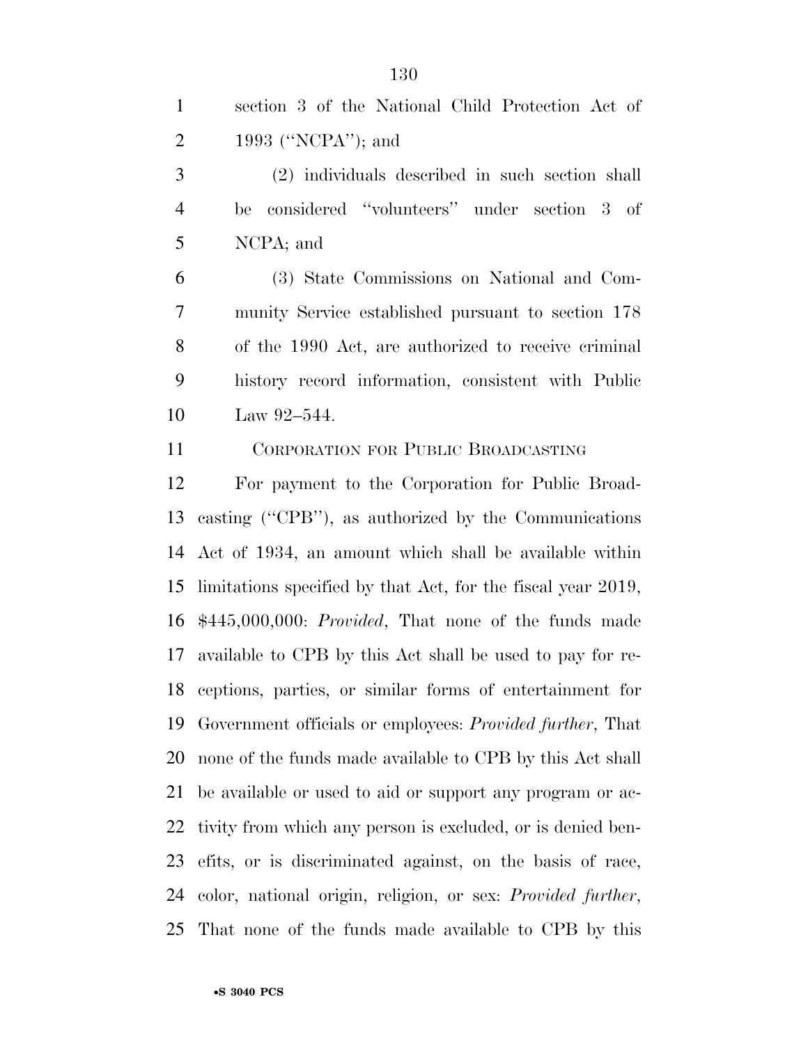section 3 of the National Child Protection Act of 1993 (''NCPA''); and

(2) individuals described in such section shall be considered ''volunteers'' under section 3 of NCPA; and

(3) State Commissions on National and Community Service established pursuant to section 178 of the 1990 Act, are authorized to receive criminal history record information, consistent with Public Law 92–544.

CORPORATION FOR PUBLIC BROADCASTING

For payment to the Corporation for Public Broadcasting (''CPB''), as authorized by the Communications Act of 1934, an amount which shall be available within limitations specified by that Act, for the fiscal year 2019, $445,000,000: *Provided*, That none of the funds made available to CPB by this Act shall be used to pay for receptions, parties, or similar forms of entertainment for Government officials or employees: *Provided further*, That none of the funds made available to CPB by this Act shall be available or used to aid or support any program or activity from which any person is excluded, or is denied benefits, or is discriminated against, on the basis of race, color, national origin, religion, or sex: *Provided further*, That none of the funds made available to CPB by this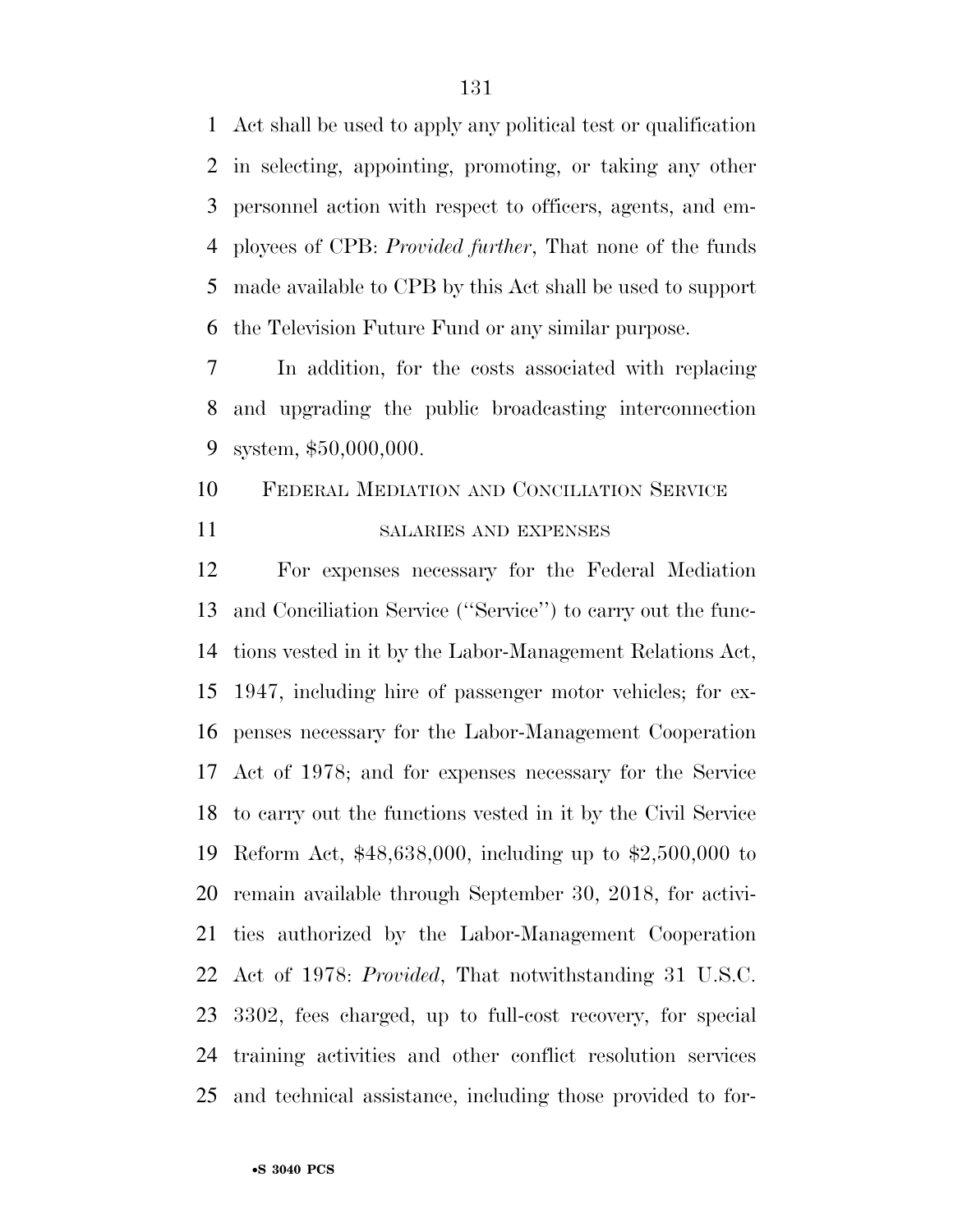Act shall be used to apply any political test or qualification in selecting, appointing, promoting, or taking any other personnel action with respect to officers, agents, and employees of CPB: *Provided further*, That none of the funds made available to CPB by this Act shall be used to support the Television Future Fund or any similar purpose.

In addition, for the costs associated with replacing and upgrading the public broadcasting interconnection system, $50,000,000.

FEDERAL MEDIATION AND CONCILIATION SERVICE

SALARIES AND EXPENSES

For expenses necessary for the Federal Mediation and Conciliation Service (''Service'') to carry out the functions vested in it by the Labor-Management Relations Act, 1947, including hire of passenger motor vehicles; for expenses necessary for the Labor-Management Cooperation Act of 1978; and for expenses necessary for the Service to carry out the functions vested in it by the Civil Service Reform Act, $48,638,000, including up to $2,500,000 to remain available through September 30, 2018, for activities authorized by the Labor-Management Cooperation Act of 1978: *Provided*, That notwithstanding 31 U.S.C. 3302, fees charged, up to full-cost recovery, for special training activities and other conflict resolution services and technical assistance, including those provided to for-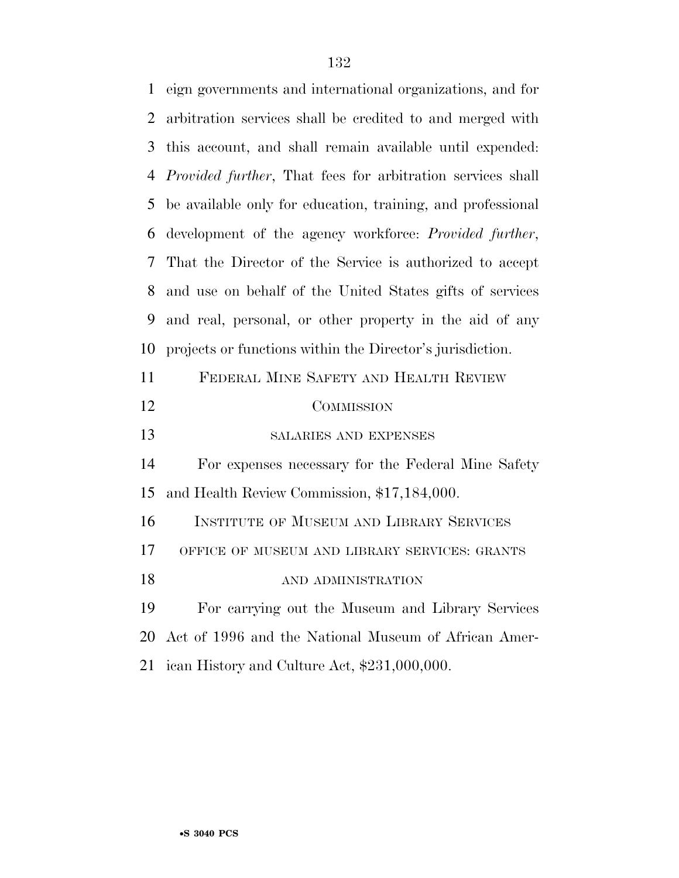eign governments and international organizations, and for arbitration services shall be credited to and merged with this account, and shall remain available until expended: *Provided further*, That fees for arbitration services shall be available only for education, training, and professional development of the agency workforce: *Provided further*, That the Director of the Service is authorized to accept and use on behalf of the United States gifts of services and real, personal, or other property in the aid of any projects or functions within the Director's jurisdiction.

## FEDERAL MINE SAFETY AND HEALTH REVIEW COMMISSION

### SALARIES AND EXPENSES

For expenses necessary for the Federal Mine Safety and Health Review Commission, $17,184,000.

## INSTITUTE OF MUSEUM AND LIBRARY SERVICES

### OFFICE OF MUSEUM AND LIBRARY SERVICES: GRANTS AND ADMINISTRATION

For carrying out the Museum and Library Services Act of 1996 and the National Museum of African American History and Culture Act, $231,000,000.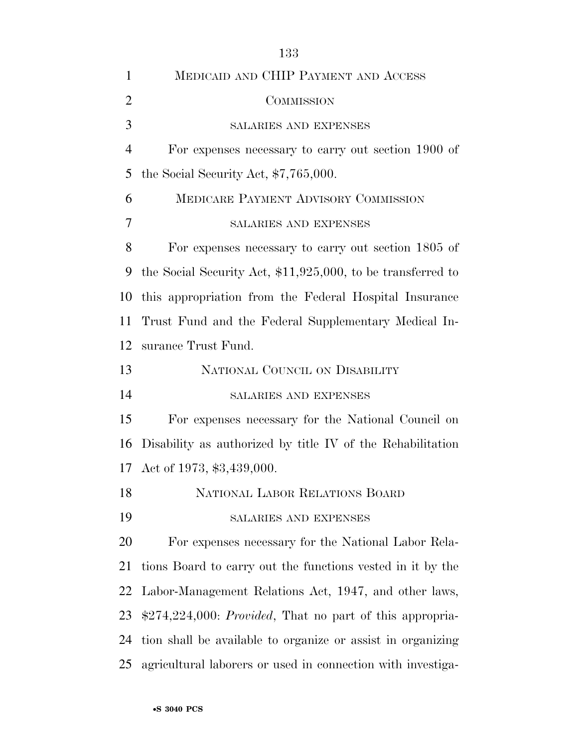MEDICAID AND CHIP PAYMENT AND ACCESS COMMISSION

SALARIES AND EXPENSES

For expenses necessary to carry out section 1900 of the Social Security Act, $7,765,000.

MEDICARE PAYMENT ADVISORY COMMISSION

SALARIES AND EXPENSES

For expenses necessary to carry out section 1805 of the Social Security Act, $11,925,000, to be transferred to this appropriation from the Federal Hospital Insurance Trust Fund and the Federal Supplementary Medical Insurance Trust Fund.

NATIONAL COUNCIL ON DISABILITY

SALARIES AND EXPENSES

For expenses necessary for the National Council on Disability as authorized by title IV of the Rehabilitation Act of 1973, $3,439,000.

NATIONAL LABOR RELATIONS BOARD

SALARIES AND EXPENSES

For expenses necessary for the National Labor Relations Board to carry out the functions vested in it by the Labor-Management Relations Act, 1947, and other laws, $274,224,000: *Provided*, That no part of this appropriation shall be available to organize or assist in organizing agricultural laborers or used in connection with investiga-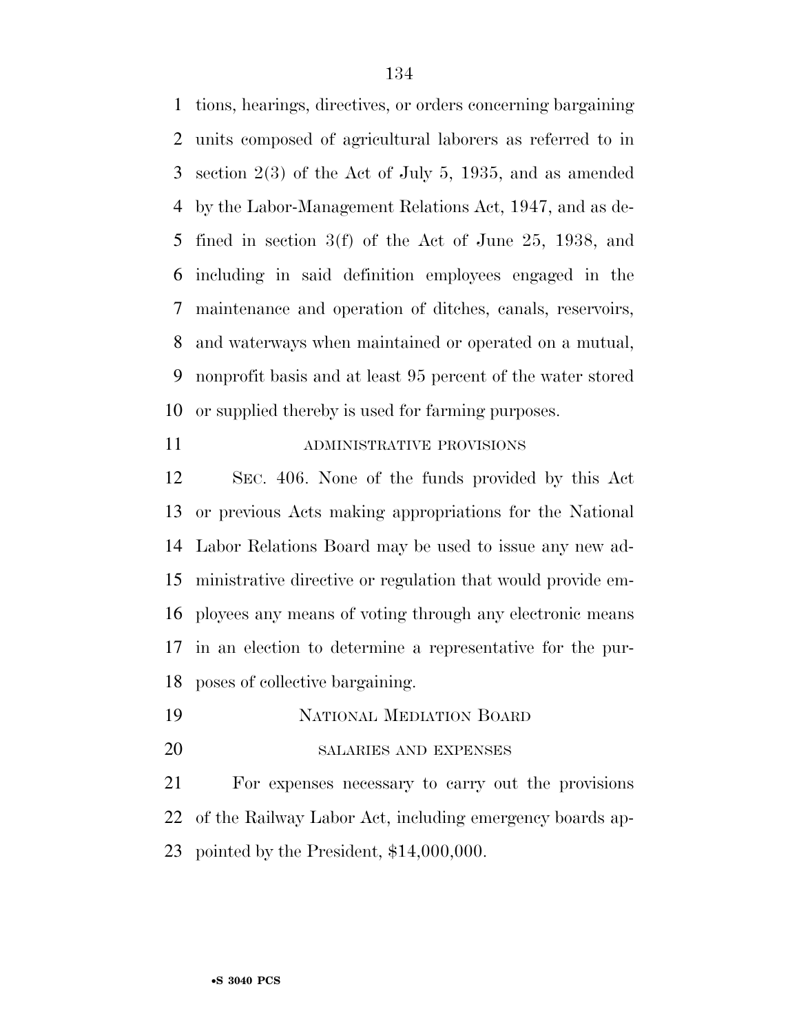tions, hearings, directives, or orders concerning bargaining units composed of agricultural laborers as referred to in section 2(3) of the Act of July 5, 1935, and as amended by the Labor-Management Relations Act, 1947, and as defined in section 3(f) of the Act of June 25, 1938, and including in said definition employees engaged in the maintenance and operation of ditches, canals, reservoirs, and waterways when maintained or operated on a mutual, nonprofit basis and at least 95 percent of the water stored or supplied thereby is used for farming purposes.

ADMINISTRATIVE PROVISIONS

SEC. 406. None of the funds provided by this Act or previous Acts making appropriations for the National Labor Relations Board may be used to issue any new administrative directive or regulation that would provide employees any means of voting through any electronic means in an election to determine a representative for the purposes of collective bargaining.

NATIONAL MEDIATION BOARD

SALARIES AND EXPENSES

For expenses necessary to carry out the provisions of the Railway Labor Act, including emergency boards appointed by the President, $14,000,000.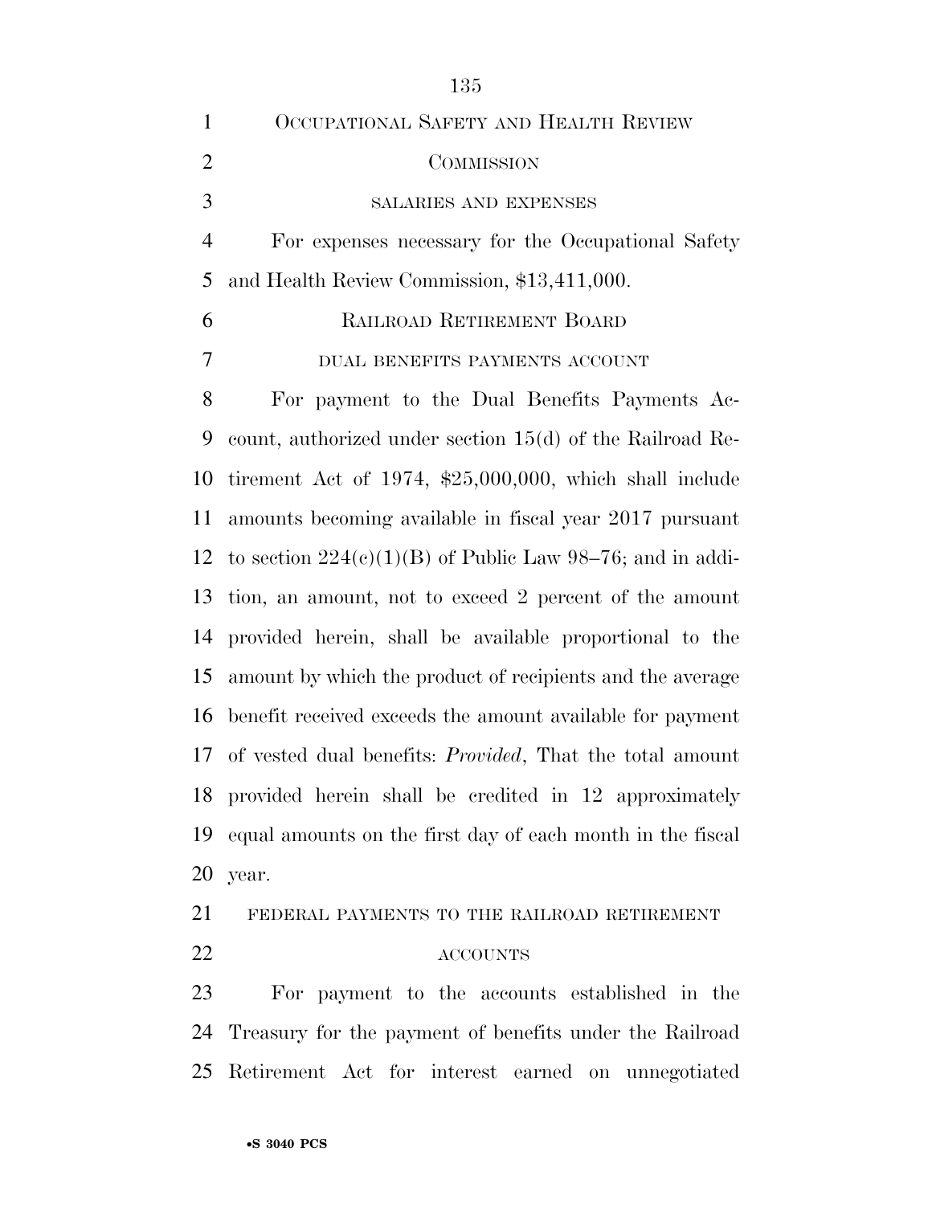## Occupational Safety and Health Review Commission

### salaries and expenses

For expenses necessary for the Occupational Safety and Health Review Commission, $13,411,000.

## Railroad Retirement Board

### dual benefits payments account

For payment to the Dual Benefits Payments Account, authorized under section 15(d) of the Railroad Retirement Act of 1974, $25,000,000, which shall include amounts becoming available in fiscal year 2017 pursuant to section 224(c)(1)(B) of Public Law 98–76; and in addition, an amount, not to exceed 2 percent of the amount provided herein, shall be available proportional to the amount by which the product of recipients and the average benefit received exceeds the amount available for payment of vested dual benefits: *Provided*, That the total amount provided herein shall be credited in 12 approximately equal amounts on the first day of each month in the fiscal year.

### federal payments to the railroad retirement accounts

For payment to the accounts established in the Treasury for the payment of benefits under the Railroad Retirement Act for interest earned on unnegotiated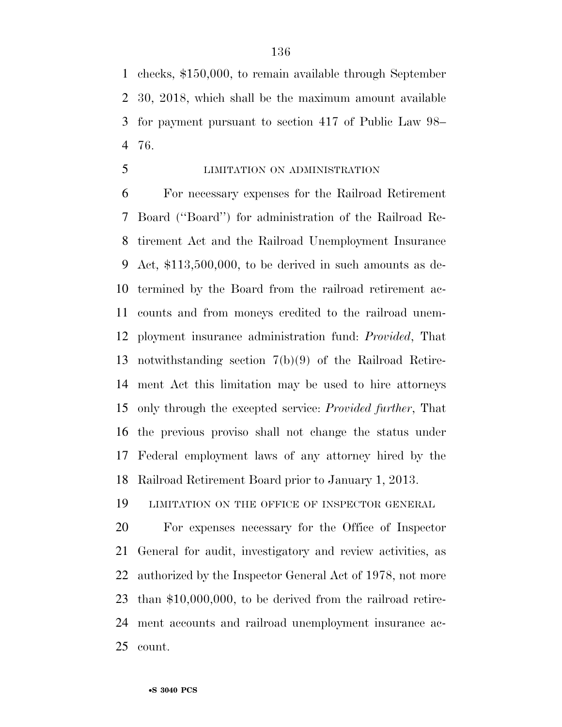checks, $150,000, to remain available through September 30, 2018, which shall be the maximum amount available for payment pursuant to section 417 of Public Law 98–76.

LIMITATION ON ADMINISTRATION

For necessary expenses for the Railroad Retirement Board (''Board'') for administration of the Railroad Retirement Act and the Railroad Unemployment Insurance Act, $113,500,000, to be derived in such amounts as determined by the Board from the railroad retirement accounts and from moneys credited to the railroad unemployment insurance administration fund: *Provided*, That notwithstanding section 7(b)(9) of the Railroad Retirement Act this limitation may be used to hire attorneys only through the excepted service: *Provided further*, That the previous proviso shall not change the status under Federal employment laws of any attorney hired by the Railroad Retirement Board prior to January 1, 2013.

LIMITATION ON THE OFFICE OF INSPECTOR GENERAL

For expenses necessary for the Office of Inspector General for audit, investigatory and review activities, as authorized by the Inspector General Act of 1978, not more than $10,000,000, to be derived from the railroad retirement accounts and railroad unemployment insurance account.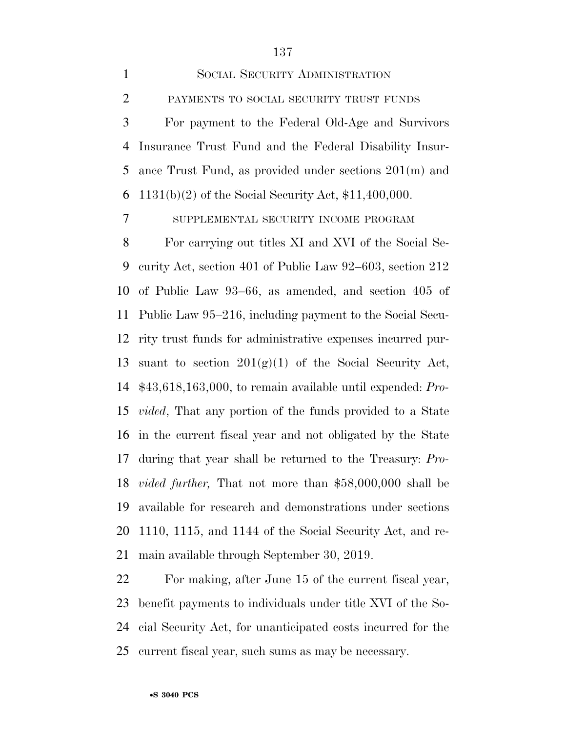## SOCIAL SECURITY ADMINISTRATION

### PAYMENTS TO SOCIAL SECURITY TRUST FUNDS

For payment to the Federal Old-Age and Survivors Insurance Trust Fund and the Federal Disability Insurance Trust Fund, as provided under sections 201(m) and 1131(b)(2) of the Social Security Act, $11,400,000.

### SUPPLEMENTAL SECURITY INCOME PROGRAM

For carrying out titles XI and XVI of the Social Security Act, section 401 of Public Law 92–603, section 212 of Public Law 93–66, as amended, and section 405 of Public Law 95–216, including payment to the Social Security trust funds for administrative expenses incurred pursuant to section 201(g)(1) of the Social Security Act, $43,618,163,000, to remain available until expended: *Provided*, That any portion of the funds provided to a State in the current fiscal year and not obligated by the State during that year shall be returned to the Treasury: *Provided further,* That not more than $58,000,000 shall be available for research and demonstrations under sections 1110, 1115, and 1144 of the Social Security Act, and remain available through September 30, 2019.

For making, after June 15 of the current fiscal year, benefit payments to individuals under title XVI of the Social Security Act, for unanticipated costs incurred for the current fiscal year, such sums as may be necessary.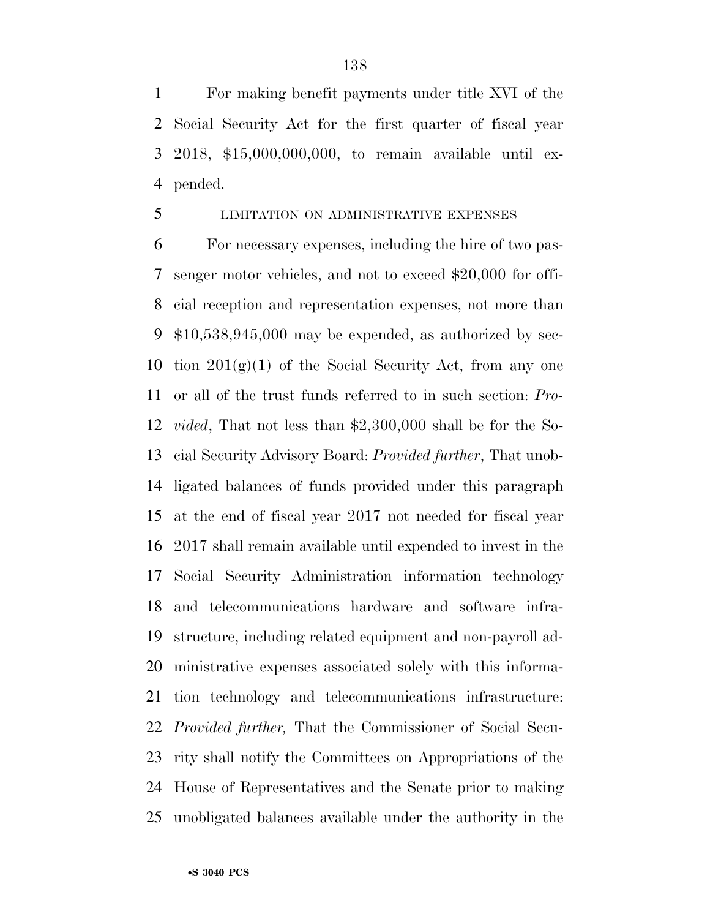For making benefit payments under title XVI of the Social Security Act for the first quarter of fiscal year 2018, $15,000,000,000, to remain available until expended.

LIMITATION ON ADMINISTRATIVE EXPENSES

For necessary expenses, including the hire of two passenger motor vehicles, and not to exceed $20,000 for official reception and representation expenses, not more than $10,538,945,000 may be expended, as authorized by section 201(g)(1) of the Social Security Act, from any one or all of the trust funds referred to in such section: *Provided*, That not less than $2,300,000 shall be for the Social Security Advisory Board: *Provided further*, That unobligated balances of funds provided under this paragraph at the end of fiscal year 2017 not needed for fiscal year 2017 shall remain available until expended to invest in the Social Security Administration information technology and telecommunications hardware and software infrastructure, including related equipment and non-payroll administrative expenses associated solely with this information technology and telecommunications infrastructure: *Provided further,* That the Commissioner of Social Security shall notify the Committees on Appropriations of the House of Representatives and the Senate prior to making unobligated balances available under the authority in the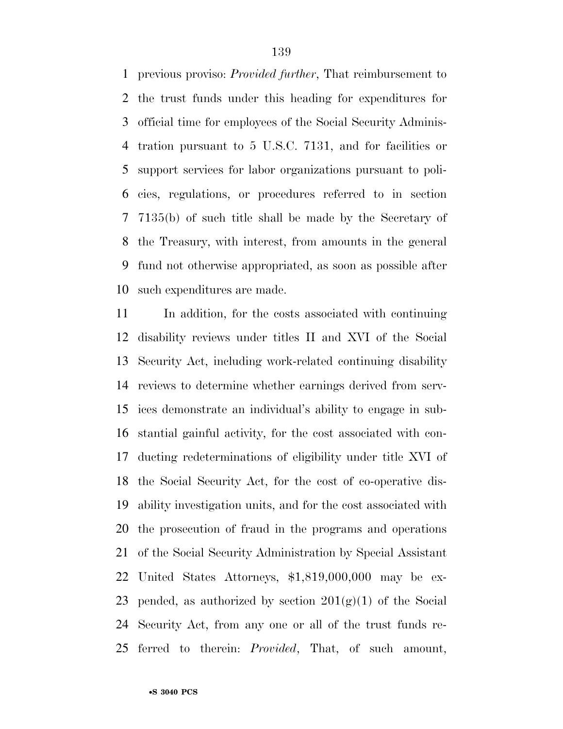previous proviso: *Provided further*, That reimbursement to the trust funds under this heading for expenditures for official time for employees of the Social Security Administration pursuant to 5 U.S.C. 7131, and for facilities or support services for labor organizations pursuant to policies, regulations, or procedures referred to in section 7135(b) of such title shall be made by the Secretary of the Treasury, with interest, from amounts in the general fund not otherwise appropriated, as soon as possible after such expenditures are made.

In addition, for the costs associated with continuing disability reviews under titles II and XVI of the Social Security Act, including work-related continuing disability reviews to determine whether earnings derived from services demonstrate an individual's ability to engage in substantial gainful activity, for the cost associated with conducting redeterminations of eligibility under title XVI of the Social Security Act, for the cost of co-operative disability investigation units, and for the cost associated with the prosecution of fraud in the programs and operations of the Social Security Administration by Special Assistant United States Attorneys, $1,819,000,000 may be expended, as authorized by section 201(g)(1) of the Social Security Act, from any one or all of the trust funds referred to therein: *Provided*, That, of such amount,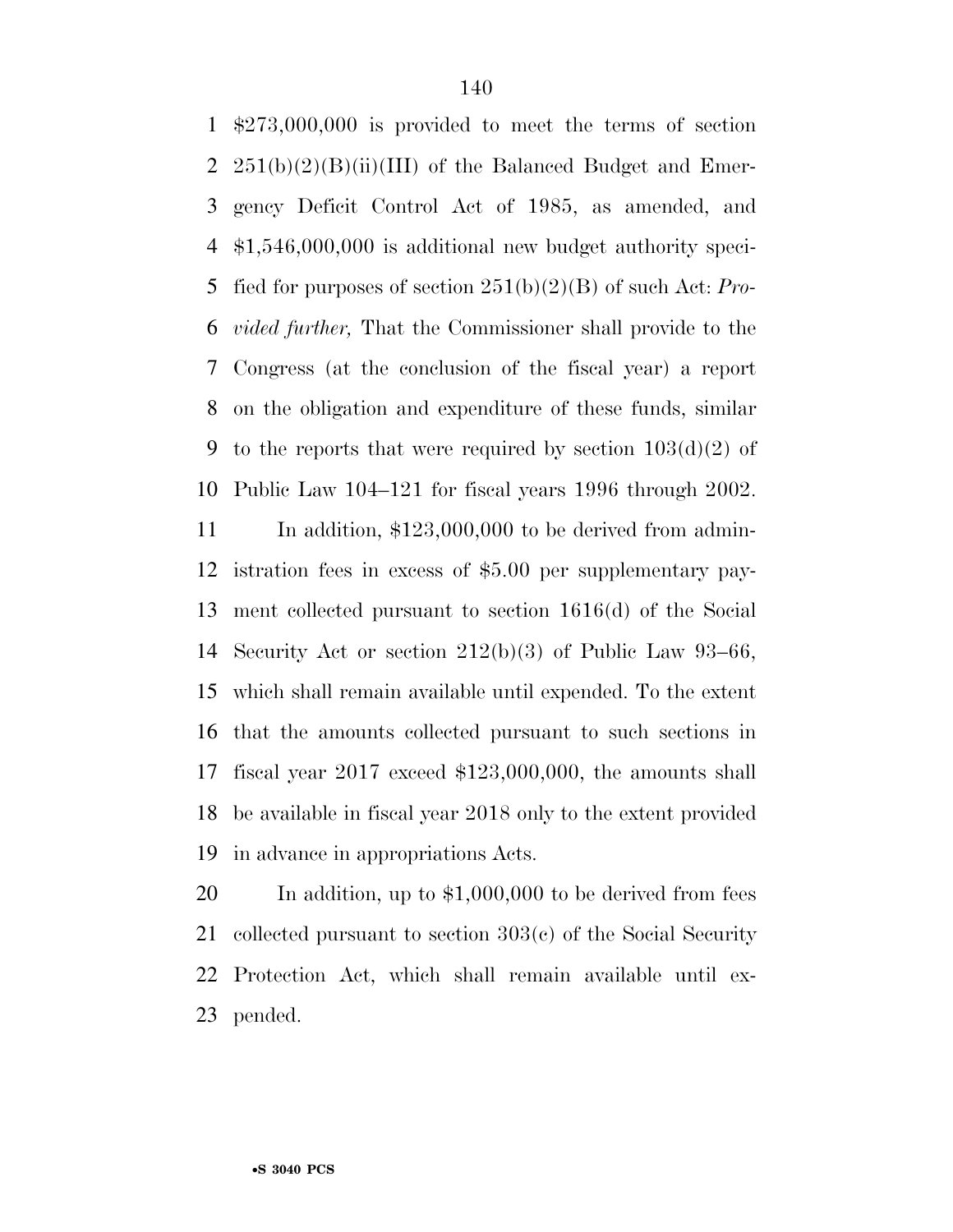$273,000,000 is provided to meet the terms of section 251(b)(2)(B)(ii)(III) of the Balanced Budget and Emergency Deficit Control Act of 1985, as amended, and $1,546,000,000 is additional new budget authority specified for purposes of section 251(b)(2)(B) of such Act: *Provided further,* That the Commissioner shall provide to the Congress (at the conclusion of the fiscal year) a report on the obligation and expenditure of these funds, similar to the reports that were required by section 103(d)(2) of Public Law 104–121 for fiscal years 1996 through 2002.

In addition, $123,000,000 to be derived from administration fees in excess of $5.00 per supplementary payment collected pursuant to section 1616(d) of the Social Security Act or section 212(b)(3) of Public Law 93–66, which shall remain available until expended. To the extent that the amounts collected pursuant to such sections in fiscal year 2017 exceed $123,000,000, the amounts shall be available in fiscal year 2018 only to the extent provided in advance in appropriations Acts.

In addition, up to $1,000,000 to be derived from fees collected pursuant to section 303(c) of the Social Security Protection Act, which shall remain available until expended.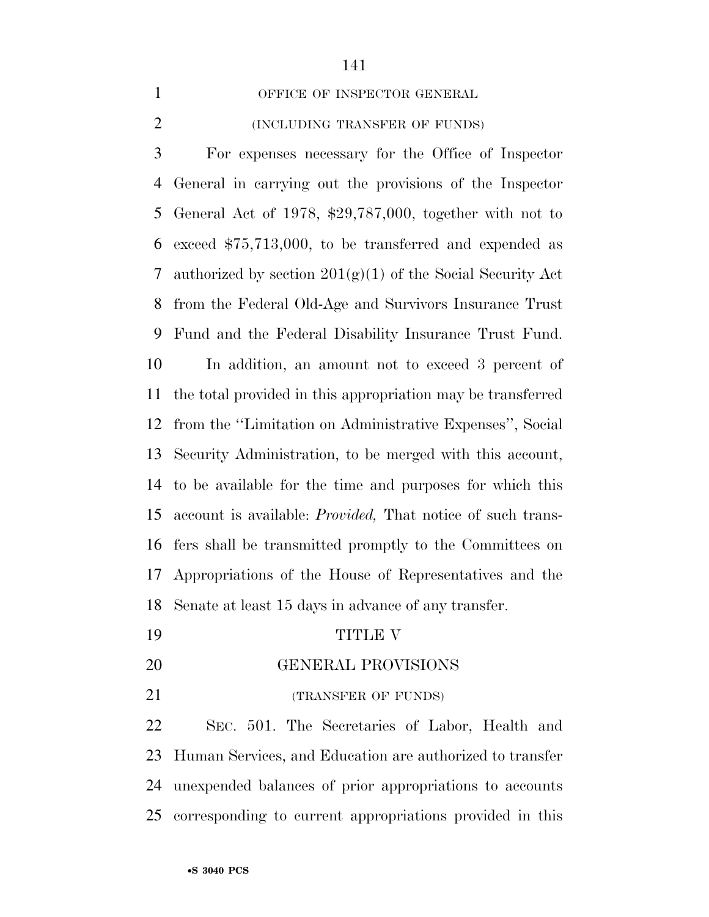OFFICE OF INSPECTOR GENERAL

(INCLUDING TRANSFER OF FUNDS)

For expenses necessary for the Office of Inspector General in carrying out the provisions of the Inspector General Act of 1978, $29,787,000, together with not to exceed $75,713,000, to be transferred and expended as authorized by section 201(g)(1) of the Social Security Act from the Federal Old-Age and Survivors Insurance Trust Fund and the Federal Disability Insurance Trust Fund.

In addition, an amount not to exceed 3 percent of the total provided in this appropriation may be transferred from the ''Limitation on Administrative Expenses'', Social Security Administration, to be merged with this account, to be available for the time and purposes for which this account is available: *Provided,* That notice of such transfers shall be transmitted promptly to the Committees on Appropriations of the House of Representatives and the Senate at least 15 days in advance of any transfer.

# TITLE V

## GENERAL PROVISIONS

(TRANSFER OF FUNDS)

SEC. 501. The Secretaries of Labor, Health and Human Services, and Education are authorized to transfer unexpended balances of prior appropriations to accounts corresponding to current appropriations provided in this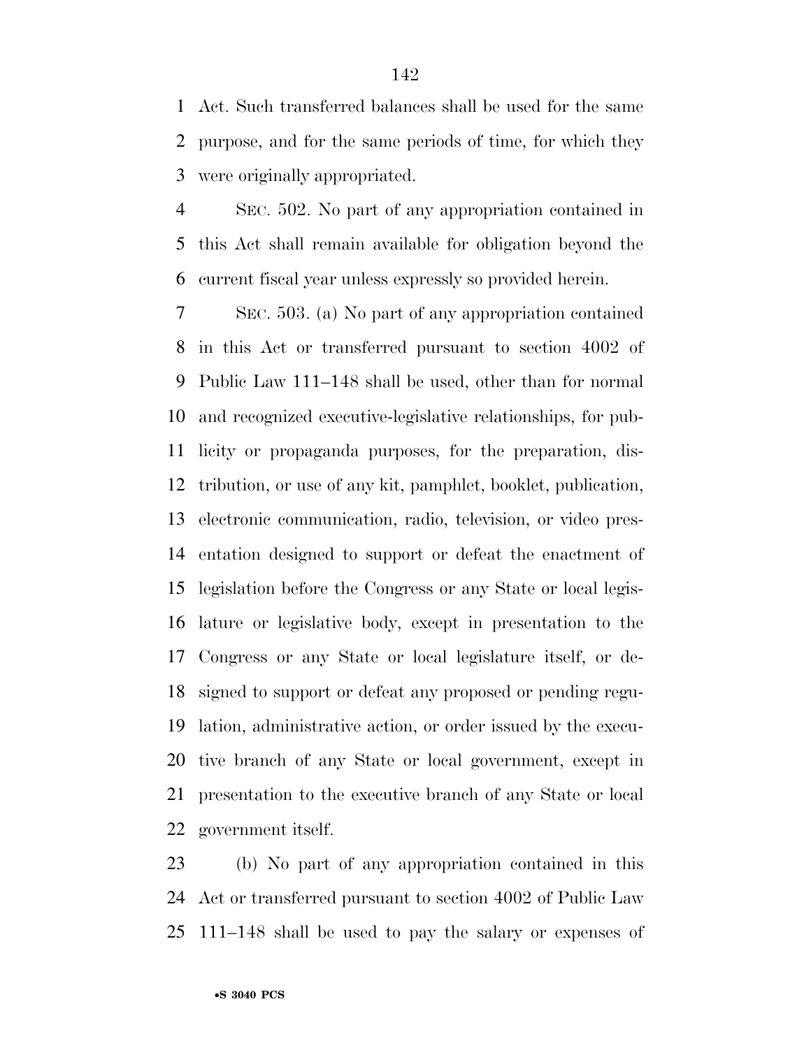Act. Such transferred balances shall be used for the same purpose, and for the same periods of time, for which they were originally appropriated.

SEC. 502. No part of any appropriation contained in this Act shall remain available for obligation beyond the current fiscal year unless expressly so provided herein.

SEC. 503. (a) No part of any appropriation contained in this Act or transferred pursuant to section 4002 of Public Law 111–148 shall be used, other than for normal and recognized executive-legislative relationships, for publicity or propaganda purposes, for the preparation, distribution, or use of any kit, pamphlet, booklet, publication, electronic communication, radio, television, or video presentation designed to support or defeat the enactment of legislation before the Congress or any State or local legislature or legislative body, except in presentation to the Congress or any State or local legislature itself, or designed to support or defeat any proposed or pending regulation, administrative action, or order issued by the executive branch of any State or local government, except in presentation to the executive branch of any State or local government itself.

(b) No part of any appropriation contained in this Act or transferred pursuant to section 4002 of Public Law 111–148 shall be used to pay the salary or expenses of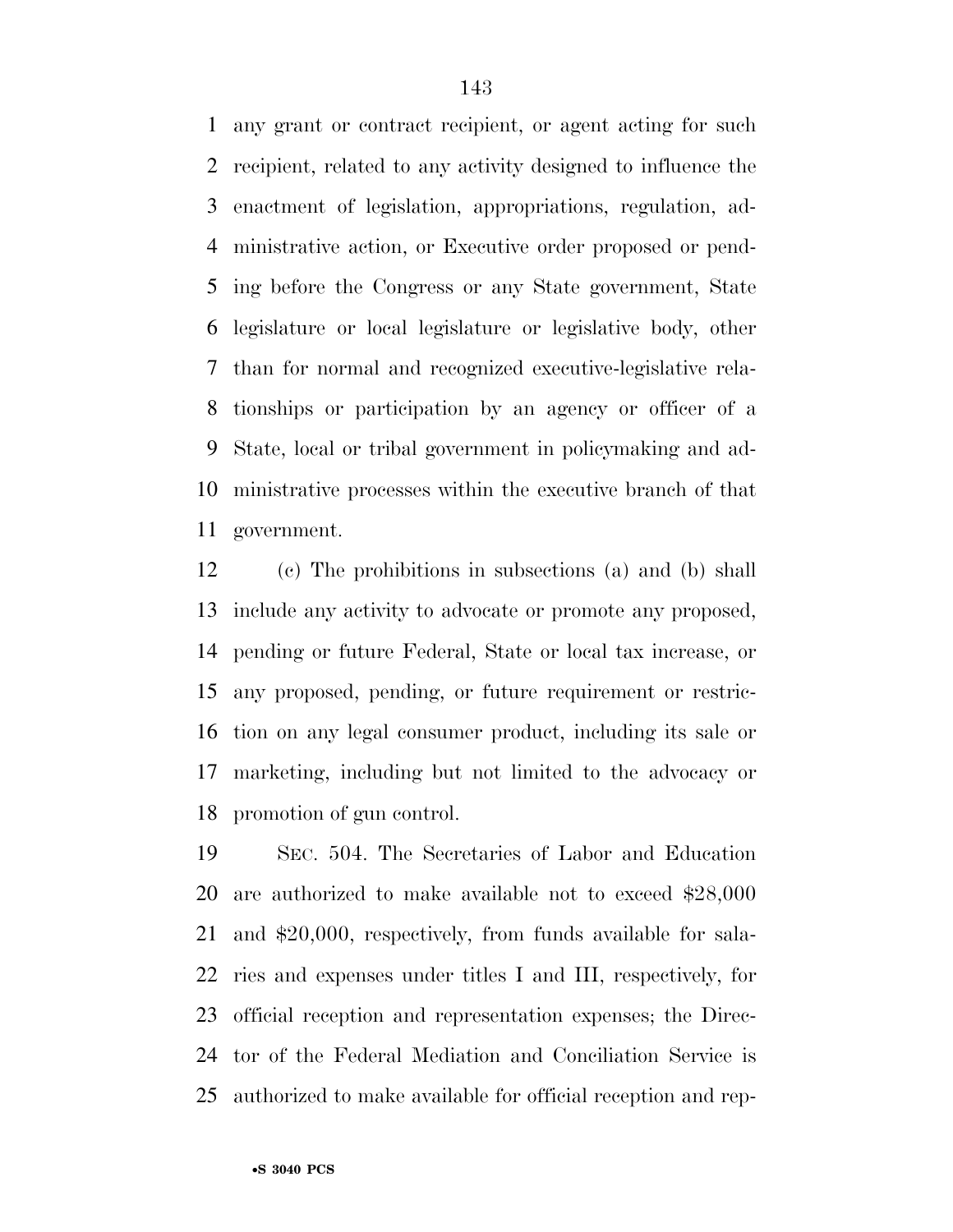any grant or contract recipient, or agent acting for such recipient, related to any activity designed to influence the enactment of legislation, appropriations, regulation, administrative action, or Executive order proposed or pending before the Congress or any State government, State legislature or local legislature or legislative body, other than for normal and recognized executive-legislative relationships or participation by an agency or officer of a State, local or tribal government in policymaking and administrative processes within the executive branch of that government.

(c) The prohibitions in subsections (a) and (b) shall include any activity to advocate or promote any proposed, pending or future Federal, State or local tax increase, or any proposed, pending, or future requirement or restriction on any legal consumer product, including its sale or marketing, including but not limited to the advocacy or promotion of gun control.

SEC. 504. The Secretaries of Labor and Education are authorized to make available not to exceed $28,000 and $20,000, respectively, from funds available for salaries and expenses under titles I and III, respectively, for official reception and representation expenses; the Director of the Federal Mediation and Conciliation Service is authorized to make available for official reception and rep-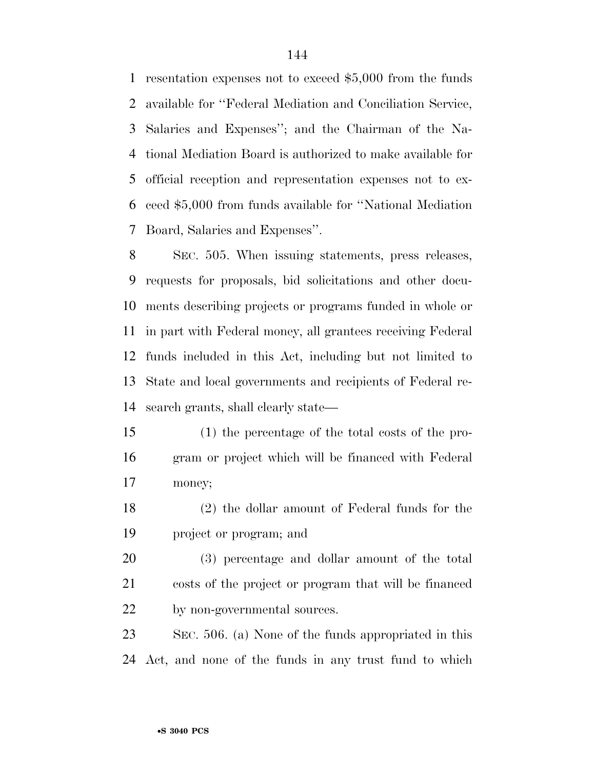resentation expenses not to exceed $5,000 from the funds available for ''Federal Mediation and Conciliation Service, Salaries and Expenses''; and the Chairman of the National Mediation Board is authorized to make available for official reception and representation expenses not to exceed $5,000 from funds available for ''National Mediation Board, Salaries and Expenses''.

SEC. 505. When issuing statements, press releases, requests for proposals, bid solicitations and other documents describing projects or programs funded in whole or in part with Federal money, all grantees receiving Federal funds included in this Act, including but not limited to State and local governments and recipients of Federal research grants, shall clearly state—

(1) the percentage of the total costs of the program or project which will be financed with Federal money;

(2) the dollar amount of Federal funds for the project or program; and

(3) percentage and dollar amount of the total costs of the project or program that will be financed by non-governmental sources.

SEC. 506. (a) None of the funds appropriated in this Act, and none of the funds in any trust fund to which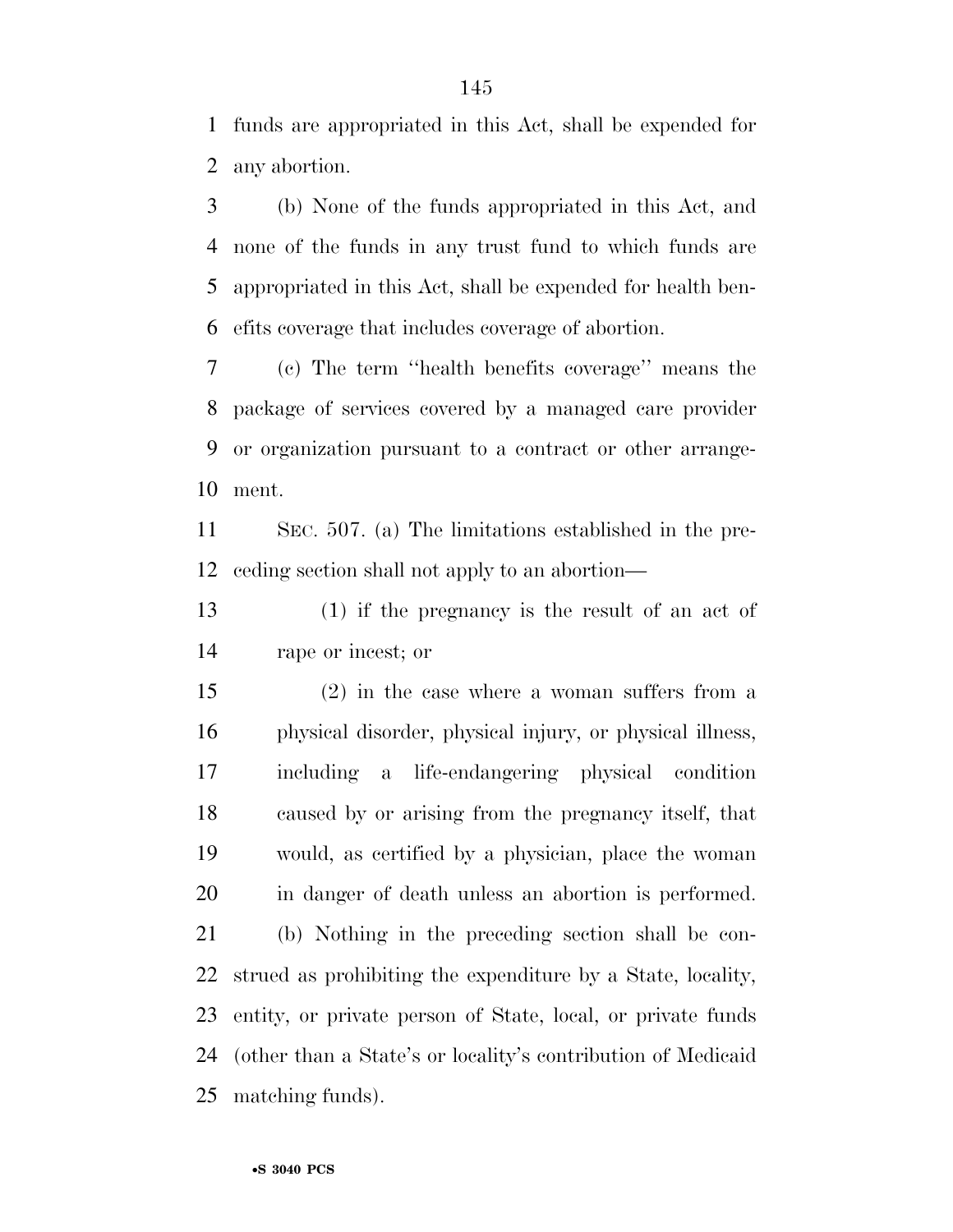funds are appropriated in this Act, shall be expended for any abortion.

(b) None of the funds appropriated in this Act, and none of the funds in any trust fund to which funds are appropriated in this Act, shall be expended for health benefits coverage that includes coverage of abortion.

(c) The term ''health benefits coverage'' means the package of services covered by a managed care provider or organization pursuant to a contract or other arrangement.

SEC. 507. (a) The limitations established in the preceding section shall not apply to an abortion—

(1) if the pregnancy is the result of an act of rape or incest; or

(2) in the case where a woman suffers from a physical disorder, physical injury, or physical illness, including a life-endangering physical condition caused by or arising from the pregnancy itself, that would, as certified by a physician, place the woman in danger of death unless an abortion is performed.

(b) Nothing in the preceding section shall be construed as prohibiting the expenditure by a State, locality, entity, or private person of State, local, or private funds (other than a State's or locality's contribution of Medicaid matching funds).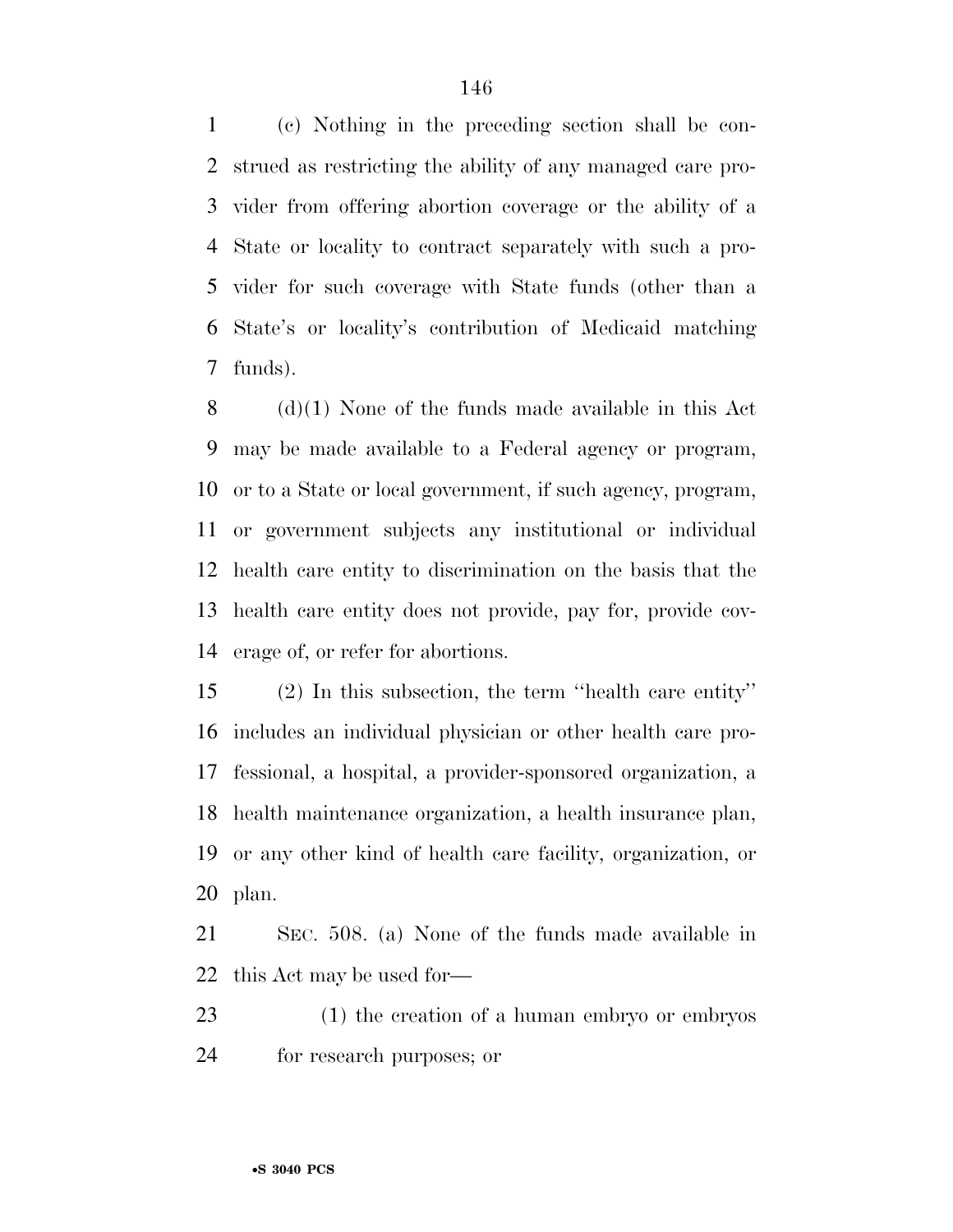(c) Nothing in the preceding section shall be construed as restricting the ability of any managed care provider from offering abortion coverage or the ability of a State or locality to contract separately with such a provider for such coverage with State funds (other than a State's or locality's contribution of Medicaid matching funds).

(d)(1) None of the funds made available in this Act may be made available to a Federal agency or program, or to a State or local government, if such agency, program, or government subjects any institutional or individual health care entity to discrimination on the basis that the health care entity does not provide, pay for, provide coverage of, or refer for abortions.

(2) In this subsection, the term ''health care entity'' includes an individual physician or other health care professional, a hospital, a provider-sponsored organization, a health maintenance organization, a health insurance plan, or any other kind of health care facility, organization, or plan.

SEC. 508. (a) None of the funds made available in this Act may be used for—

(1) the creation of a human embryo or embryos for research purposes; or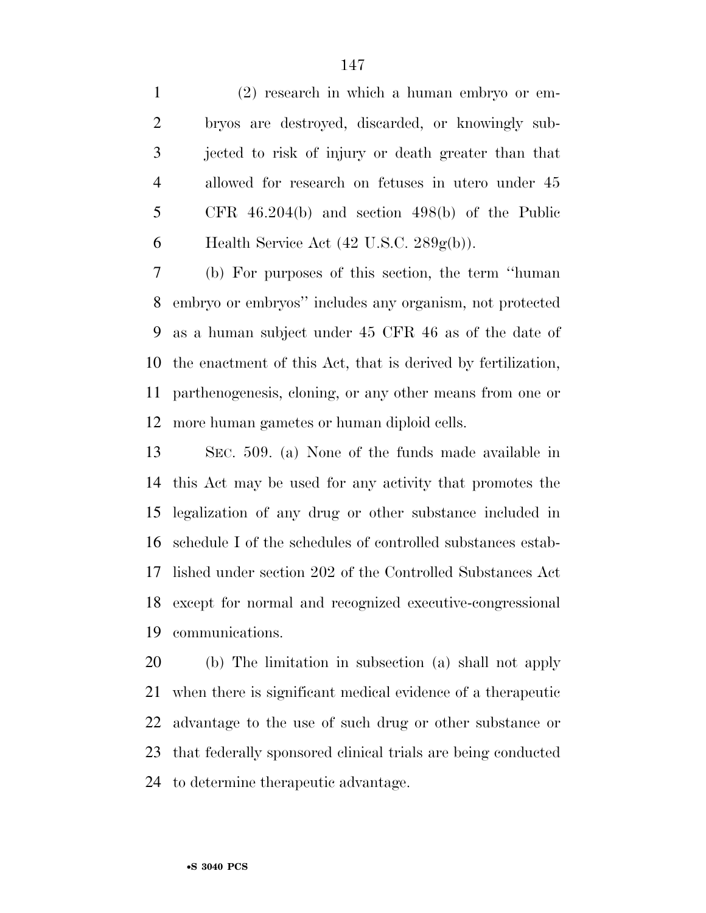(2) research in which a human embryo or embryos are destroyed, discarded, or knowingly subjected to risk of injury or death greater than that allowed for research on fetuses in utero under 45 CFR 46.204(b) and section 498(b) of the Public Health Service Act (42 U.S.C. 289g(b)).

(b) For purposes of this section, the term ''human embryo or embryos'' includes any organism, not protected as a human subject under 45 CFR 46 as of the date of the enactment of this Act, that is derived by fertilization, parthenogenesis, cloning, or any other means from one or more human gametes or human diploid cells.

SEC. 509. (a) None of the funds made available in this Act may be used for any activity that promotes the legalization of any drug or other substance included in schedule I of the schedules of controlled substances established under section 202 of the Controlled Substances Act except for normal and recognized executive-congressional communications.

(b) The limitation in subsection (a) shall not apply when there is significant medical evidence of a therapeutic advantage to the use of such drug or other substance or that federally sponsored clinical trials are being conducted to determine therapeutic advantage.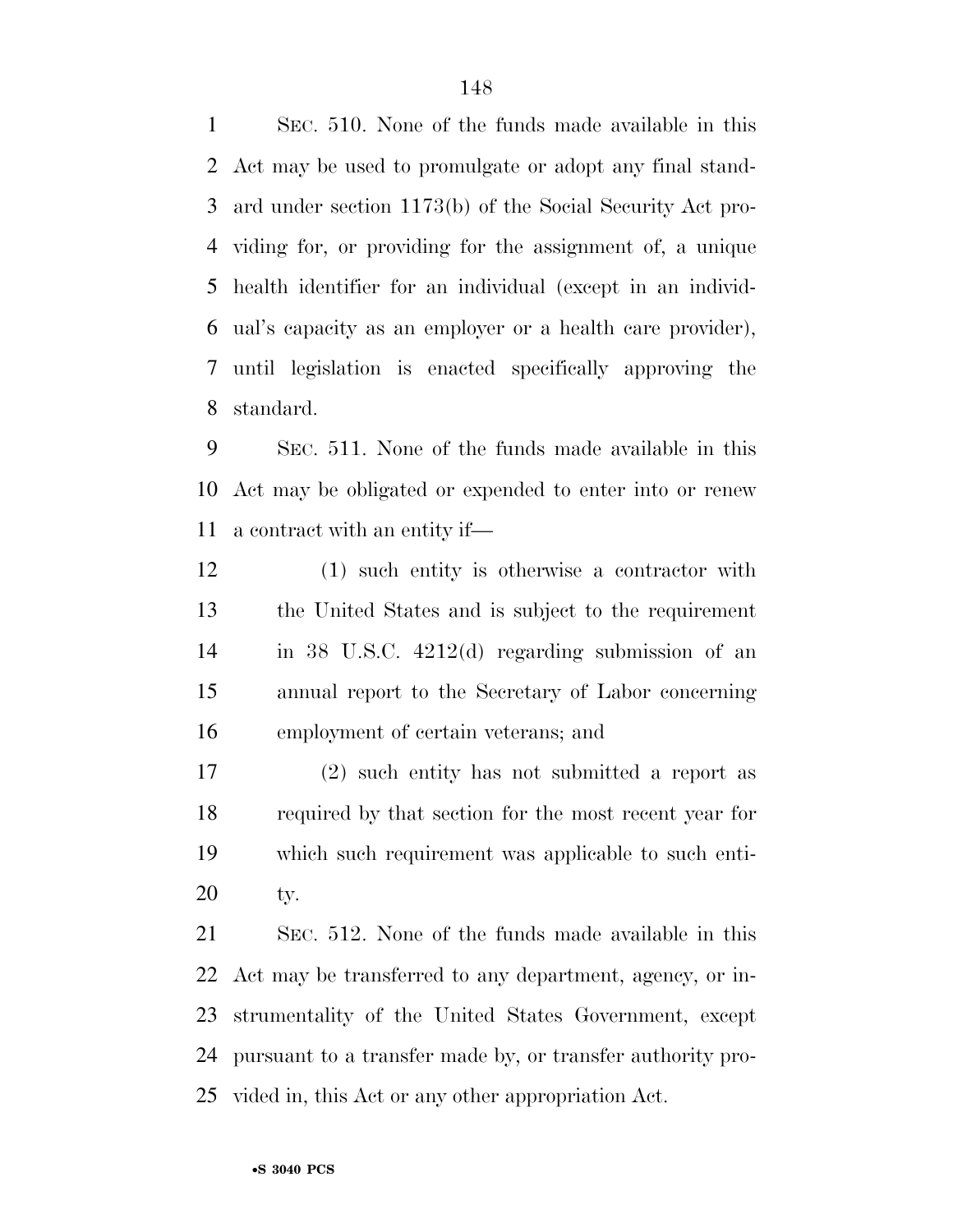SEC. 510. None of the funds made available in this Act may be used to promulgate or adopt any final standard under section 1173(b) of the Social Security Act providing for, or providing for the assignment of, a unique health identifier for an individual (except in an individual's capacity as an employer or a health care provider), until legislation is enacted specifically approving the standard.

SEC. 511. None of the funds made available in this Act may be obligated or expended to enter into or renew a contract with an entity if—

(1) such entity is otherwise a contractor with the United States and is subject to the requirement in 38 U.S.C. 4212(d) regarding submission of an annual report to the Secretary of Labor concerning employment of certain veterans; and

(2) such entity has not submitted a report as required by that section for the most recent year for which such requirement was applicable to such entity.

SEC. 512. None of the funds made available in this Act may be transferred to any department, agency, or instrumentality of the United States Government, except pursuant to a transfer made by, or transfer authority provided in, this Act or any other appropriation Act.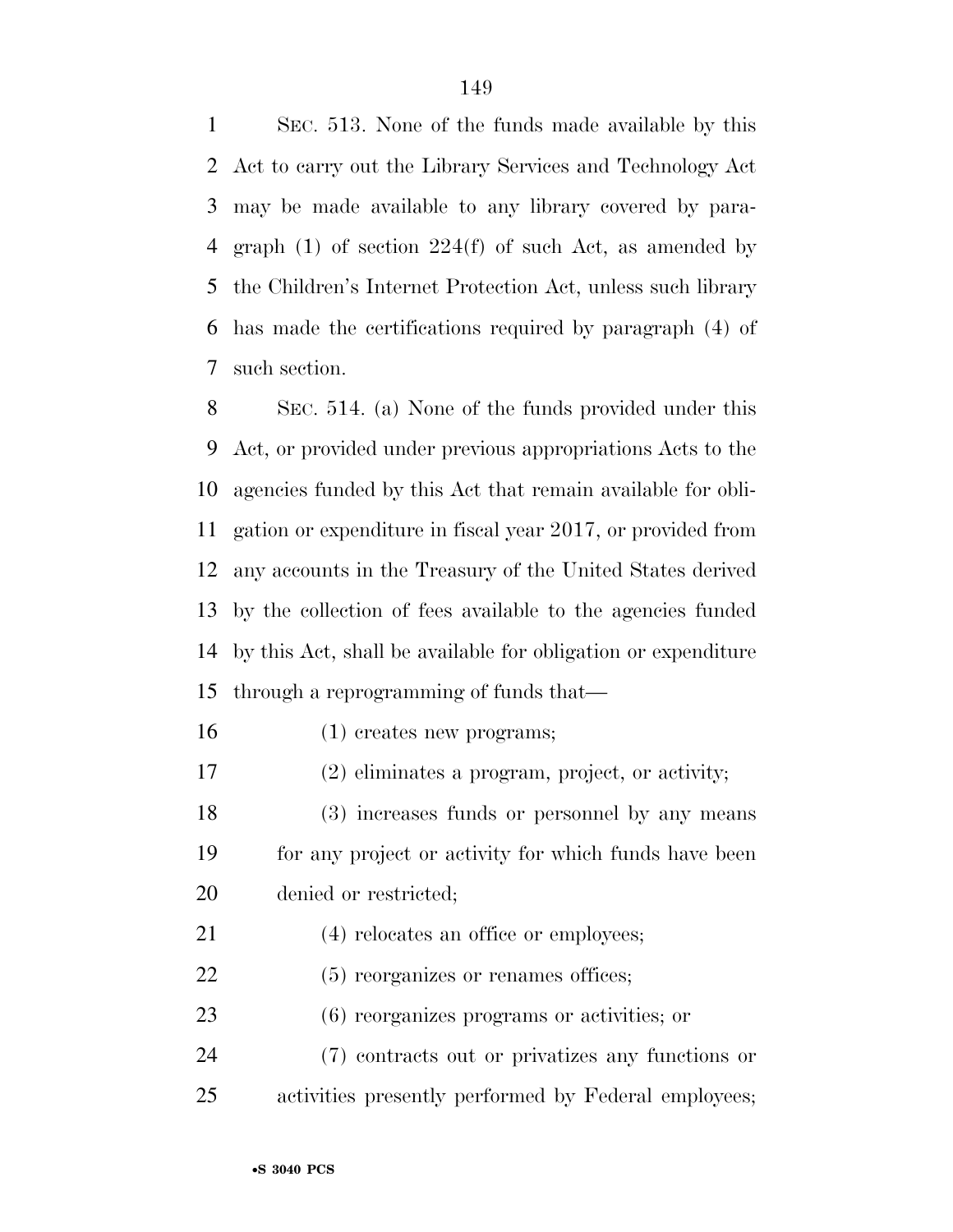SEC. 513. None of the funds made available by this Act to carry out the Library Services and Technology Act may be made available to any library covered by paragraph (1) of section 224(f) of such Act, as amended by the Children's Internet Protection Act, unless such library has made the certifications required by paragraph (4) of such section.

SEC. 514. (a) None of the funds provided under this Act, or provided under previous appropriations Acts to the agencies funded by this Act that remain available for obligation or expenditure in fiscal year 2017, or provided from any accounts in the Treasury of the United States derived by the collection of fees available to the agencies funded by this Act, shall be available for obligation or expenditure through a reprogramming of funds that—

(1) creates new programs;

(2) eliminates a program, project, or activity;

(3) increases funds or personnel by any means for any project or activity for which funds have been denied or restricted;

(4) relocates an office or employees;

(5) reorganizes or renames offices;

(6) reorganizes programs or activities; or

(7) contracts out or privatizes any functions or activities presently performed by Federal employees;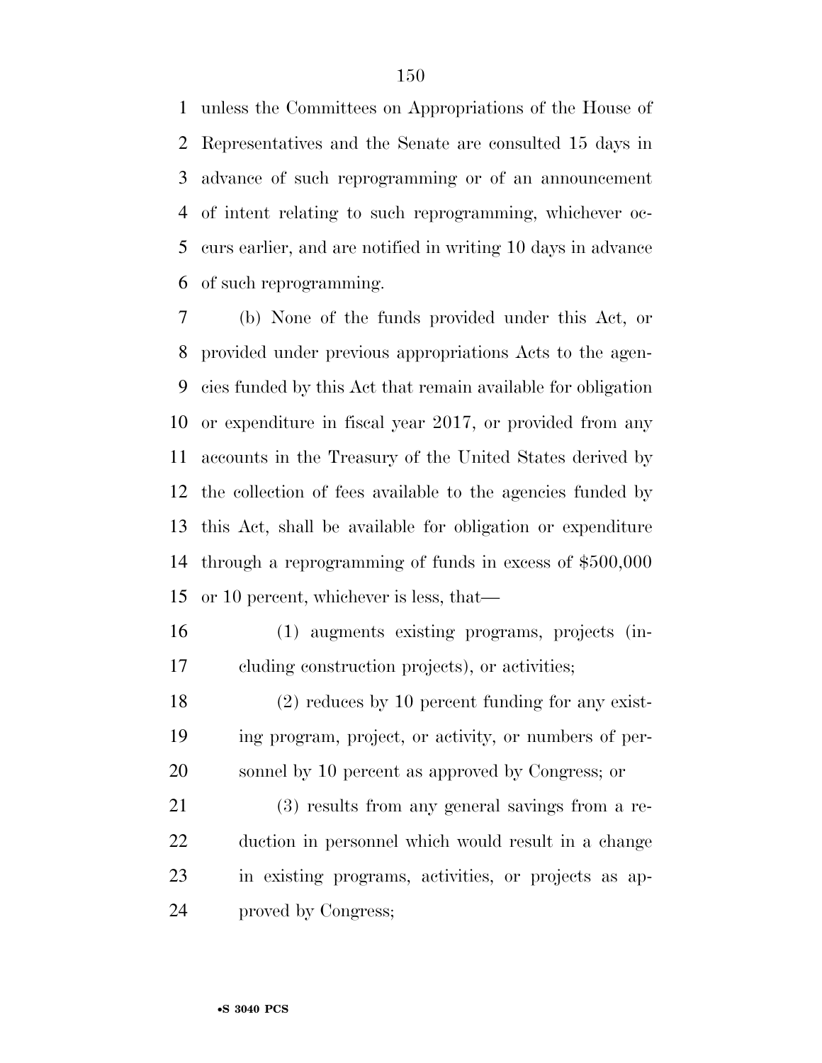unless the Committees on Appropriations of the House of Representatives and the Senate are consulted 15 days in advance of such reprogramming or of an announcement of intent relating to such reprogramming, whichever occurs earlier, and are notified in writing 10 days in advance of such reprogramming.

(b) None of the funds provided under this Act, or provided under previous appropriations Acts to the agencies funded by this Act that remain available for obligation or expenditure in fiscal year 2017, or provided from any accounts in the Treasury of the United States derived by the collection of fees available to the agencies funded by this Act, shall be available for obligation or expenditure through a reprogramming of funds in excess of $500,000 or 10 percent, whichever is less, that—

(1) augments existing programs, projects (including construction projects), or activities;

(2) reduces by 10 percent funding for any existing program, project, or activity, or numbers of personnel by 10 percent as approved by Congress; or

(3) results from any general savings from a reduction in personnel which would result in a change in existing programs, activities, or projects as approved by Congress;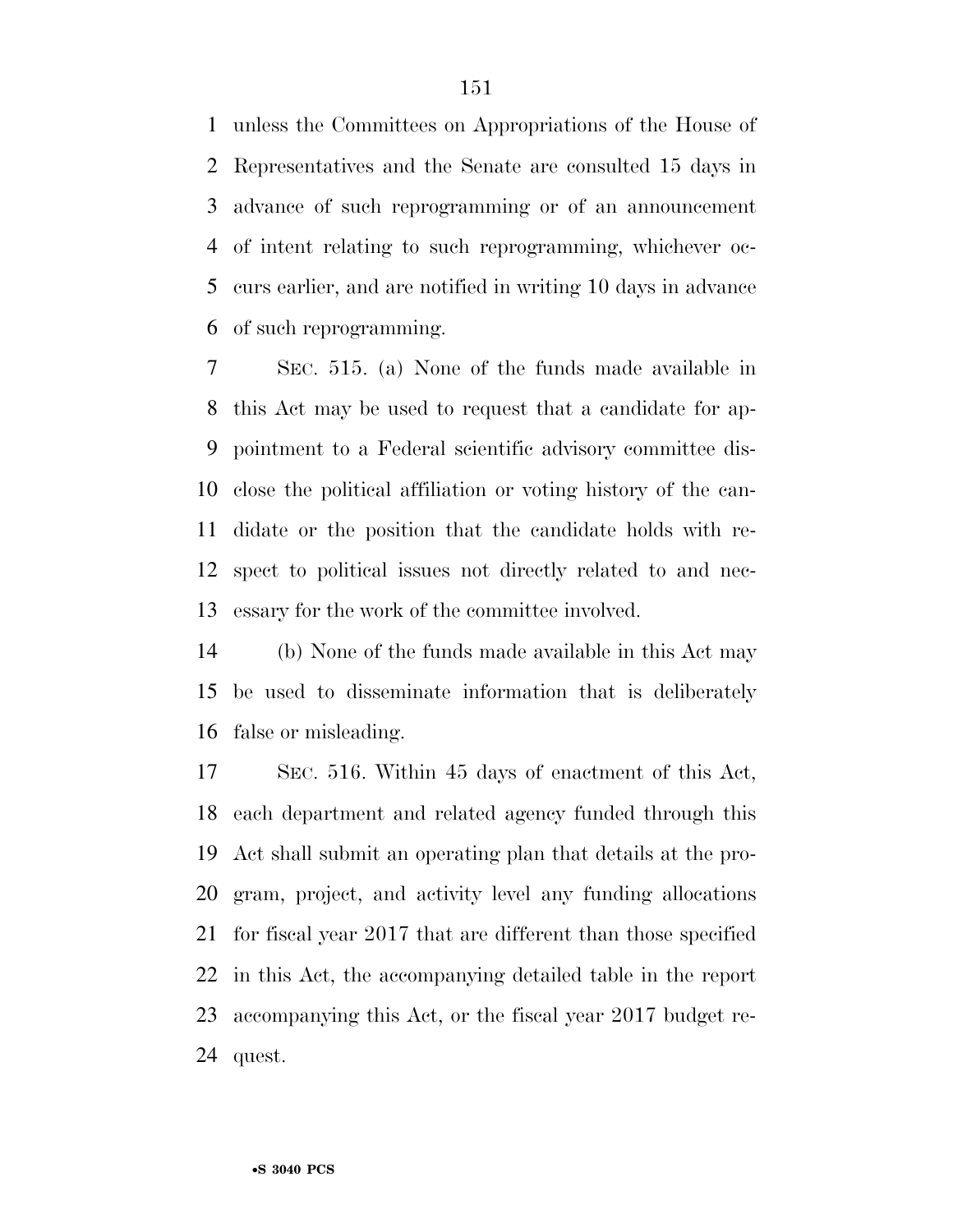unless the Committees on Appropriations of the House of Representatives and the Senate are consulted 15 days in advance of such reprogramming or of an announcement of intent relating to such reprogramming, whichever occurs earlier, and are notified in writing 10 days in advance of such reprogramming.

SEC. 515. (a) None of the funds made available in this Act may be used to request that a candidate for appointment to a Federal scientific advisory committee disclose the political affiliation or voting history of the candidate or the position that the candidate holds with respect to political issues not directly related to and necessary for the work of the committee involved.

(b) None of the funds made available in this Act may be used to disseminate information that is deliberately false or misleading.

SEC. 516. Within 45 days of enactment of this Act, each department and related agency funded through this Act shall submit an operating plan that details at the program, project, and activity level any funding allocations for fiscal year 2017 that are different than those specified in this Act, the accompanying detailed table in the report accompanying this Act, or the fiscal year 2017 budget request.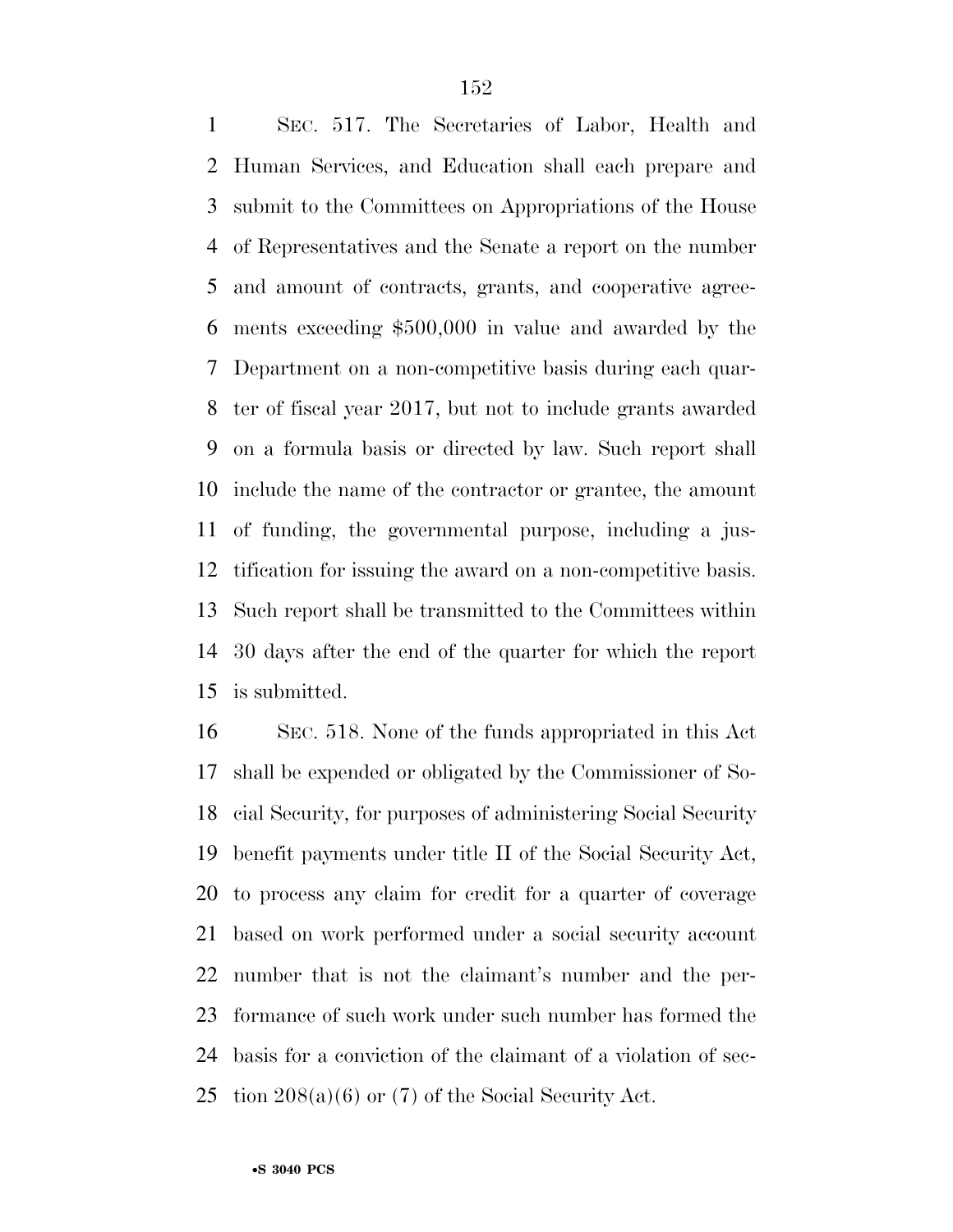SEC. 517. The Secretaries of Labor, Health and Human Services, and Education shall each prepare and submit to the Committees on Appropriations of the House of Representatives and the Senate a report on the number and amount of contracts, grants, and cooperative agreements exceeding $500,000 in value and awarded by the Department on a non-competitive basis during each quarter of fiscal year 2017, but not to include grants awarded on a formula basis or directed by law. Such report shall include the name of the contractor or grantee, the amount of funding, the governmental purpose, including a justification for issuing the award on a non-competitive basis. Such report shall be transmitted to the Committees within 30 days after the end of the quarter for which the report is submitted.

SEC. 518. None of the funds appropriated in this Act shall be expended or obligated by the Commissioner of Social Security, for purposes of administering Social Security benefit payments under title II of the Social Security Act, to process any claim for credit for a quarter of coverage based on work performed under a social security account number that is not the claimant's number and the performance of such work under such number has formed the basis for a conviction of the claimant of a violation of section 208(a)(6) or (7) of the Social Security Act.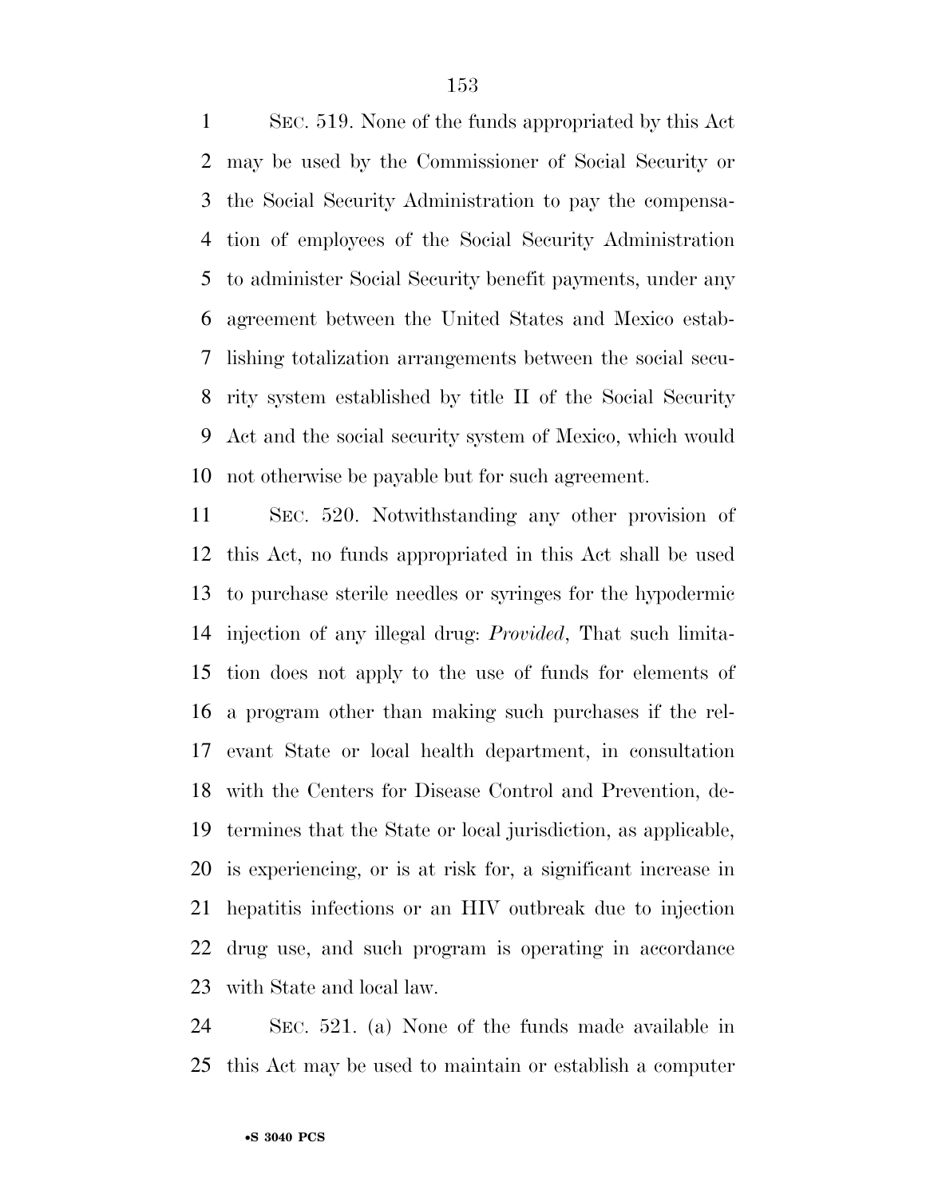SEC. 519. None of the funds appropriated by this Act may be used by the Commissioner of Social Security or the Social Security Administration to pay the compensation of employees of the Social Security Administration to administer Social Security benefit payments, under any agreement between the United States and Mexico establishing totalization arrangements between the social security system established by title II of the Social Security Act and the social security system of Mexico, which would not otherwise be payable but for such agreement.

SEC. 520. Notwithstanding any other provision of this Act, no funds appropriated in this Act shall be used to purchase sterile needles or syringes for the hypodermic injection of any illegal drug: *Provided*, That such limitation does not apply to the use of funds for elements of a program other than making such purchases if the relevant State or local health department, in consultation with the Centers for Disease Control and Prevention, determines that the State or local jurisdiction, as applicable, is experiencing, or is at risk for, a significant increase in hepatitis infections or an HIV outbreak due to injection drug use, and such program is operating in accordance with State and local law.

SEC. 521. (a) None of the funds made available in this Act may be used to maintain or establish a computer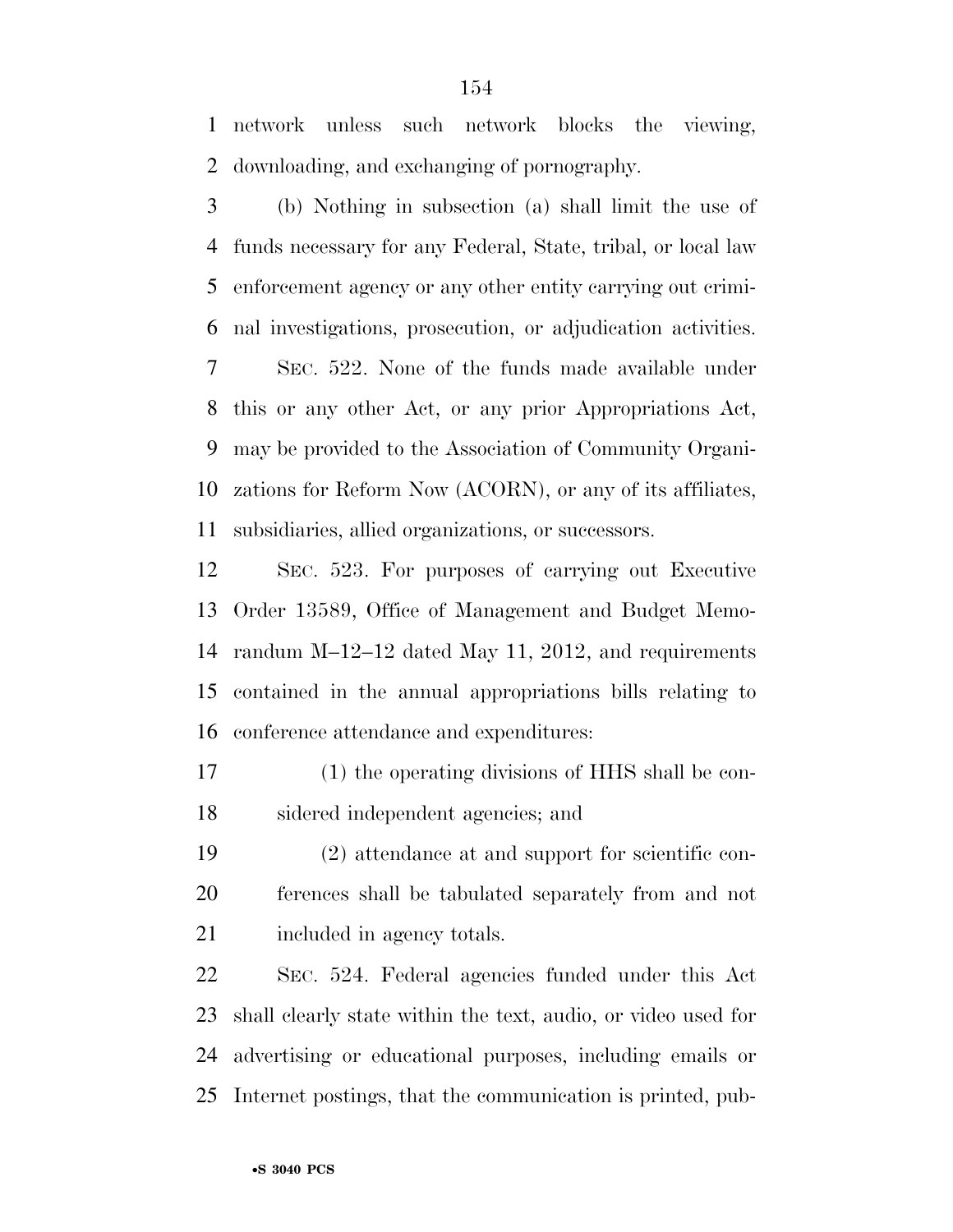network unless such network blocks the viewing, downloading, and exchanging of pornography.

(b) Nothing in subsection (a) shall limit the use of funds necessary for any Federal, State, tribal, or local law enforcement agency or any other entity carrying out criminal investigations, prosecution, or adjudication activities.

SEC. 522. None of the funds made available under this or any other Act, or any prior Appropriations Act, may be provided to the Association of Community Organizations for Reform Now (ACORN), or any of its affiliates, subsidiaries, allied organizations, or successors.

SEC. 523. For purposes of carrying out Executive Order 13589, Office of Management and Budget Memorandum M–12–12 dated May 11, 2012, and requirements contained in the annual appropriations bills relating to conference attendance and expenditures:

(1) the operating divisions of HHS shall be considered independent agencies; and

(2) attendance at and support for scientific conferences shall be tabulated separately from and not included in agency totals.

SEC. 524. Federal agencies funded under this Act shall clearly state within the text, audio, or video used for advertising or educational purposes, including emails or Internet postings, that the communication is printed, pub-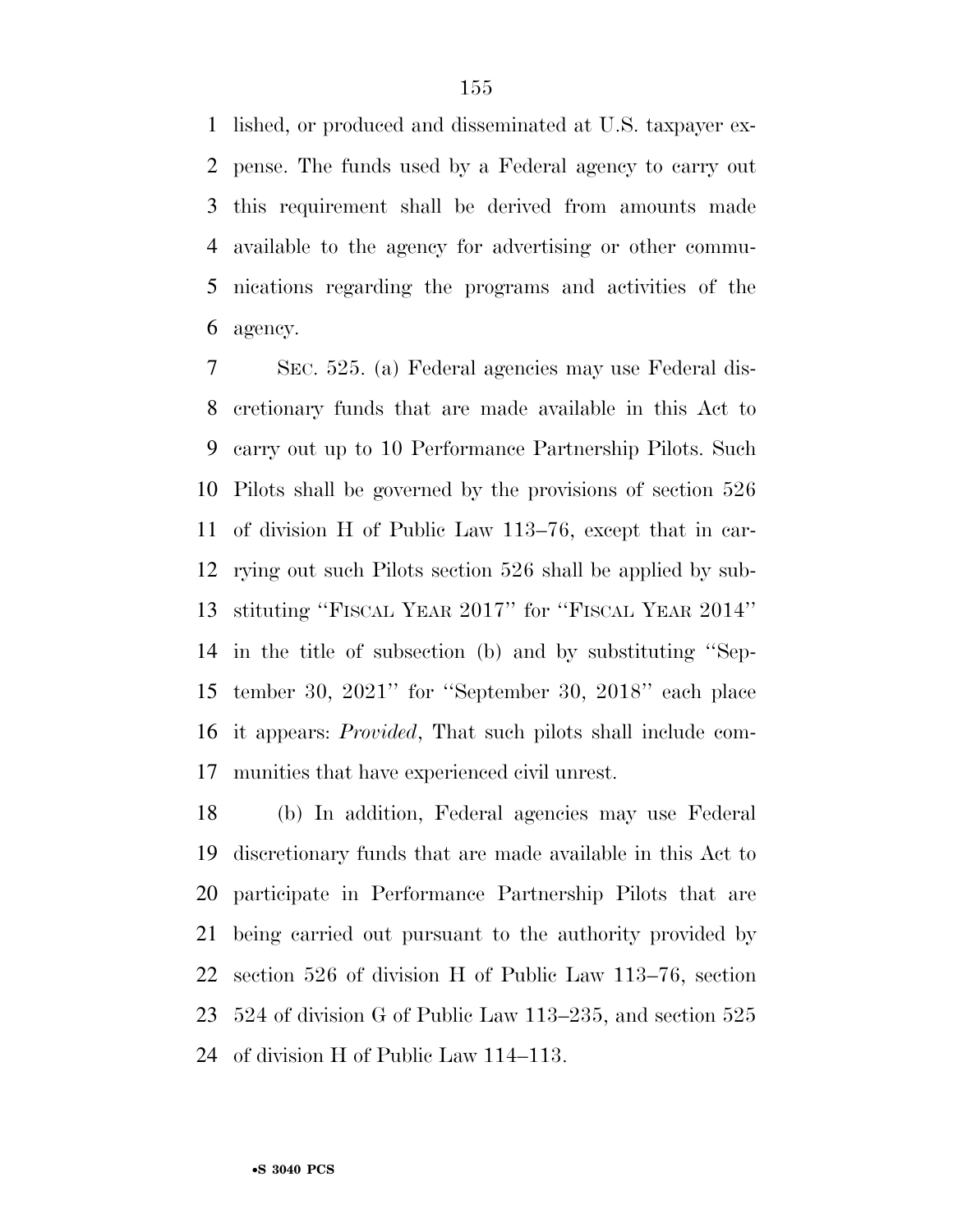lished, or produced and disseminated at U.S. taxpayer expense. The funds used by a Federal agency to carry out this requirement shall be derived from amounts made available to the agency for advertising or other communications regarding the programs and activities of the agency.

SEC. 525. (a) Federal agencies may use Federal discretionary funds that are made available in this Act to carry out up to 10 Performance Partnership Pilots. Such Pilots shall be governed by the provisions of section 526 of division H of Public Law 113–76, except that in carrying out such Pilots section 526 shall be applied by substituting ''FISCAL YEAR 2017'' for ''FISCAL YEAR 2014'' in the title of subsection (b) and by substituting ''September 30, 2021'' for ''September 30, 2018'' each place it appears: *Provided*, That such pilots shall include communities that have experienced civil unrest.

(b) In addition, Federal agencies may use Federal discretionary funds that are made available in this Act to participate in Performance Partnership Pilots that are being carried out pursuant to the authority provided by section 526 of division H of Public Law 113–76, section 524 of division G of Public Law 113–235, and section 525 of division H of Public Law 114–113.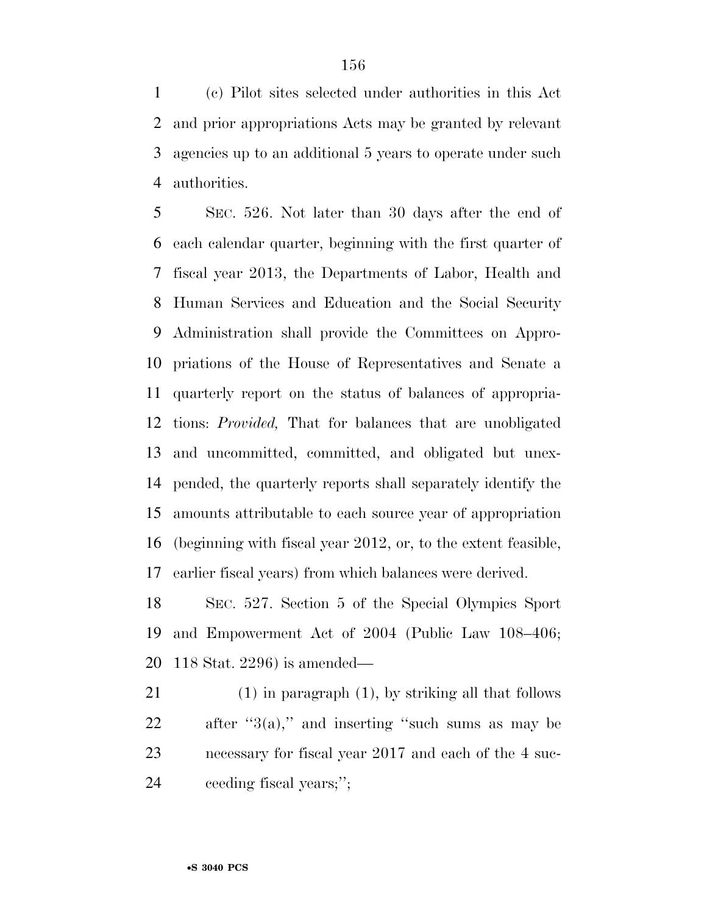(c) Pilot sites selected under authorities in this Act and prior appropriations Acts may be granted by relevant agencies up to an additional 5 years to operate under such authorities.

SEC. 526. Not later than 30 days after the end of each calendar quarter, beginning with the first quarter of fiscal year 2013, the Departments of Labor, Health and Human Services and Education and the Social Security Administration shall provide the Committees on Appropriations of the House of Representatives and Senate a quarterly report on the status of balances of appropriations: *Provided,* That for balances that are unobligated and uncommitted, committed, and obligated but unexpended, the quarterly reports shall separately identify the amounts attributable to each source year of appropriation (beginning with fiscal year 2012, or, to the extent feasible, earlier fiscal years) from which balances were derived.

SEC. 527. Section 5 of the Special Olympics Sport and Empowerment Act of 2004 (Public Law 108–406; 118 Stat. 2296) is amended—

(1) in paragraph (1), by striking all that follows after ''3(a),'' and inserting ''such sums as may be necessary for fiscal year 2017 and each of the 4 succeeding fiscal years;'';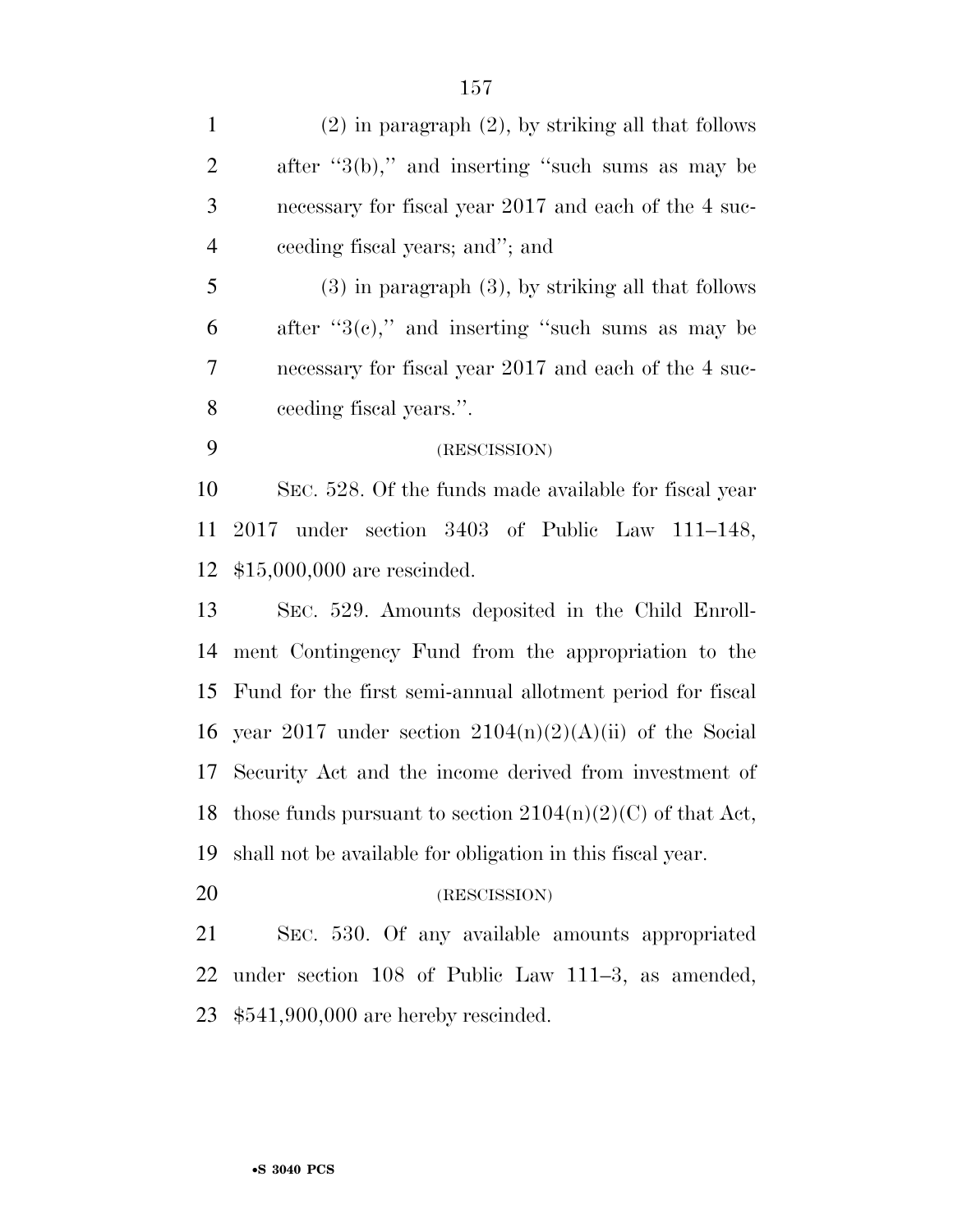(2) in paragraph (2), by striking all that follows after "3(b)," and inserting "such sums as may be necessary for fiscal year 2017 and each of the 4 succeeding fiscal years; and"; and

(3) in paragraph (3), by striking all that follows after "3(c)," and inserting "such sums as may be necessary for fiscal year 2017 and each of the 4 succeeding fiscal years.".

(RESCISSION)

SEC. 528. Of the funds made available for fiscal year 2017 under section 3403 of Public Law 111–148, $15,000,000 are rescinded.

SEC. 529. Amounts deposited in the Child Enrollment Contingency Fund from the appropriation to the Fund for the first semi-annual allotment period for fiscal year 2017 under section 2104(n)(2)(A)(ii) of the Social Security Act and the income derived from investment of those funds pursuant to section 2104(n)(2)(C) of that Act, shall not be available for obligation in this fiscal year.

(RESCISSION)

SEC. 530. Of any available amounts appropriated under section 108 of Public Law 111–3, as amended, $541,900,000 are hereby rescinded.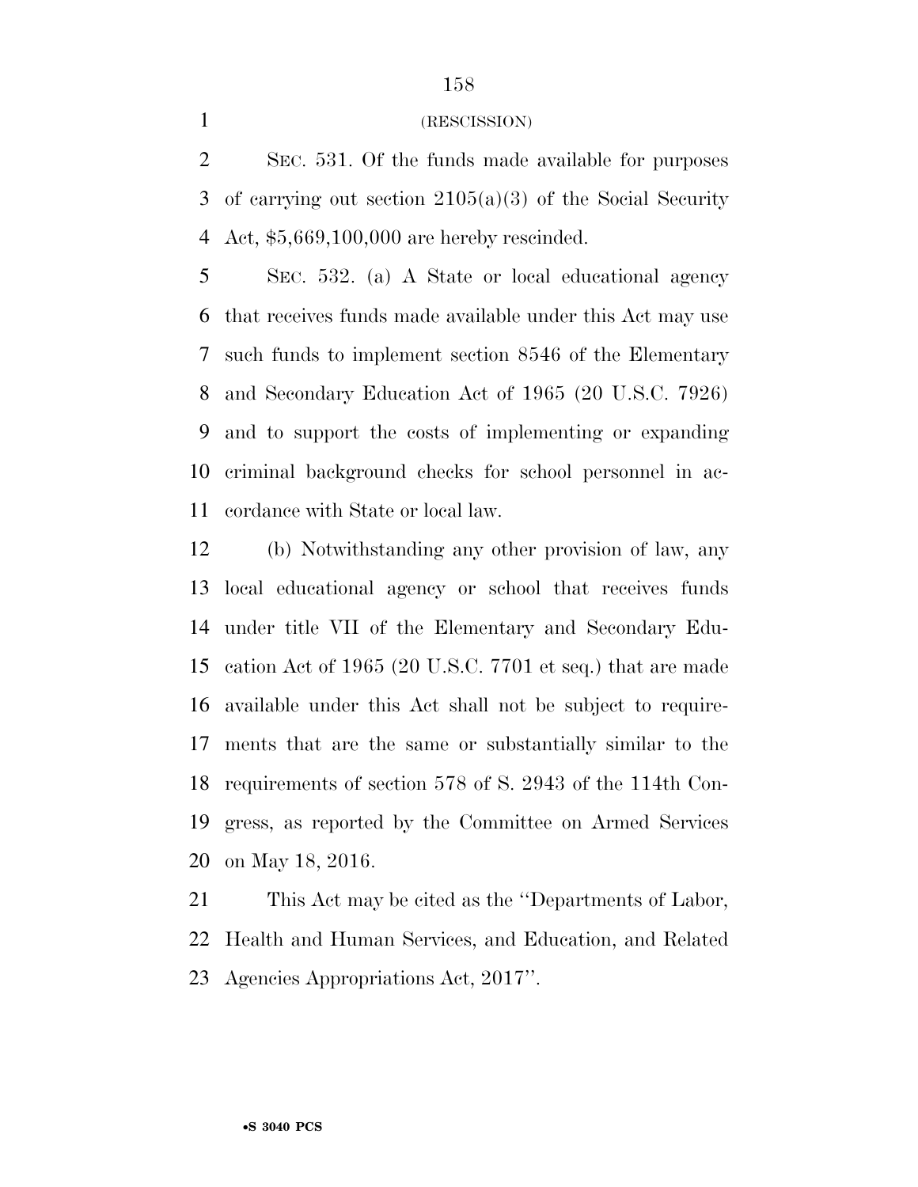(RESCISSION)

SEC. 531. Of the funds made available for purposes of carrying out section 2105(a)(3) of the Social Security Act, $5,669,100,000 are hereby rescinded.

SEC. 532. (a) A State or local educational agency that receives funds made available under this Act may use such funds to implement section 8546 of the Elementary and Secondary Education Act of 1965 (20 U.S.C. 7926) and to support the costs of implementing or expanding criminal background checks for school personnel in accordance with State or local law.

(b) Notwithstanding any other provision of law, any local educational agency or school that receives funds under title VII of the Elementary and Secondary Education Act of 1965 (20 U.S.C. 7701 et seq.) that are made available under this Act shall not be subject to requirements that are the same or substantially similar to the requirements of section 578 of S. 2943 of the 114th Congress, as reported by the Committee on Armed Services on May 18, 2016.

This Act may be cited as the ''Departments of Labor, Health and Human Services, and Education, and Related Agencies Appropriations Act, 2017''.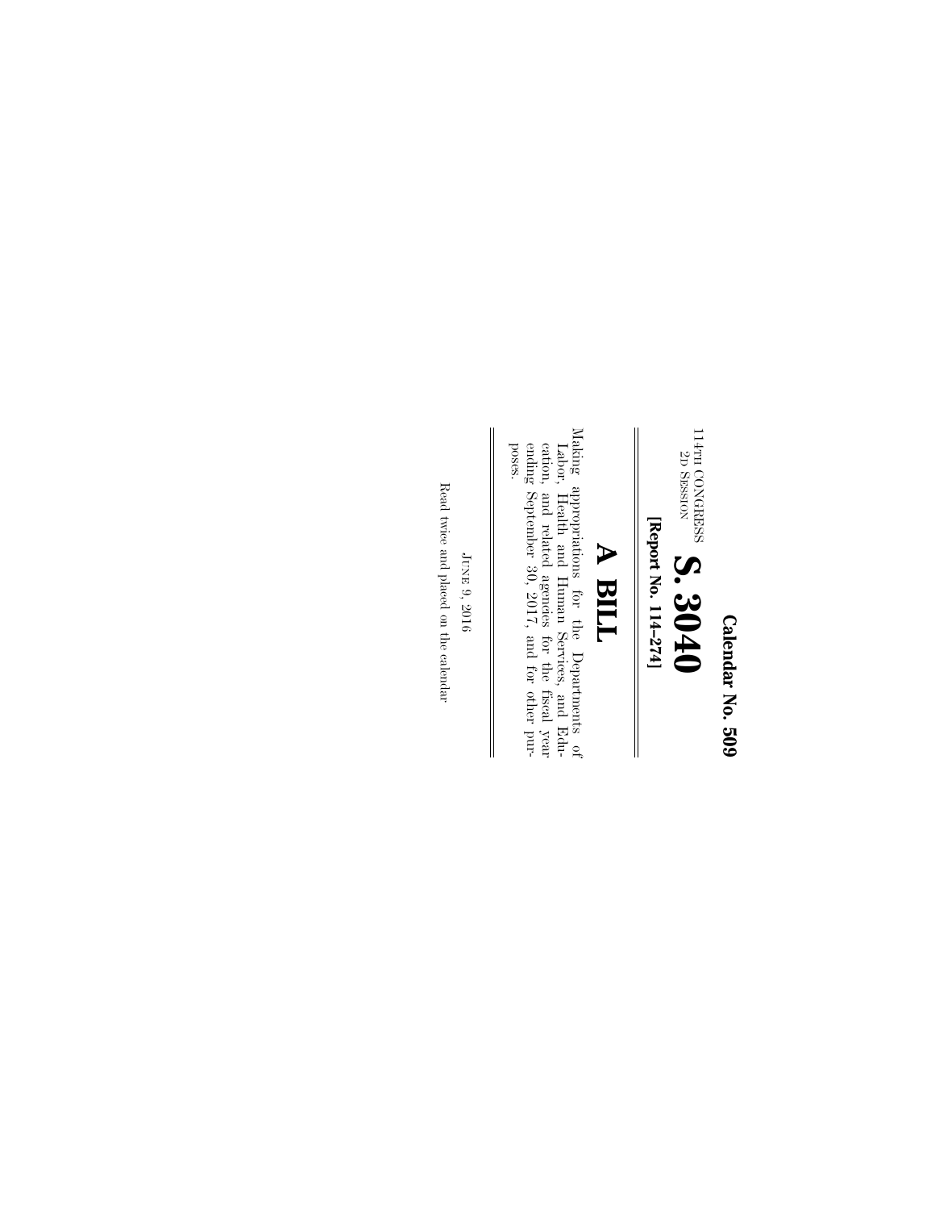**Calendar No. 509**

114TH CONGRESS
2D SESSION

# S. 3040

**[Report No. 114–274]**

# A BILL

Making appropriations for the Departments of Labor, Health and Human Services, and Education, and related agencies for the fiscal year ending September 30, 2017, and for other purposes.

JUNE 9, 2016

Read twice and placed on the calendar